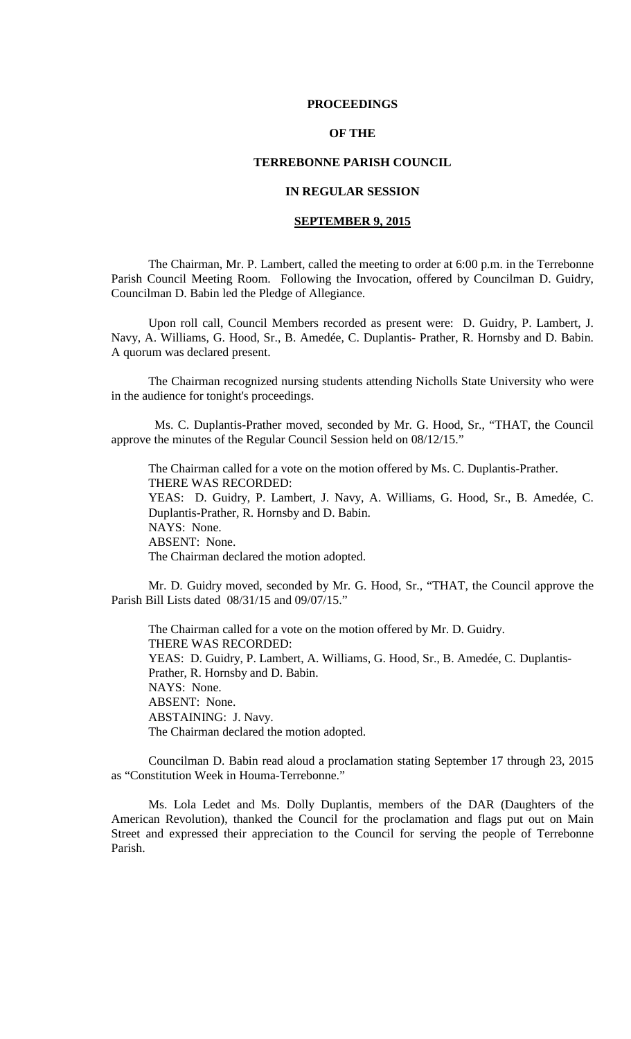**PROCEEDINGS**

**OF THE**

**TERREBONNE PARISH COUNCIL**

**IN REGULAR SESSION**

**SEPTEMBER 9, 2015**

The Chairman, Mr. P. Lambert, called the meeting to order at 6:00 p.m. in the Terrebonne Parish Council Meeting Room. Following the Invocation, offered by Councilman D. Guidry, Councilman D. Babin led the Pledge of Allegiance.

Upon roll call, Council Members recorded as present were: D. Guidry, P. Lambert, J. Navy, A. Williams, G. Hood, Sr., B. Amedée, C. Duplantis- Prather, R. Hornsby and D. Babin. A quorum was declared present.

The Chairman recognized nursing students attending Nicholls State University who were in the audience for tonight's proceedings.

Ms. C. Duplantis-Prather moved, seconded by Mr. G. Hood, Sr., "THAT, the Council approve the minutes of the Regular Council Session held on 08/12/15."

The Chairman called for a vote on the motion offered by Ms. C. Duplantis-Prather.
THERE WAS RECORDED:
YEAS: D. Guidry, P. Lambert, J. Navy, A. Williams, G. Hood, Sr., B. Amedée, C. Duplantis-Prather, R. Hornsby and D. Babin.
NAYS: None.
ABSENT: None.
The Chairman declared the motion adopted.

Mr. D. Guidry moved, seconded by Mr. G. Hood, Sr., "THAT, the Council approve the Parish Bill Lists dated 08/31/15 and 09/07/15."

The Chairman called for a vote on the motion offered by Mr. D. Guidry.
THERE WAS RECORDED:
YEAS: D. Guidry, P. Lambert, A. Williams, G. Hood, Sr., B. Amedée, C. Duplantis-Prather, R. Hornsby and D. Babin.
NAYS: None.
ABSENT: None.
ABSTAINING: J. Navy.
The Chairman declared the motion adopted.

Councilman D. Babin read aloud a proclamation stating September 17 through 23, 2015 as "Constitution Week in Houma-Terrebonne."

Ms. Lola Ledet and Ms. Dolly Duplantis, members of the DAR (Daughters of the American Revolution), thanked the Council for the proclamation and flags put out on Main Street and expressed their appreciation to the Council for serving the people of Terrebonne Parish.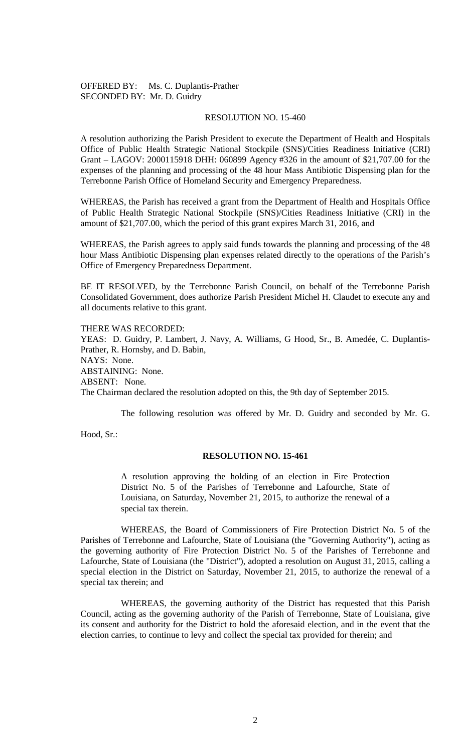OFFERED BY: Ms. C. Duplantis-Prather
SECONDED BY: Mr. D. Guidry

RESOLUTION NO. 15-460

A resolution authorizing the Parish President to execute the Department of Health and Hospitals Office of Public Health Strategic National Stockpile (SNS)/Cities Readiness Initiative (CRI) Grant – LAGOV: 2000115918 DHH: 060899 Agency #326 in the amount of $21,707.00 for the expenses of the planning and processing of the 48 hour Mass Antibiotic Dispensing plan for the Terrebonne Parish Office of Homeland Security and Emergency Preparedness.

WHEREAS, the Parish has received a grant from the Department of Health and Hospitals Office of Public Health Strategic National Stockpile (SNS)/Cities Readiness Initiative (CRI) in the amount of $21,707.00, which the period of this grant expires March 31, 2016, and

WHEREAS, the Parish agrees to apply said funds towards the planning and processing of the 48 hour Mass Antibiotic Dispensing plan expenses related directly to the operations of the Parish's Office of Emergency Preparedness Department.

BE IT RESOLVED, by the Terrebonne Parish Council, on behalf of the Terrebonne Parish Consolidated Government, does authorize Parish President Michel H. Claudet to execute any and all documents relative to this grant.

THERE WAS RECORDED:
YEAS: D. Guidry, P. Lambert, J. Navy, A. Williams, G Hood, Sr., B. Amedée, C. Duplantis-Prather, R. Hornsby, and D. Babin,
NAYS: None.
ABSTAINING: None.
ABSENT: None.
The Chairman declared the resolution adopted on this, the 9th day of September 2015.

The following resolution was offered by Mr. D. Guidry and seconded by Mr. G. Hood, Sr.:

**RESOLUTION NO. 15-461**

A resolution approving the holding of an election in Fire Protection District No. 5 of the Parishes of Terrebonne and Lafourche, State of Louisiana, on Saturday, November 21, 2015, to authorize the renewal of a special tax therein.

WHEREAS, the Board of Commissioners of Fire Protection District No. 5 of the Parishes of Terrebonne and Lafourche, State of Louisiana (the "Governing Authority"), acting as the governing authority of Fire Protection District No. 5 of the Parishes of Terrebonne and Lafourche, State of Louisiana (the "District"), adopted a resolution on August 31, 2015, calling a special election in the District on Saturday, November 21, 2015, to authorize the renewal of a special tax therein; and

WHEREAS, the governing authority of the District has requested that this Parish Council, acting as the governing authority of the Parish of Terrebonne, State of Louisiana, give its consent and authority for the District to hold the aforesaid election, and in the event that the election carries, to continue to levy and collect the special tax provided for therein; and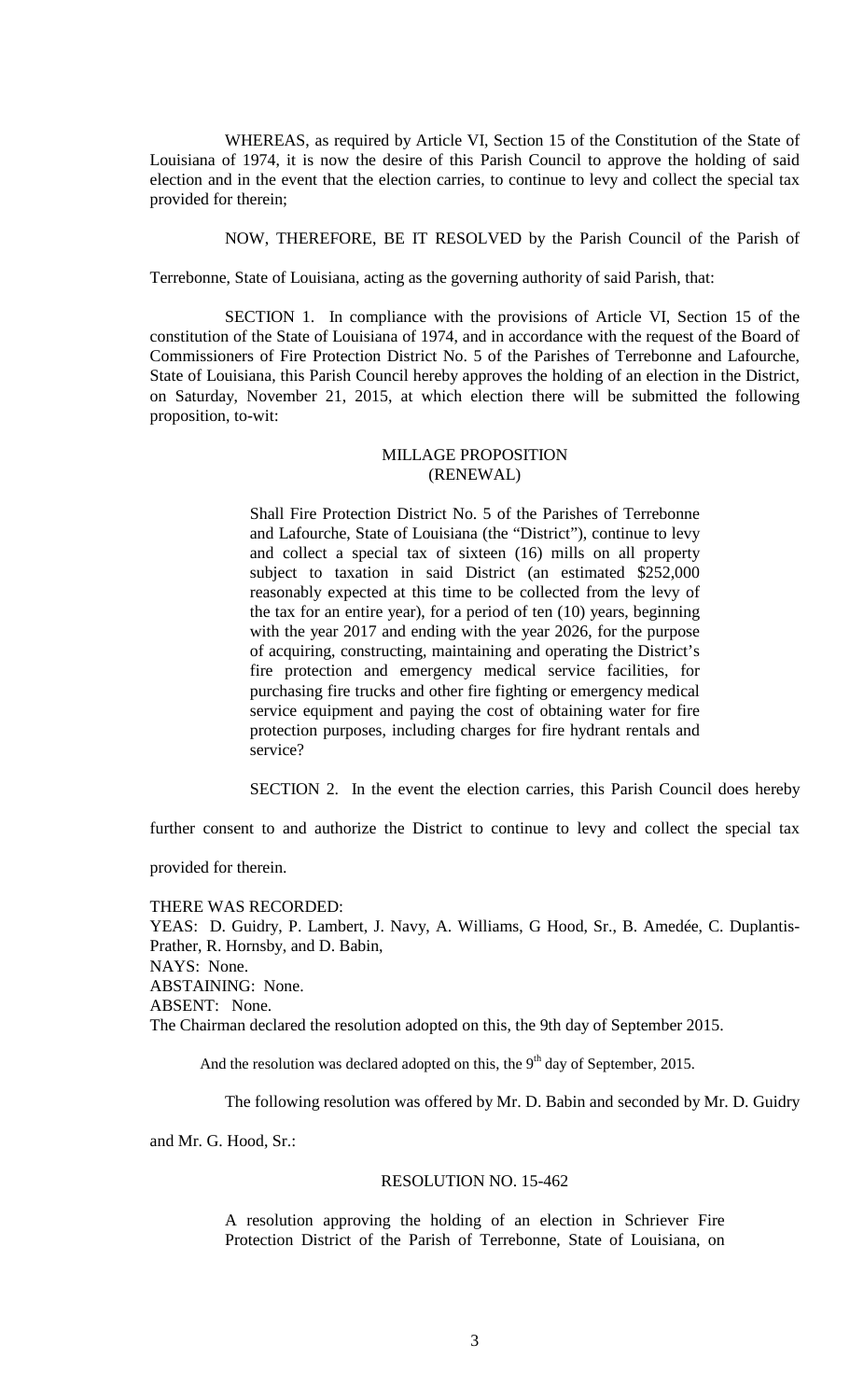WHEREAS, as required by Article VI, Section 15 of the Constitution of the State of Louisiana of 1974, it is now the desire of this Parish Council to approve the holding of said election and in the event that the election carries, to continue to levy and collect the special tax provided for therein;

NOW, THEREFORE, BE IT RESOLVED by the Parish Council of the Parish of Terrebonne, State of Louisiana, acting as the governing authority of said Parish, that:

SECTION 1. In compliance with the provisions of Article VI, Section 15 of the constitution of the State of Louisiana of 1974, and in accordance with the request of the Board of Commissioners of Fire Protection District No. 5 of the Parishes of Terrebonne and Lafourche, State of Louisiana, this Parish Council hereby approves the holding of an election in the District, on Saturday, November 21, 2015, at which election there will be submitted the following proposition, to-wit:

MILLAGE PROPOSITION
(RENEWAL)

> Shall Fire Protection District No. 5 of the Parishes of Terrebonne and Lafourche, State of Louisiana (the "District"), continue to levy and collect a special tax of sixteen (16) mills on all property subject to taxation in said District (an estimated $252,000 reasonably expected at this time to be collected from the levy of the tax for an entire year), for a period of ten (10) years, beginning with the year 2017 and ending with the year 2026, for the purpose of acquiring, constructing, maintaining and operating the District's fire protection and emergency medical service facilities, for purchasing fire trucks and other fire fighting or emergency medical service equipment and paying the cost of obtaining water for fire protection purposes, including charges for fire hydrant rentals and service?

SECTION 2. In the event the election carries, this Parish Council does hereby further consent to and authorize the District to continue to levy and collect the special tax provided for therein.

THERE WAS RECORDED:
YEAS: D. Guidry, P. Lambert, J. Navy, A. Williams, G Hood, Sr., B. Amedée, C. Duplantis-Prather, R. Hornsby, and D. Babin,
NAYS: None.
ABSTAINING: None.
ABSENT: None.
The Chairman declared the resolution adopted on this, the 9th day of September 2015.

And the resolution was declared adopted on this, the 9th day of September, 2015.

The following resolution was offered by Mr. D. Babin and seconded by Mr. D. Guidry and Mr. G. Hood, Sr.:

RESOLUTION NO. 15-462

> A resolution approving the holding of an election in Schriever Fire Protection District of the Parish of Terrebonne, State of Louisiana, on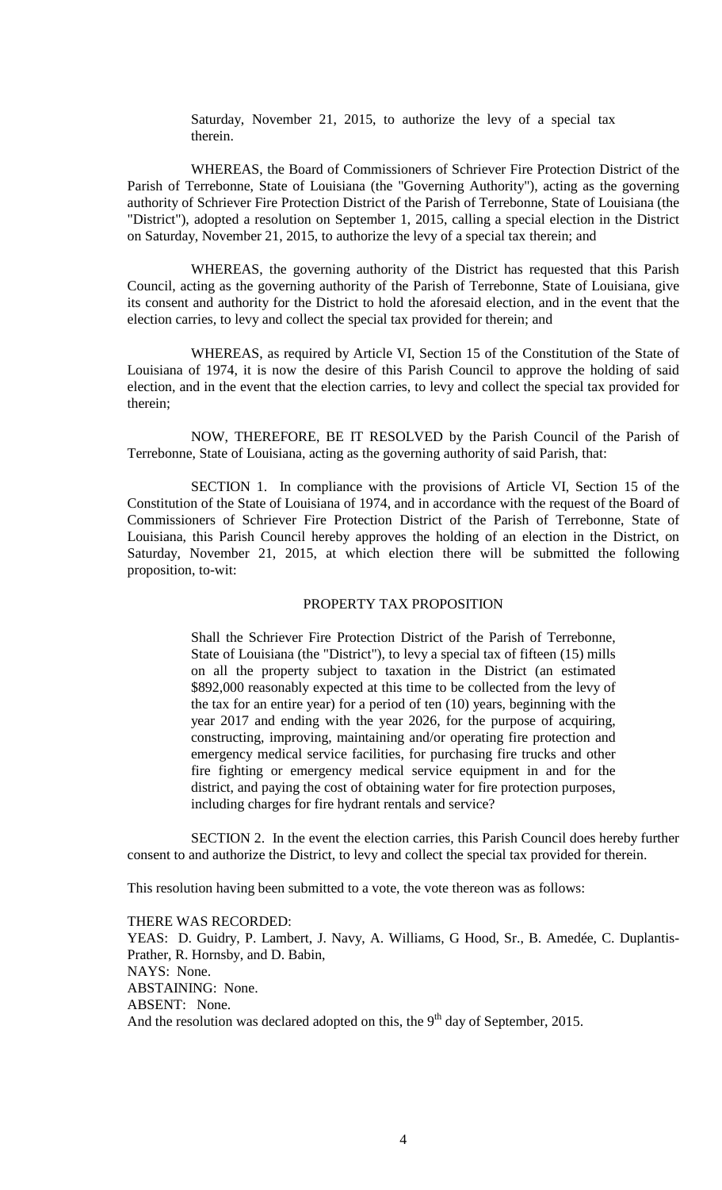Saturday, November 21, 2015, to authorize the levy of a special tax therein.

WHEREAS, the Board of Commissioners of Schriever Fire Protection District of the Parish of Terrebonne, State of Louisiana (the "Governing Authority"), acting as the governing authority of Schriever Fire Protection District of the Parish of Terrebonne, State of Louisiana (the "District"), adopted a resolution on September 1, 2015, calling a special election in the District on Saturday, November 21, 2015, to authorize the levy of a special tax therein; and

WHEREAS, the governing authority of the District has requested that this Parish Council, acting as the governing authority of the Parish of Terrebonne, State of Louisiana, give its consent and authority for the District to hold the aforesaid election, and in the event that the election carries, to levy and collect the special tax provided for therein; and

WHEREAS, as required by Article VI, Section 15 of the Constitution of the State of Louisiana of 1974, it is now the desire of this Parish Council to approve the holding of said election, and in the event that the election carries, to levy and collect the special tax provided for therein;

NOW, THEREFORE, BE IT RESOLVED by the Parish Council of the Parish of Terrebonne, State of Louisiana, acting as the governing authority of said Parish, that:

SECTION 1. In compliance with the provisions of Article VI, Section 15 of the Constitution of the State of Louisiana of 1974, and in accordance with the request of the Board of Commissioners of Schriever Fire Protection District of the Parish of Terrebonne, State of Louisiana, this Parish Council hereby approves the holding of an election in the District, on Saturday, November 21, 2015, at which election there will be submitted the following proposition, to-wit:

PROPERTY TAX PROPOSITION

> Shall the Schriever Fire Protection District of the Parish of Terrebonne, State of Louisiana (the "District"), to levy a special tax of fifteen (15) mills on all the property subject to taxation in the District (an estimated $892,000 reasonably expected at this time to be collected from the levy of the tax for an entire year) for a period of ten (10) years, beginning with the year 2017 and ending with the year 2026, for the purpose of acquiring, constructing, improving, maintaining and/or operating fire protection and emergency medical service facilities, for purchasing fire trucks and other fire fighting or emergency medical service equipment in and for the district, and paying the cost of obtaining water for fire protection purposes, including charges for fire hydrant rentals and service?

SECTION 2. In the event the election carries, this Parish Council does hereby further consent to and authorize the District, to levy and collect the special tax provided for therein.

This resolution having been submitted to a vote, the vote thereon was as follows:

THERE WAS RECORDED:
YEAS: D. Guidry, P. Lambert, J. Navy, A. Williams, G Hood, Sr., B. Amedée, C. Duplantis-Prather, R. Hornsby, and D. Babin,
NAYS: None.
ABSTAINING: None.
ABSENT: None.
And the resolution was declared adopted on this, the 9th day of September, 2015.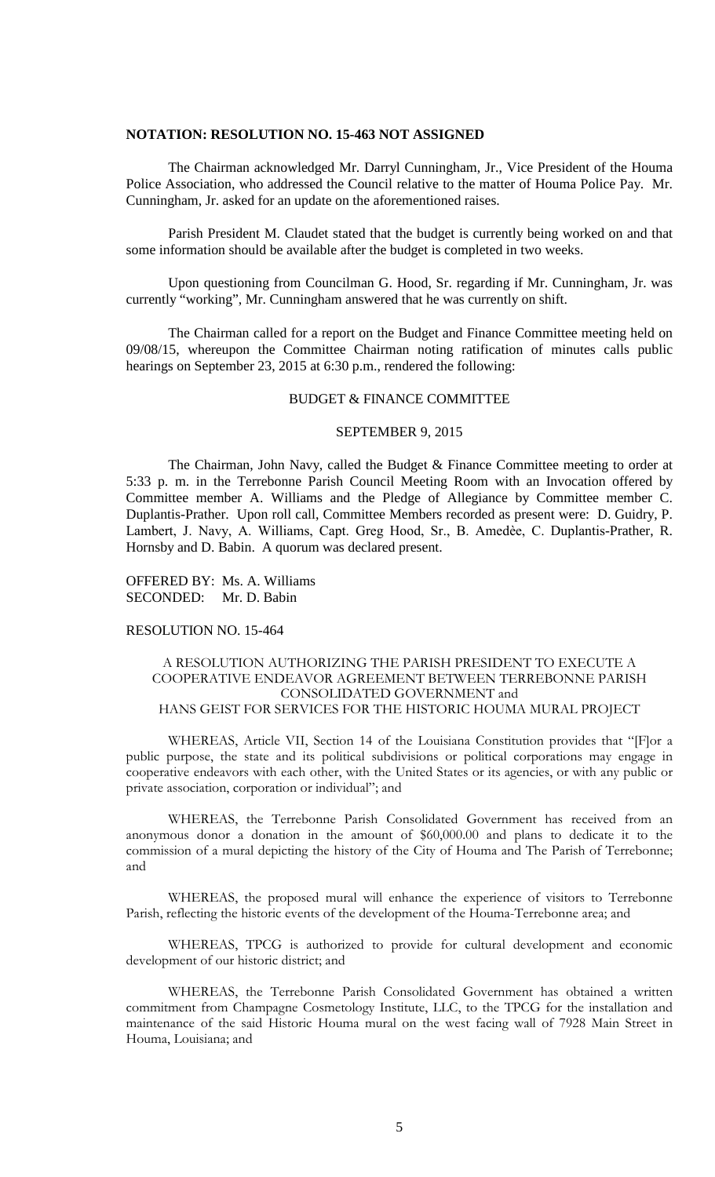**NOTATION: RESOLUTION NO. 15-463 NOT ASSIGNED**

The Chairman acknowledged Mr. Darryl Cunningham, Jr., Vice President of the Houma Police Association, who addressed the Council relative to the matter of Houma Police Pay. Mr. Cunningham, Jr. asked for an update on the aforementioned raises.

Parish President M. Claudet stated that the budget is currently being worked on and that some information should be available after the budget is completed in two weeks.

Upon questioning from Councilman G. Hood, Sr. regarding if Mr. Cunningham, Jr. was currently "working", Mr. Cunningham answered that he was currently on shift.

The Chairman called for a report on the Budget and Finance Committee meeting held on 09/08/15, whereupon the Committee Chairman noting ratification of minutes calls public hearings on September 23, 2015 at 6:30 p.m., rendered the following:

BUDGET & FINANCE COMMITTEE

SEPTEMBER 9, 2015

The Chairman, John Navy, called the Budget & Finance Committee meeting to order at 5:33 p. m. in the Terrebonne Parish Council Meeting Room with an Invocation offered by Committee member A. Williams and the Pledge of Allegiance by Committee member C. Duplantis-Prather. Upon roll call, Committee Members recorded as present were: D. Guidry, P. Lambert, J. Navy, A. Williams, Capt. Greg Hood, Sr., B. Amedѐe, C. Duplantis-Prather, R. Hornsby and D. Babin. A quorum was declared present.

OFFERED BY: Ms. A. Williams
SECONDED: Mr. D. Babin

RESOLUTION NO. 15-464

A RESOLUTION AUTHORIZING THE PARISH PRESIDENT TO EXECUTE A COOPERATIVE ENDEAVOR AGREEMENT BETWEEN TERREBONNE PARISH CONSOLIDATED GOVERNMENT and HANS GEIST FOR SERVICES FOR THE HISTORIC HOUMA MURAL PROJECT

WHEREAS, Article VII, Section 14 of the Louisiana Constitution provides that "[F]or a public purpose, the state and its political subdivisions or political corporations may engage in cooperative endeavors with each other, with the United States or its agencies, or with any public or private association, corporation or individual"; and

WHEREAS, the Terrebonne Parish Consolidated Government has received from an anonymous donor a donation in the amount of $60,000.00 and plans to dedicate it to the commission of a mural depicting the history of the City of Houma and The Parish of Terrebonne; and

WHEREAS, the proposed mural will enhance the experience of visitors to Terrebonne Parish, reflecting the historic events of the development of the Houma-Terrebonne area; and

WHEREAS, TPCG is authorized to provide for cultural development and economic development of our historic district; and

WHEREAS, the Terrebonne Parish Consolidated Government has obtained a written commitment from Champagne Cosmetology Institute, LLC, to the TPCG for the installation and maintenance of the said Historic Houma mural on the west facing wall of 7928 Main Street in Houma, Louisiana; and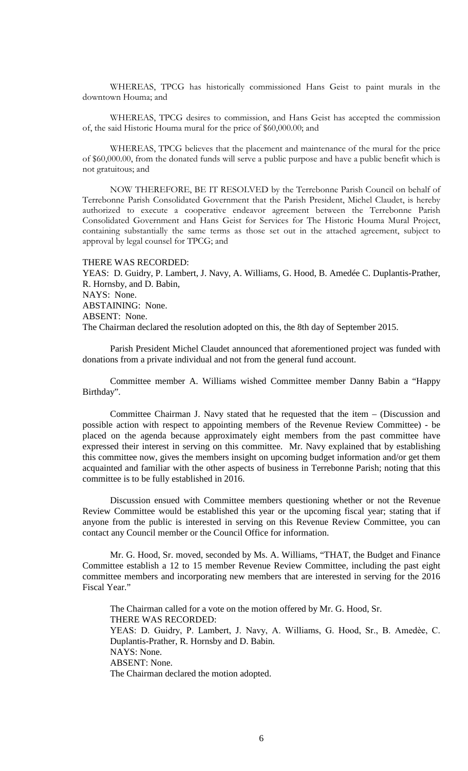WHEREAS, TPCG has historically commissioned Hans Geist to paint murals in the downtown Houma; and

WHEREAS, TPCG desires to commission, and Hans Geist has accepted the commission of, the said Historic Houma mural for the price of $60,000.00; and

WHEREAS, TPCG believes that the placement and maintenance of the mural for the price of $60,000.00, from the donated funds will serve a public purpose and have a public benefit which is not gratuitous; and

NOW THEREFORE, BE IT RESOLVED by the Terrebonne Parish Council on behalf of Terrebonne Parish Consolidated Government that the Parish President, Michel Claudet, is hereby authorized to execute a cooperative endeavor agreement between the Terrebonne Parish Consolidated Government and Hans Geist for Services for The Historic Houma Mural Project, containing substantially the same terms as those set out in the attached agreement, subject to approval by legal counsel for TPCG; and

THERE WAS RECORDED:
YEAS: D. Guidry, P. Lambert, J. Navy, A. Williams, G. Hood, B. Amedée C. Duplantis-Prather, R. Hornsby, and D. Babin,
NAYS: None.
ABSTAINING: None.
ABSENT: None.
The Chairman declared the resolution adopted on this, the 8th day of September 2015.

Parish President Michel Claudet announced that aforementioned project was funded with donations from a private individual and not from the general fund account.

Committee member A. Williams wished Committee member Danny Babin a "Happy Birthday".

Committee Chairman J. Navy stated that he requested that the item – (Discussion and possible action with respect to appointing members of the Revenue Review Committee) - be placed on the agenda because approximately eight members from the past committee have expressed their interest in serving on this committee. Mr. Navy explained that by establishing this committee now, gives the members insight on upcoming budget information and/or get them acquainted and familiar with the other aspects of business in Terrebonne Parish; noting that this committee is to be fully established in 2016.

Discussion ensued with Committee members questioning whether or not the Revenue Review Committee would be established this year or the upcoming fiscal year; stating that if anyone from the public is interested in serving on this Revenue Review Committee, you can contact any Council member or the Council Office for information.

Mr. G. Hood, Sr. moved, seconded by Ms. A. Williams, "THAT, the Budget and Finance Committee establish a 12 to 15 member Revenue Review Committee, including the past eight committee members and incorporating new members that are interested in serving for the 2016 Fiscal Year."

The Chairman called for a vote on the motion offered by Mr. G. Hood, Sr.
THERE WAS RECORDED:
YEAS: D. Guidry, P. Lambert, J. Navy, A. Williams, G. Hood, Sr., B. Amedèe, C. Duplantis-Prather, R. Hornsby and D. Babin.
NAYS: None.
ABSENT: None.
The Chairman declared the motion adopted.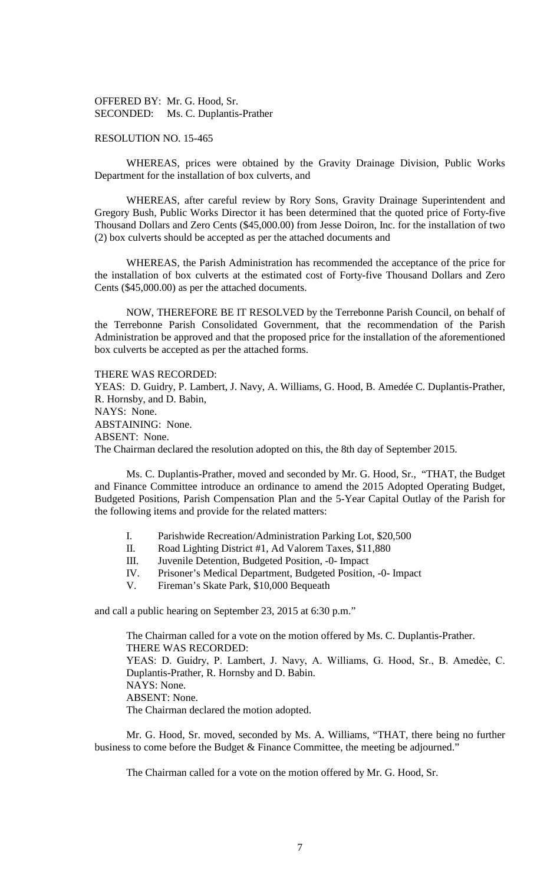OFFERED BY: Mr. G. Hood, Sr.
SECONDED: Ms. C. Duplantis-Prather

RESOLUTION NO. 15-465

WHEREAS, prices were obtained by the Gravity Drainage Division, Public Works Department for the installation of box culverts, and

WHEREAS, after careful review by Rory Sons, Gravity Drainage Superintendent and Gregory Bush, Public Works Director it has been determined that the quoted price of Forty-five Thousand Dollars and Zero Cents ($45,000.00) from Jesse Doiron, Inc. for the installation of two (2) box culverts should be accepted as per the attached documents and

WHEREAS, the Parish Administration has recommended the acceptance of the price for the installation of box culverts at the estimated cost of Forty-five Thousand Dollars and Zero Cents ($45,000.00) as per the attached documents.

NOW, THEREFORE BE IT RESOLVED by the Terrebonne Parish Council, on behalf of the Terrebonne Parish Consolidated Government, that the recommendation of the Parish Administration be approved and that the proposed price for the installation of the aforementioned box culverts be accepted as per the attached forms.

THERE WAS RECORDED:
YEAS: D. Guidry, P. Lambert, J. Navy, A. Williams, G. Hood, B. Amedée C. Duplantis-Prather, R. Hornsby, and D. Babin,
NAYS: None.
ABSTAINING: None.
ABSENT: None.
The Chairman declared the resolution adopted on this, the 8th day of September 2015.

Ms. C. Duplantis-Prather, moved and seconded by Mr. G. Hood, Sr., "THAT, the Budget and Finance Committee introduce an ordinance to amend the 2015 Adopted Operating Budget, Budgeted Positions, Parish Compensation Plan and the 5-Year Capital Outlay of the Parish for the following items and provide for the related matters:

I. Parishwide Recreation/Administration Parking Lot, $20,500
II. Road Lighting District #1, Ad Valorem Taxes, $11,880
III. Juvenile Detention, Budgeted Position, -0- Impact
IV. Prisoner's Medical Department, Budgeted Position, -0- Impact
V. Fireman's Skate Park, $10,000 Bequeath

and call a public hearing on September 23, 2015 at 6:30 p.m."

The Chairman called for a vote on the motion offered by Ms. C. Duplantis-Prather.
THERE WAS RECORDED:
YEAS: D. Guidry, P. Lambert, J. Navy, A. Williams, G. Hood, Sr., B. Amedèe, C. Duplantis-Prather, R. Hornsby and D. Babin.
NAYS: None.
ABSENT: None.
The Chairman declared the motion adopted.

Mr. G. Hood, Sr. moved, seconded by Ms. A. Williams, "THAT, there being no further business to come before the Budget & Finance Committee, the meeting be adjourned."

The Chairman called for a vote on the motion offered by Mr. G. Hood, Sr.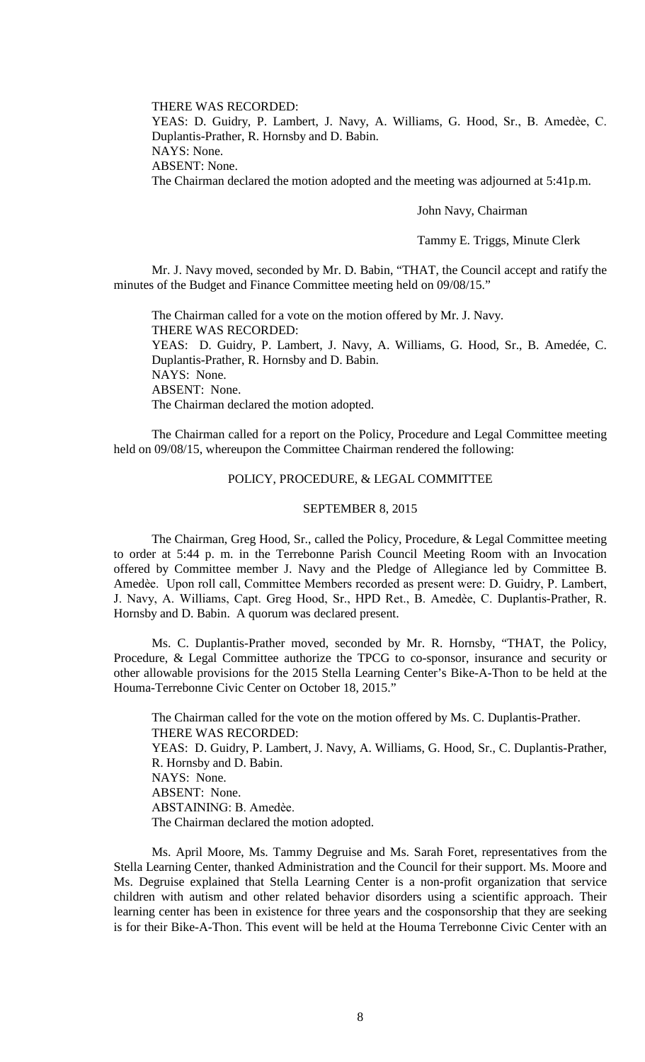THERE WAS RECORDED:

YEAS: D. Guidry, P. Lambert, J. Navy, A. Williams, G. Hood, Sr., B. Amedèe, C. Duplantis-Prather, R. Hornsby and D. Babin.

NAYS: None.

ABSENT: None.

The Chairman declared the motion adopted and the meeting was adjourned at 5:41p.m.

John Navy, Chairman

Tammy E. Triggs, Minute Clerk

Mr. J. Navy moved, seconded by Mr. D. Babin, "THAT, the Council accept and ratify the minutes of the Budget and Finance Committee meeting held on 09/08/15."

The Chairman called for a vote on the motion offered by Mr. J. Navy.

THERE WAS RECORDED:

YEAS: D. Guidry, P. Lambert, J. Navy, A. Williams, G. Hood, Sr., B. Amedée, C. Duplantis-Prather, R. Hornsby and D. Babin.

NAYS: None.

ABSENT: None.

The Chairman declared the motion adopted.

The Chairman called for a report on the Policy, Procedure and Legal Committee meeting held on 09/08/15, whereupon the Committee Chairman rendered the following:

## POLICY, PROCEDURE, & LEGAL COMMITTEE

### SEPTEMBER 8, 2015

The Chairman, Greg Hood, Sr., called the Policy, Procedure, & Legal Committee meeting to order at 5:44 p. m. in the Terrebonne Parish Council Meeting Room with an Invocation offered by Committee member J. Navy and the Pledge of Allegiance led by Committee B. Amedèe. Upon roll call, Committee Members recorded as present were: D. Guidry, P. Lambert, J. Navy, A. Williams, Capt. Greg Hood, Sr., HPD Ret., B. Amedèe, C. Duplantis-Prather, R. Hornsby and D. Babin. A quorum was declared present.

Ms. C. Duplantis-Prather moved, seconded by Mr. R. Hornsby, "THAT, the Policy, Procedure, & Legal Committee authorize the TPCG to co-sponsor, insurance and security or other allowable provisions for the 2015 Stella Learning Center's Bike-A-Thon to be held at the Houma-Terrebonne Civic Center on October 18, 2015."

The Chairman called for the vote on the motion offered by Ms. C. Duplantis-Prather.

THERE WAS RECORDED:

YEAS: D. Guidry, P. Lambert, J. Navy, A. Williams, G. Hood, Sr., C. Duplantis-Prather, R. Hornsby and D. Babin.

NAYS: None.

ABSENT: None.

ABSTAINING: B. Amedèe.

The Chairman declared the motion adopted.

Ms. April Moore, Ms. Tammy Degruise and Ms. Sarah Foret, representatives from the Stella Learning Center, thanked Administration and the Council for their support. Ms. Moore and Ms. Degruise explained that Stella Learning Center is a non-profit organization that service children with autism and other related behavior disorders using a scientific approach. Their learning center has been in existence for three years and the cosponsorship that they are seeking is for their Bike-A-Thon. This event will be held at the Houma Terrebonne Civic Center with an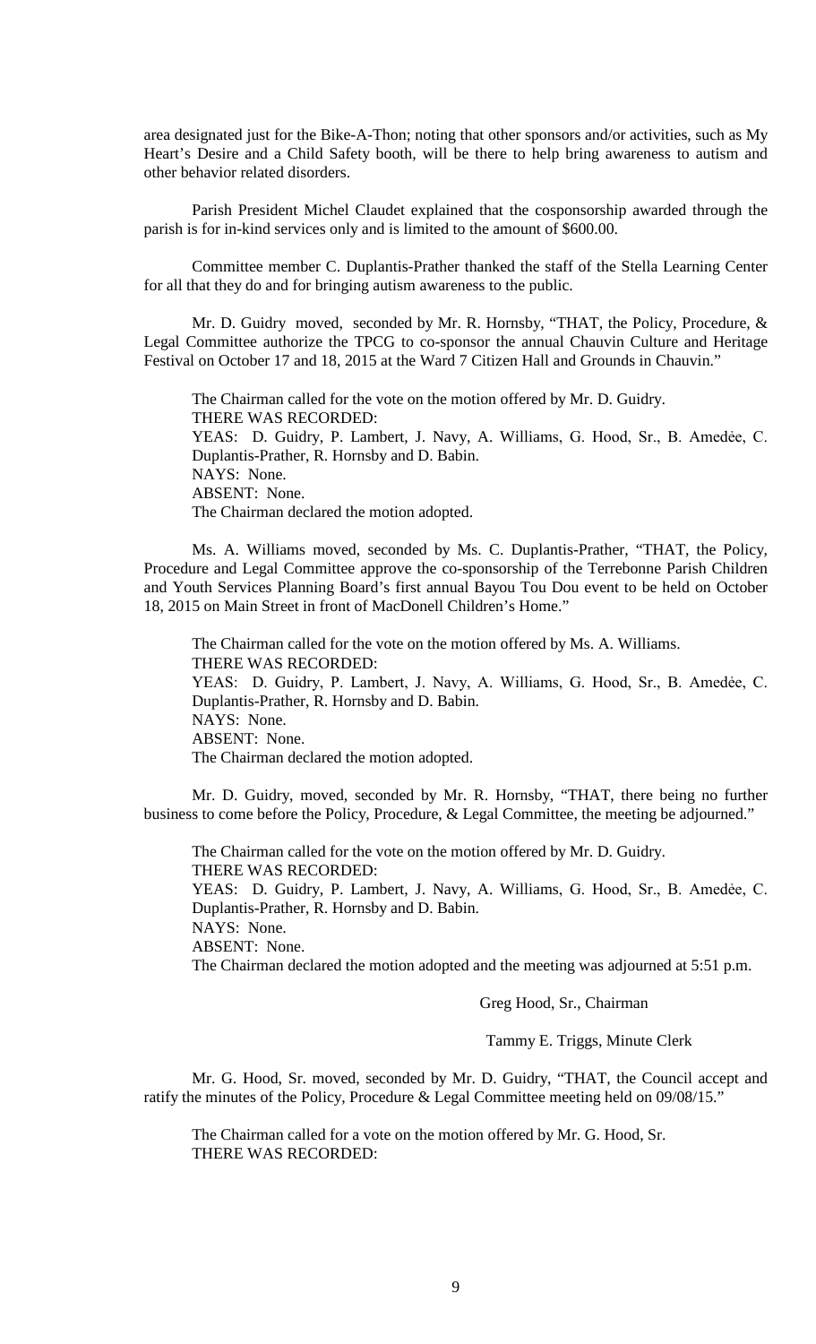area designated just for the Bike-A-Thon; noting that other sponsors and/or activities, such as My Heart's Desire and a Child Safety booth, will be there to help bring awareness to autism and other behavior related disorders.

Parish President Michel Claudet explained that the cosponsorship awarded through the parish is for in-kind services only and is limited to the amount of $600.00.

Committee member C. Duplantis-Prather thanked the staff of the Stella Learning Center for all that they do and for bringing autism awareness to the public.

Mr. D. Guidry moved, seconded by Mr. R. Hornsby, "THAT, the Policy, Procedure, & Legal Committee authorize the TPCG to co-sponsor the annual Chauvin Culture and Heritage Festival on October 17 and 18, 2015 at the Ward 7 Citizen Hall and Grounds in Chauvin."

The Chairman called for the vote on the motion offered by Mr. D. Guidry.
THERE WAS RECORDED:
YEAS: D. Guidry, P. Lambert, J. Navy, A. Williams, G. Hood, Sr., B. Amedėe, C. Duplantis-Prather, R. Hornsby and D. Babin.
NAYS: None.
ABSENT: None.
The Chairman declared the motion adopted.

Ms. A. Williams moved, seconded by Ms. C. Duplantis-Prather, "THAT, the Policy, Procedure and Legal Committee approve the co-sponsorship of the Terrebonne Parish Children and Youth Services Planning Board's first annual Bayou Tou Dou event to be held on October 18, 2015 on Main Street in front of MacDonell Children's Home."

The Chairman called for the vote on the motion offered by Ms. A. Williams.
THERE WAS RECORDED:
YEAS: D. Guidry, P. Lambert, J. Navy, A. Williams, G. Hood, Sr., B. Amedėe, C. Duplantis-Prather, R. Hornsby and D. Babin.
NAYS: None.
ABSENT: None.
The Chairman declared the motion adopted.

Mr. D. Guidry, moved, seconded by Mr. R. Hornsby, "THAT, there being no further business to come before the Policy, Procedure, & Legal Committee, the meeting be adjourned."

The Chairman called for the vote on the motion offered by Mr. D. Guidry.
THERE WAS RECORDED:
YEAS: D. Guidry, P. Lambert, J. Navy, A. Williams, G. Hood, Sr., B. Amedėe, C. Duplantis-Prather, R. Hornsby and D. Babin.
NAYS: None.
ABSENT: None.
The Chairman declared the motion adopted and the meeting was adjourned at 5:51 p.m.

Greg Hood, Sr., Chairman

Tammy E. Triggs, Minute Clerk

Mr. G. Hood, Sr. moved, seconded by Mr. D. Guidry, "THAT, the Council accept and ratify the minutes of the Policy, Procedure & Legal Committee meeting held on 09/08/15."

The Chairman called for a vote on the motion offered by Mr. G. Hood, Sr.
THERE WAS RECORDED: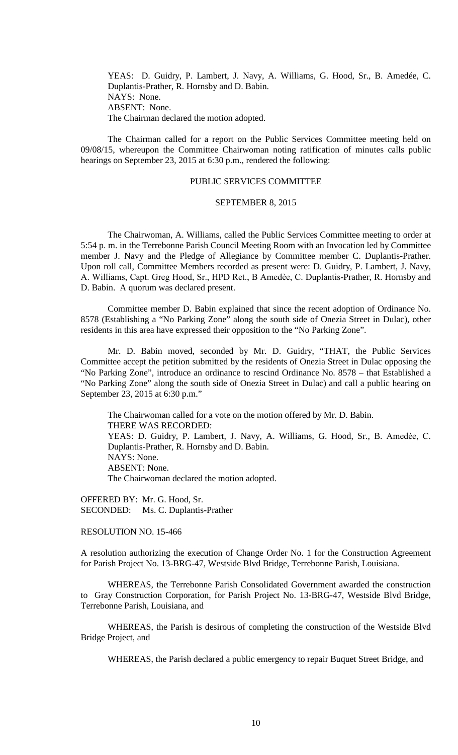YEAS: D. Guidry, P. Lambert, J. Navy, A. Williams, G. Hood, Sr., B. Amedée, C. Duplantis-Prather, R. Hornsby and D. Babin.
NAYS: None.
ABSENT: None.
The Chairman declared the motion adopted.

The Chairman called for a report on the Public Services Committee meeting held on 09/08/15, whereupon the Committee Chairwoman noting ratification of minutes calls public hearings on September 23, 2015 at 6:30 p.m., rendered the following:

PUBLIC SERVICES COMMITTEE

SEPTEMBER 8, 2015

The Chairwoman, A. Williams, called the Public Services Committee meeting to order at 5:54 p. m. in the Terrebonne Parish Council Meeting Room with an Invocation led by Committee member J. Navy and the Pledge of Allegiance by Committee member C. Duplantis-Prather. Upon roll call, Committee Members recorded as present were: D. Guidry, P. Lambert, J. Navy, A. Williams, Capt. Greg Hood, Sr., HPD Ret., B Amedèe, C. Duplantis-Prather, R. Hornsby and D. Babin. A quorum was declared present.

Committee member D. Babin explained that since the recent adoption of Ordinance No. 8578 (Establishing a "No Parking Zone" along the south side of Onezia Street in Dulac), other residents in this area have expressed their opposition to the "No Parking Zone".

Mr. D. Babin moved, seconded by Mr. D. Guidry, "THAT, the Public Services Committee accept the petition submitted by the residents of Onezia Street in Dulac opposing the "No Parking Zone", introduce an ordinance to rescind Ordinance No. 8578 – that Established a "No Parking Zone" along the south side of Onezia Street in Dulac) and call a public hearing on September 23, 2015 at 6:30 p.m."

The Chairwoman called for a vote on the motion offered by Mr. D. Babin.
THERE WAS RECORDED:
YEAS: D. Guidry, P. Lambert, J. Navy, A. Williams, G. Hood, Sr., B. Amedèe, C. Duplantis-Prather, R. Hornsby and D. Babin.
NAYS: None.
ABSENT: None.
The Chairwoman declared the motion adopted.

OFFERED BY: Mr. G. Hood, Sr.
SECONDED: Ms. C. Duplantis-Prather

RESOLUTION NO. 15-466

A resolution authorizing the execution of Change Order No. 1 for the Construction Agreement for Parish Project No. 13-BRG-47, Westside Blvd Bridge, Terrebonne Parish, Louisiana.

WHEREAS, the Terrebonne Parish Consolidated Government awarded the construction to Gray Construction Corporation, for Parish Project No. 13-BRG-47, Westside Blvd Bridge, Terrebonne Parish, Louisiana, and

WHEREAS, the Parish is desirous of completing the construction of the Westside Blvd Bridge Project, and

WHEREAS, the Parish declared a public emergency to repair Buquet Street Bridge, and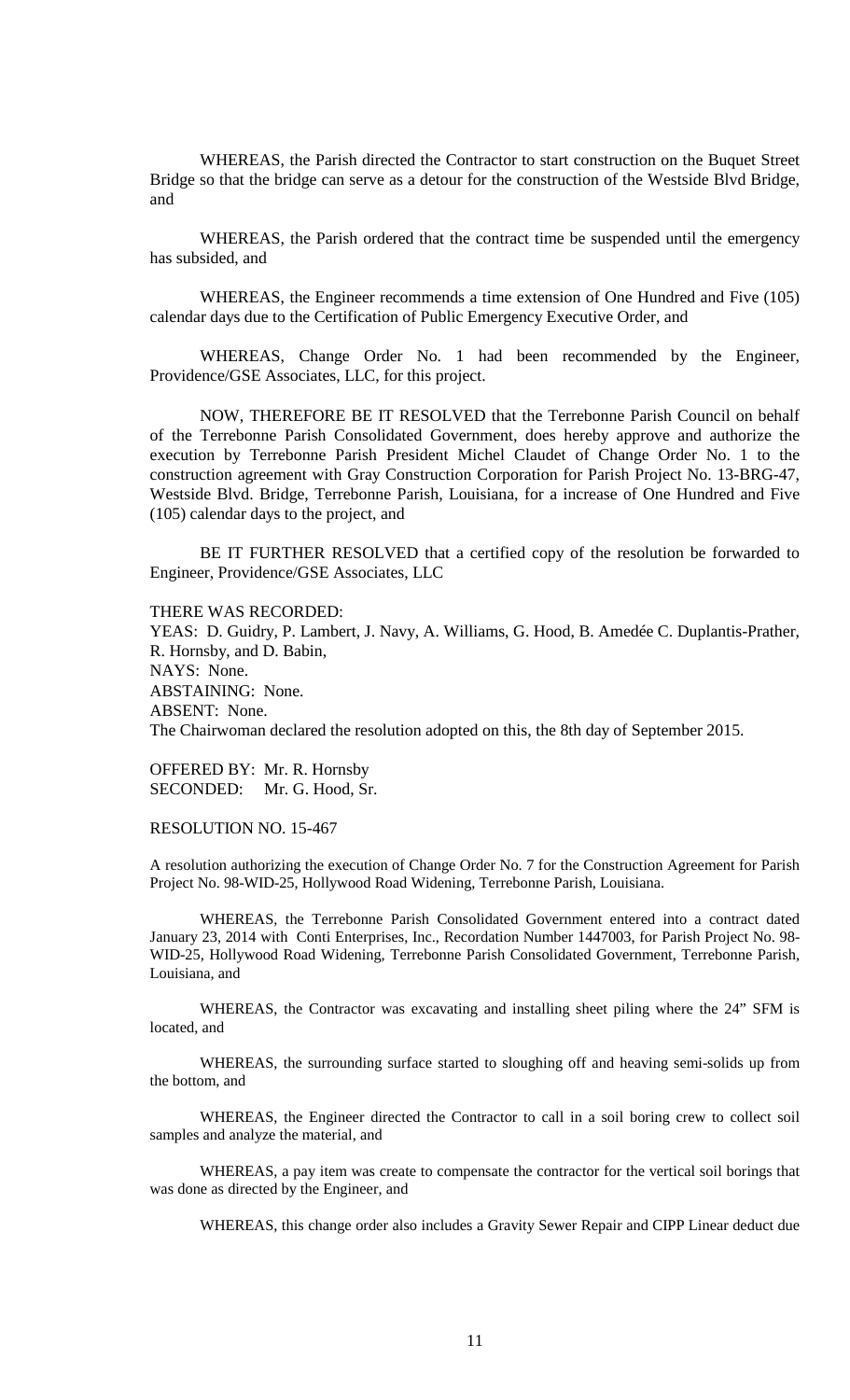WHEREAS, the Parish directed the Contractor to start construction on the Buquet Street Bridge so that the bridge can serve as a detour for the construction of the Westside Blvd Bridge, and

WHEREAS, the Parish ordered that the contract time be suspended until the emergency has subsided, and

WHEREAS, the Engineer recommends a time extension of One Hundred and Five (105) calendar days due to the Certification of Public Emergency Executive Order, and

WHEREAS, Change Order No. 1 had been recommended by the Engineer, Providence/GSE Associates, LLC, for this project.

NOW, THEREFORE BE IT RESOLVED that the Terrebonne Parish Council on behalf of the Terrebonne Parish Consolidated Government, does hereby approve and authorize the execution by Terrebonne Parish President Michel Claudet of Change Order No. 1 to the construction agreement with Gray Construction Corporation for Parish Project No. 13-BRG-47, Westside Blvd. Bridge, Terrebonne Parish, Louisiana, for a increase of One Hundred and Five (105) calendar days to the project, and

BE IT FURTHER RESOLVED that a certified copy of the resolution be forwarded to Engineer, Providence/GSE Associates, LLC

THERE WAS RECORDED:
YEAS: D. Guidry, P. Lambert, J. Navy, A. Williams, G. Hood, B. Amedée C. Duplantis-Prather, R. Hornsby, and D. Babin,
NAYS: None.
ABSTAINING: None.
ABSENT: None.
The Chairwoman declared the resolution adopted on this, the 8th day of September 2015.

OFFERED BY: Mr. R. Hornsby
SECONDED: Mr. G. Hood, Sr.

RESOLUTION NO. 15-467

A resolution authorizing the execution of Change Order No. 7 for the Construction Agreement for Parish Project No. 98-WID-25, Hollywood Road Widening, Terrebonne Parish, Louisiana.

WHEREAS, the Terrebonne Parish Consolidated Government entered into a contract dated January 23, 2014 with Conti Enterprises, Inc., Recordation Number 1447003, for Parish Project No. 98-WID-25, Hollywood Road Widening, Terrebonne Parish Consolidated Government, Terrebonne Parish, Louisiana, and

WHEREAS, the Contractor was excavating and installing sheet piling where the 24" SFM is located, and

WHEREAS, the surrounding surface started to sloughing off and heaving semi-solids up from the bottom, and

WHEREAS, the Engineer directed the Contractor to call in a soil boring crew to collect soil samples and analyze the material, and

WHEREAS, a pay item was create to compensate the contractor for the vertical soil borings that was done as directed by the Engineer, and

WHEREAS, this change order also includes a Gravity Sewer Repair and CIPP Linear deduct due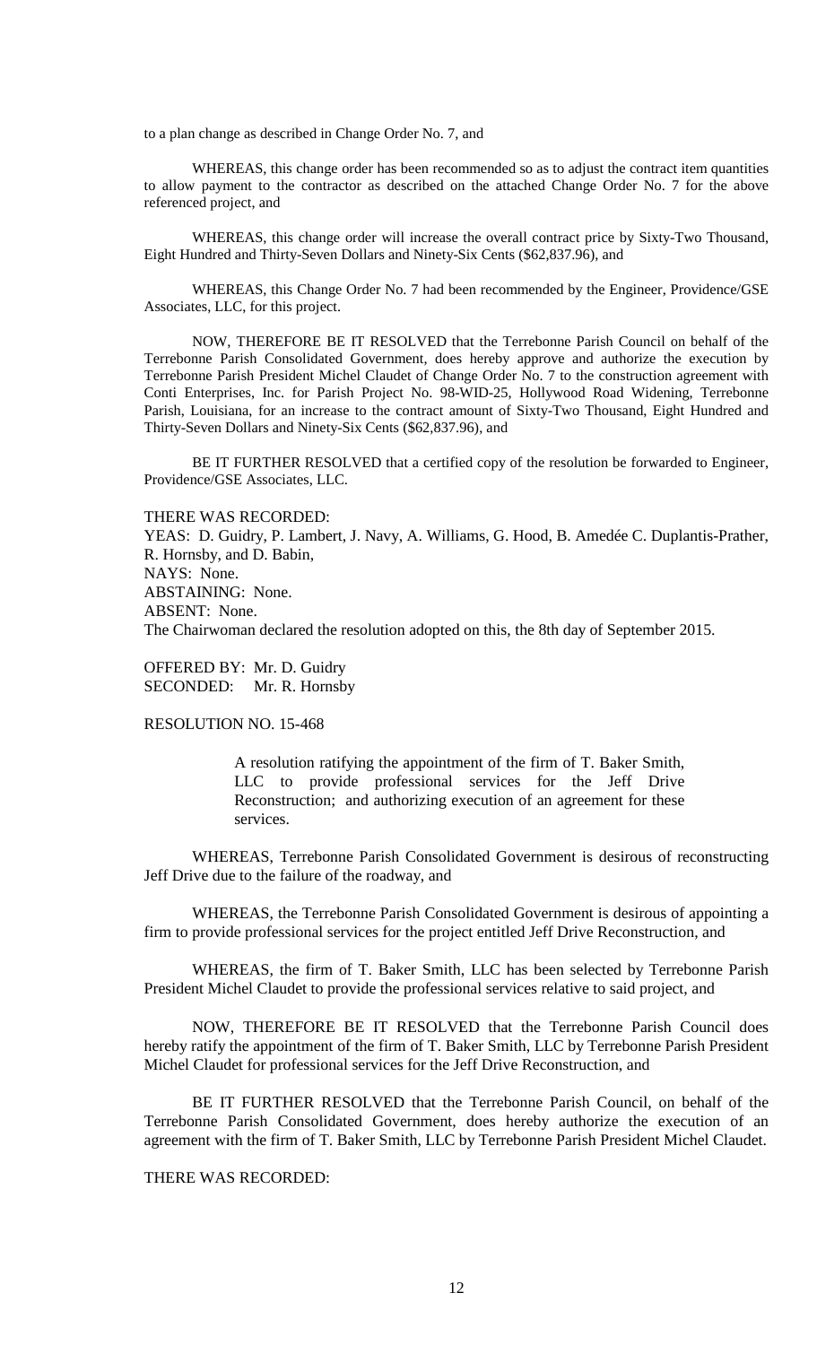to a plan change as described in Change Order No. 7, and

WHEREAS, this change order has been recommended so as to adjust the contract item quantities to allow payment to the contractor as described on the attached Change Order No. 7 for the above referenced project, and

WHEREAS, this change order will increase the overall contract price by Sixty-Two Thousand, Eight Hundred and Thirty-Seven Dollars and Ninety-Six Cents ($62,837.96), and

WHEREAS, this Change Order No. 7 had been recommended by the Engineer, Providence/GSE Associates, LLC, for this project.

NOW, THEREFORE BE IT RESOLVED that the Terrebonne Parish Council on behalf of the Terrebonne Parish Consolidated Government, does hereby approve and authorize the execution by Terrebonne Parish President Michel Claudet of Change Order No. 7 to the construction agreement with Conti Enterprises, Inc. for Parish Project No. 98-WID-25, Hollywood Road Widening, Terrebonne Parish, Louisiana, for an increase to the contract amount of Sixty-Two Thousand, Eight Hundred and Thirty-Seven Dollars and Ninety-Six Cents ($62,837.96), and

BE IT FURTHER RESOLVED that a certified copy of the resolution be forwarded to Engineer, Providence/GSE Associates, LLC.

THERE WAS RECORDED:
YEAS: D. Guidry, P. Lambert, J. Navy, A. Williams, G. Hood, B. Amedée C. Duplantis-Prather, R. Hornsby, and D. Babin,
NAYS: None.
ABSTAINING: None.
ABSENT: None.
The Chairwoman declared the resolution adopted on this, the 8th day of September 2015.

OFFERED BY: Mr. D. Guidry
SECONDED: Mr. R. Hornsby

RESOLUTION NO. 15-468

> A resolution ratifying the appointment of the firm of T. Baker Smith, LLC to provide professional services for the Jeff Drive Reconstruction; and authorizing execution of an agreement for these services.

WHEREAS, Terrebonne Parish Consolidated Government is desirous of reconstructing Jeff Drive due to the failure of the roadway, and

WHEREAS, the Terrebonne Parish Consolidated Government is desirous of appointing a firm to provide professional services for the project entitled Jeff Drive Reconstruction, and

WHEREAS, the firm of T. Baker Smith, LLC has been selected by Terrebonne Parish President Michel Claudet to provide the professional services relative to said project, and

NOW, THEREFORE BE IT RESOLVED that the Terrebonne Parish Council does hereby ratify the appointment of the firm of T. Baker Smith, LLC by Terrebonne Parish President Michel Claudet for professional services for the Jeff Drive Reconstruction, and

BE IT FURTHER RESOLVED that the Terrebonne Parish Council, on behalf of the Terrebonne Parish Consolidated Government, does hereby authorize the execution of an agreement with the firm of T. Baker Smith, LLC by Terrebonne Parish President Michel Claudet.

THERE WAS RECORDED: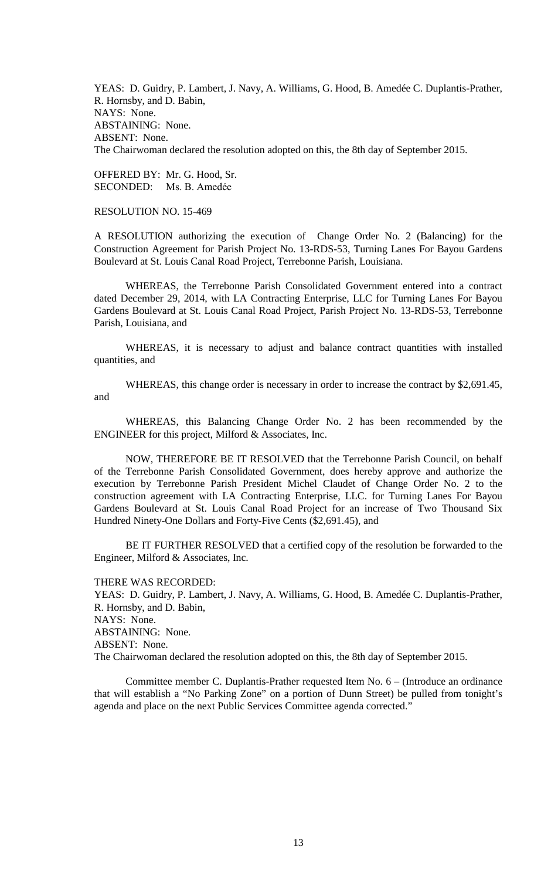YEAS: D. Guidry, P. Lambert, J. Navy, A. Williams, G. Hood, B. Amedée C. Duplantis-Prather, R. Hornsby, and D. Babin,
NAYS: None.
ABSTAINING: None.
ABSENT: None.
The Chairwoman declared the resolution adopted on this, the 8th day of September 2015.

OFFERED BY: Mr. G. Hood, Sr.
SECONDED: Ms. B. Amedẻe

RESOLUTION NO. 15-469

A RESOLUTION authorizing the execution of Change Order No. 2 (Balancing) for the Construction Agreement for Parish Project No. 13-RDS-53, Turning Lanes For Bayou Gardens Boulevard at St. Louis Canal Road Project, Terrebonne Parish, Louisiana.

WHEREAS, the Terrebonne Parish Consolidated Government entered into a contract dated December 29, 2014, with LA Contracting Enterprise, LLC for Turning Lanes For Bayou Gardens Boulevard at St. Louis Canal Road Project, Parish Project No. 13-RDS-53, Terrebonne Parish, Louisiana, and

WHEREAS, it is necessary to adjust and balance contract quantities with installed quantities, and

WHEREAS, this change order is necessary in order to increase the contract by $2,691.45, and

WHEREAS, this Balancing Change Order No. 2 has been recommended by the ENGINEER for this project, Milford & Associates, Inc.

NOW, THEREFORE BE IT RESOLVED that the Terrebonne Parish Council, on behalf of the Terrebonne Parish Consolidated Government, does hereby approve and authorize the execution by Terrebonne Parish President Michel Claudet of Change Order No. 2 to the construction agreement with LA Contracting Enterprise, LLC. for Turning Lanes For Bayou Gardens Boulevard at St. Louis Canal Road Project for an increase of Two Thousand Six Hundred Ninety-One Dollars and Forty-Five Cents ($2,691.45), and

BE IT FURTHER RESOLVED that a certified copy of the resolution be forwarded to the Engineer, Milford & Associates, Inc.

THERE WAS RECORDED:
YEAS: D. Guidry, P. Lambert, J. Navy, A. Williams, G. Hood, B. Amedée C. Duplantis-Prather, R. Hornsby, and D. Babin,
NAYS: None.
ABSTAINING: None.
ABSENT: None.
The Chairwoman declared the resolution adopted on this, the 8th day of September 2015.

Committee member C. Duplantis-Prather requested Item No. 6 – (Introduce an ordinance that will establish a "No Parking Zone" on a portion of Dunn Street) be pulled from tonight's agenda and place on the next Public Services Committee agenda corrected."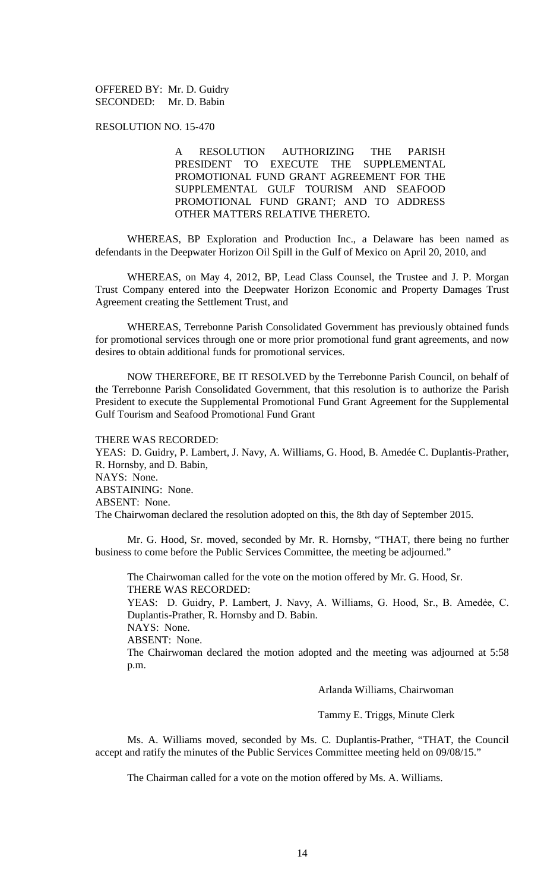OFFERED BY: Mr. D. Guidry
SECONDED: Mr. D. Babin

RESOLUTION NO. 15-470

A RESOLUTION AUTHORIZING THE PARISH PRESIDENT TO EXECUTE THE SUPPLEMENTAL PROMOTIONAL FUND GRANT AGREEMENT FOR THE SUPPLEMENTAL GULF TOURISM AND SEAFOOD PROMOTIONAL FUND GRANT; AND TO ADDRESS OTHER MATTERS RELATIVE THERETO.

WHEREAS, BP Exploration and Production Inc., a Delaware has been named as defendants in the Deepwater Horizon Oil Spill in the Gulf of Mexico on April 20, 2010, and

WHEREAS, on May 4, 2012, BP, Lead Class Counsel, the Trustee and J. P. Morgan Trust Company entered into the Deepwater Horizon Economic and Property Damages Trust Agreement creating the Settlement Trust, and

WHEREAS, Terrebonne Parish Consolidated Government has previously obtained funds for promotional services through one or more prior promotional fund grant agreements, and now desires to obtain additional funds for promotional services.

NOW THEREFORE, BE IT RESOLVED by the Terrebonne Parish Council, on behalf of the Terrebonne Parish Consolidated Government, that this resolution is to authorize the Parish President to execute the Supplemental Promotional Fund Grant Agreement for the Supplemental Gulf Tourism and Seafood Promotional Fund Grant

THERE WAS RECORDED:
YEAS: D. Guidry, P. Lambert, J. Navy, A. Williams, G. Hood, B. Amedée C. Duplantis-Prather, R. Hornsby, and D. Babin,
NAYS: None.
ABSTAINING: None.
ABSENT: None.
The Chairwoman declared the resolution adopted on this, the 8th day of September 2015.

Mr. G. Hood, Sr. moved, seconded by Mr. R. Hornsby, "THAT, there being no further business to come before the Public Services Committee, the meeting be adjourned."

The Chairwoman called for the vote on the motion offered by Mr. G. Hood, Sr.
THERE WAS RECORDED:
YEAS: D. Guidry, P. Lambert, J. Navy, A. Williams, G. Hood, Sr., B. Amedẻe, C. Duplantis-Prather, R. Hornsby and D. Babin.
NAYS: None.
ABSENT: None.
The Chairwoman declared the motion adopted and the meeting was adjourned at 5:58 p.m.

Arlanda Williams, Chairwoman

Tammy E. Triggs, Minute Clerk

Ms. A. Williams moved, seconded by Ms. C. Duplantis-Prather, "THAT, the Council accept and ratify the minutes of the Public Services Committee meeting held on 09/08/15."

The Chairman called for a vote on the motion offered by Ms. A. Williams.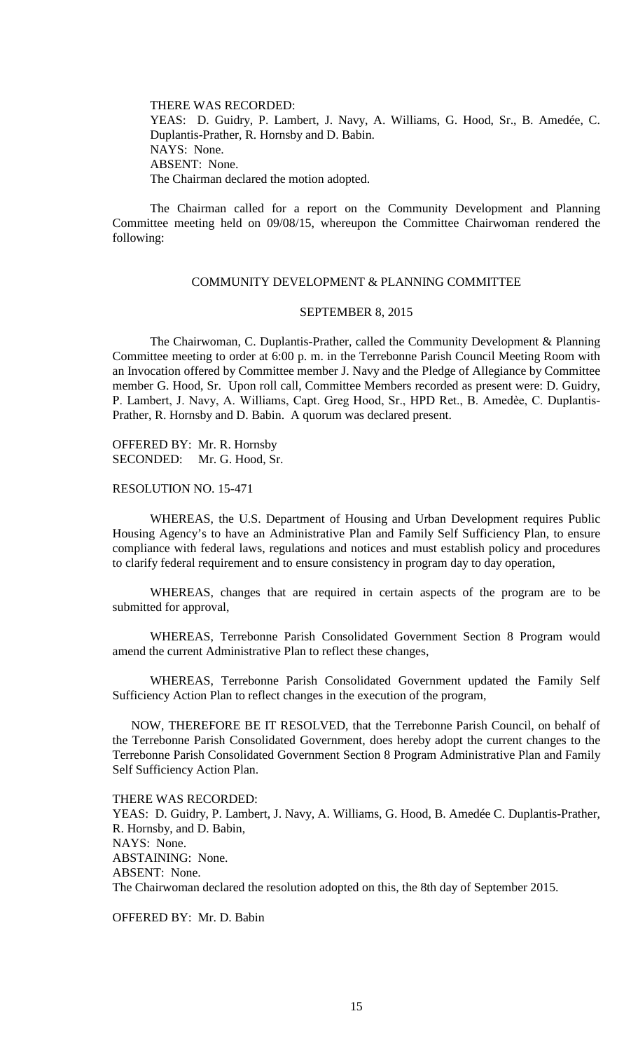THERE WAS RECORDED:
YEAS: D. Guidry, P. Lambert, J. Navy, A. Williams, G. Hood, Sr., B. Amedée, C. Duplantis-Prather, R. Hornsby and D. Babin.
NAYS: None.
ABSENT: None.
The Chairman declared the motion adopted.

The Chairman called for a report on the Community Development and Planning Committee meeting held on 09/08/15, whereupon the Committee Chairwoman rendered the following:

COMMUNITY DEVELOPMENT & PLANNING COMMITTEE

SEPTEMBER 8, 2015

The Chairwoman, C. Duplantis-Prather, called the Community Development & Planning Committee meeting to order at 6:00 p. m. in the Terrebonne Parish Council Meeting Room with an Invocation offered by Committee member J. Navy and the Pledge of Allegiance by Committee member G. Hood, Sr. Upon roll call, Committee Members recorded as present were: D. Guidry, P. Lambert, J. Navy, A. Williams, Capt. Greg Hood, Sr., HPD Ret., B. Amedèe, C. Duplantis-Prather, R. Hornsby and D. Babin. A quorum was declared present.

OFFERED BY: Mr. R. Hornsby
SECONDED: Mr. G. Hood, Sr.

RESOLUTION NO. 15-471

WHEREAS, the U.S. Department of Housing and Urban Development requires Public Housing Agency's to have an Administrative Plan and Family Self Sufficiency Plan, to ensure compliance with federal laws, regulations and notices and must establish policy and procedures to clarify federal requirement and to ensure consistency in program day to day operation,

WHEREAS, changes that are required in certain aspects of the program are to be submitted for approval,

WHEREAS, Terrebonne Parish Consolidated Government Section 8 Program would amend the current Administrative Plan to reflect these changes,

WHEREAS, Terrebonne Parish Consolidated Government updated the Family Self Sufficiency Action Plan to reflect changes in the execution of the program,

NOW, THEREFORE BE IT RESOLVED, that the Terrebonne Parish Council, on behalf of the Terrebonne Parish Consolidated Government, does hereby adopt the current changes to the Terrebonne Parish Consolidated Government Section 8 Program Administrative Plan and Family Self Sufficiency Action Plan.

THERE WAS RECORDED:
YEAS: D. Guidry, P. Lambert, J. Navy, A. Williams, G. Hood, B. Amedée C. Duplantis-Prather, R. Hornsby, and D. Babin,
NAYS: None.
ABSTAINING: None.
ABSENT: None.
The Chairwoman declared the resolution adopted on this, the 8th day of September 2015.

OFFERED BY: Mr. D. Babin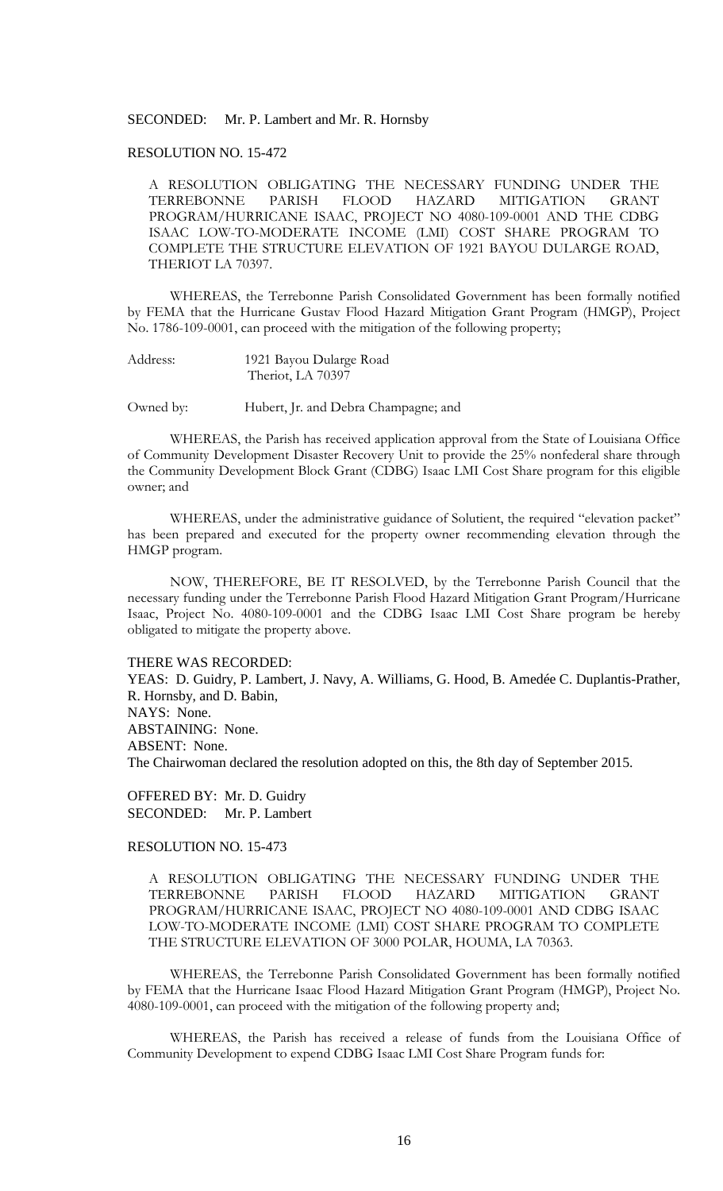SECONDED: Mr. P. Lambert and Mr. R. Hornsby

RESOLUTION NO. 15-472

A RESOLUTION OBLIGATING THE NECESSARY FUNDING UNDER THE TERREBONNE PARISH FLOOD HAZARD MITIGATION GRANT PROGRAM/HURRICANE ISAAC, PROJECT NO 4080-109-0001 AND THE CDBG ISAAC LOW-TO-MODERATE INCOME (LMI) COST SHARE PROGRAM TO COMPLETE THE STRUCTURE ELEVATION OF 1921 BAYOU DULARGE ROAD, THERIOT LA 70397.

WHEREAS, the Terrebonne Parish Consolidated Government has been formally notified by FEMA that the Hurricane Gustav Flood Hazard Mitigation Grant Program (HMGP), Project No. 1786-109-0001, can proceed with the mitigation of the following property;

Address: 1921 Bayou Dularge Road
Theriot, LA 70397

Owned by: Hubert, Jr. and Debra Champagne; and

WHEREAS, the Parish has received application approval from the State of Louisiana Office of Community Development Disaster Recovery Unit to provide the 25% nonfederal share through the Community Development Block Grant (CDBG) Isaac LMI Cost Share program for this eligible owner; and

WHEREAS, under the administrative guidance of Solutient, the required "elevation packet" has been prepared and executed for the property owner recommending elevation through the HMGP program.

NOW, THEREFORE, BE IT RESOLVED, by the Terrebonne Parish Council that the necessary funding under the Terrebonne Parish Flood Hazard Mitigation Grant Program/Hurricane Isaac, Project No. 4080-109-0001 and the CDBG Isaac LMI Cost Share program be hereby obligated to mitigate the property above.

THERE WAS RECORDED:
YEAS: D. Guidry, P. Lambert, J. Navy, A. Williams, G. Hood, B. Amedée C. Duplantis-Prather, R. Hornsby, and D. Babin,
NAYS: None.
ABSTAINING: None.
ABSENT: None.
The Chairwoman declared the resolution adopted on this, the 8th day of September 2015.

OFFERED BY: Mr. D. Guidry
SECONDED: Mr. P. Lambert

RESOLUTION NO. 15-473

A RESOLUTION OBLIGATING THE NECESSARY FUNDING UNDER THE TERREBONNE PARISH FLOOD HAZARD MITIGATION GRANT PROGRAM/HURRICANE ISAAC, PROJECT NO 4080-109-0001 AND CDBG ISAAC LOW-TO-MODERATE INCOME (LMI) COST SHARE PROGRAM TO COMPLETE THE STRUCTURE ELEVATION OF 3000 POLAR, HOUMA, LA 70363.

WHEREAS, the Terrebonne Parish Consolidated Government has been formally notified by FEMA that the Hurricane Isaac Flood Hazard Mitigation Grant Program (HMGP), Project No. 4080-109-0001, can proceed with the mitigation of the following property and;

WHEREAS, the Parish has received a release of funds from the Louisiana Office of Community Development to expend CDBG Isaac LMI Cost Share Program funds for: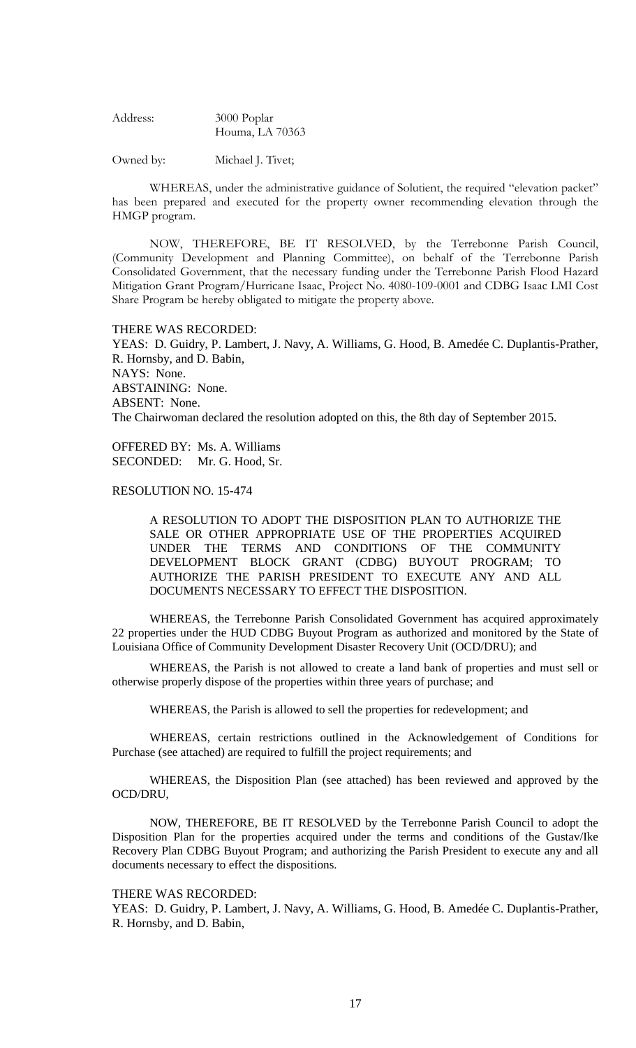Address: 3000 Poplar
Houma, LA 70363

Owned by: Michael J. Tivet;

WHEREAS, under the administrative guidance of Solutient, the required "elevation packet" has been prepared and executed for the property owner recommending elevation through the HMGP program.

NOW, THEREFORE, BE IT RESOLVED, by the Terrebonne Parish Council, (Community Development and Planning Committee), on behalf of the Terrebonne Parish Consolidated Government, that the necessary funding under the Terrebonne Parish Flood Hazard Mitigation Grant Program/Hurricane Isaac, Project No. 4080-109-0001 and CDBG Isaac LMI Cost Share Program be hereby obligated to mitigate the property above.

THERE WAS RECORDED:
YEAS: D. Guidry, P. Lambert, J. Navy, A. Williams, G. Hood, B. Amedée C. Duplantis-Prather, R. Hornsby, and D. Babin,
NAYS: None.
ABSTAINING: None.
ABSENT: None.
The Chairwoman declared the resolution adopted on this, the 8th day of September 2015.

OFFERED BY: Ms. A. Williams
SECONDED: Mr. G. Hood, Sr.

RESOLUTION NO. 15-474

A RESOLUTION TO ADOPT THE DISPOSITION PLAN TO AUTHORIZE THE SALE OR OTHER APPROPRIATE USE OF THE PROPERTIES ACQUIRED UNDER THE TERMS AND CONDITIONS OF THE COMMUNITY DEVELOPMENT BLOCK GRANT (CDBG) BUYOUT PROGRAM; TO AUTHORIZE THE PARISH PRESIDENT TO EXECUTE ANY AND ALL DOCUMENTS NECESSARY TO EFFECT THE DISPOSITION.

WHEREAS, the Terrebonne Parish Consolidated Government has acquired approximately 22 properties under the HUD CDBG Buyout Program as authorized and monitored by the State of Louisiana Office of Community Development Disaster Recovery Unit (OCD/DRU); and

WHEREAS, the Parish is not allowed to create a land bank of properties and must sell or otherwise properly dispose of the properties within three years of purchase; and

WHEREAS, the Parish is allowed to sell the properties for redevelopment; and

WHEREAS, certain restrictions outlined in the Acknowledgement of Conditions for Purchase (see attached) are required to fulfill the project requirements; and

WHEREAS, the Disposition Plan (see attached) has been reviewed and approved by the OCD/DRU,

NOW, THEREFORE, BE IT RESOLVED by the Terrebonne Parish Council to adopt the Disposition Plan for the properties acquired under the terms and conditions of the Gustav/Ike Recovery Plan CDBG Buyout Program; and authorizing the Parish President to execute any and all documents necessary to effect the dispositions.

THERE WAS RECORDED:
YEAS: D. Guidry, P. Lambert, J. Navy, A. Williams, G. Hood, B. Amedée C. Duplantis-Prather, R. Hornsby, and D. Babin,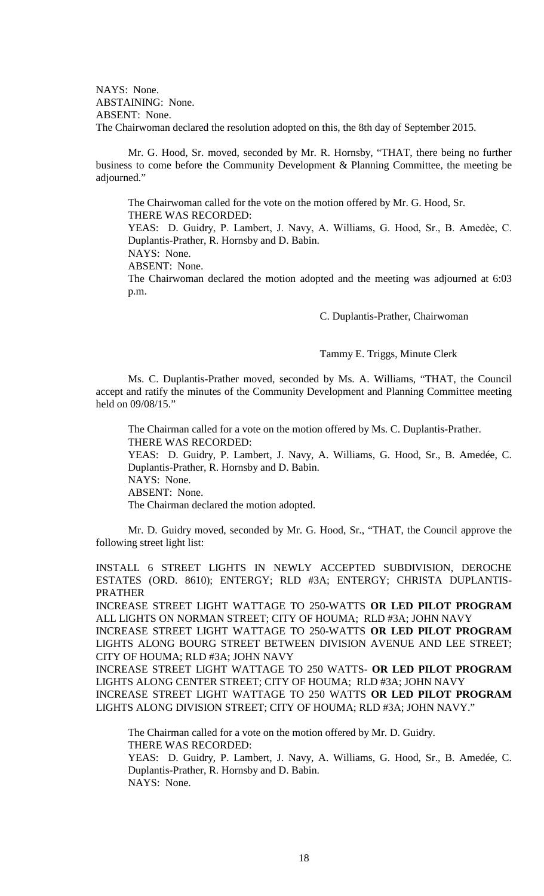NAYS: None.
ABSTAINING: None.
ABSENT: None.
The Chairwoman declared the resolution adopted on this, the 8th day of September 2015.

Mr. G. Hood, Sr. moved, seconded by Mr. R. Hornsby, "THAT, there being no further business to come before the Community Development & Planning Committee, the meeting be adjourned."

The Chairwoman called for the vote on the motion offered by Mr. G. Hood, Sr.
THERE WAS RECORDED:
YEAS: D. Guidry, P. Lambert, J. Navy, A. Williams, G. Hood, Sr., B. Amedèe, C. Duplantis-Prather, R. Hornsby and D. Babin.
NAYS: None.
ABSENT: None.
The Chairwoman declared the motion adopted and the meeting was adjourned at 6:03 p.m.

C. Duplantis-Prather, Chairwoman

Tammy E. Triggs, Minute Clerk

Ms. C. Duplantis-Prather moved, seconded by Ms. A. Williams, "THAT, the Council accept and ratify the minutes of the Community Development and Planning Committee meeting held on 09/08/15."

The Chairman called for a vote on the motion offered by Ms. C. Duplantis-Prather.
THERE WAS RECORDED:
YEAS: D. Guidry, P. Lambert, J. Navy, A. Williams, G. Hood, Sr., B. Amedée, C. Duplantis-Prather, R. Hornsby and D. Babin.
NAYS: None.
ABSENT: None.
The Chairman declared the motion adopted.

Mr. D. Guidry moved, seconded by Mr. G. Hood, Sr., "THAT, the Council approve the following street light list:

INSTALL 6 STREET LIGHTS IN NEWLY ACCEPTED SUBDIVISION, DEROCHE ESTATES (ORD. 8610); ENTERGY; RLD #3A; ENTERGY; CHRISTA DUPLANTIS-PRATHER
INCREASE STREET LIGHT WATTAGE TO 250-WATTS **OR LED PILOT PROGRAM** ALL LIGHTS ON NORMAN STREET; CITY OF HOUMA; RLD #3A; JOHN NAVY
INCREASE STREET LIGHT WATTAGE TO 250-WATTS **OR LED PILOT PROGRAM** LIGHTS ALONG BOURG STREET BETWEEN DIVISION AVENUE AND LEE STREET; CITY OF HOUMA; RLD #3A; JOHN NAVY
INCREASE STREET LIGHT WATTAGE TO 250 WATTS- **OR LED PILOT PROGRAM** LIGHTS ALONG CENTER STREET; CITY OF HOUMA; RLD #3A; JOHN NAVY
INCREASE STREET LIGHT WATTAGE TO 250 WATTS **OR LED PILOT PROGRAM** LIGHTS ALONG DIVISION STREET; CITY OF HOUMA; RLD #3A; JOHN NAVY."

The Chairman called for a vote on the motion offered by Mr. D. Guidry.
THERE WAS RECORDED:
YEAS: D. Guidry, P. Lambert, J. Navy, A. Williams, G. Hood, Sr., B. Amedée, C. Duplantis-Prather, R. Hornsby and D. Babin.
NAYS: None.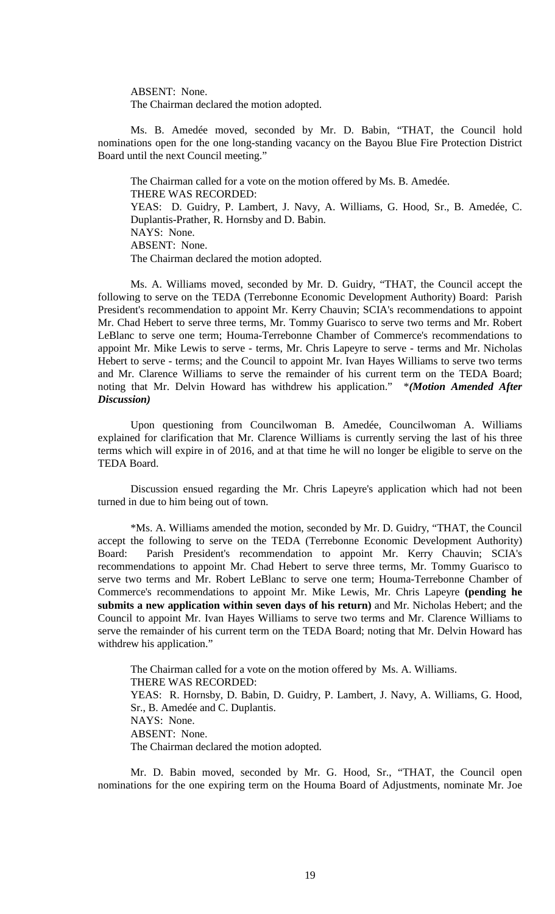ABSENT: None.
The Chairman declared the motion adopted.

Ms. B. Amedée moved, seconded by Mr. D. Babin, "THAT, the Council hold nominations open for the one long-standing vacancy on the Bayou Blue Fire Protection District Board until the next Council meeting."

The Chairman called for a vote on the motion offered by Ms. B. Amedée.
THERE WAS RECORDED:
YEAS: D. Guidry, P. Lambert, J. Navy, A. Williams, G. Hood, Sr., B. Amedée, C. Duplantis-Prather, R. Hornsby and D. Babin.
NAYS: None.
ABSENT: None.
The Chairman declared the motion adopted.

Ms. A. Williams moved, seconded by Mr. D. Guidry, "THAT, the Council accept the following to serve on the TEDA (Terrebonne Economic Development Authority) Board: Parish President's recommendation to appoint Mr. Kerry Chauvin; SCIA's recommendations to appoint Mr. Chad Hebert to serve three terms, Mr. Tommy Guarisco to serve two terms and Mr. Robert LeBlanc to serve one term; Houma-Terrebonne Chamber of Commerce's recommendations to appoint Mr. Mike Lewis to serve - terms, Mr. Chris Lapeyre to serve - terms and Mr. Nicholas Hebert to serve - terms; and the Council to appoint Mr. Ivan Hayes Williams to serve two terms and Mr. Clarence Williams to serve the remainder of his current term on the TEDA Board; noting that Mr. Delvin Howard has withdrew his application." *_**(Motion Amended After Discussion)**_

Upon questioning from Councilwoman B. Amedée, Councilwoman A. Williams explained for clarification that Mr. Clarence Williams is currently serving the last of his three terms which will expire in of 2016, and at that time he will no longer be eligible to serve on the TEDA Board.

Discussion ensued regarding the Mr. Chris Lapeyre's application which had not been turned in due to him being out of town.

*Ms. A. Williams amended the motion, seconded by Mr. D. Guidry, "THAT, the Council accept the following to serve on the TEDA (Terrebonne Economic Development Authority) Board: Parish President's recommendation to appoint Mr. Kerry Chauvin; SCIA's recommendations to appoint Mr. Chad Hebert to serve three terms, Mr. Tommy Guarisco to serve two terms and Mr. Robert LeBlanc to serve one term; Houma-Terrebonne Chamber of Commerce's recommendations to appoint Mr. Mike Lewis, Mr. Chris Lapeyre **(pending he submits a new application within seven days of his return)** and Mr. Nicholas Hebert; and the Council to appoint Mr. Ivan Hayes Williams to serve two terms and Mr. Clarence Williams to serve the remainder of his current term on the TEDA Board; noting that Mr. Delvin Howard has withdrew his application."

The Chairman called for a vote on the motion offered by Ms. A. Williams.
THERE WAS RECORDED:
YEAS: R. Hornsby, D. Babin, D. Guidry, P. Lambert, J. Navy, A. Williams, G. Hood, Sr., B. Amedée and C. Duplantis.
NAYS: None.
ABSENT: None.
The Chairman declared the motion adopted.

Mr. D. Babin moved, seconded by Mr. G. Hood, Sr., "THAT, the Council open nominations for the one expiring term on the Houma Board of Adjustments, nominate Mr. Joe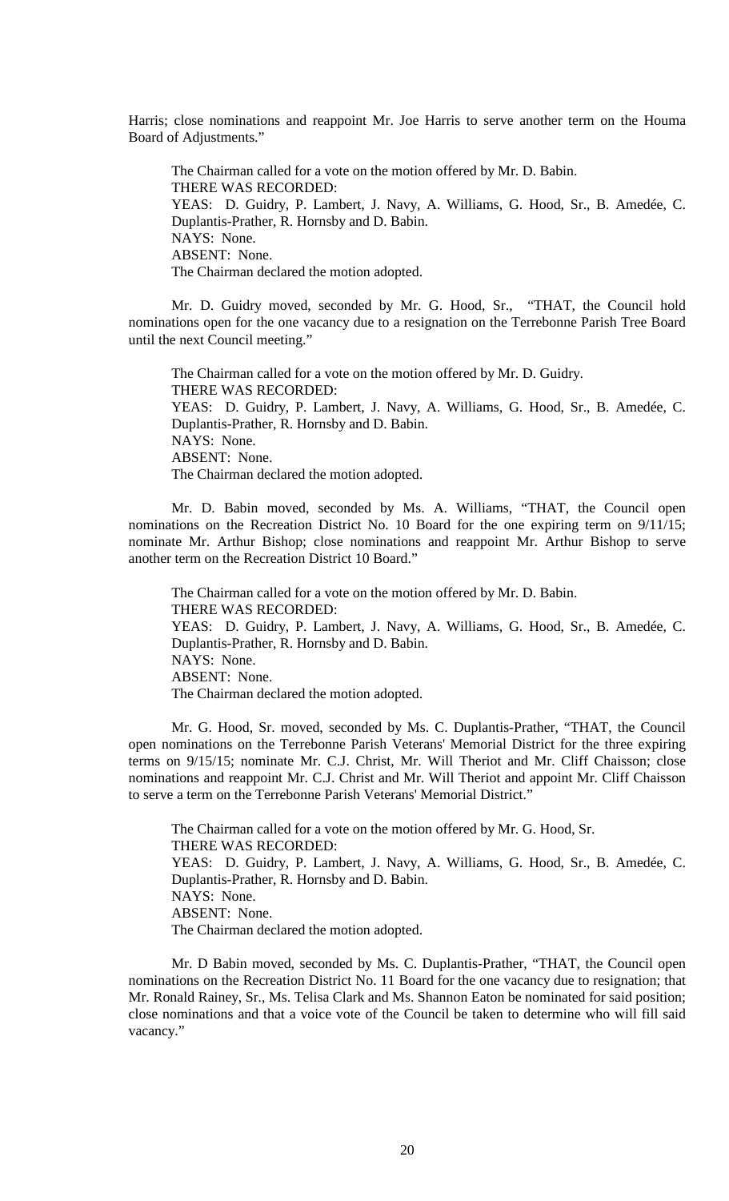Harris; close nominations and reappoint Mr. Joe Harris to serve another term on the Houma Board of Adjustments."

The Chairman called for a vote on the motion offered by Mr. D. Babin.
THERE WAS RECORDED:
YEAS: D. Guidry, P. Lambert, J. Navy, A. Williams, G. Hood, Sr., B. Amedée, C. Duplantis-Prather, R. Hornsby and D. Babin.
NAYS: None.
ABSENT: None.
The Chairman declared the motion adopted.

Mr. D. Guidry moved, seconded by Mr. G. Hood, Sr., "THAT, the Council hold nominations open for the one vacancy due to a resignation on the Terrebonne Parish Tree Board until the next Council meeting."

The Chairman called for a vote on the motion offered by Mr. D. Guidry.
THERE WAS RECORDED:
YEAS: D. Guidry, P. Lambert, J. Navy, A. Williams, G. Hood, Sr., B. Amedée, C. Duplantis-Prather, R. Hornsby and D. Babin.
NAYS: None.
ABSENT: None.
The Chairman declared the motion adopted.

Mr. D. Babin moved, seconded by Ms. A. Williams, "THAT, the Council open nominations on the Recreation District No. 10 Board for the one expiring term on 9/11/15; nominate Mr. Arthur Bishop; close nominations and reappoint Mr. Arthur Bishop to serve another term on the Recreation District 10 Board."

The Chairman called for a vote on the motion offered by Mr. D. Babin.
THERE WAS RECORDED:
YEAS: D. Guidry, P. Lambert, J. Navy, A. Williams, G. Hood, Sr., B. Amedée, C. Duplantis-Prather, R. Hornsby and D. Babin.
NAYS: None.
ABSENT: None.
The Chairman declared the motion adopted.

Mr. G. Hood, Sr. moved, seconded by Ms. C. Duplantis-Prather, "THAT, the Council open nominations on the Terrebonne Parish Veterans' Memorial District for the three expiring terms on 9/15/15; nominate Mr. C.J. Christ, Mr. Will Theriot and Mr. Cliff Chaisson; close nominations and reappoint Mr. C.J. Christ and Mr. Will Theriot and appoint Mr. Cliff Chaisson to serve a term on the Terrebonne Parish Veterans' Memorial District."

The Chairman called for a vote on the motion offered by Mr. G. Hood, Sr.
THERE WAS RECORDED:
YEAS: D. Guidry, P. Lambert, J. Navy, A. Williams, G. Hood, Sr., B. Amedée, C. Duplantis-Prather, R. Hornsby and D. Babin.
NAYS: None.
ABSENT: None.
The Chairman declared the motion adopted.

Mr. D Babin moved, seconded by Ms. C. Duplantis-Prather, "THAT, the Council open nominations on the Recreation District No. 11 Board for the one vacancy due to resignation; that Mr. Ronald Rainey, Sr., Ms. Telisa Clark and Ms. Shannon Eaton be nominated for said position; close nominations and that a voice vote of the Council be taken to determine who will fill said vacancy."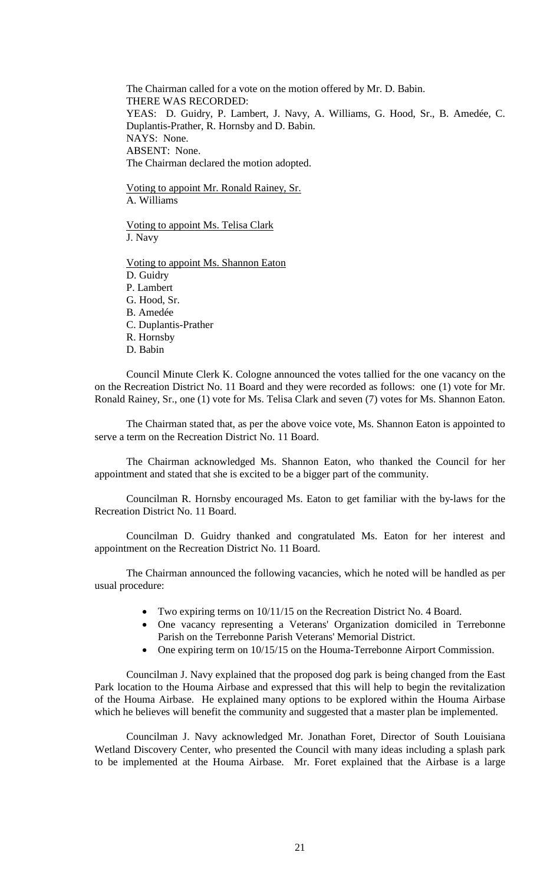The Chairman called for a vote on the motion offered by Mr. D. Babin.
THERE WAS RECORDED:
YEAS: D. Guidry, P. Lambert, J. Navy, A. Williams, G. Hood, Sr., B. Amedée, C. Duplantis-Prather, R. Hornsby and D. Babin.
NAYS: None.
ABSENT: None.
The Chairman declared the motion adopted.

Voting to appoint Mr. Ronald Rainey, Sr.
A. Williams

Voting to appoint Ms. Telisa Clark
J. Navy

Voting to appoint Ms. Shannon Eaton
D. Guidry
P. Lambert
G. Hood, Sr.
B. Amedée
C. Duplantis-Prather
R. Hornsby
D. Babin

Council Minute Clerk K. Cologne announced the votes tallied for the one vacancy on the on the Recreation District No. 11 Board and they were recorded as follows: one (1) vote for Mr. Ronald Rainey, Sr., one (1) vote for Ms. Telisa Clark and seven (7) votes for Ms. Shannon Eaton.

The Chairman stated that, as per the above voice vote, Ms. Shannon Eaton is appointed to serve a term on the Recreation District No. 11 Board.

The Chairman acknowledged Ms. Shannon Eaton, who thanked the Council for her appointment and stated that she is excited to be a bigger part of the community.

Councilman R. Hornsby encouraged Ms. Eaton to get familiar with the by-laws for the Recreation District No. 11 Board.

Councilman D. Guidry thanked and congratulated Ms. Eaton for her interest and appointment on the Recreation District No. 11 Board.

The Chairman announced the following vacancies, which he noted will be handled as per usual procedure:

- Two expiring terms on 10/11/15 on the Recreation District No. 4 Board.
- One vacancy representing a Veterans' Organization domiciled in Terrebonne Parish on the Terrebonne Parish Veterans' Memorial District.
- One expiring term on 10/15/15 on the Houma-Terrebonne Airport Commission.

Councilman J. Navy explained that the proposed dog park is being changed from the East Park location to the Houma Airbase and expressed that this will help to begin the revitalization of the Houma Airbase. He explained many options to be explored within the Houma Airbase which he believes will benefit the community and suggested that a master plan be implemented.

Councilman J. Navy acknowledged Mr. Jonathan Foret, Director of South Louisiana Wetland Discovery Center, who presented the Council with many ideas including a splash park to be implemented at the Houma Airbase. Mr. Foret explained that the Airbase is a large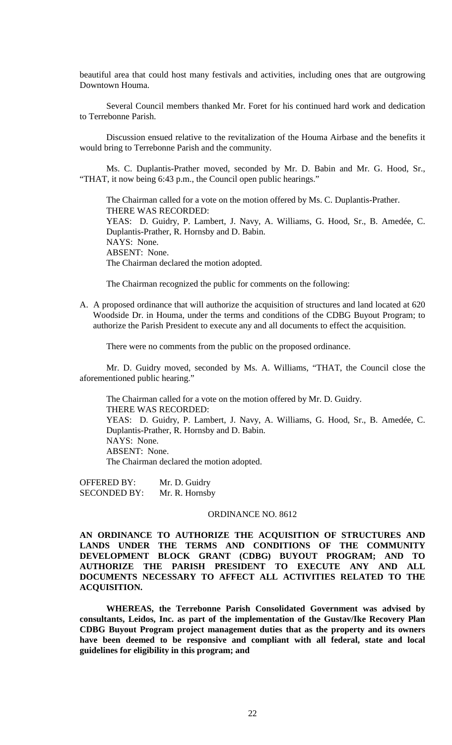beautiful area that could host many festivals and activities, including ones that are outgrowing Downtown Houma.

Several Council members thanked Mr. Foret for his continued hard work and dedication to Terrebonne Parish.

Discussion ensued relative to the revitalization of the Houma Airbase and the benefits it would bring to Terrebonne Parish and the community.

Ms. C. Duplantis-Prather moved, seconded by Mr. D. Babin and Mr. G. Hood, Sr., "THAT, it now being 6:43 p.m., the Council open public hearings."

The Chairman called for a vote on the motion offered by Ms. C. Duplantis-Prather.
THERE WAS RECORDED:
YEAS: D. Guidry, P. Lambert, J. Navy, A. Williams, G. Hood, Sr., B. Amedée, C. Duplantis-Prather, R. Hornsby and D. Babin.
NAYS: None.
ABSENT: None.
The Chairman declared the motion adopted.

The Chairman recognized the public for comments on the following:

A. A proposed ordinance that will authorize the acquisition of structures and land located at 620 Woodside Dr. in Houma, under the terms and conditions of the CDBG Buyout Program; to authorize the Parish President to execute any and all documents to effect the acquisition.

There were no comments from the public on the proposed ordinance.

Mr. D. Guidry moved, seconded by Ms. A. Williams, "THAT, the Council close the aforementioned public hearing."

The Chairman called for a vote on the motion offered by Mr. D. Guidry.
THERE WAS RECORDED:
YEAS: D. Guidry, P. Lambert, J. Navy, A. Williams, G. Hood, Sr., B. Amedée, C. Duplantis-Prather, R. Hornsby and D. Babin.
NAYS: None.
ABSENT: None.
The Chairman declared the motion adopted.

OFFERED BY: Mr. D. Guidry
SECONDED BY: Mr. R. Hornsby

ORDINANCE NO. 8612

**AN ORDINANCE TO AUTHORIZE THE ACQUISITION OF STRUCTURES AND LANDS UNDER THE TERMS AND CONDITIONS OF THE COMMUNITY DEVELOPMENT BLOCK GRANT (CDBG) BUYOUT PROGRAM; AND TO AUTHORIZE THE PARISH PRESIDENT TO EXECUTE ANY AND ALL DOCUMENTS NECESSARY TO AFFECT ALL ACTIVITIES RELATED TO THE ACQUISITION.**

**WHEREAS, the Terrebonne Parish Consolidated Government was advised by consultants, Leidos, Inc. as part of the implementation of the Gustav/Ike Recovery Plan CDBG Buyout Program project management duties that as the property and its owners have been deemed to be responsive and compliant with all federal, state and local guidelines for eligibility in this program; and**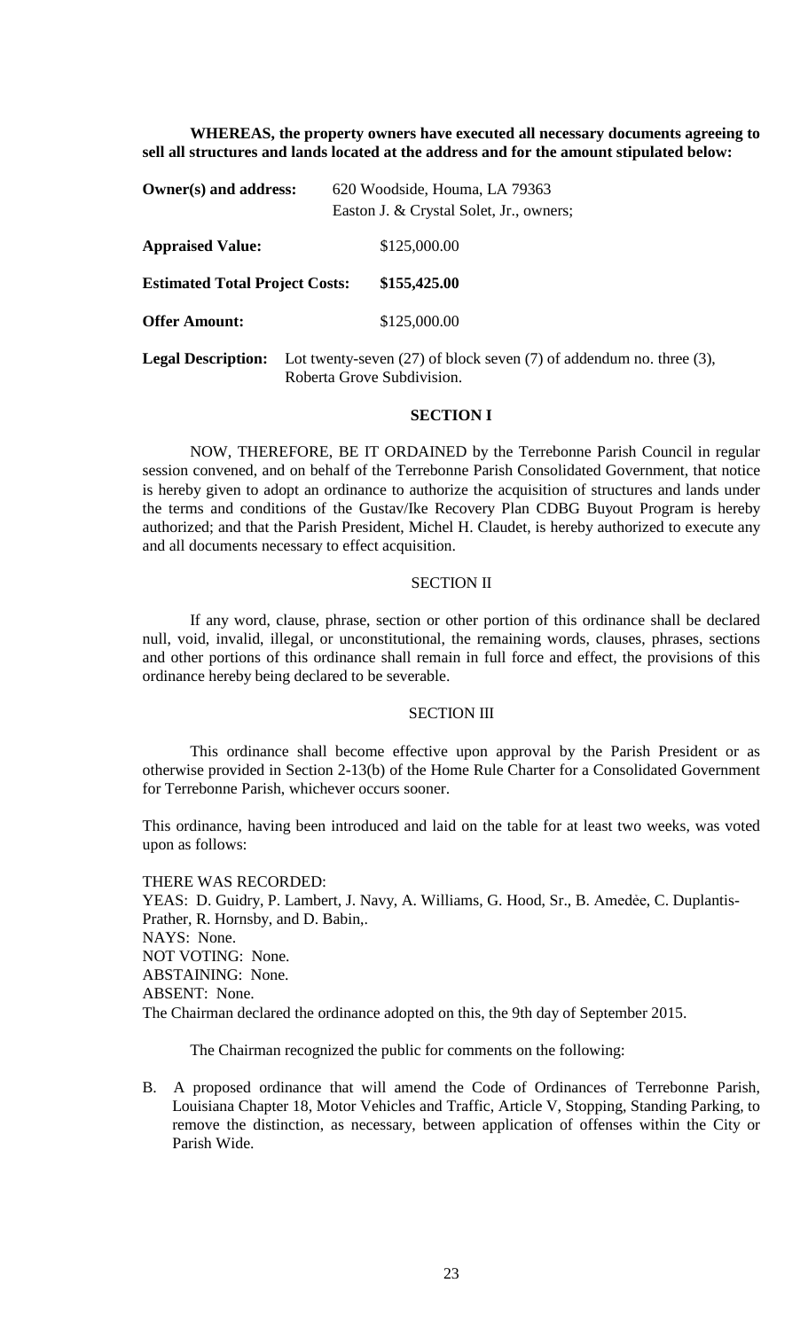**WHEREAS, the property owners have executed all necessary documents agreeing to sell all structures and lands located at the address and for the amount stipulated below:**

**Owner(s) and address:** 620 Woodside, Houma, LA 79363
Easton J. & Crystal Solet, Jr., owners;

**Appraised Value:** $125,000.00

**Estimated Total Project Costs:** **$155,425.00**

**Offer Amount:** $125,000.00

**Legal Description:** Lot twenty-seven (27) of block seven (7) of addendum no. three (3), Roberta Grove Subdivision.

**SECTION I**

NOW, THEREFORE, BE IT ORDAINED by the Terrebonne Parish Council in regular session convened, and on behalf of the Terrebonne Parish Consolidated Government, that notice is hereby given to adopt an ordinance to authorize the acquisition of structures and lands under the terms and conditions of the Gustav/Ike Recovery Plan CDBG Buyout Program is hereby authorized; and that the Parish President, Michel H. Claudet, is hereby authorized to execute any and all documents necessary to effect acquisition.

SECTION II

If any word, clause, phrase, section or other portion of this ordinance shall be declared null, void, invalid, illegal, or unconstitutional, the remaining words, clauses, phrases, sections and other portions of this ordinance shall remain in full force and effect, the provisions of this ordinance hereby being declared to be severable.

SECTION III

This ordinance shall become effective upon approval by the Parish President or as otherwise provided in Section 2-13(b) of the Home Rule Charter for a Consolidated Government for Terrebonne Parish, whichever occurs sooner.

This ordinance, having been introduced and laid on the table for at least two weeks, was voted upon as follows:

THERE WAS RECORDED:
YEAS: D. Guidry, P. Lambert, J. Navy, A. Williams, G. Hood, Sr., B. Amedėe, C. Duplantis-Prather, R. Hornsby, and D. Babin,.
NAYS: None.
NOT VOTING: None.
ABSTAINING: None.
ABSENT: None.
The Chairman declared the ordinance adopted on this, the 9th day of September 2015.

The Chairman recognized the public for comments on the following:

B. A proposed ordinance that will amend the Code of Ordinances of Terrebonne Parish, Louisiana Chapter 18, Motor Vehicles and Traffic, Article V, Stopping, Standing Parking, to remove the distinction, as necessary, between application of offenses within the City or Parish Wide.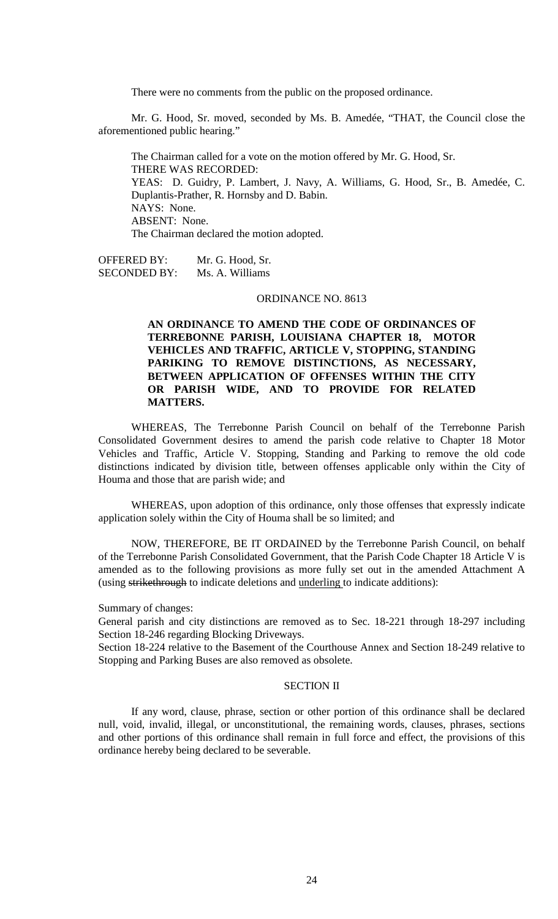There were no comments from the public on the proposed ordinance.

Mr. G. Hood, Sr. moved, seconded by Ms. B. Amedée, "THAT, the Council close the aforementioned public hearing."

The Chairman called for a vote on the motion offered by Mr. G. Hood, Sr.
THERE WAS RECORDED:
YEAS: D. Guidry, P. Lambert, J. Navy, A. Williams, G. Hood, Sr., B. Amedée, C. Duplantis-Prather, R. Hornsby and D. Babin.
NAYS: None.
ABSENT: None.
The Chairman declared the motion adopted.

OFFERED BY: Mr. G. Hood, Sr.
SECONDED BY: Ms. A. Williams

ORDINANCE NO. 8613

**AN ORDINANCE TO AMEND THE CODE OF ORDINANCES OF TERREBONNE PARISH, LOUISIANA CHAPTER 18, MOTOR VEHICLES AND TRAFFIC, ARTICLE V, STOPPING, STANDING PARIKING TO REMOVE DISTINCTIONS, AS NECESSARY, BETWEEN APPLICATION OF OFFENSES WITHIN THE CITY OR PARISH WIDE, AND TO PROVIDE FOR RELATED MATTERS.**

WHEREAS, The Terrebonne Parish Council on behalf of the Terrebonne Parish Consolidated Government desires to amend the parish code relative to Chapter 18 Motor Vehicles and Traffic, Article V. Stopping, Standing and Parking to remove the old code distinctions indicated by division title, between offenses applicable only within the City of Houma and those that are parish wide; and

WHEREAS, upon adoption of this ordinance, only those offenses that expressly indicate application solely within the City of Houma shall be so limited; and

NOW, THEREFORE, BE IT ORDAINED by the Terrebonne Parish Council, on behalf of the Terrebonne Parish Consolidated Government, that the Parish Code Chapter 18 Article V is amended as to the following provisions as more fully set out in the amended Attachment A (using ~~strikethrough~~ to indicate deletions and <u>underling</u> to indicate additions):

Summary of changes:

General parish and city distinctions are removed as to Sec. 18-221 through 18-297 including Section 18-246 regarding Blocking Driveways.

Section 18-224 relative to the Basement of the Courthouse Annex and Section 18-249 relative to Stopping and Parking Buses are also removed as obsolete.

SECTION II

If any word, clause, phrase, section or other portion of this ordinance shall be declared null, void, invalid, illegal, or unconstitutional, the remaining words, clauses, phrases, sections and other portions of this ordinance shall remain in full force and effect, the provisions of this ordinance hereby being declared to be severable.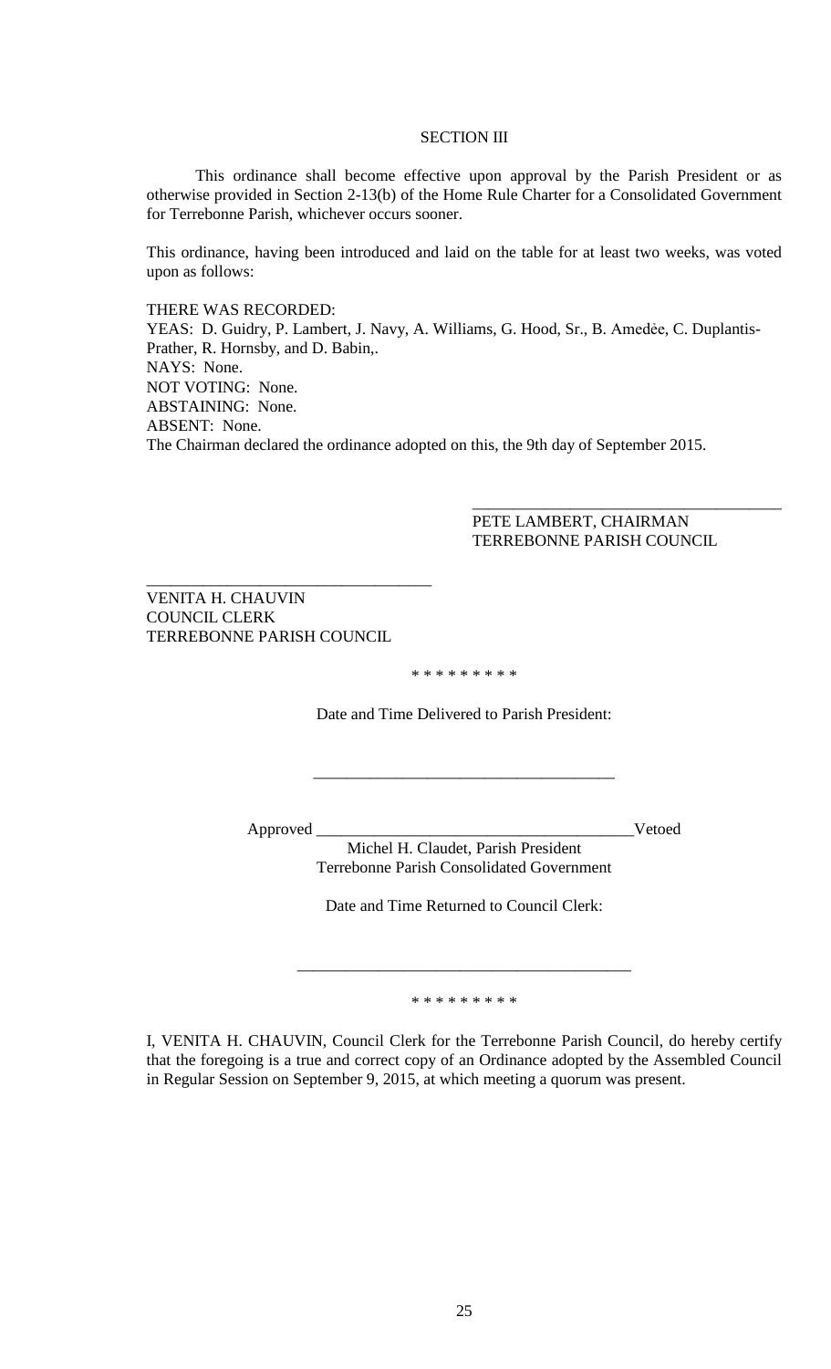SECTION III

This ordinance shall become effective upon approval by the Parish President or as otherwise provided in Section 2-13(b) of the Home Rule Charter for a Consolidated Government for Terrebonne Parish, whichever occurs sooner.

This ordinance, having been introduced and laid on the table for at least two weeks, was voted upon as follows:

THERE WAS RECORDED:
YEAS: D. Guidry, P. Lambert, J. Navy, A. Williams, G. Hood, Sr., B. Amedėe, C. Duplantis-Prather, R. Hornsby, and D. Babin,.
NAYS: None.
NOT VOTING: None.
ABSTAINING: None.
ABSENT: None.
The Chairman declared the ordinance adopted on this, the 9th day of September 2015.

\_\_\_\_\_\_\_\_\_\_\_\_\_\_\_\_\_\_\_\_\_\_\_\_\_\_\_\_\_\_\_\_\_\_\_\_\_\_
PETE LAMBERT, CHAIRMAN
TERREBONNE PARISH COUNCIL

\_\_\_\_\_\_\_\_\_\_\_\_\_\_\_\_\_\_\_\_\_\_\_\_\_\_\_\_\_\_\_\_\_\_\_\_
VENITA H. CHAUVIN
COUNCIL CLERK
TERREBONNE PARISH COUNCIL

\* \* \* \* \* \* \* \* \*

Date and Time Delivered to Parish President:

\_\_\_\_\_\_\_\_\_\_\_\_\_\_\_\_\_\_\_\_\_\_\_\_\_\_\_\_\_\_\_\_\_\_\_\_\_\_

Approved \_\_\_\_\_\_\_\_\_\_\_\_\_\_\_\_\_\_\_\_\_\_\_\_\_\_\_\_\_\_\_\_\_\_\_\_\_\_\_\_Vetoed
Michel H. Claudet, Parish President
Terrebonne Parish Consolidated Government

Date and Time Returned to Council Clerk:

\_\_\_\_\_\_\_\_\_\_\_\_\_\_\_\_\_\_\_\_\_\_\_\_\_\_\_\_\_\_\_\_\_\_\_\_\_\_\_\_\_\_

\* \* \* \* \* \* \* \* \*

I, VENITA H. CHAUVIN, Council Clerk for the Terrebonne Parish Council, do hereby certify that the foregoing is a true and correct copy of an Ordinance adopted by the Assembled Council in Regular Session on September 9, 2015, at which meeting a quorum was present.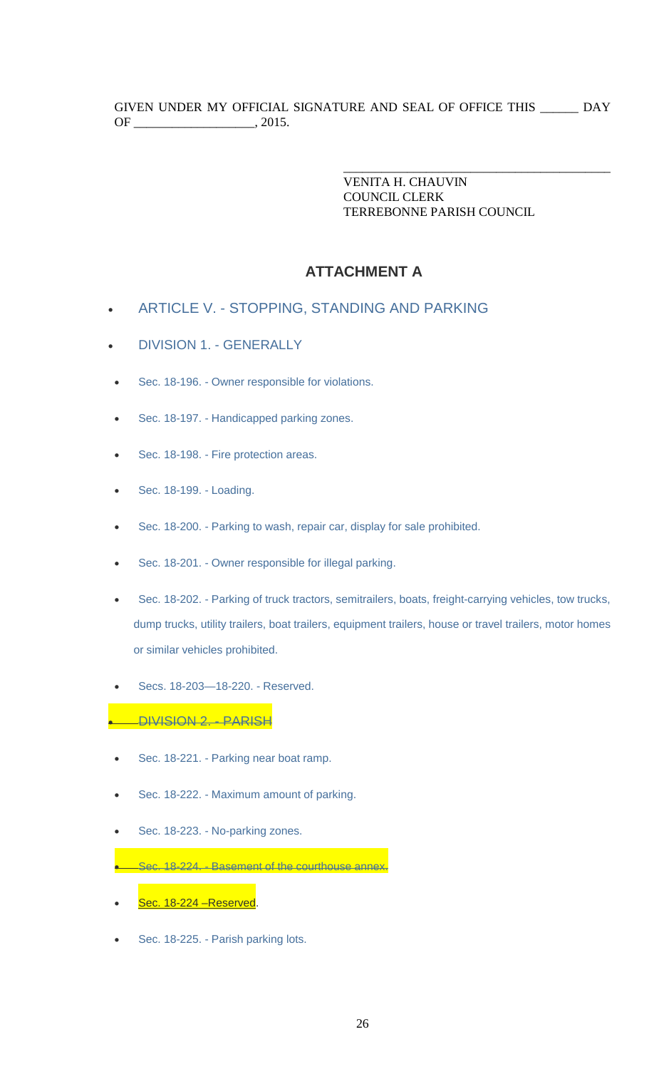GIVEN UNDER MY OFFICIAL SIGNATURE AND SEAL OF OFFICE THIS ______ DAY OF ___________________, 2015.

\_\_\_\_\_\_\_\_\_\_\_\_\_\_\_\_\_\_\_\_\_\_\_\_\_\_\_\_\_\_\_\_\_\_\_\_\_\_\_\_\_\_

VENITA H. CHAUVIN
COUNCIL CLERK
TERREBONNE PARISH COUNCIL

## ATTACHMENT A

- ARTICLE V. - STOPPING, STANDING AND PARKING
- DIVISION 1. - GENERALLY
- Sec. 18-196. - Owner responsible for violations.
- Sec. 18-197. - Handicapped parking zones.
- Sec. 18-198. - Fire protection areas.
- Sec. 18-199. - Loading.
- Sec. 18-200. - Parking to wash, repair car, display for sale prohibited.
- Sec. 18-201. - Owner responsible for illegal parking.
- Sec. 18-202. - Parking of truck tractors, semitrailers, boats, freight-carrying vehicles, tow trucks, dump trucks, utility trailers, boat trailers, equipment trailers, house or travel trailers, motor homes or similar vehicles prohibited.
- Secs. 18-203—18-220. - Reserved.
- ~~DIVISION 2. - PARISH~~
- Sec. 18-221. - Parking near boat ramp.
- Sec. 18-222. - Maximum amount of parking.
- Sec. 18-223. - No-parking zones.
- ~~Sec. 18-224. - Basement of the courthouse annex.~~
- <u>Sec. 18-224 –Reserved</u>.
- Sec. 18-225. - Parish parking lots.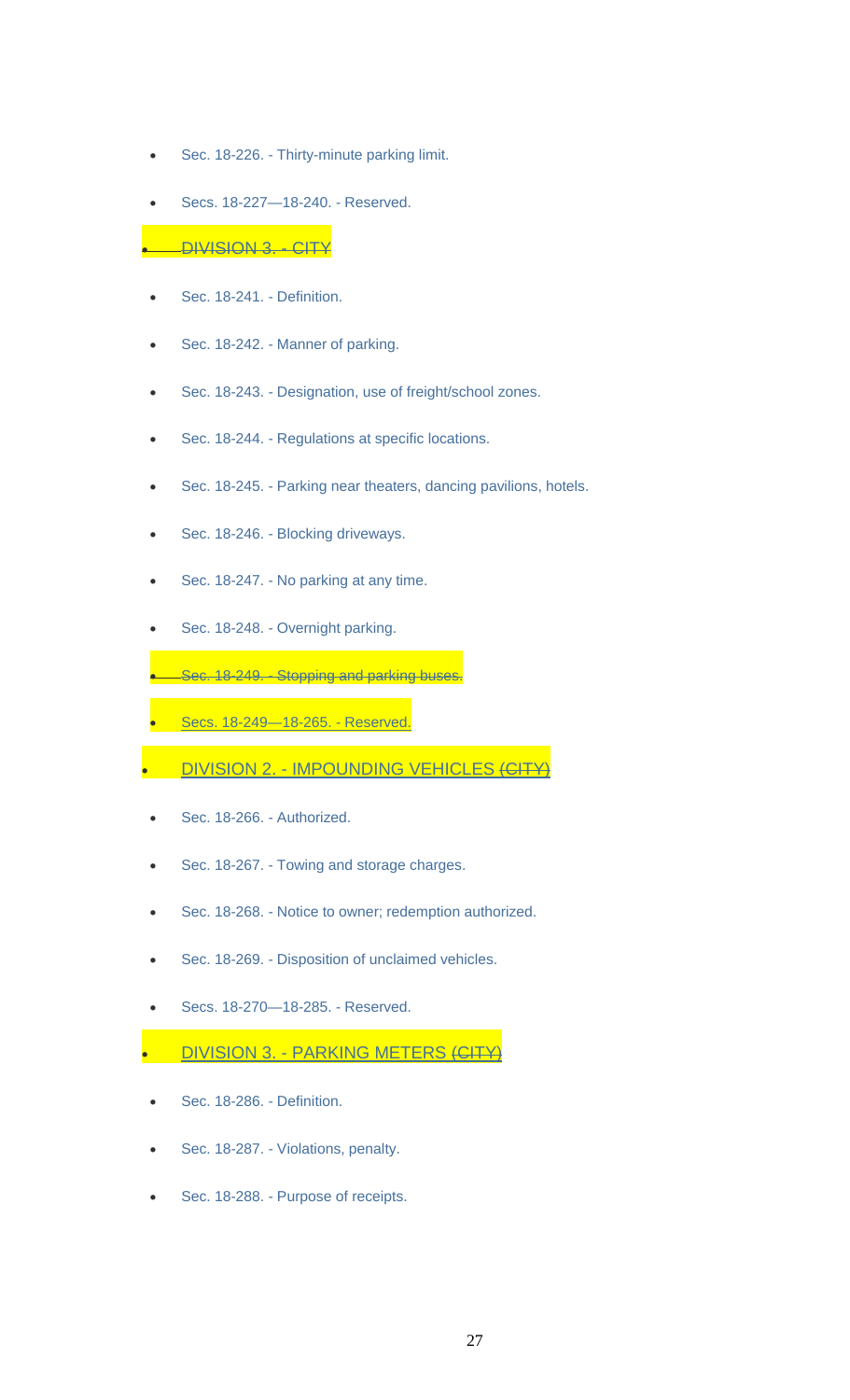- Sec. 18-226. - Thirty-minute parking limit.
- Secs. 18-227—18-240. - Reserved.
- ~~DIVISION 3. - CITY~~
- Sec. 18-241. - Definition.
- Sec. 18-242. - Manner of parking.
- Sec. 18-243. - Designation, use of freight/school zones.
- Sec. 18-244. - Regulations at specific locations.
- Sec. 18-245. - Parking near theaters, dancing pavilions, hotels.
- Sec. 18-246. - Blocking driveways.
- Sec. 18-247. - No parking at any time.
- Sec. 18-248. - Overnight parking.
- ~~Sec. 18-249. - Stopping and parking buses.~~
- Secs. 18-249—18-265. - Reserved.
- DIVISION 2. - IMPOUNDING VEHICLES ~~(CITY)~~
- Sec. 18-266. - Authorized.
- Sec. 18-267. - Towing and storage charges.
- Sec. 18-268. - Notice to owner; redemption authorized.
- Sec. 18-269. - Disposition of unclaimed vehicles.
- Secs. 18-270—18-285. - Reserved.
- DIVISION 3. - PARKING METERS ~~(CITY)~~
- Sec. 18-286. - Definition.
- Sec. 18-287. - Violations, penalty.
- Sec. 18-288. - Purpose of receipts.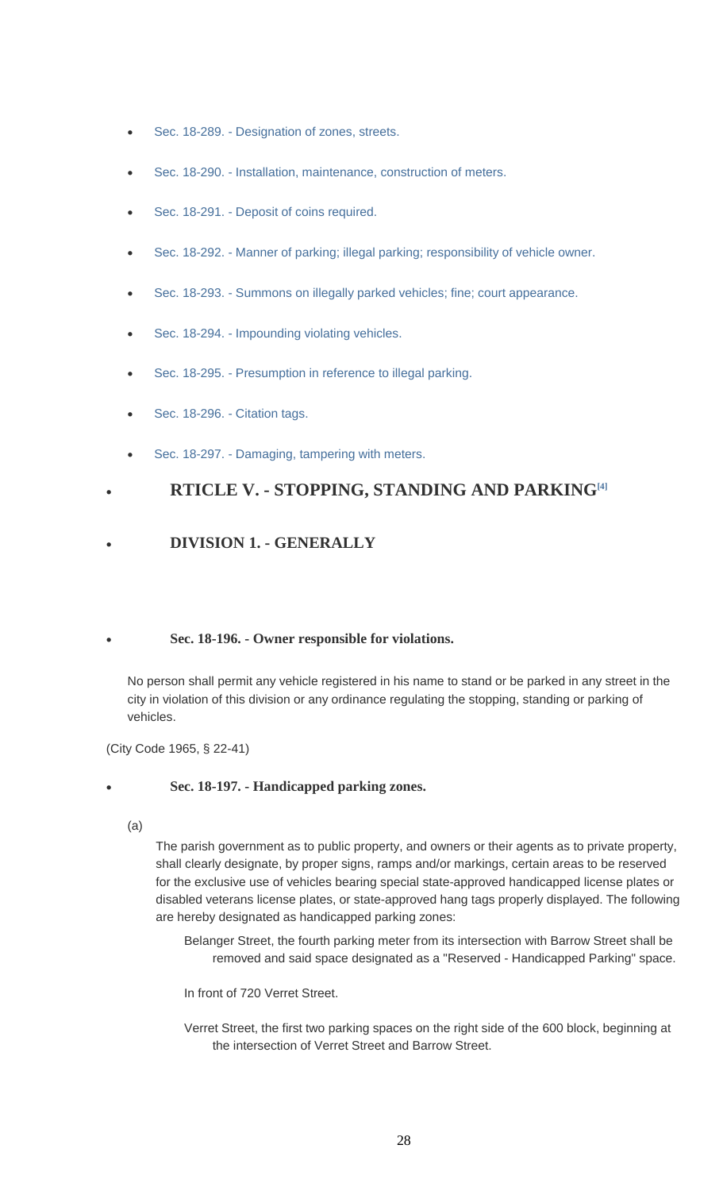- Sec. 18-289. - Designation of zones, streets.
- Sec. 18-290. - Installation, maintenance, construction of meters.
- Sec. 18-291. - Deposit of coins required.
- Sec. 18-292. - Manner of parking; illegal parking; responsibility of vehicle owner.
- Sec. 18-293. - Summons on illegally parked vehicles; fine; court appearance.
- Sec. 18-294. - Impounding violating vehicles.
- Sec. 18-295. - Presumption in reference to illegal parking.
- Sec. 18-296. - Citation tags.
- Sec. 18-297. - Damaging, tampering with meters.

## RTICLE V. - STOPPING, STANDING AND PARKING[4]

### DIVISION 1. - GENERALLY

#### Sec. 18-196. - Owner responsible for violations.

No person shall permit any vehicle registered in his name to stand or be parked in any street in the city in violation of this division or any ordinance regulating the stopping, standing or parking of vehicles.

(City Code 1965, § 22-41)

#### Sec. 18-197. - Handicapped parking zones.

(a)

The parish government as to public property, and owners or their agents as to private property, shall clearly designate, by proper signs, ramps and/or markings, certain areas to be reserved for the exclusive use of vehicles bearing special state-approved handicapped license plates or disabled veterans license plates, or state-approved hang tags properly displayed. The following are hereby designated as handicapped parking zones:

Belanger Street, the fourth parking meter from its intersection with Barrow Street shall be removed and said space designated as a "Reserved - Handicapped Parking" space.

In front of 720 Verret Street.

Verret Street, the first two parking spaces on the right side of the 600 block, beginning at the intersection of Verret Street and Barrow Street.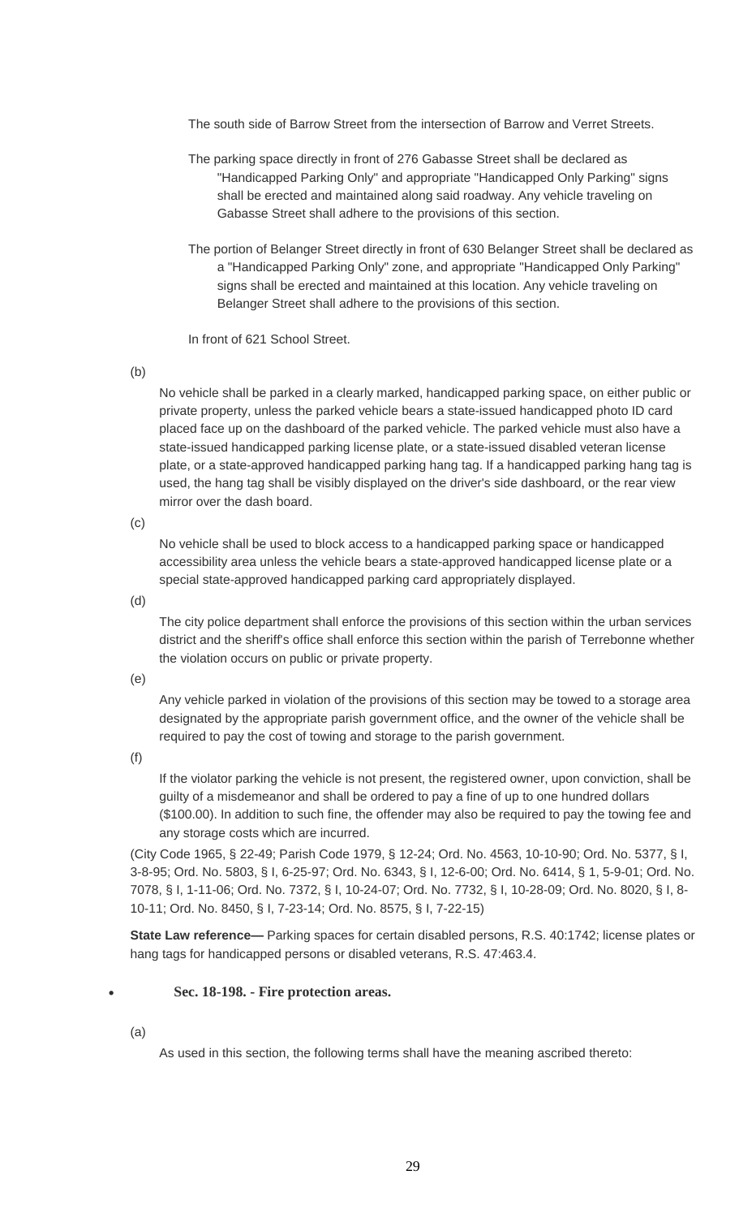The south side of Barrow Street from the intersection of Barrow and Verret Streets.

The parking space directly in front of 276 Gabasse Street shall be declared as "Handicapped Parking Only" and appropriate "Handicapped Only Parking" signs shall be erected and maintained along said roadway. Any vehicle traveling on Gabasse Street shall adhere to the provisions of this section.

The portion of Belanger Street directly in front of 630 Belanger Street shall be declared as a "Handicapped Parking Only" zone, and appropriate "Handicapped Only Parking" signs shall be erected and maintained at this location. Any vehicle traveling on Belanger Street shall adhere to the provisions of this section.

In front of 621 School Street.

(b)

No vehicle shall be parked in a clearly marked, handicapped parking space, on either public or private property, unless the parked vehicle bears a state-issued handicapped photo ID card placed face up on the dashboard of the parked vehicle. The parked vehicle must also have a state-issued handicapped parking license plate, or a state-issued disabled veteran license plate, or a state-approved handicapped parking hang tag. If a handicapped parking hang tag is used, the hang tag shall be visibly displayed on the driver's side dashboard, or the rear view mirror over the dash board.

(c)

No vehicle shall be used to block access to a handicapped parking space or handicapped accessibility area unless the vehicle bears a state-approved handicapped license plate or a special state-approved handicapped parking card appropriately displayed.

(d)

The city police department shall enforce the provisions of this section within the urban services district and the sheriff's office shall enforce this section within the parish of Terrebonne whether the violation occurs on public or private property.

(e)

Any vehicle parked in violation of the provisions of this section may be towed to a storage area designated by the appropriate parish government office, and the owner of the vehicle shall be required to pay the cost of towing and storage to the parish government.

(f)

If the violator parking the vehicle is not present, the registered owner, upon conviction, shall be guilty of a misdemeanor and shall be ordered to pay a fine of up to one hundred dollars ($100.00). In addition to such fine, the offender may also be required to pay the towing fee and any storage costs which are incurred.

(City Code 1965, § 22-49; Parish Code 1979, § 12-24; Ord. No. 4563, 10-10-90; Ord. No. 5377, § I, 3-8-95; Ord. No. 5803, § I, 6-25-97; Ord. No. 6343, § I, 12-6-00; Ord. No. 6414, § 1, 5-9-01; Ord. No. 7078, § I, 1-11-06; Ord. No. 7372, § I, 10-24-07; Ord. No. 7732, § I, 10-28-09; Ord. No. 8020, § I, 8-10-11; Ord. No. 8450, § I, 7-23-14; Ord. No. 8575, § I, 7-22-15)

**State Law reference—** Parking spaces for certain disabled persons, R.S. 40:1742; license plates or hang tags for handicapped persons or disabled veterans, R.S. 47:463.4.

- **Sec. 18-198. - Fire protection areas.**

(a)

As used in this section, the following terms shall have the meaning ascribed thereto: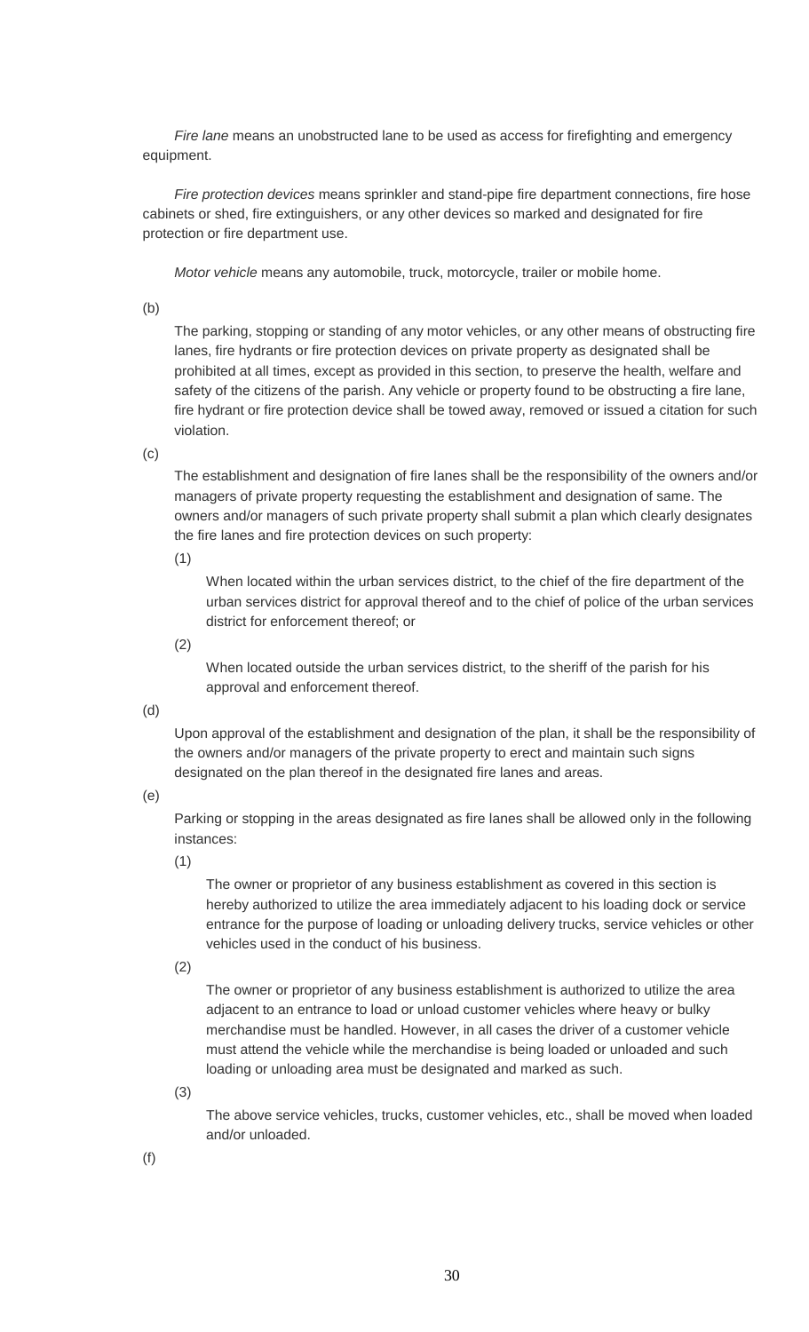*Fire lane* means an unobstructed lane to be used as access for firefighting and emergency equipment.

*Fire protection devices* means sprinkler and stand-pipe fire department connections, fire hose cabinets or shed, fire extinguishers, or any other devices so marked and designated for fire protection or fire department use.

*Motor vehicle* means any automobile, truck, motorcycle, trailer or mobile home.

(b)

The parking, stopping or standing of any motor vehicles, or any other means of obstructing fire lanes, fire hydrants or fire protection devices on private property as designated shall be prohibited at all times, except as provided in this section, to preserve the health, welfare and safety of the citizens of the parish. Any vehicle or property found to be obstructing a fire lane, fire hydrant or fire protection device shall be towed away, removed or issued a citation for such violation.

(c)

The establishment and designation of fire lanes shall be the responsibility of the owners and/or managers of private property requesting the establishment and designation of same. The owners and/or managers of such private property shall submit a plan which clearly designates the fire lanes and fire protection devices on such property:

(1)

When located within the urban services district, to the chief of the fire department of the urban services district for approval thereof and to the chief of police of the urban services district for enforcement thereof; or

(2)

When located outside the urban services district, to the sheriff of the parish for his approval and enforcement thereof.

(d)

Upon approval of the establishment and designation of the plan, it shall be the responsibility of the owners and/or managers of the private property to erect and maintain such signs designated on the plan thereof in the designated fire lanes and areas.

(e)

Parking or stopping in the areas designated as fire lanes shall be allowed only in the following instances:

(1)

The owner or proprietor of any business establishment as covered in this section is hereby authorized to utilize the area immediately adjacent to his loading dock or service entrance for the purpose of loading or unloading delivery trucks, service vehicles or other vehicles used in the conduct of his business.

(2)

The owner or proprietor of any business establishment is authorized to utilize the area adjacent to an entrance to load or unload customer vehicles where heavy or bulky merchandise must be handled. However, in all cases the driver of a customer vehicle must attend the vehicle while the merchandise is being loaded or unloaded and such loading or unloading area must be designated and marked as such.

(3)

The above service vehicles, trucks, customer vehicles, etc., shall be moved when loaded and/or unloaded.

(f)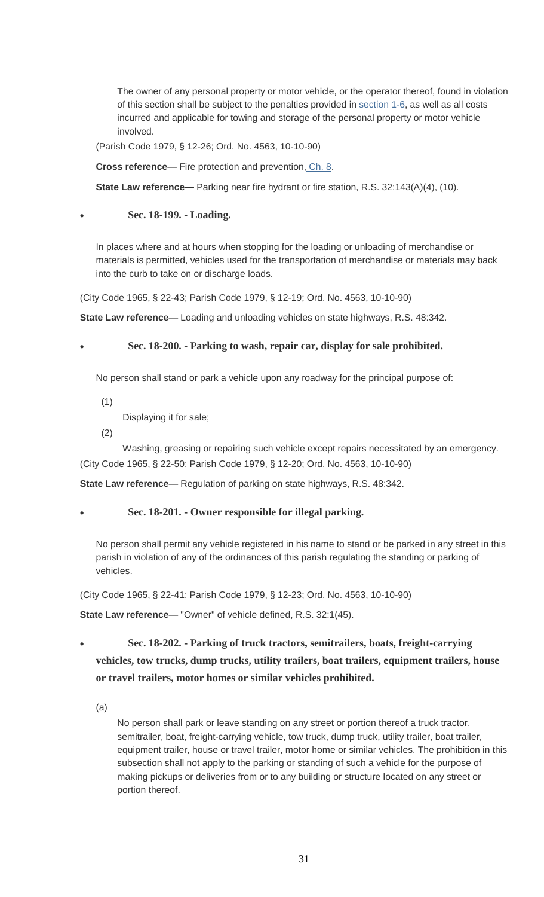The owner of any personal property or motor vehicle, or the operator thereof, found in violation of this section shall be subject to the penalties provided in section 1-6, as well as all costs incurred and applicable for towing and storage of the personal property or motor vehicle involved.

(Parish Code 1979, § 12-26; Ord. No. 4563, 10-10-90)

**Cross reference—** Fire protection and prevention, Ch. 8.

**State Law reference—** Parking near fire hydrant or fire station, R.S. 32:143(A)(4), (10).

- **Sec. 18-199. - Loading.**

In places where and at hours when stopping for the loading or unloading of merchandise or materials is permitted, vehicles used for the transportation of merchandise or materials may back into the curb to take on or discharge loads.

(City Code 1965, § 22-43; Parish Code 1979, § 12-19; Ord. No. 4563, 10-10-90)

**State Law reference—** Loading and unloading vehicles on state highways, R.S. 48:342.

- **Sec. 18-200. - Parking to wash, repair car, display for sale prohibited.**

No person shall stand or park a vehicle upon any roadway for the principal purpose of:

(1) Displaying it for sale;

(2) Washing, greasing or repairing such vehicle except repairs necessitated by an emergency.

(City Code 1965, § 22-50; Parish Code 1979, § 12-20; Ord. No. 4563, 10-10-90)

**State Law reference—** Regulation of parking on state highways, R.S. 48:342.

- **Sec. 18-201. - Owner responsible for illegal parking.**

No person shall permit any vehicle registered in his name to stand or be parked in any street in this parish in violation of any of the ordinances of this parish regulating the standing or parking of vehicles.

(City Code 1965, § 22-41; Parish Code 1979, § 12-23; Ord. No. 4563, 10-10-90)

**State Law reference—** "Owner" of vehicle defined, R.S. 32:1(45).

- **Sec. 18-202. - Parking of truck tractors, semitrailers, boats, freight-carrying vehicles, tow trucks, dump trucks, utility trailers, boat trailers, equipment trailers, house or travel trailers, motor homes or similar vehicles prohibited.**

(a) No person shall park or leave standing on any street or portion thereof a truck tractor, semitrailer, boat, freight-carrying vehicle, tow truck, dump truck, utility trailer, boat trailer, equipment trailer, house or travel trailer, motor home or similar vehicles. The prohibition in this subsection shall not apply to the parking or standing of such a vehicle for the purpose of making pickups or deliveries from or to any building or structure located on any street or portion thereof.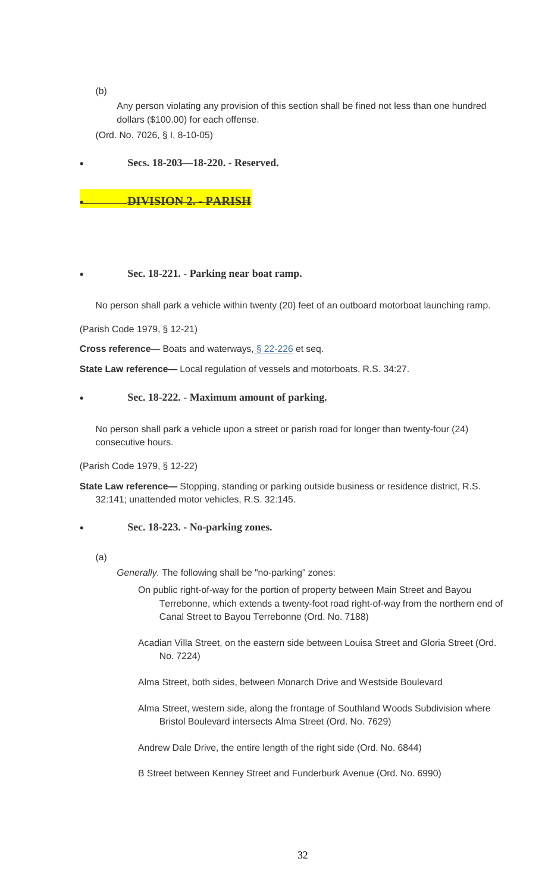(b)

Any person violating any provision of this section shall be fined not less than one hundred dollars ($100.00) for each offense.

(Ord. No. 7026, § I, 8-10-05)

- **Secs. 18-203—18-220. - Reserved.**

## DIVISION 2. - PARISH

- **Sec. 18-221. - Parking near boat ramp.**

No person shall park a vehicle within twenty (20) feet of an outboard motorboat launching ramp.

(Parish Code 1979, § 12-21)

**Cross reference—** Boats and waterways, § 22-226 et seq.

**State Law reference—** Local regulation of vessels and motorboats, R.S. 34:27.

- **Sec. 18-222. - Maximum amount of parking.**

No person shall park a vehicle upon a street or parish road for longer than twenty-four (24) consecutive hours.

(Parish Code 1979, § 12-22)

**State Law reference—** Stopping, standing or parking outside business or residence district, R.S. 32:141; unattended motor vehicles, R.S. 32:145.

- **Sec. 18-223. - No-parking zones.**

(a)

*Generally.* The following shall be "no-parking" zones:

On public right-of-way for the portion of property between Main Street and Bayou Terrebonne, which extends a twenty-foot road right-of-way from the northern end of Canal Street to Bayou Terrebonne (Ord. No. 7188)

Acadian Villa Street, on the eastern side between Louisa Street and Gloria Street (Ord. No. 7224)

Alma Street, both sides, between Monarch Drive and Westside Boulevard

Alma Street, western side, along the frontage of Southland Woods Subdivision where Bristol Boulevard intersects Alma Street (Ord. No. 7629)

Andrew Dale Drive, the entire length of the right side (Ord. No. 6844)

B Street between Kenney Street and Funderburk Avenue (Ord. No. 6990)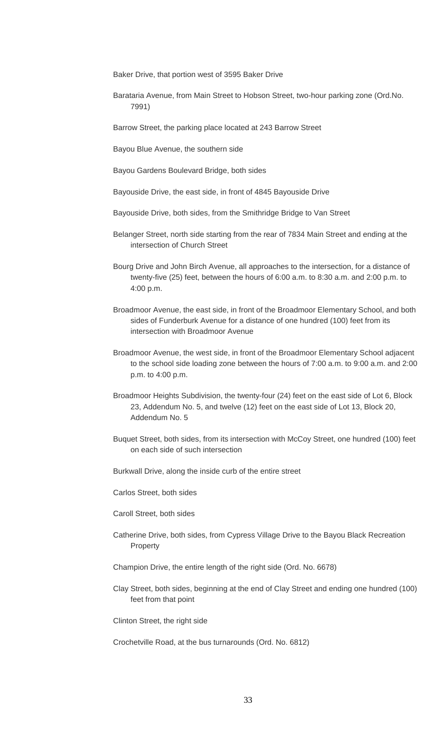Baker Drive, that portion west of 3595 Baker Drive

Barataria Avenue, from Main Street to Hobson Street, two-hour parking zone (Ord.No. 7991)

Barrow Street, the parking place located at 243 Barrow Street

Bayou Blue Avenue, the southern side

Bayou Gardens Boulevard Bridge, both sides

Bayouside Drive, the east side, in front of 4845 Bayouside Drive

Bayouside Drive, both sides, from the Smithridge Bridge to Van Street

Belanger Street, north side starting from the rear of 7834 Main Street and ending at the intersection of Church Street

Bourg Drive and John Birch Avenue, all approaches to the intersection, for a distance of twenty-five (25) feet, between the hours of 6:00 a.m. to 8:30 a.m. and 2:00 p.m. to 4:00 p.m.

Broadmoor Avenue, the east side, in front of the Broadmoor Elementary School, and both sides of Funderburk Avenue for a distance of one hundred (100) feet from its intersection with Broadmoor Avenue

Broadmoor Avenue, the west side, in front of the Broadmoor Elementary School adjacent to the school side loading zone between the hours of 7:00 a.m. to 9:00 a.m. and 2:00 p.m. to 4:00 p.m.

Broadmoor Heights Subdivision, the twenty-four (24) feet on the east side of Lot 6, Block 23, Addendum No. 5, and twelve (12) feet on the east side of Lot 13, Block 20, Addendum No. 5

Buquet Street, both sides, from its intersection with McCoy Street, one hundred (100) feet on each side of such intersection

Burkwall Drive, along the inside curb of the entire street

Carlos Street, both sides

Caroll Street, both sides

Catherine Drive, both sides, from Cypress Village Drive to the Bayou Black Recreation Property

Champion Drive, the entire length of the right side (Ord. No. 6678)

Clay Street, both sides, beginning at the end of Clay Street and ending one hundred (100) feet from that point

Clinton Street, the right side

Crochetville Road, at the bus turnarounds (Ord. No. 6812)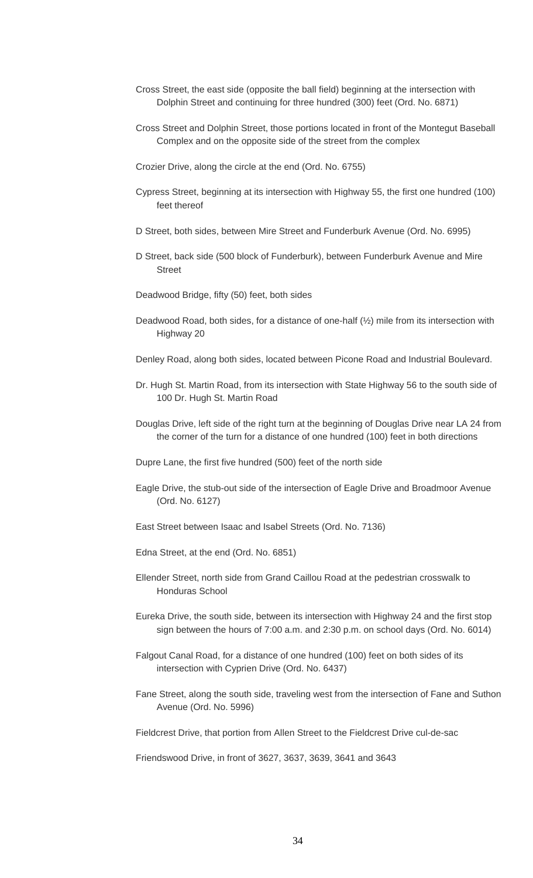Cross Street, the east side (opposite the ball field) beginning at the intersection with Dolphin Street and continuing for three hundred (300) feet (Ord. No. 6871)

Cross Street and Dolphin Street, those portions located in front of the Montegut Baseball Complex and on the opposite side of the street from the complex

Crozier Drive, along the circle at the end (Ord. No. 6755)

Cypress Street, beginning at its intersection with Highway 55, the first one hundred (100) feet thereof

D Street, both sides, between Mire Street and Funderburk Avenue (Ord. No. 6995)

D Street, back side (500 block of Funderburk), between Funderburk Avenue and Mire Street

Deadwood Bridge, fifty (50) feet, both sides

Deadwood Road, both sides, for a distance of one-half (½) mile from its intersection with Highway 20

Denley Road, along both sides, located between Picone Road and Industrial Boulevard.

Dr. Hugh St. Martin Road, from its intersection with State Highway 56 to the south side of 100 Dr. Hugh St. Martin Road

Douglas Drive, left side of the right turn at the beginning of Douglas Drive near LA 24 from the corner of the turn for a distance of one hundred (100) feet in both directions

Dupre Lane, the first five hundred (500) feet of the north side

Eagle Drive, the stub-out side of the intersection of Eagle Drive and Broadmoor Avenue (Ord. No. 6127)

East Street between Isaac and Isabel Streets (Ord. No. 7136)

Edna Street, at the end (Ord. No. 6851)

Ellender Street, north side from Grand Caillou Road at the pedestrian crosswalk to Honduras School

Eureka Drive, the south side, between its intersection with Highway 24 and the first stop sign between the hours of 7:00 a.m. and 2:30 p.m. on school days (Ord. No. 6014)

Falgout Canal Road, for a distance of one hundred (100) feet on both sides of its intersection with Cyprien Drive (Ord. No. 6437)

Fane Street, along the south side, traveling west from the intersection of Fane and Suthon Avenue (Ord. No. 5996)

Fieldcrest Drive, that portion from Allen Street to the Fieldcrest Drive cul-de-sac

Friendswood Drive, in front of 3627, 3637, 3639, 3641 and 3643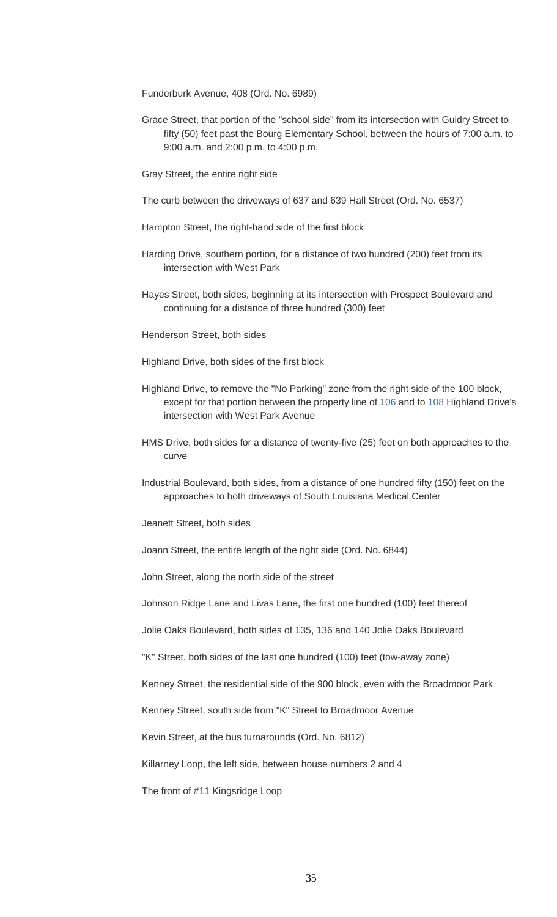Funderburk Avenue, 408 (Ord. No. 6989)

Grace Street, that portion of the "school side" from its intersection with Guidry Street to fifty (50) feet past the Bourg Elementary School, between the hours of 7:00 a.m. to 9:00 a.m. and 2:00 p.m. to 4:00 p.m.

Gray Street, the entire right side

The curb between the driveways of 637 and 639 Hall Street (Ord. No. 6537)

Hampton Street, the right-hand side of the first block

Harding Drive, southern portion, for a distance of two hundred (200) feet from its intersection with West Park

Hayes Street, both sides, beginning at its intersection with Prospect Boulevard and continuing for a distance of three hundred (300) feet

Henderson Street, both sides

Highland Drive, both sides of the first block

Highland Drive, to remove the "No Parking" zone from the right side of the 100 block, except for that portion between the property line of 106 and to 108 Highland Drive's intersection with West Park Avenue

HMS Drive, both sides for a distance of twenty-five (25) feet on both approaches to the curve

Industrial Boulevard, both sides, from a distance of one hundred fifty (150) feet on the approaches to both driveways of South Louisiana Medical Center

Jeanett Street, both sides

Joann Street, the entire length of the right side (Ord. No. 6844)

John Street, along the north side of the street

Johnson Ridge Lane and Livas Lane, the first one hundred (100) feet thereof

Jolie Oaks Boulevard, both sides of 135, 136 and 140 Jolie Oaks Boulevard

"K" Street, both sides of the last one hundred (100) feet (tow-away zone)

Kenney Street, the residential side of the 900 block, even with the Broadmoor Park

Kenney Street, south side from "K" Street to Broadmoor Avenue

Kevin Street, at the bus turnarounds (Ord. No. 6812)

Killarney Loop, the left side, between house numbers 2 and 4

The front of #11 Kingsridge Loop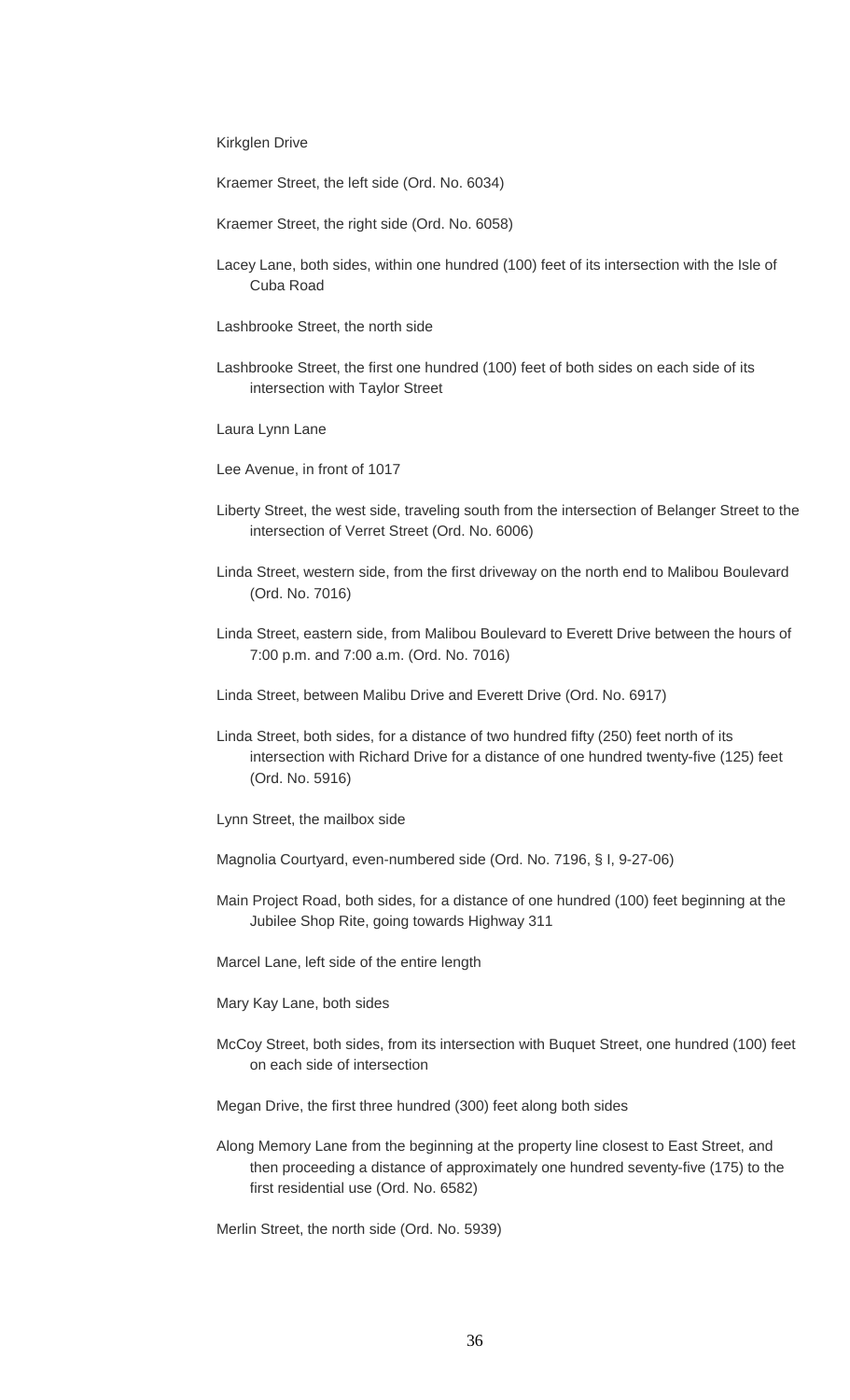Kirkglen Drive

Kraemer Street, the left side (Ord. No. 6034)

Kraemer Street, the right side (Ord. No. 6058)

Lacey Lane, both sides, within one hundred (100) feet of its intersection with the Isle of Cuba Road

Lashbrooke Street, the north side

Lashbrooke Street, the first one hundred (100) feet of both sides on each side of its intersection with Taylor Street

Laura Lynn Lane

Lee Avenue, in front of 1017

Liberty Street, the west side, traveling south from the intersection of Belanger Street to the intersection of Verret Street (Ord. No. 6006)

Linda Street, western side, from the first driveway on the north end to Malibou Boulevard (Ord. No. 7016)

Linda Street, eastern side, from Malibou Boulevard to Everett Drive between the hours of 7:00 p.m. and 7:00 a.m. (Ord. No. 7016)

Linda Street, between Malibu Drive and Everett Drive (Ord. No. 6917)

Linda Street, both sides, for a distance of two hundred fifty (250) feet north of its intersection with Richard Drive for a distance of one hundred twenty-five (125) feet (Ord. No. 5916)

Lynn Street, the mailbox side

Magnolia Courtyard, even-numbered side (Ord. No. 7196, § I, 9-27-06)

Main Project Road, both sides, for a distance of one hundred (100) feet beginning at the Jubilee Shop Rite, going towards Highway 311

Marcel Lane, left side of the entire length

Mary Kay Lane, both sides

McCoy Street, both sides, from its intersection with Buquet Street, one hundred (100) feet on each side of intersection

Megan Drive, the first three hundred (300) feet along both sides

Along Memory Lane from the beginning at the property line closest to East Street, and then proceeding a distance of approximately one hundred seventy-five (175) to the first residential use (Ord. No. 6582)

Merlin Street, the north side (Ord. No. 5939)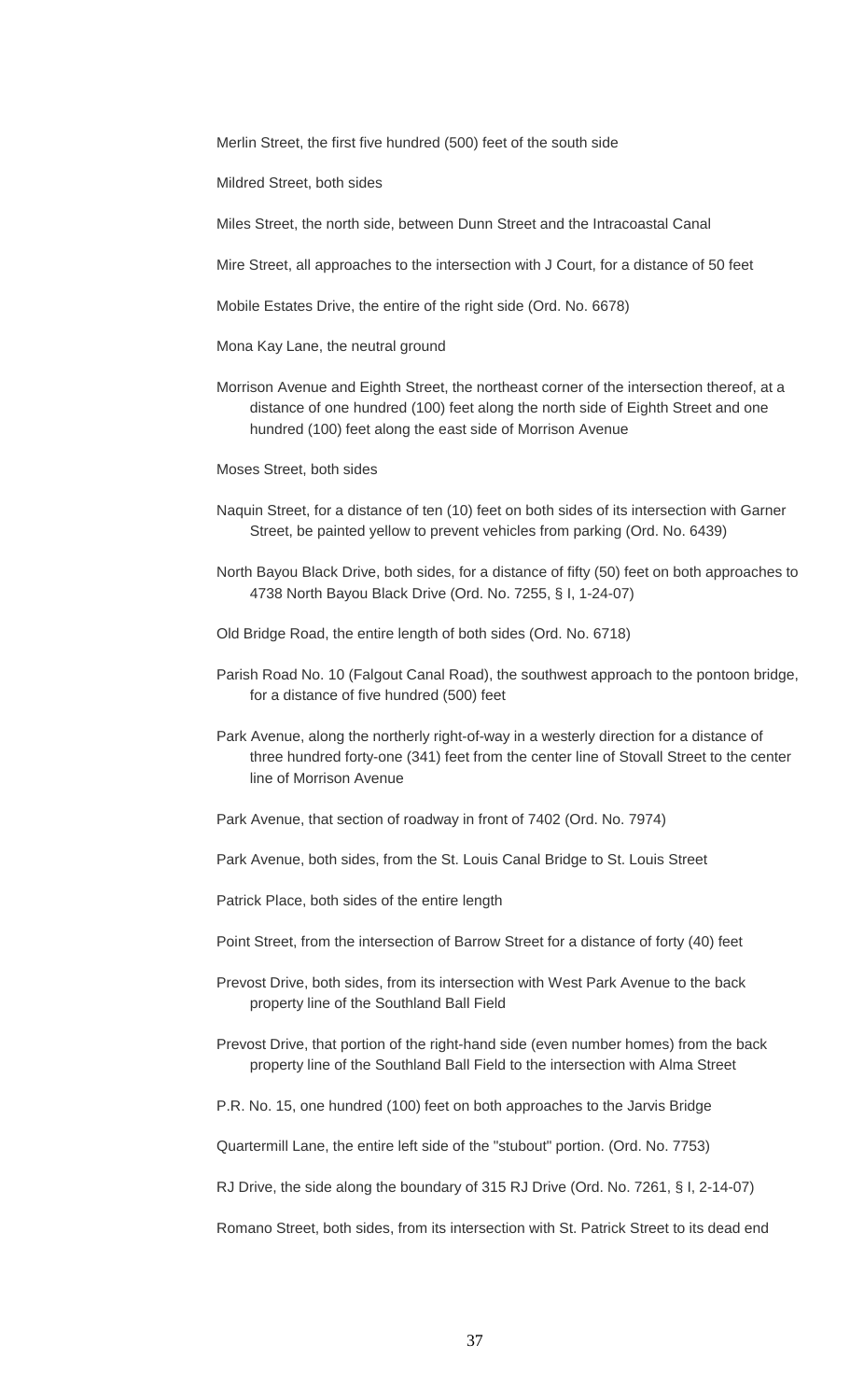Merlin Street, the first five hundred (500) feet of the south side

Mildred Street, both sides

Miles Street, the north side, between Dunn Street and the Intracoastal Canal

Mire Street, all approaches to the intersection with J Court, for a distance of 50 feet

Mobile Estates Drive, the entire of the right side (Ord. No. 6678)

Mona Kay Lane, the neutral ground

Morrison Avenue and Eighth Street, the northeast corner of the intersection thereof, at a distance of one hundred (100) feet along the north side of Eighth Street and one hundred (100) feet along the east side of Morrison Avenue

Moses Street, both sides

Naquin Street, for a distance of ten (10) feet on both sides of its intersection with Garner Street, be painted yellow to prevent vehicles from parking (Ord. No. 6439)

North Bayou Black Drive, both sides, for a distance of fifty (50) feet on both approaches to 4738 North Bayou Black Drive (Ord. No. 7255, § I, 1-24-07)

Old Bridge Road, the entire length of both sides (Ord. No. 6718)

Parish Road No. 10 (Falgout Canal Road), the southwest approach to the pontoon bridge, for a distance of five hundred (500) feet

Park Avenue, along the northerly right-of-way in a westerly direction for a distance of three hundred forty-one (341) feet from the center line of Stovall Street to the center line of Morrison Avenue

Park Avenue, that section of roadway in front of 7402 (Ord. No. 7974)

Park Avenue, both sides, from the St. Louis Canal Bridge to St. Louis Street

Patrick Place, both sides of the entire length

Point Street, from the intersection of Barrow Street for a distance of forty (40) feet

Prevost Drive, both sides, from its intersection with West Park Avenue to the back property line of the Southland Ball Field

Prevost Drive, that portion of the right-hand side (even number homes) from the back property line of the Southland Ball Field to the intersection with Alma Street

P.R. No. 15, one hundred (100) feet on both approaches to the Jarvis Bridge

Quartermill Lane, the entire left side of the "stubout" portion. (Ord. No. 7753)

RJ Drive, the side along the boundary of 315 RJ Drive (Ord. No. 7261, § I, 2-14-07)

Romano Street, both sides, from its intersection with St. Patrick Street to its dead end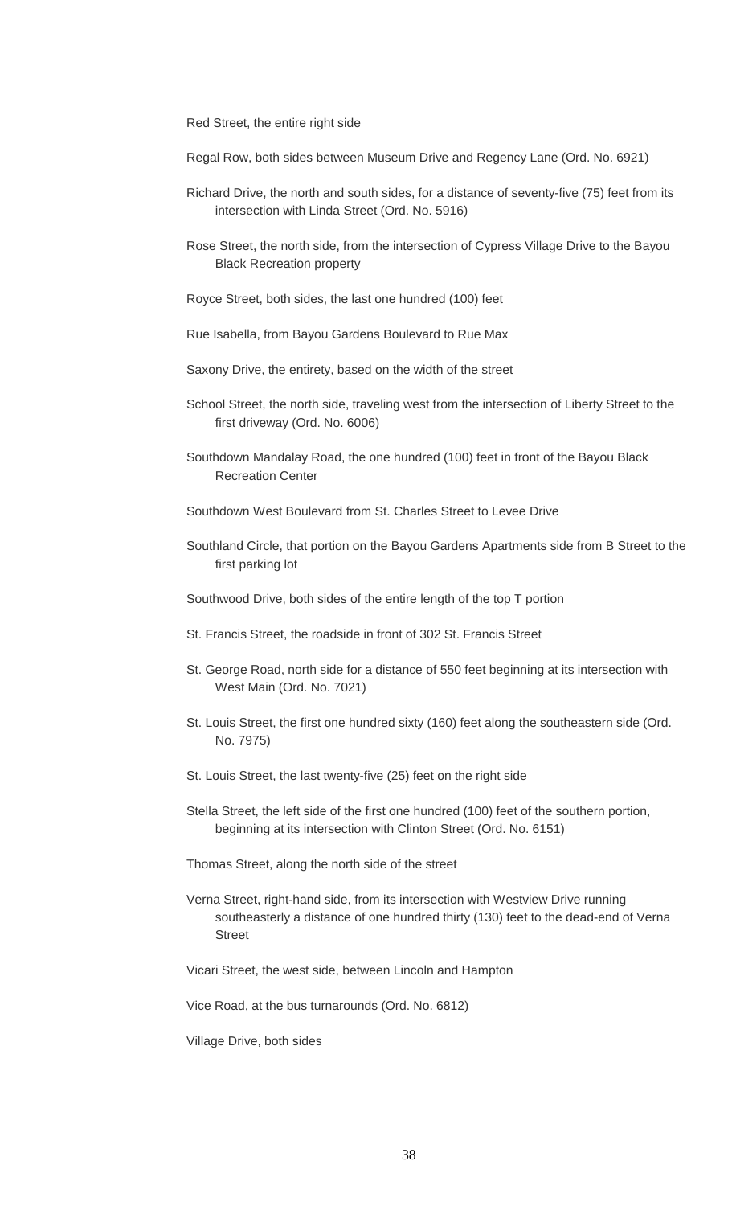Red Street, the entire right side

Regal Row, both sides between Museum Drive and Regency Lane (Ord. No. 6921)

Richard Drive, the north and south sides, for a distance of seventy-five (75) feet from its intersection with Linda Street (Ord. No. 5916)

Rose Street, the north side, from the intersection of Cypress Village Drive to the Bayou Black Recreation property

Royce Street, both sides, the last one hundred (100) feet

Rue Isabella, from Bayou Gardens Boulevard to Rue Max

Saxony Drive, the entirety, based on the width of the street

School Street, the north side, traveling west from the intersection of Liberty Street to the first driveway (Ord. No. 6006)

Southdown Mandalay Road, the one hundred (100) feet in front of the Bayou Black Recreation Center

Southdown West Boulevard from St. Charles Street to Levee Drive

Southland Circle, that portion on the Bayou Gardens Apartments side from B Street to the first parking lot

Southwood Drive, both sides of the entire length of the top T portion

St. Francis Street, the roadside in front of 302 St. Francis Street

St. George Road, north side for a distance of 550 feet beginning at its intersection with West Main (Ord. No. 7021)

St. Louis Street, the first one hundred sixty (160) feet along the southeastern side (Ord. No. 7975)

St. Louis Street, the last twenty-five (25) feet on the right side

Stella Street, the left side of the first one hundred (100) feet of the southern portion, beginning at its intersection with Clinton Street (Ord. No. 6151)

Thomas Street, along the north side of the street

Verna Street, right-hand side, from its intersection with Westview Drive running southeasterly a distance of one hundred thirty (130) feet to the dead-end of Verna Street

Vicari Street, the west side, between Lincoln and Hampton

Vice Road, at the bus turnarounds (Ord. No. 6812)

Village Drive, both sides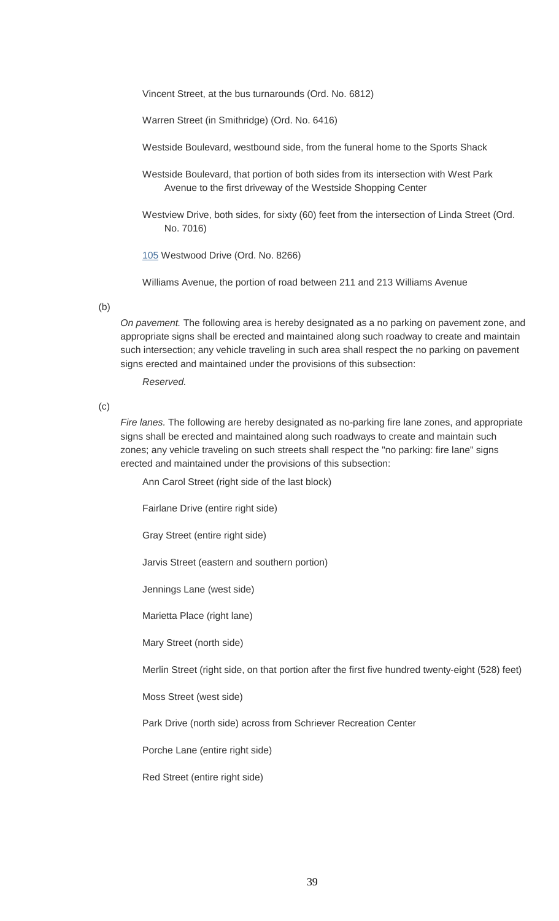Vincent Street, at the bus turnarounds (Ord. No. 6812)

Warren Street (in Smithridge) (Ord. No. 6416)

Westside Boulevard, westbound side, from the funeral home to the Sports Shack

Westside Boulevard, that portion of both sides from its intersection with West Park Avenue to the first driveway of the Westside Shopping Center

Westview Drive, both sides, for sixty (60) feet from the intersection of Linda Street (Ord. No. 7016)

105 Westwood Drive (Ord. No. 8266)

Williams Avenue, the portion of road between 211 and 213 Williams Avenue

(b)

*On pavement.* The following area is hereby designated as a no parking on pavement zone, and appropriate signs shall be erected and maintained along such roadway to create and maintain such intersection; any vehicle traveling in such area shall respect the no parking on pavement signs erected and maintained under the provisions of this subsection:

*Reserved.*

(c)

*Fire lanes.* The following are hereby designated as no-parking fire lane zones, and appropriate signs shall be erected and maintained along such roadways to create and maintain such zones; any vehicle traveling on such streets shall respect the "no parking: fire lane" signs erected and maintained under the provisions of this subsection:

Ann Carol Street (right side of the last block)

Fairlane Drive (entire right side)

Gray Street (entire right side)

Jarvis Street (eastern and southern portion)

Jennings Lane (west side)

Marietta Place (right lane)

Mary Street (north side)

Merlin Street (right side, on that portion after the first five hundred twenty-eight (528) feet)

Moss Street (west side)

Park Drive (north side) across from Schriever Recreation Center

Porche Lane (entire right side)

Red Street (entire right side)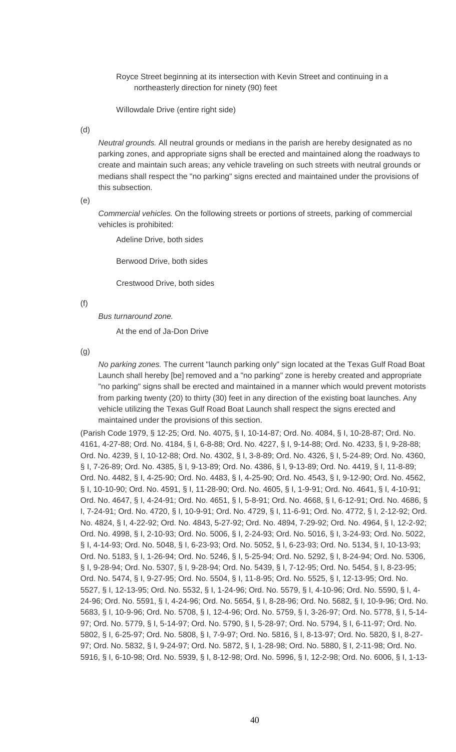Royce Street beginning at its intersection with Kevin Street and continuing in a northeasterly direction for ninety (90) feet

Willowdale Drive (entire right side)

(d)

*Neutral grounds.* All neutral grounds or medians in the parish are hereby designated as no parking zones, and appropriate signs shall be erected and maintained along the roadways to create and maintain such areas; any vehicle traveling on such streets with neutral grounds or medians shall respect the "no parking" signs erected and maintained under the provisions of this subsection.

(e)

*Commercial vehicles.* On the following streets or portions of streets, parking of commercial vehicles is prohibited:

Adeline Drive, both sides

Berwood Drive, both sides

Crestwood Drive, both sides

(f)

*Bus turnaround zone.*

At the end of Ja-Don Drive

(g)

*No parking zones.* The current "launch parking only" sign located at the Texas Gulf Road Boat Launch shall hereby [be] removed and a "no parking" zone is hereby created and appropriate "no parking" signs shall be erected and maintained in a manner which would prevent motorists from parking twenty (20) to thirty (30) feet in any direction of the existing boat launches. Any vehicle utilizing the Texas Gulf Road Boat Launch shall respect the signs erected and maintained under the provisions of this section.

(Parish Code 1979, § 12-25; Ord. No. 4075, § I, 10-14-87; Ord. No. 4084, § I, 10-28-87; Ord. No. 4161, 4-27-88; Ord. No. 4184, § I, 6-8-88; Ord. No. 4227, § I, 9-14-88; Ord. No. 4233, § I, 9-28-88; Ord. No. 4239, § I, 10-12-88; Ord. No. 4302, § I, 3-8-89; Ord. No. 4326, § I, 5-24-89; Ord. No. 4360, § I, 7-26-89; Ord. No. 4385, § I, 9-13-89; Ord. No. 4386, § I, 9-13-89; Ord. No. 4419, § I, 11-8-89; Ord. No. 4482, § I, 4-25-90; Ord. No. 4483, § I, 4-25-90; Ord. No. 4543, § I, 9-12-90; Ord. No. 4562, § I, 10-10-90; Ord. No. 4591, § I, 11-28-90; Ord. No. 4605, § I, 1-9-91; Ord. No. 4641, § I, 4-10-91; Ord. No. 4647, § I, 4-24-91; Ord. No. 4651, § I, 5-8-91; Ord. No. 4668, § I, 6-12-91; Ord. No. 4686, § I, 7-24-91; Ord. No. 4720, § I, 10-9-91; Ord. No. 4729, § I, 11-6-91; Ord. No. 4772, § I, 2-12-92; Ord. No. 4824, § I, 4-22-92; Ord. No. 4843, 5-27-92; Ord. No. 4894, 7-29-92; Ord. No. 4964, § I, 12-2-92; Ord. No. 4998, § I, 2-10-93; Ord. No. 5006, § I, 2-24-93; Ord. No. 5016, § I, 3-24-93; Ord. No. 5022, § I, 4-14-93; Ord. No. 5048, § I, 6-23-93; Ord. No. 5052, § I, 6-23-93; Ord. No. 5134, § I, 10-13-93; Ord. No. 5183, § I, 1-26-94; Ord. No. 5246, § I, 5-25-94; Ord. No. 5292, § I, 8-24-94; Ord. No. 5306, § I, 9-28-94; Ord. No. 5307, § I, 9-28-94; Ord. No. 5439, § I, 7-12-95; Ord. No. 5454, § I, 8-23-95; Ord. No. 5474, § I, 9-27-95; Ord. No. 5504, § I, 11-8-95; Ord. No. 5525, § I, 12-13-95; Ord. No. 5527, § I, 12-13-95; Ord. No. 5532, § I, 1-24-96; Ord. No. 5579, § I, 4-10-96; Ord. No. 5590, § I, 4-24-96; Ord. No. 5591, § I, 4-24-96; Ord. No. 5654, § I, 8-28-96; Ord. No. 5682, § I, 10-9-96; Ord. No. 5683, § I, 10-9-96; Ord. No. 5708, § I, 12-4-96; Ord. No. 5759, § I, 3-26-97; Ord. No. 5778, § I, 5-14-97; Ord. No. 5779, § I, 5-14-97; Ord. No. 5790, § I, 5-28-97; Ord. No. 5794, § I, 6-11-97; Ord. No. 5802, § I, 6-25-97; Ord. No. 5808, § I, 7-9-97; Ord. No. 5816, § I, 8-13-97; Ord. No. 5820, § I, 8-27-97; Ord. No. 5832, § I, 9-24-97; Ord. No. 5872, § I, 1-28-98; Ord. No. 5880, § I, 2-11-98; Ord. No. 5916, § I, 6-10-98; Ord. No. 5939, § I, 8-12-98; Ord. No. 5996, § I, 12-2-98; Ord. No. 6006, § I, 1-13-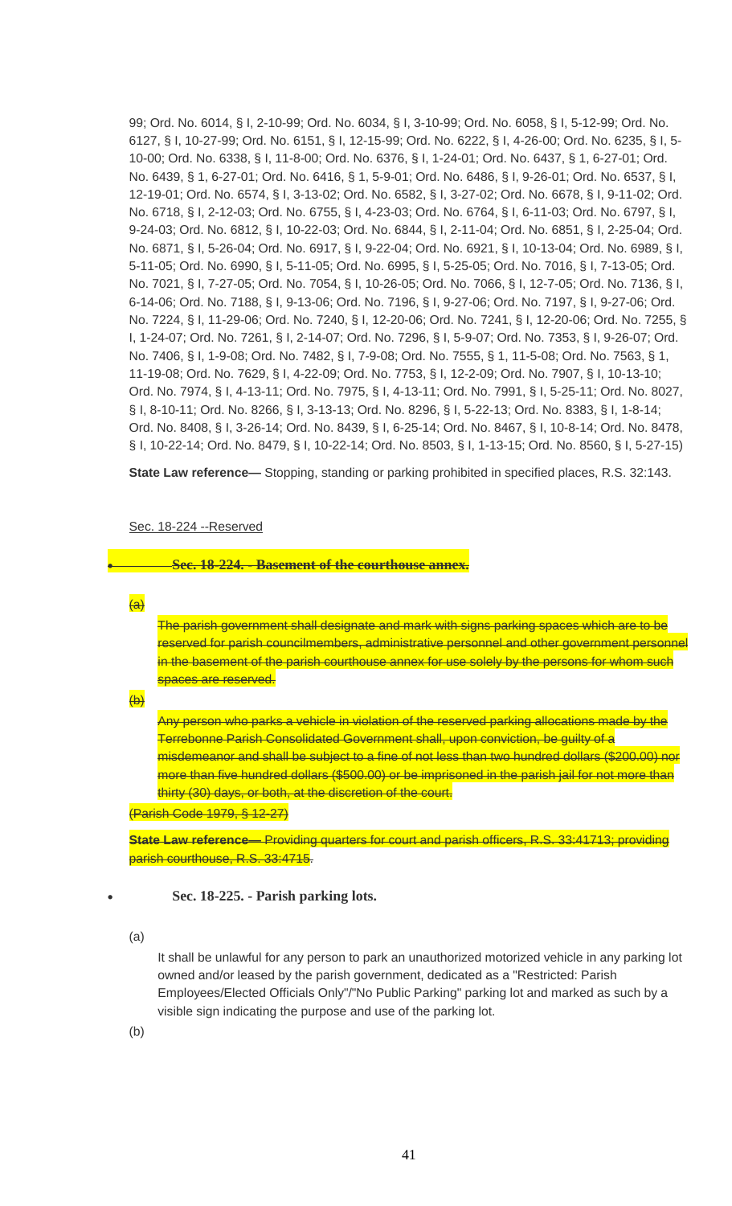99; Ord. No. 6014, § I, 2-10-99; Ord. No. 6034, § I, 3-10-99; Ord. No. 6058, § I, 5-12-99; Ord. No. 6127, § I, 10-27-99; Ord. No. 6151, § I, 12-15-99; Ord. No. 6222, § I, 4-26-00; Ord. No. 6235, § I, 5-10-00; Ord. No. 6338, § I, 11-8-00; Ord. No. 6376, § I, 1-24-01; Ord. No. 6437, § 1, 6-27-01; Ord. No. 6439, § 1, 6-27-01; Ord. No. 6416, § 1, 5-9-01; Ord. No. 6486, § I, 9-26-01; Ord. No. 6537, § I, 12-19-01; Ord. No. 6574, § I, 3-13-02; Ord. No. 6582, § I, 3-27-02; Ord. No. 6678, § I, 9-11-02; Ord. No. 6718, § I, 2-12-03; Ord. No. 6755, § I, 4-23-03; Ord. No. 6764, § I, 6-11-03; Ord. No. 6797, § I, 9-24-03; Ord. No. 6812, § I, 10-22-03; Ord. No. 6844, § I, 2-11-04; Ord. No. 6851, § I, 2-25-04; Ord. No. 6871, § I, 5-26-04; Ord. No. 6917, § I, 9-22-04; Ord. No. 6921, § I, 10-13-04; Ord. No. 6989, § I, 5-11-05; Ord. No. 6990, § I, 5-11-05; Ord. No. 6995, § I, 5-25-05; Ord. No. 7016, § I, 7-13-05; Ord. No. 7021, § I, 7-27-05; Ord. No. 7054, § I, 10-26-05; Ord. No. 7066, § I, 12-7-05; Ord. No. 7136, § I, 6-14-06; Ord. No. 7188, § I, 9-13-06; Ord. No. 7196, § I, 9-27-06; Ord. No. 7197, § I, 9-27-06; Ord. No. 7224, § I, 11-29-06; Ord. No. 7240, § I, 12-20-06; Ord. No. 7241, § I, 12-20-06; Ord. No. 7255, § I, 1-24-07; Ord. No. 7261, § I, 2-14-07; Ord. No. 7296, § I, 5-9-07; Ord. No. 7353, § I, 9-26-07; Ord. No. 7406, § I, 1-9-08; Ord. No. 7482, § I, 7-9-08; Ord. No. 7555, § 1, 11-5-08; Ord. No. 7563, § 1, 11-19-08; Ord. No. 7629, § I, 4-22-09; Ord. No. 7753, § I, 12-2-09; Ord. No. 7907, § I, 10-13-10; Ord. No. 7974, § I, 4-13-11; Ord. No. 7975, § I, 4-13-11; Ord. No. 7991, § I, 5-25-11; Ord. No. 8027, § I, 8-10-11; Ord. No. 8266, § I, 3-13-13; Ord. No. 8296, § I, 5-22-13; Ord. No. 8383, § I, 1-8-14; Ord. No. 8408, § I, 3-26-14; Ord. No. 8439, § I, 6-25-14; Ord. No. 8467, § I, 10-8-14; Ord. No. 8478, § I, 10-22-14; Ord. No. 8479, § I, 10-22-14; Ord. No. 8503, § I, 1-13-15; Ord. No. 8560, § I, 5-27-15)

**State Law reference—** Stopping, standing or parking prohibited in specified places, R.S. 32:143.

Sec. 18-224 --Reserved

- ~~**Sec. 18-224. - Basement of the courthouse annex.**~~

~~(a)~~

~~The parish government shall designate and mark with signs parking spaces which are to be reserved for parish councilmembers, administrative personnel and other government personnel in the basement of the parish courthouse annex for use solely by the persons for whom such spaces are reserved.~~

~~(b)~~

~~Any person who parks a vehicle in violation of the reserved parking allocations made by the Terrebonne Parish Consolidated Government shall, upon conviction, be guilty of a misdemeanor and shall be subject to a fine of not less than two hundred dollars ($200.00) nor more than five hundred dollars ($500.00) or be imprisoned in the parish jail for not more than thirty (30) days, or both, at the discretion of the court.~~

~~(Parish Code 1979, § 12-27)~~

~~**State Law reference—** Providing quarters for court and parish officers, R.S. 33:41713; providing parish courthouse, R.S. 33:4715.~~

- **Sec. 18-225. - Parish parking lots.**

(a)

It shall be unlawful for any person to park an unauthorized motorized vehicle in any parking lot owned and/or leased by the parish government, dedicated as a "Restricted: Parish Employees/Elected Officials Only"/"No Public Parking" parking lot and marked as such by a visible sign indicating the purpose and use of the parking lot.

(b)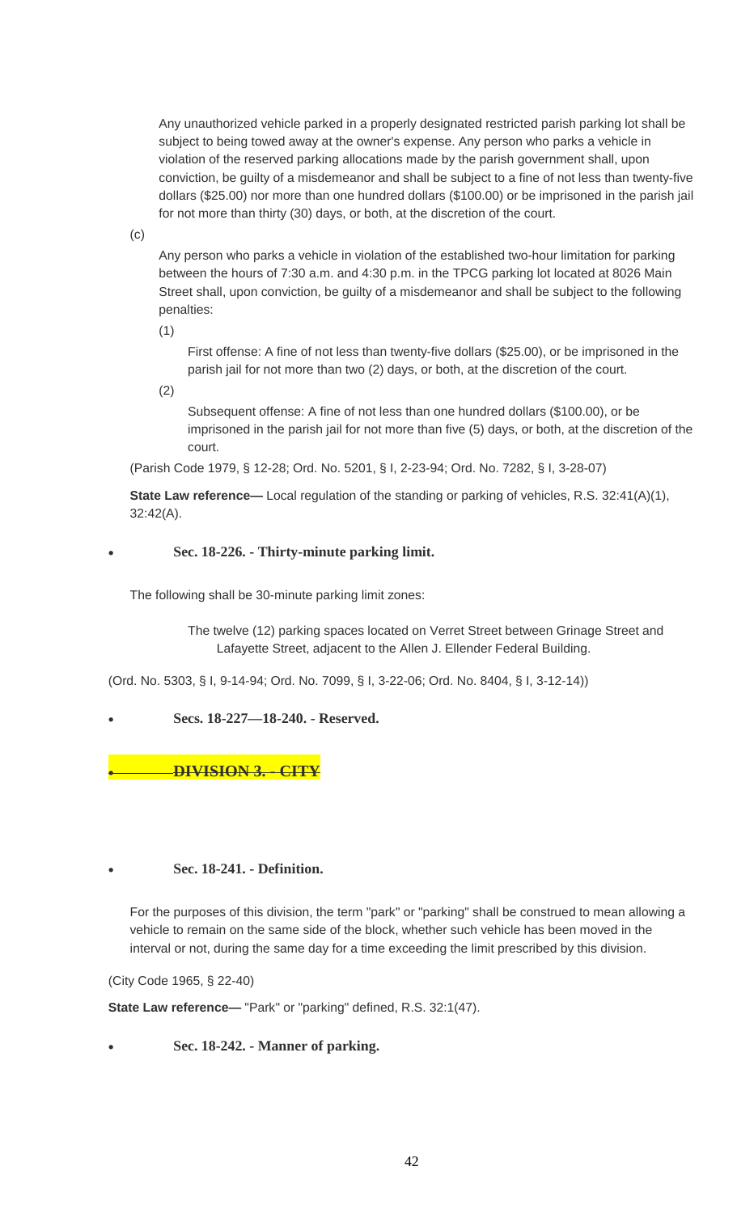Any unauthorized vehicle parked in a properly designated restricted parish parking lot shall be subject to being towed away at the owner's expense. Any person who parks a vehicle in violation of the reserved parking allocations made by the parish government shall, upon conviction, be guilty of a misdemeanor and shall be subject to a fine of not less than twenty-five dollars ($25.00) nor more than one hundred dollars ($100.00) or be imprisoned in the parish jail for not more than thirty (30) days, or both, at the discretion of the court.

(c)

Any person who parks a vehicle in violation of the established two-hour limitation for parking between the hours of 7:30 a.m. and 4:30 p.m. in the TPCG parking lot located at 8026 Main Street shall, upon conviction, be guilty of a misdemeanor and shall be subject to the following penalties:

(1)

First offense: A fine of not less than twenty-five dollars ($25.00), or be imprisoned in the parish jail for not more than two (2) days, or both, at the discretion of the court.

(2)

Subsequent offense: A fine of not less than one hundred dollars ($100.00), or be imprisoned in the parish jail for not more than five (5) days, or both, at the discretion of the court.

(Parish Code 1979, § 12-28; Ord. No. 5201, § I, 2-23-94; Ord. No. 7282, § I, 3-28-07)

**State Law reference—** Local regulation of the standing or parking of vehicles, R.S. 32:41(A)(1), 32:42(A).

- **Sec. 18-226. - Thirty-minute parking limit.**

The following shall be 30-minute parking limit zones:

The twelve (12) parking spaces located on Verret Street between Grinage Street and Lafayette Street, adjacent to the Allen J. Ellender Federal Building.

(Ord. No. 5303, § I, 9-14-94; Ord. No. 7099, § I, 3-22-06; Ord. No. 8404, § I, 3-12-14))

- **Secs. 18-227—18-240. - Reserved.**

- ~~**DIVISION 3. - CITY**~~

- **Sec. 18-241. - Definition.**

For the purposes of this division, the term "park" or "parking" shall be construed to mean allowing a vehicle to remain on the same side of the block, whether such vehicle has been moved in the interval or not, during the same day for a time exceeding the limit prescribed by this division.

(City Code 1965, § 22-40)

**State Law reference—** "Park" or "parking" defined, R.S. 32:1(47).

- **Sec. 18-242. - Manner of parking.**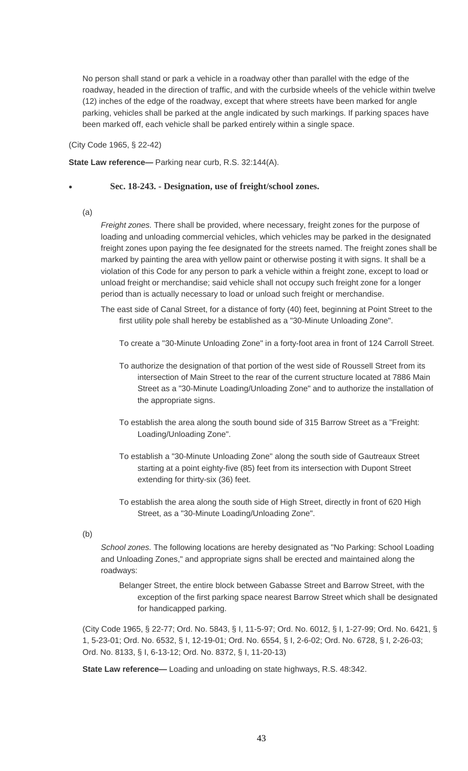No person shall stand or park a vehicle in a roadway other than parallel with the edge of the roadway, headed in the direction of traffic, and with the curbside wheels of the vehicle within twelve (12) inches of the edge of the roadway, except that where streets have been marked for angle parking, vehicles shall be parked at the angle indicated by such markings. If parking spaces have been marked off, each vehicle shall be parked entirely within a single space.

(City Code 1965, § 22-42)

**State Law reference—** Parking near curb, R.S. 32:144(A).

- **Sec. 18-243. - Designation, use of freight/school zones.**

(a)

*Freight zones.* There shall be provided, where necessary, freight zones for the purpose of loading and unloading commercial vehicles, which vehicles may be parked in the designated freight zones upon paying the fee designated for the streets named. The freight zones shall be marked by painting the area with yellow paint or otherwise posting it with signs. It shall be a violation of this Code for any person to park a vehicle within a freight zone, except to load or unload freight or merchandise; said vehicle shall not occupy such freight zone for a longer period than is actually necessary to load or unload such freight or merchandise.

The east side of Canal Street, for a distance of forty (40) feet, beginning at Point Street to the first utility pole shall hereby be established as a "30-Minute Unloading Zone".

To create a "30-Minute Unloading Zone" in a forty-foot area in front of 124 Carroll Street.

To authorize the designation of that portion of the west side of Roussell Street from its intersection of Main Street to the rear of the current structure located at 7886 Main Street as a "30-Minute Loading/Unloading Zone" and to authorize the installation of the appropriate signs.

To establish the area along the south bound side of 315 Barrow Street as a "Freight: Loading/Unloading Zone".

To establish a "30-Minute Unloading Zone" along the south side of Gautreaux Street starting at a point eighty-five (85) feet from its intersection with Dupont Street extending for thirty-six (36) feet.

To establish the area along the south side of High Street, directly in front of 620 High Street, as a "30-Minute Loading/Unloading Zone".

(b)

*School zones.* The following locations are hereby designated as "No Parking: School Loading and Unloading Zones," and appropriate signs shall be erected and maintained along the roadways:

Belanger Street, the entire block between Gabasse Street and Barrow Street, with the exception of the first parking space nearest Barrow Street which shall be designated for handicapped parking.

(City Code 1965, § 22-77; Ord. No. 5843, § I, 11-5-97; Ord. No. 6012, § I, 1-27-99; Ord. No. 6421, § 1, 5-23-01; Ord. No. 6532, § I, 12-19-01; Ord. No. 6554, § I, 2-6-02; Ord. No. 6728, § I, 2-26-03; Ord. No. 8133, § I, 6-13-12; Ord. No. 8372, § I, 11-20-13)

**State Law reference—** Loading and unloading on state highways, R.S. 48:342.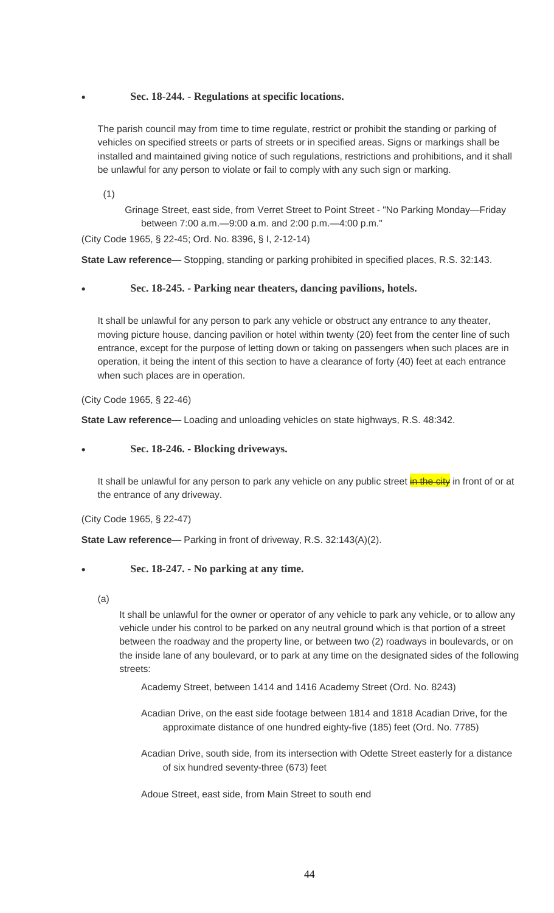- **Sec. 18-244. - Regulations at specific locations.**

The parish council may from time to time regulate, restrict or prohibit the standing or parking of vehicles on specified streets or parts of streets or in specified areas. Signs or markings shall be installed and maintained giving notice of such regulations, restrictions and prohibitions, and it shall be unlawful for any person to violate or fail to comply with any such sign or marking.

(1)

Grinage Street, east side, from Verret Street to Point Street - "No Parking Monday—Friday between 7:00 a.m.—9:00 a.m. and 2:00 p.m.—4:00 p.m."

(City Code 1965, § 22-45; Ord. No. 8396, § I, 2-12-14)

**State Law reference—** Stopping, standing or parking prohibited in specified places, R.S. 32:143.

- **Sec. 18-245. - Parking near theaters, dancing pavilions, hotels.**

It shall be unlawful for any person to park any vehicle or obstruct any entrance to any theater, moving picture house, dancing pavilion or hotel within twenty (20) feet from the center line of such entrance, except for the purpose of letting down or taking on passengers when such places are in operation, it being the intent of this section to have a clearance of forty (40) feet at each entrance when such places are in operation.

(City Code 1965, § 22-46)

**State Law reference—** Loading and unloading vehicles on state highways, R.S. 48:342.

- **Sec. 18-246. - Blocking driveways.**

It shall be unlawful for any person to park any vehicle on any public street ~~in the city~~ in front of or at the entrance of any driveway.

(City Code 1965, § 22-47)

**State Law reference—** Parking in front of driveway, R.S. 32:143(A)(2).

- **Sec. 18-247. - No parking at any time.**

(a)

It shall be unlawful for the owner or operator of any vehicle to park any vehicle, or to allow any vehicle under his control to be parked on any neutral ground which is that portion of a street between the roadway and the property line, or between two (2) roadways in boulevards, or on the inside lane of any boulevard, or to park at any time on the designated sides of the following streets:

Academy Street, between 1414 and 1416 Academy Street (Ord. No. 8243)

Acadian Drive, on the east side footage between 1814 and 1818 Acadian Drive, for the approximate distance of one hundred eighty-five (185) feet (Ord. No. 7785)

Acadian Drive, south side, from its intersection with Odette Street easterly for a distance of six hundred seventy-three (673) feet

Adoue Street, east side, from Main Street to south end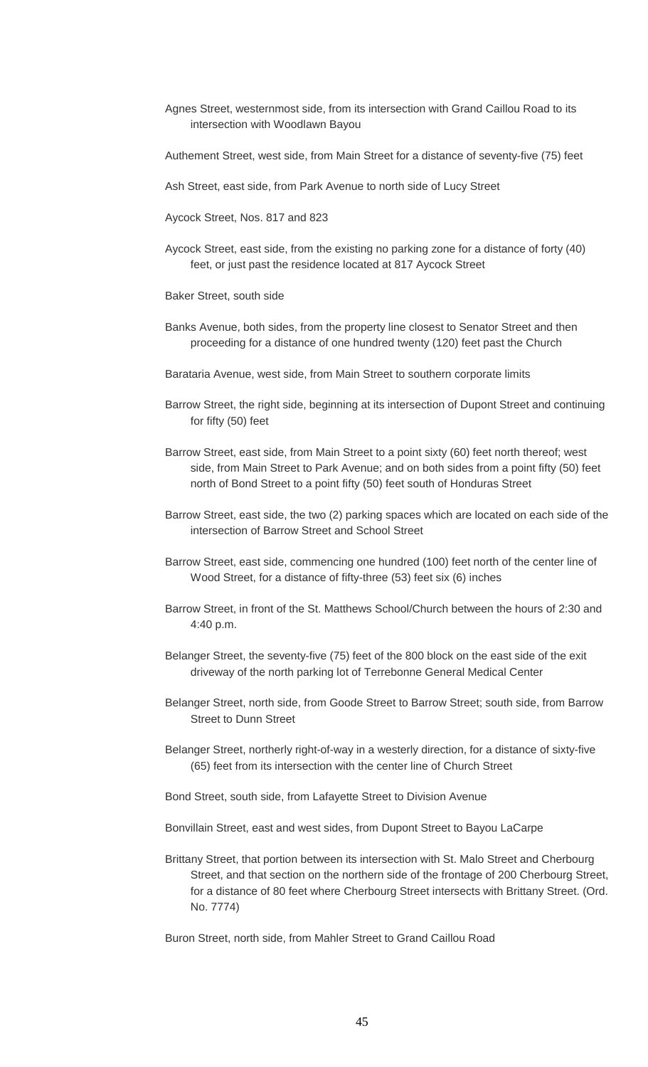Agnes Street, westernmost side, from its intersection with Grand Caillou Road to its intersection with Woodlawn Bayou

Authement Street, west side, from Main Street for a distance of seventy-five (75) feet

Ash Street, east side, from Park Avenue to north side of Lucy Street

Aycock Street, Nos. 817 and 823

Aycock Street, east side, from the existing no parking zone for a distance of forty (40) feet, or just past the residence located at 817 Aycock Street

Baker Street, south side

Banks Avenue, both sides, from the property line closest to Senator Street and then proceeding for a distance of one hundred twenty (120) feet past the Church

Barataria Avenue, west side, from Main Street to southern corporate limits

Barrow Street, the right side, beginning at its intersection of Dupont Street and continuing for fifty (50) feet

Barrow Street, east side, from Main Street to a point sixty (60) feet north thereof; west side, from Main Street to Park Avenue; and on both sides from a point fifty (50) feet north of Bond Street to a point fifty (50) feet south of Honduras Street

Barrow Street, east side, the two (2) parking spaces which are located on each side of the intersection of Barrow Street and School Street

Barrow Street, east side, commencing one hundred (100) feet north of the center line of Wood Street, for a distance of fifty-three (53) feet six (6) inches

Barrow Street, in front of the St. Matthews School/Church between the hours of 2:30 and 4:40 p.m.

Belanger Street, the seventy-five (75) feet of the 800 block on the east side of the exit driveway of the north parking lot of Terrebonne General Medical Center

Belanger Street, north side, from Goode Street to Barrow Street; south side, from Barrow Street to Dunn Street

Belanger Street, northerly right-of-way in a westerly direction, for a distance of sixty-five (65) feet from its intersection with the center line of Church Street

Bond Street, south side, from Lafayette Street to Division Avenue

Bonvillain Street, east and west sides, from Dupont Street to Bayou LaCarpe

Brittany Street, that portion between its intersection with St. Malo Street and Cherbourg Street, and that section on the northern side of the frontage of 200 Cherbourg Street, for a distance of 80 feet where Cherbourg Street intersects with Brittany Street. (Ord. No. 7774)

Buron Street, north side, from Mahler Street to Grand Caillou Road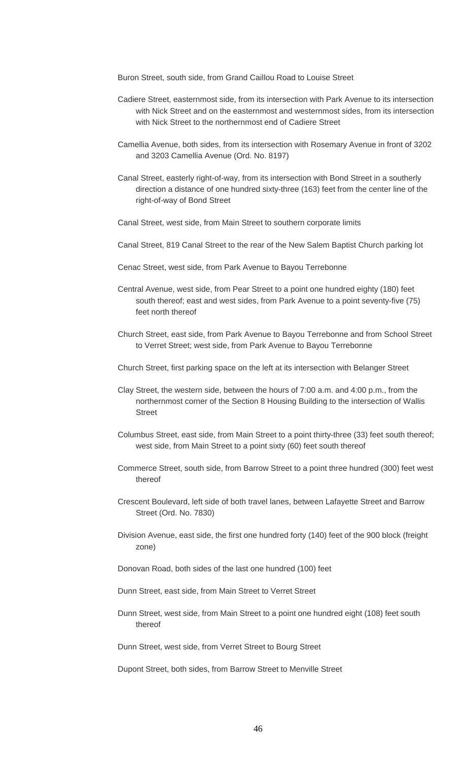Buron Street, south side, from Grand Caillou Road to Louise Street

Cadiere Street, easternmost side, from its intersection with Park Avenue to its intersection with Nick Street and on the easternmost and westernmost sides, from its intersection with Nick Street to the northernmost end of Cadiere Street

Camellia Avenue, both sides, from its intersection with Rosemary Avenue in front of 3202 and 3203 Camellia Avenue (Ord. No. 8197)

Canal Street, easterly right-of-way, from its intersection with Bond Street in a southerly direction a distance of one hundred sixty-three (163) feet from the center line of the right-of-way of Bond Street

Canal Street, west side, from Main Street to southern corporate limits

Canal Street, 819 Canal Street to the rear of the New Salem Baptist Church parking lot

Cenac Street, west side, from Park Avenue to Bayou Terrebonne

Central Avenue, west side, from Pear Street to a point one hundred eighty (180) feet south thereof; east and west sides, from Park Avenue to a point seventy-five (75) feet north thereof

Church Street, east side, from Park Avenue to Bayou Terrebonne and from School Street to Verret Street; west side, from Park Avenue to Bayou Terrebonne

Church Street, first parking space on the left at its intersection with Belanger Street

Clay Street, the western side, between the hours of 7:00 a.m. and 4:00 p.m., from the northernmost corner of the Section 8 Housing Building to the intersection of Wallis Street

Columbus Street, east side, from Main Street to a point thirty-three (33) feet south thereof; west side, from Main Street to a point sixty (60) feet south thereof

Commerce Street, south side, from Barrow Street to a point three hundred (300) feet west thereof

Crescent Boulevard, left side of both travel lanes, between Lafayette Street and Barrow Street (Ord. No. 7830)

Division Avenue, east side, the first one hundred forty (140) feet of the 900 block (freight zone)

Donovan Road, both sides of the last one hundred (100) feet

Dunn Street, east side, from Main Street to Verret Street

Dunn Street, west side, from Main Street to a point one hundred eight (108) feet south thereof

Dunn Street, west side, from Verret Street to Bourg Street

Dupont Street, both sides, from Barrow Street to Menville Street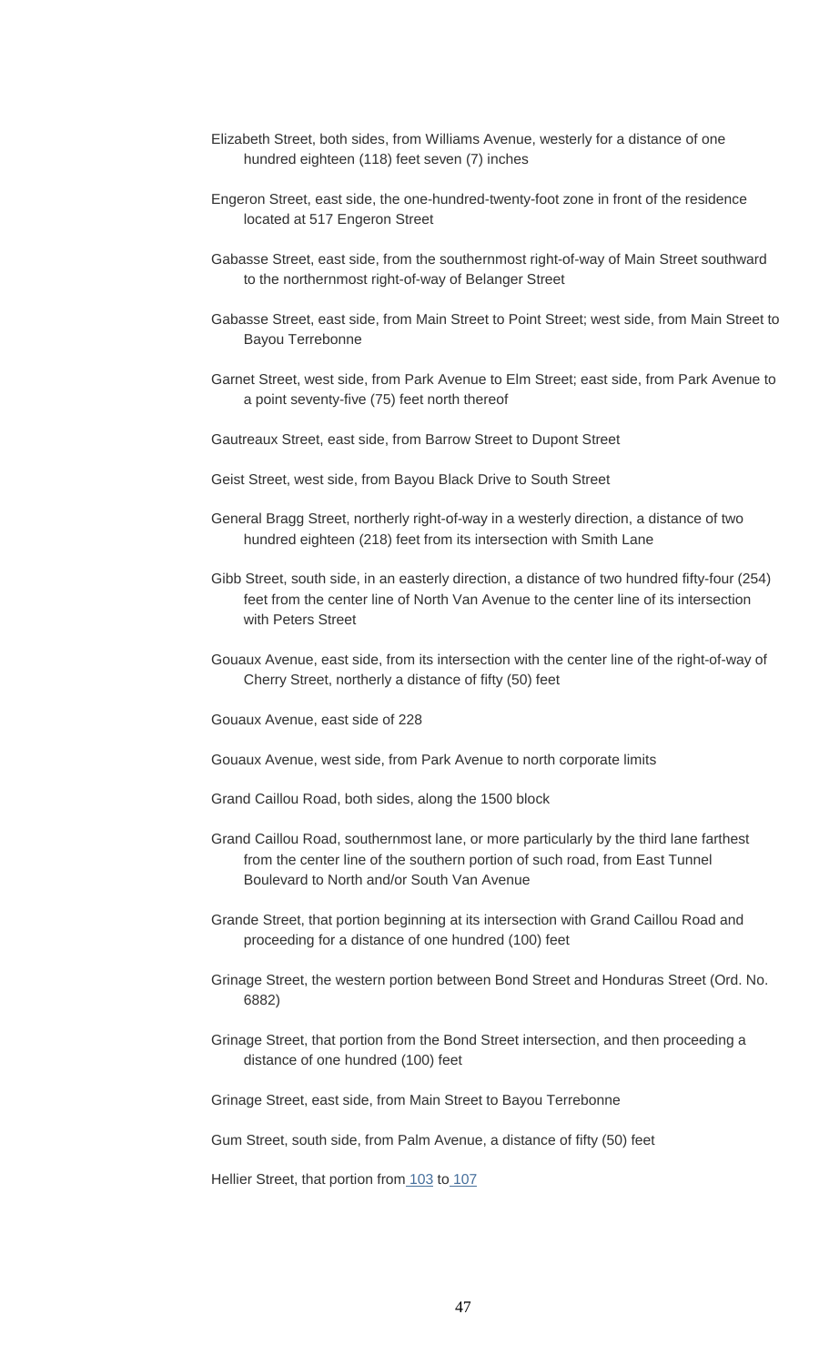Elizabeth Street, both sides, from Williams Avenue, westerly for a distance of one hundred eighteen (118) feet seven (7) inches

Engeron Street, east side, the one-hundred-twenty-foot zone in front of the residence located at 517 Engeron Street

Gabasse Street, east side, from the southernmost right-of-way of Main Street southward to the northernmost right-of-way of Belanger Street

Gabasse Street, east side, from Main Street to Point Street; west side, from Main Street to Bayou Terrebonne

Garnet Street, west side, from Park Avenue to Elm Street; east side, from Park Avenue to a point seventy-five (75) feet north thereof

Gautreaux Street, east side, from Barrow Street to Dupont Street

Geist Street, west side, from Bayou Black Drive to South Street

General Bragg Street, northerly right-of-way in a westerly direction, a distance of two hundred eighteen (218) feet from its intersection with Smith Lane

Gibb Street, south side, in an easterly direction, a distance of two hundred fifty-four (254) feet from the center line of North Van Avenue to the center line of its intersection with Peters Street

Gouaux Avenue, east side, from its intersection with the center line of the right-of-way of Cherry Street, northerly a distance of fifty (50) feet

Gouaux Avenue, east side of 228

Gouaux Avenue, west side, from Park Avenue to north corporate limits

Grand Caillou Road, both sides, along the 1500 block

Grand Caillou Road, southernmost lane, or more particularly by the third lane farthest from the center line of the southern portion of such road, from East Tunnel Boulevard to North and/or South Van Avenue

Grande Street, that portion beginning at its intersection with Grand Caillou Road and proceeding for a distance of one hundred (100) feet

Grinage Street, the western portion between Bond Street and Honduras Street (Ord. No. 6882)

Grinage Street, that portion from the Bond Street intersection, and then proceeding a distance of one hundred (100) feet

Grinage Street, east side, from Main Street to Bayou Terrebonne

Gum Street, south side, from Palm Avenue, a distance of fifty (50) feet

Hellier Street, that portion from 103 to 107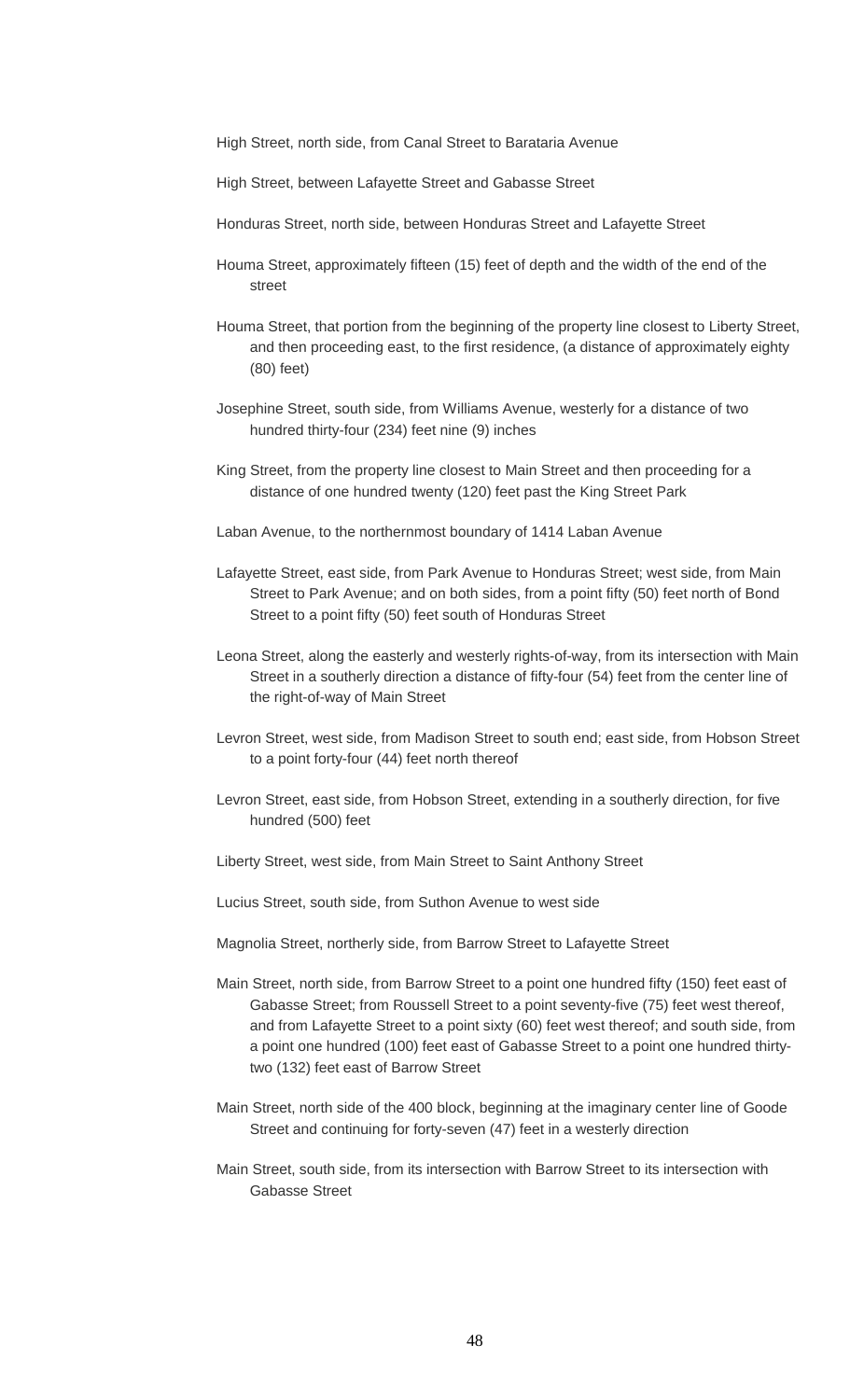High Street, north side, from Canal Street to Barataria Avenue

High Street, between Lafayette Street and Gabasse Street

Honduras Street, north side, between Honduras Street and Lafayette Street

Houma Street, approximately fifteen (15) feet of depth and the width of the end of the street

Houma Street, that portion from the beginning of the property line closest to Liberty Street, and then proceeding east, to the first residence, (a distance of approximately eighty (80) feet)

Josephine Street, south side, from Williams Avenue, westerly for a distance of two hundred thirty-four (234) feet nine (9) inches

King Street, from the property line closest to Main Street and then proceeding for a distance of one hundred twenty (120) feet past the King Street Park

Laban Avenue, to the northernmost boundary of 1414 Laban Avenue

Lafayette Street, east side, from Park Avenue to Honduras Street; west side, from Main Street to Park Avenue; and on both sides, from a point fifty (50) feet north of Bond Street to a point fifty (50) feet south of Honduras Street

Leona Street, along the easterly and westerly rights-of-way, from its intersection with Main Street in a southerly direction a distance of fifty-four (54) feet from the center line of the right-of-way of Main Street

Levron Street, west side, from Madison Street to south end; east side, from Hobson Street to a point forty-four (44) feet north thereof

Levron Street, east side, from Hobson Street, extending in a southerly direction, for five hundred (500) feet

Liberty Street, west side, from Main Street to Saint Anthony Street

Lucius Street, south side, from Suthon Avenue to west side

Magnolia Street, northerly side, from Barrow Street to Lafayette Street

Main Street, north side, from Barrow Street to a point one hundred fifty (150) feet east of Gabasse Street; from Roussell Street to a point seventy-five (75) feet west thereof, and from Lafayette Street to a point sixty (60) feet west thereof; and south side, from a point one hundred (100) feet east of Gabasse Street to a point one hundred thirty-two (132) feet east of Barrow Street

Main Street, north side of the 400 block, beginning at the imaginary center line of Goode Street and continuing for forty-seven (47) feet in a westerly direction

Main Street, south side, from its intersection with Barrow Street to its intersection with Gabasse Street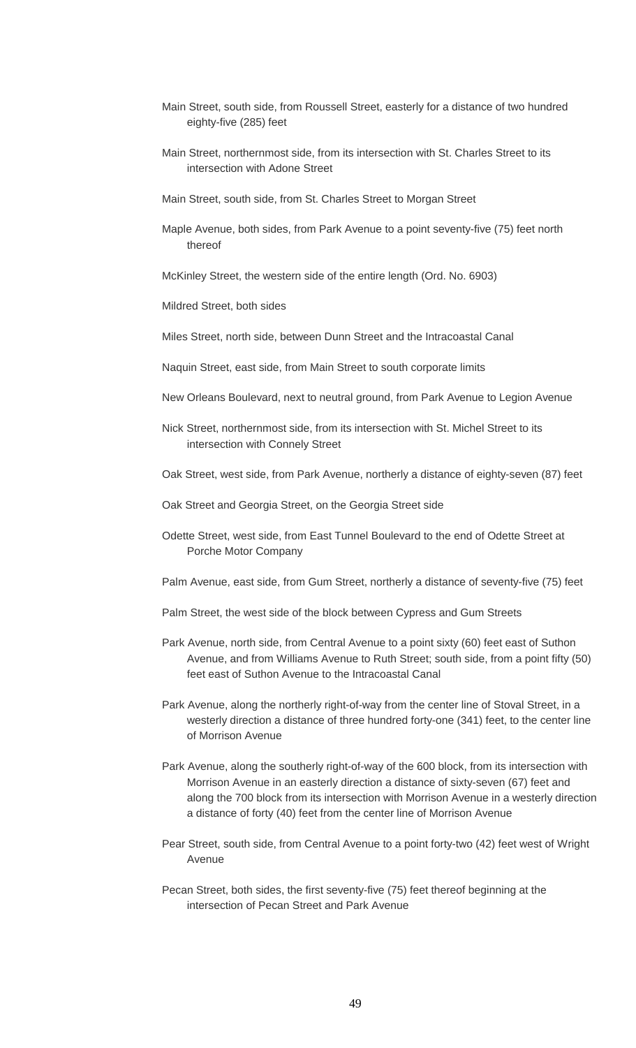Main Street, south side, from Roussell Street, easterly for a distance of two hundred eighty-five (285) feet

Main Street, northernmost side, from its intersection with St. Charles Street to its intersection with Adone Street

Main Street, south side, from St. Charles Street to Morgan Street

Maple Avenue, both sides, from Park Avenue to a point seventy-five (75) feet north thereof

McKinley Street, the western side of the entire length (Ord. No. 6903)

Mildred Street, both sides

Miles Street, north side, between Dunn Street and the Intracoastal Canal

Naquin Street, east side, from Main Street to south corporate limits

New Orleans Boulevard, next to neutral ground, from Park Avenue to Legion Avenue

Nick Street, northernmost side, from its intersection with St. Michel Street to its intersection with Connely Street

Oak Street, west side, from Park Avenue, northerly a distance of eighty-seven (87) feet

Oak Street and Georgia Street, on the Georgia Street side

Odette Street, west side, from East Tunnel Boulevard to the end of Odette Street at Porche Motor Company

Palm Avenue, east side, from Gum Street, northerly a distance of seventy-five (75) feet

Palm Street, the west side of the block between Cypress and Gum Streets

Park Avenue, north side, from Central Avenue to a point sixty (60) feet east of Suthon Avenue, and from Williams Avenue to Ruth Street; south side, from a point fifty (50) feet east of Suthon Avenue to the Intracoastal Canal

Park Avenue, along the northerly right-of-way from the center line of Stoval Street, in a westerly direction a distance of three hundred forty-one (341) feet, to the center line of Morrison Avenue

Park Avenue, along the southerly right-of-way of the 600 block, from its intersection with Morrison Avenue in an easterly direction a distance of sixty-seven (67) feet and along the 700 block from its intersection with Morrison Avenue in a westerly direction a distance of forty (40) feet from the center line of Morrison Avenue

Pear Street, south side, from Central Avenue to a point forty-two (42) feet west of Wright Avenue

Pecan Street, both sides, the first seventy-five (75) feet thereof beginning at the intersection of Pecan Street and Park Avenue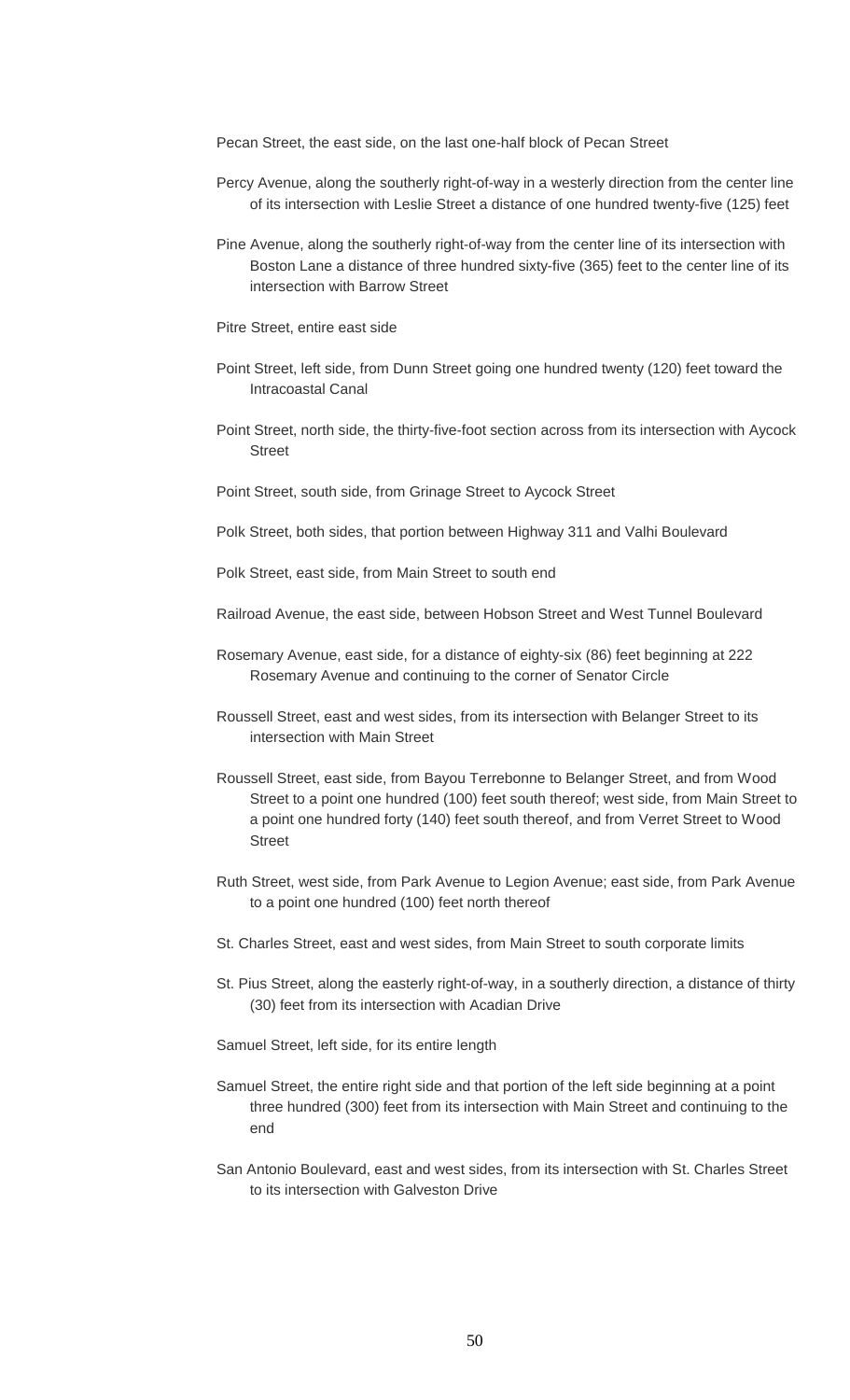Pecan Street, the east side, on the last one-half block of Pecan Street

Percy Avenue, along the southerly right-of-way in a westerly direction from the center line of its intersection with Leslie Street a distance of one hundred twenty-five (125) feet

Pine Avenue, along the southerly right-of-way from the center line of its intersection with Boston Lane a distance of three hundred sixty-five (365) feet to the center line of its intersection with Barrow Street

Pitre Street, entire east side

Point Street, left side, from Dunn Street going one hundred twenty (120) feet toward the Intracoastal Canal

Point Street, north side, the thirty-five-foot section across from its intersection with Aycock Street

Point Street, south side, from Grinage Street to Aycock Street

Polk Street, both sides, that portion between Highway 311 and Valhi Boulevard

Polk Street, east side, from Main Street to south end

Railroad Avenue, the east side, between Hobson Street and West Tunnel Boulevard

Rosemary Avenue, east side, for a distance of eighty-six (86) feet beginning at 222 Rosemary Avenue and continuing to the corner of Senator Circle

Roussell Street, east and west sides, from its intersection with Belanger Street to its intersection with Main Street

Roussell Street, east side, from Bayou Terrebonne to Belanger Street, and from Wood Street to a point one hundred (100) feet south thereof; west side, from Main Street to a point one hundred forty (140) feet south thereof, and from Verret Street to Wood Street

Ruth Street, west side, from Park Avenue to Legion Avenue; east side, from Park Avenue to a point one hundred (100) feet north thereof

St. Charles Street, east and west sides, from Main Street to south corporate limits

St. Pius Street, along the easterly right-of-way, in a southerly direction, a distance of thirty (30) feet from its intersection with Acadian Drive

Samuel Street, left side, for its entire length

Samuel Street, the entire right side and that portion of the left side beginning at a point three hundred (300) feet from its intersection with Main Street and continuing to the end

San Antonio Boulevard, east and west sides, from its intersection with St. Charles Street to its intersection with Galveston Drive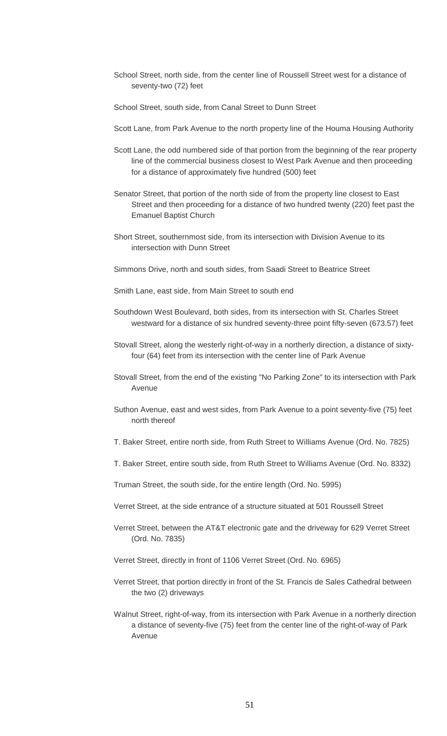School Street, north side, from the center line of Roussell Street west for a distance of seventy-two (72) feet

School Street, south side, from Canal Street to Dunn Street

Scott Lane, from Park Avenue to the north property line of the Houma Housing Authority

Scott Lane, the odd numbered side of that portion from the beginning of the rear property line of the commercial business closest to West Park Avenue and then proceeding for a distance of approximately five hundred (500) feet

Senator Street, that portion of the north side of from the property line closest to East Street and then proceeding for a distance of two hundred twenty (220) feet past the Emanuel Baptist Church

Short Street, southernmost side, from its intersection with Division Avenue to its intersection with Dunn Street

Simmons Drive, north and south sides, from Saadi Street to Beatrice Street

Smith Lane, east side, from Main Street to south end

Southdown West Boulevard, both sides, from its intersection with St. Charles Street westward for a distance of six hundred seventy-three point fifty-seven (673.57) feet

Stovall Street, along the westerly right-of-way in a northerly direction, a distance of sixty-four (64) feet from its intersection with the center line of Park Avenue

Stovall Street, from the end of the existing "No Parking Zone" to its intersection with Park Avenue

Suthon Avenue, east and west sides, from Park Avenue to a point seventy-five (75) feet north thereof

T. Baker Street, entire north side, from Ruth Street to Williams Avenue (Ord. No. 7825)

T. Baker Street, entire south side, from Ruth Street to Williams Avenue (Ord. No. 8332)

Truman Street, the south side, for the entire length (Ord. No. 5995)

Verret Street, at the side entrance of a structure situated at 501 Roussell Street

Verret Street, between the AT&T electronic gate and the driveway for 629 Verret Street (Ord. No. 7835)

Verret Street, directly in front of 1106 Verret Street (Ord. No. 6965)

Verret Street, that portion directly in front of the St. Francis de Sales Cathedral between the two (2) driveways

Walnut Street, right-of-way, from its intersection with Park Avenue in a northerly direction a distance of seventy-five (75) feet from the center line of the right-of-way of Park Avenue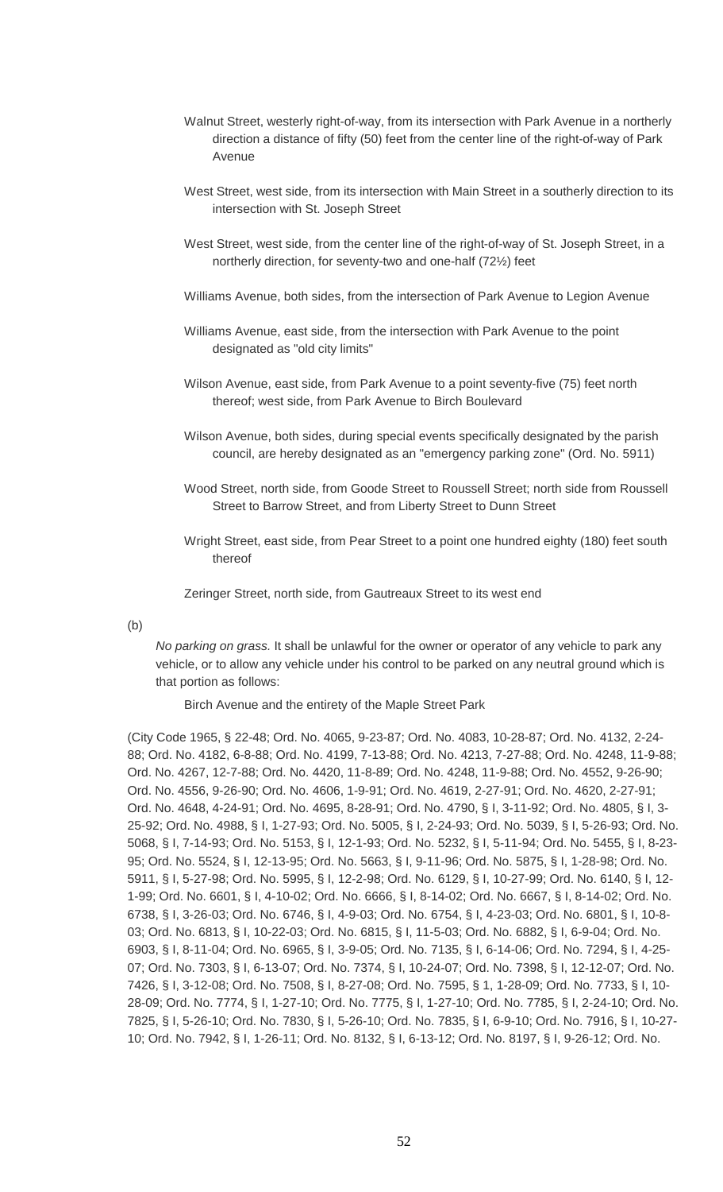Walnut Street, westerly right-of-way, from its intersection with Park Avenue in a northerly direction a distance of fifty (50) feet from the center line of the right-of-way of Park Avenue

West Street, west side, from its intersection with Main Street in a southerly direction to its intersection with St. Joseph Street

West Street, west side, from the center line of the right-of-way of St. Joseph Street, in a northerly direction, for seventy-two and one-half (72½) feet

Williams Avenue, both sides, from the intersection of Park Avenue to Legion Avenue

Williams Avenue, east side, from the intersection with Park Avenue to the point designated as "old city limits"

Wilson Avenue, east side, from Park Avenue to a point seventy-five (75) feet north thereof; west side, from Park Avenue to Birch Boulevard

Wilson Avenue, both sides, during special events specifically designated by the parish council, are hereby designated as an "emergency parking zone" (Ord. No. 5911)

Wood Street, north side, from Goode Street to Roussell Street; north side from Roussell Street to Barrow Street, and from Liberty Street to Dunn Street

Wright Street, east side, from Pear Street to a point one hundred eighty (180) feet south thereof

Zeringer Street, north side, from Gautreaux Street to its west end

(b)

*No parking on grass.* It shall be unlawful for the owner or operator of any vehicle to park any vehicle, or to allow any vehicle under his control to be parked on any neutral ground which is that portion as follows:

Birch Avenue and the entirety of the Maple Street Park

(City Code 1965, § 22-48; Ord. No. 4065, 9-23-87; Ord. No. 4083, 10-28-87; Ord. No. 4132, 2-24-88; Ord. No. 4182, 6-8-88; Ord. No. 4199, 7-13-88; Ord. No. 4213, 7-27-88; Ord. No. 4248, 11-9-88; Ord. No. 4267, 12-7-88; Ord. No. 4420, 11-8-89; Ord. No. 4248, 11-9-88; Ord. No. 4552, 9-26-90; Ord. No. 4556, 9-26-90; Ord. No. 4606, 1-9-91; Ord. No. 4619, 2-27-91; Ord. No. 4620, 2-27-91; Ord. No. 4648, 4-24-91; Ord. No. 4695, 8-28-91; Ord. No. 4790, § I, 3-11-92; Ord. No. 4805, § I, 3-25-92; Ord. No. 4988, § I, 1-27-93; Ord. No. 5005, § I, 2-24-93; Ord. No. 5039, § I, 5-26-93; Ord. No. 5068, § I, 7-14-93; Ord. No. 5153, § I, 12-1-93; Ord. No. 5232, § I, 5-11-94; Ord. No. 5455, § I, 8-23-95; Ord. No. 5524, § I, 12-13-95; Ord. No. 5663, § I, 9-11-96; Ord. No. 5875, § I, 1-28-98; Ord. No. 5911, § I, 5-27-98; Ord. No. 5995, § I, 12-2-98; Ord. No. 6129, § I, 10-27-99; Ord. No. 6140, § I, 12-1-99; Ord. No. 6601, § I, 4-10-02; Ord. No. 6666, § I, 8-14-02; Ord. No. 6667, § I, 8-14-02; Ord. No. 6738, § I, 3-26-03; Ord. No. 6746, § I, 4-9-03; Ord. No. 6754, § I, 4-23-03; Ord. No. 6801, § I, 10-8-03; Ord. No. 6813, § I, 10-22-03; Ord. No. 6815, § I, 11-5-03; Ord. No. 6882, § I, 6-9-04; Ord. No. 6903, § I, 8-11-04; Ord. No. 6965, § I, 3-9-05; Ord. No. 7135, § I, 6-14-06; Ord. No. 7294, § I, 4-25-07; Ord. No. 7303, § I, 6-13-07; Ord. No. 7374, § I, 10-24-07; Ord. No. 7398, § I, 12-12-07; Ord. No. 7426, § I, 3-12-08; Ord. No. 7508, § I, 8-27-08; Ord. No. 7595, § 1, 1-28-09; Ord. No. 7733, § I, 10-28-09; Ord. No. 7774, § I, 1-27-10; Ord. No. 7775, § I, 1-27-10; Ord. No. 7785, § I, 2-24-10; Ord. No. 7825, § I, 5-26-10; Ord. No. 7830, § I, 5-26-10; Ord. No. 7835, § I, 6-9-10; Ord. No. 7916, § I, 10-27-10; Ord. No. 7942, § I, 1-26-11; Ord. No. 8132, § I, 6-13-12; Ord. No. 8197, § I, 9-26-12; Ord. No.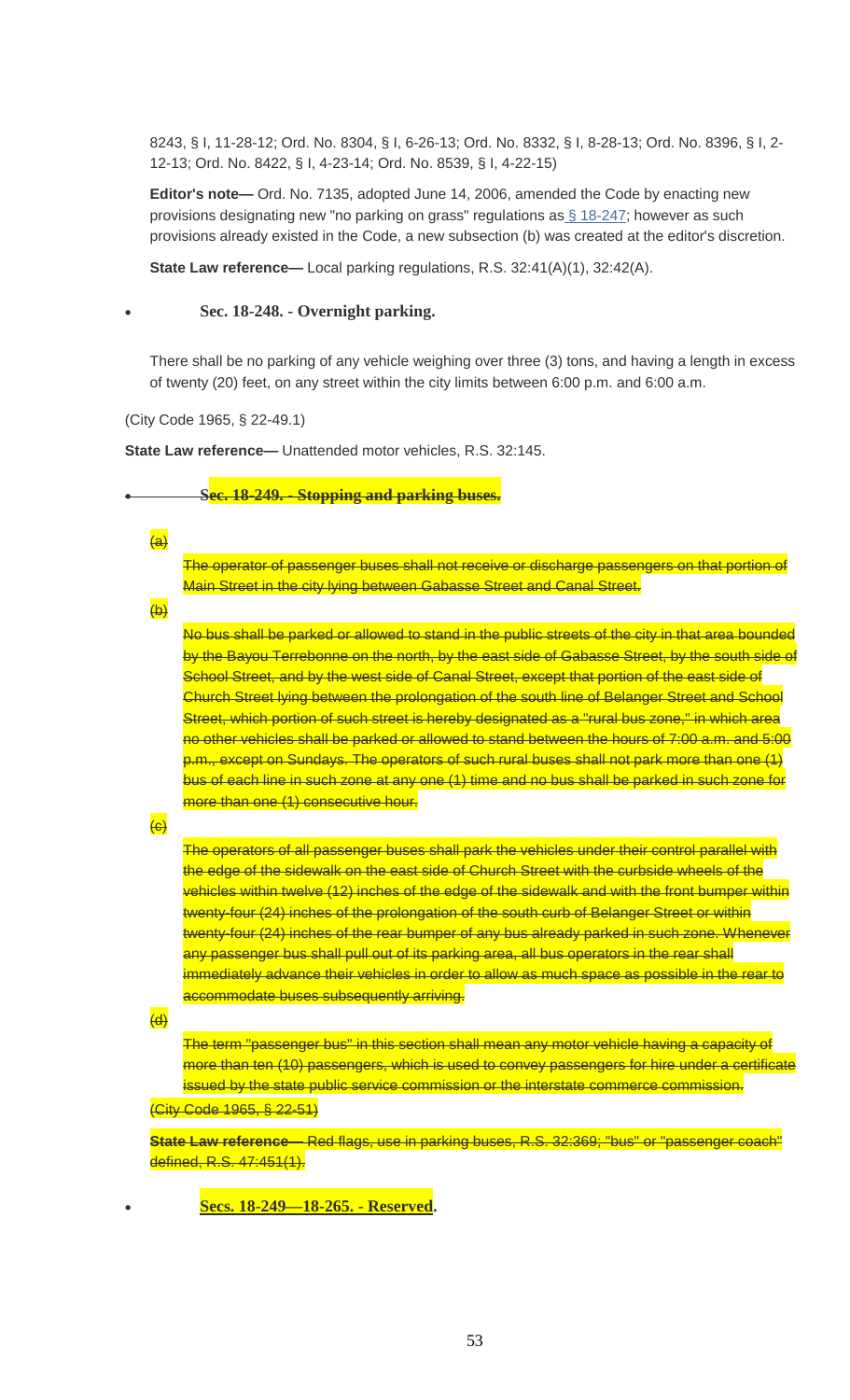8243, § I, 11-28-12; Ord. No. 8304, § I, 6-26-13; Ord. No. 8332, § I, 8-28-13; Ord. No. 8396, § I, 2-12-13; Ord. No. 8422, § I, 4-23-14; Ord. No. 8539, § I, 4-22-15)

**Editor's note—** Ord. No. 7135, adopted June 14, 2006, amended the Code by enacting new provisions designating new "no parking on grass" regulations as § 18-247; however as such provisions already existed in the Code, a new subsection (b) was created at the editor's discretion.

**State Law reference—** Local parking regulations, R.S. 32:41(A)(1), 32:42(A).

- **Sec. 18-248. - Overnight parking.**

There shall be no parking of any vehicle weighing over three (3) tons, and having a length in excess of twenty (20) feet, on any street within the city limits between 6:00 p.m. and 6:00 a.m.

(City Code 1965, § 22-49.1)

**State Law reference—** Unattended motor vehicles, R.S. 32:145.

- ~~**Sec. 18-249. - Stopping and parking buses.**~~

~~(a)~~

~~The operator of passenger buses shall not receive or discharge passengers on that portion of Main Street in the city lying between Gabasse Street and Canal Street.~~

~~(b)~~

~~No bus shall be parked or allowed to stand in the public streets of the city in that area bounded by the Bayou Terrebonne on the north, by the east side of Gabasse Street, by the south side of School Street, and by the west side of Canal Street, except that portion of the east side of Church Street lying between the prolongation of the south line of Belanger Street and School Street, which portion of such street is hereby designated as a "rural bus zone," in which area no other vehicles shall be parked or allowed to stand between the hours of 7:00 a.m. and 5:00 p.m., except on Sundays. The operators of such rural buses shall not park more than one (1) bus of each line in such zone at any one (1) time and no bus shall be parked in such zone for more than one (1) consecutive hour.~~

~~(c)~~

~~The operators of all passenger buses shall park the vehicles under their control parallel with the edge of the sidewalk on the east side of Church Street with the curbside wheels of the vehicles within twelve (12) inches of the edge of the sidewalk and with the front bumper within twenty-four (24) inches of the prolongation of the south curb of Belanger Street or within twenty-four (24) inches of the rear bumper of any bus already parked in such zone. Whenever any passenger bus shall pull out of its parking area, all bus operators in the rear shall immediately advance their vehicles in order to allow as much space as possible in the rear to accommodate buses subsequently arriving.~~

~~(d)~~

~~The term "passenger bus" in this section shall mean any motor vehicle having a capacity of more than ten (10) passengers, which is used to convey passengers for hire under a certificate issued by the state public service commission or the interstate commerce commission.~~

~~(City Code 1965, § 22-51)~~

~~**State Law reference—** Red flags, use in parking buses, R.S. 32:369; "bus" or "passenger coach" defined, R.S. 47:451(1).~~

- **Secs. 18-249—18-265. - Reserved.**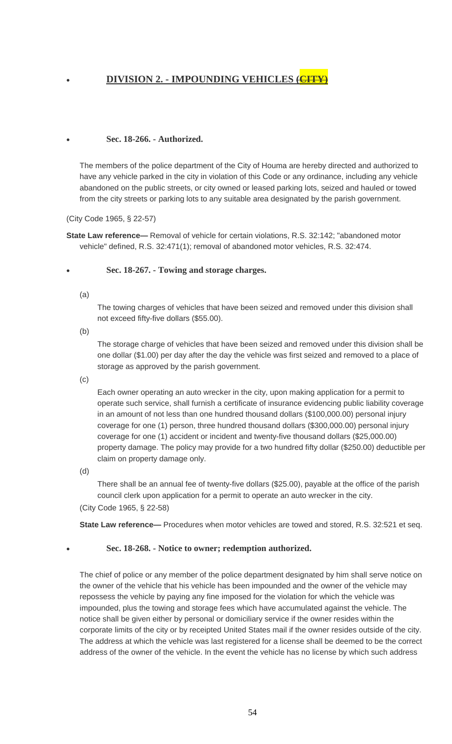## DIVISION 2. - IMPOUNDING VEHICLES ~~(CITY)~~

### Sec. 18-266. - Authorized.

The members of the police department of the City of Houma are hereby directed and authorized to have any vehicle parked in the city in violation of this Code or any ordinance, including any vehicle abandoned on the public streets, or city owned or leased parking lots, seized and hauled or towed from the city streets or parking lots to any suitable area designated by the parish government.

(City Code 1965, § 22-57)

**State Law reference—** Removal of vehicle for certain violations, R.S. 32:142; "abandoned motor vehicle" defined, R.S. 32:471(1); removal of abandoned motor vehicles, R.S. 32:474.

### Sec. 18-267. - Towing and storage charges.

(a)

The towing charges of vehicles that have been seized and removed under this division shall not exceed fifty-five dollars ($55.00).

(b)

The storage charge of vehicles that have been seized and removed under this division shall be one dollar ($1.00) per day after the day the vehicle was first seized and removed to a place of storage as approved by the parish government.

(c)

Each owner operating an auto wrecker in the city, upon making application for a permit to operate such service, shall furnish a certificate of insurance evidencing public liability coverage in an amount of not less than one hundred thousand dollars ($100,000.00) personal injury coverage for one (1) person, three hundred thousand dollars ($300,000.00) personal injury coverage for one (1) accident or incident and twenty-five thousand dollars ($25,000.00) property damage. The policy may provide for a two hundred fifty dollar ($250.00) deductible per claim on property damage only.

(d)

There shall be an annual fee of twenty-five dollars ($25.00), payable at the office of the parish council clerk upon application for a permit to operate an auto wrecker in the city.

(City Code 1965, § 22-58)

**State Law reference—** Procedures when motor vehicles are towed and stored, R.S. 32:521 et seq.

### Sec. 18-268. - Notice to owner; redemption authorized.

The chief of police or any member of the police department designated by him shall serve notice on the owner of the vehicle that his vehicle has been impounded and the owner of the vehicle may repossess the vehicle by paying any fine imposed for the violation for which the vehicle was impounded, plus the towing and storage fees which have accumulated against the vehicle. The notice shall be given either by personal or domiciliary service if the owner resides within the corporate limits of the city or by receipted United States mail if the owner resides outside of the city. The address at which the vehicle was last registered for a license shall be deemed to be the correct address of the owner of the vehicle. In the event the vehicle has no license by which such address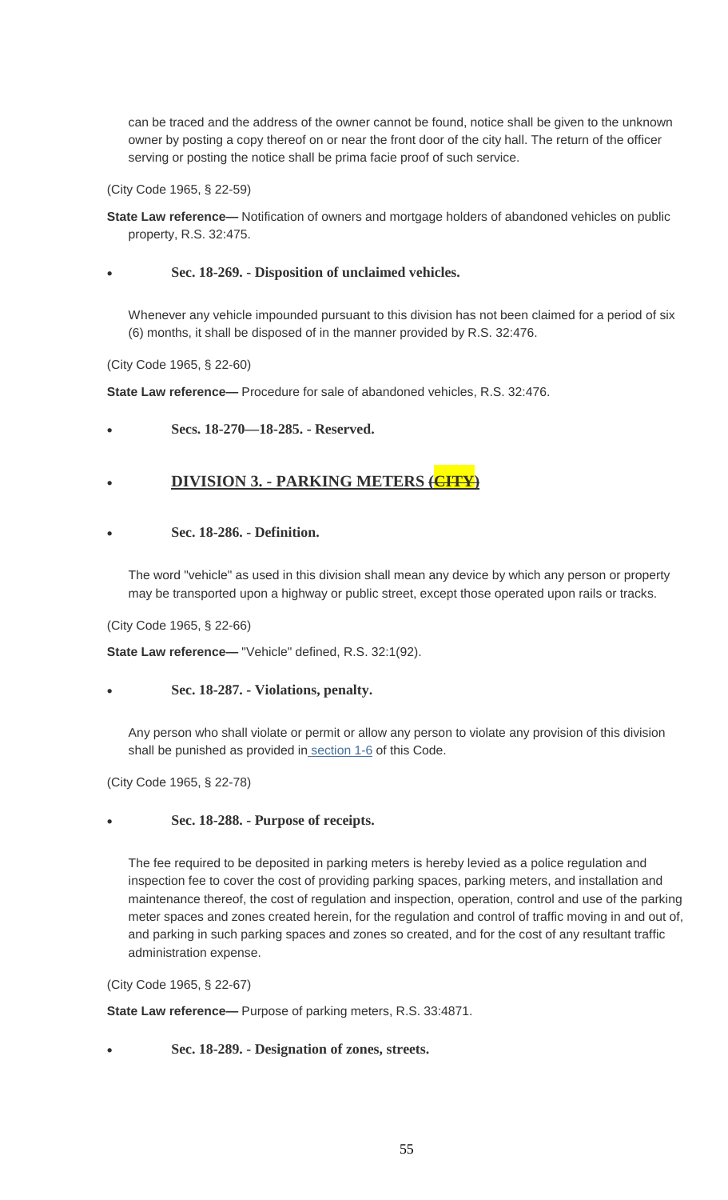can be traced and the address of the owner cannot be found, notice shall be given to the unknown owner by posting a copy thereof on or near the front door of the city hall. The return of the officer serving or posting the notice shall be prima facie proof of such service.

(City Code 1965, § 22-59)

**State Law reference—** Notification of owners and mortgage holders of abandoned vehicles on public property, R.S. 32:475.

- **Sec. 18-269. - Disposition of unclaimed vehicles.**

Whenever any vehicle impounded pursuant to this division has not been claimed for a period of six (6) months, it shall be disposed of in the manner provided by R.S. 32:476.

(City Code 1965, § 22-60)

**State Law reference—** Procedure for sale of abandoned vehicles, R.S. 32:476.

- **Secs. 18-270—18-285. - Reserved.**

- **DIVISION 3. - PARKING METERS ~~(CITY)~~**

- **Sec. 18-286. - Definition.**

The word "vehicle" as used in this division shall mean any device by which any person or property may be transported upon a highway or public street, except those operated upon rails or tracks.

(City Code 1965, § 22-66)

**State Law reference—** "Vehicle" defined, R.S. 32:1(92).

- **Sec. 18-287. - Violations, penalty.**

Any person who shall violate or permit or allow any person to violate any provision of this division shall be punished as provided in section 1-6 of this Code.

(City Code 1965, § 22-78)

- **Sec. 18-288. - Purpose of receipts.**

The fee required to be deposited in parking meters is hereby levied as a police regulation and inspection fee to cover the cost of providing parking spaces, parking meters, and installation and maintenance thereof, the cost of regulation and inspection, operation, control and use of the parking meter spaces and zones created herein, for the regulation and control of traffic moving in and out of, and parking in such parking spaces and zones so created, and for the cost of any resultant traffic administration expense.

(City Code 1965, § 22-67)

**State Law reference—** Purpose of parking meters, R.S. 33:4871.

- **Sec. 18-289. - Designation of zones, streets.**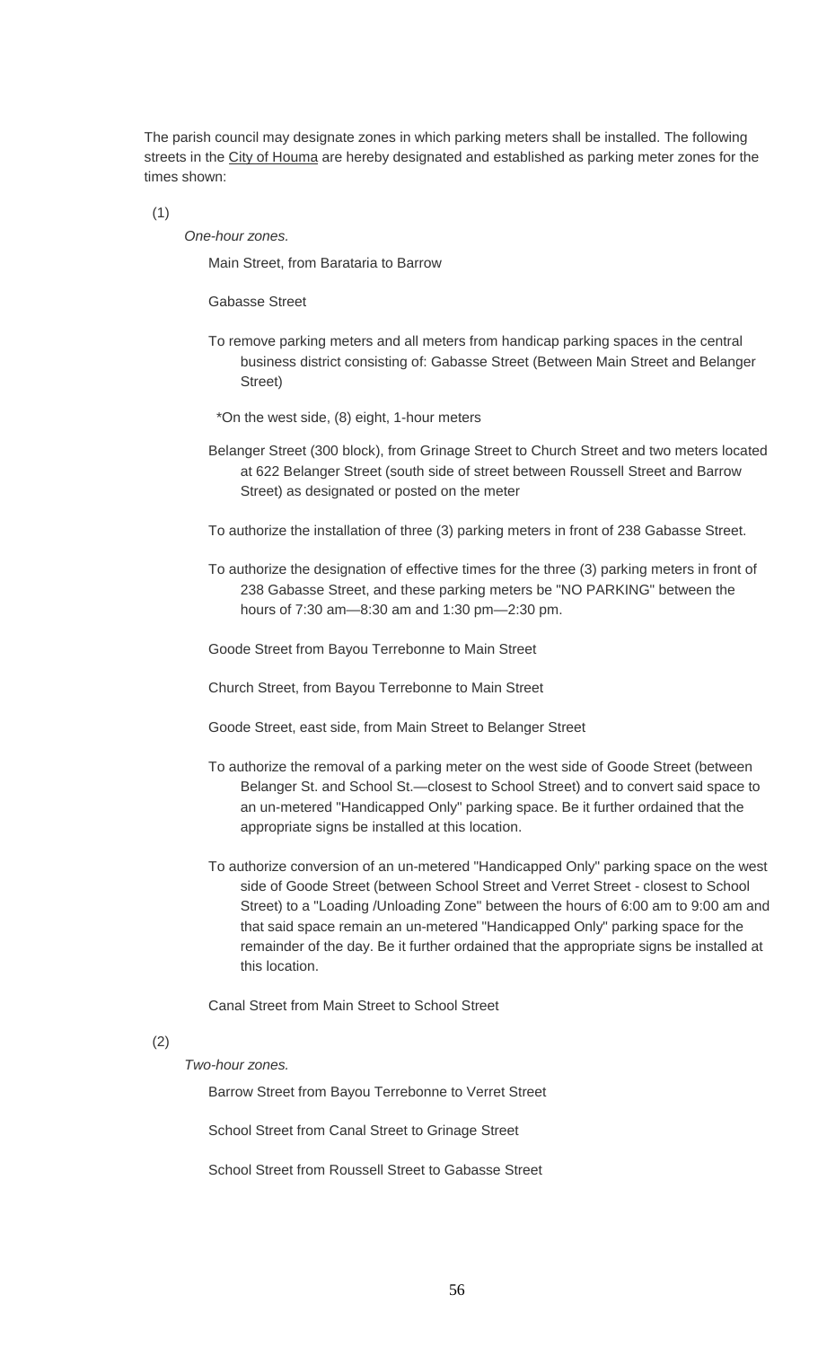The parish council may designate zones in which parking meters shall be installed. The following streets in the City of Houma are hereby designated and established as parking meter zones for the times shown:

(1)

*One-hour zones.*

Main Street, from Barataria to Barrow

Gabasse Street

To remove parking meters and all meters from handicap parking spaces in the central business district consisting of: Gabasse Street (Between Main Street and Belanger Street)

*On the west side, (8) eight, 1-hour meters

Belanger Street (300 block), from Grinage Street to Church Street and two meters located at 622 Belanger Street (south side of street between Roussell Street and Barrow Street) as designated or posted on the meter

To authorize the installation of three (3) parking meters in front of 238 Gabasse Street.

To authorize the designation of effective times for the three (3) parking meters in front of 238 Gabasse Street, and these parking meters be "NO PARKING" between the hours of 7:30 am—8:30 am and 1:30 pm—2:30 pm.

Goode Street from Bayou Terrebonne to Main Street

Church Street, from Bayou Terrebonne to Main Street

Goode Street, east side, from Main Street to Belanger Street

To authorize the removal of a parking meter on the west side of Goode Street (between Belanger St. and School St.—closest to School Street) and to convert said space to an un-metered "Handicapped Only" parking space. Be it further ordained that the appropriate signs be installed at this location.

To authorize conversion of an un-metered "Handicapped Only" parking space on the west side of Goode Street (between School Street and Verret Street - closest to School Street) to a "Loading /Unloading Zone" between the hours of 6:00 am to 9:00 am and that said space remain an un-metered "Handicapped Only" parking space for the remainder of the day. Be it further ordained that the appropriate signs be installed at this location.

Canal Street from Main Street to School Street

(2)

*Two-hour zones.*

Barrow Street from Bayou Terrebonne to Verret Street

School Street from Canal Street to Grinage Street

School Street from Roussell Street to Gabasse Street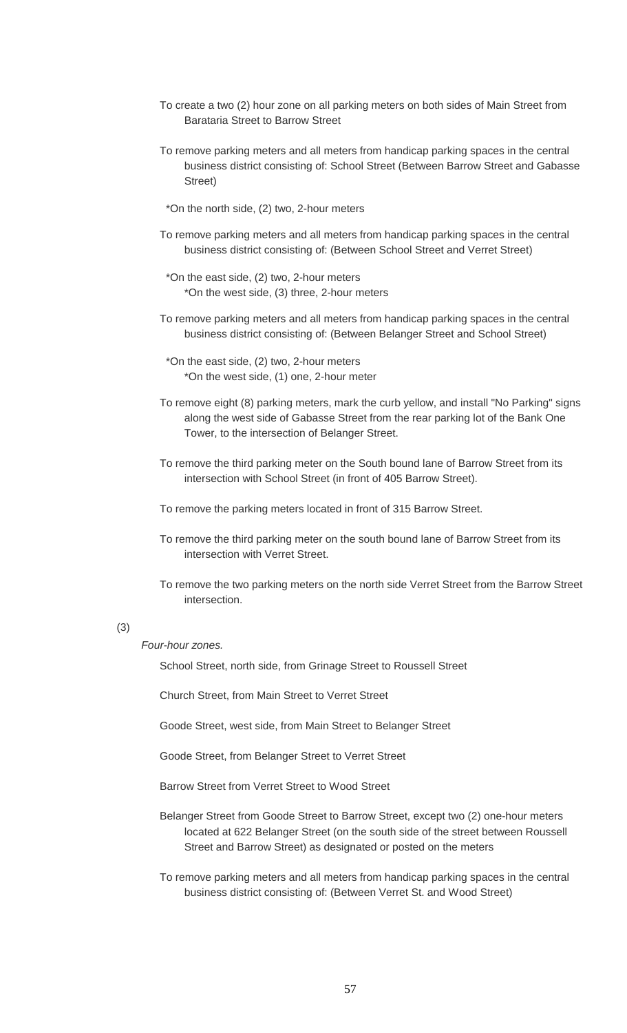To create a two (2) hour zone on all parking meters on both sides of Main Street from Barataria Street to Barrow Street

To remove parking meters and all meters from handicap parking spaces in the central business district consisting of: School Street (Between Barrow Street and Gabasse Street)

*On the north side, (2) two, 2-hour meters

To remove parking meters and all meters from handicap parking spaces in the central business district consisting of: (Between School Street and Verret Street)

*On the east side, (2) two, 2-hour meters
*On the west side, (3) three, 2-hour meters

To remove parking meters and all meters from handicap parking spaces in the central business district consisting of: (Between Belanger Street and School Street)

*On the east side, (2) two, 2-hour meters
*On the west side, (1) one, 2-hour meter

To remove eight (8) parking meters, mark the curb yellow, and install "No Parking" signs along the west side of Gabasse Street from the rear parking lot of the Bank One Tower, to the intersection of Belanger Street.

To remove the third parking meter on the South bound lane of Barrow Street from its intersection with School Street (in front of 405 Barrow Street).

To remove the parking meters located in front of 315 Barrow Street.

To remove the third parking meter on the south bound lane of Barrow Street from its intersection with Verret Street.

To remove the two parking meters on the north side Verret Street from the Barrow Street intersection.

(3)

*Four-hour zones.*

School Street, north side, from Grinage Street to Roussell Street

Church Street, from Main Street to Verret Street

Goode Street, west side, from Main Street to Belanger Street

Goode Street, from Belanger Street to Verret Street

Barrow Street from Verret Street to Wood Street

Belanger Street from Goode Street to Barrow Street, except two (2) one-hour meters located at 622 Belanger Street (on the south side of the street between Roussell Street and Barrow Street) as designated or posted on the meters

To remove parking meters and all meters from handicap parking spaces in the central business district consisting of: (Between Verret St. and Wood Street)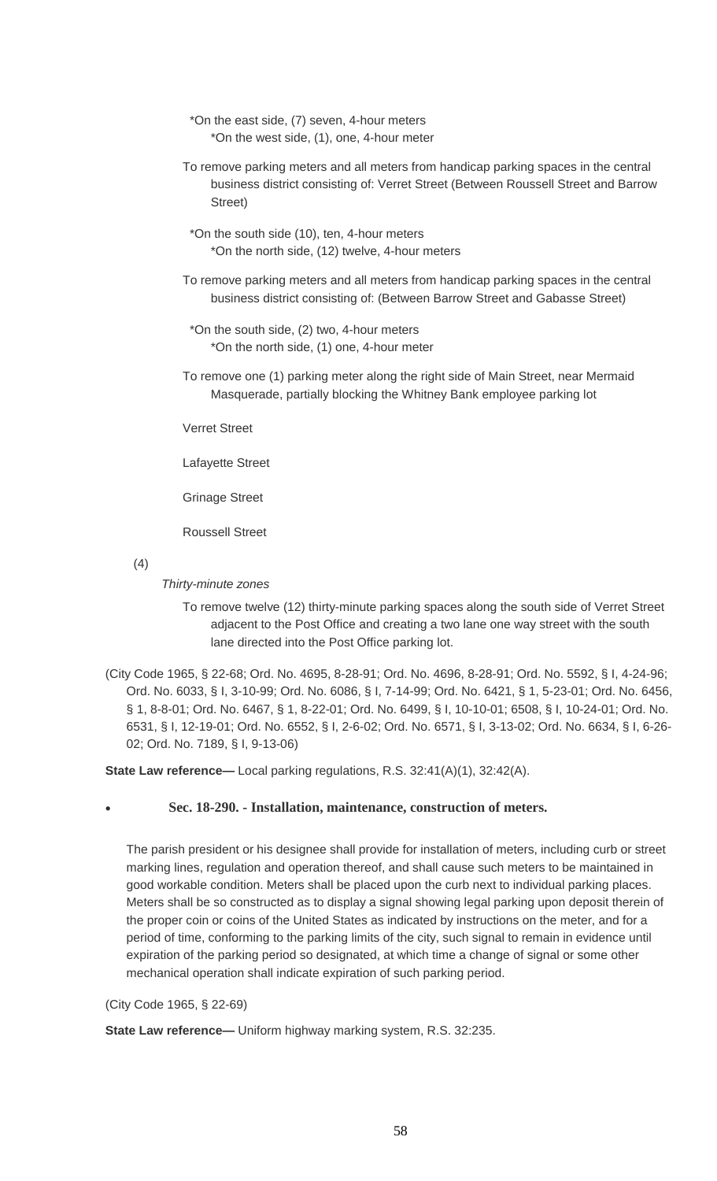*On the east side, (7) seven, 4-hour meters
*On the west side, (1), one, 4-hour meter

To remove parking meters and all meters from handicap parking spaces in the central business district consisting of: Verret Street (Between Roussell Street and Barrow Street)

*On the south side (10), ten, 4-hour meters
*On the north side, (12) twelve, 4-hour meters

To remove parking meters and all meters from handicap parking spaces in the central business district consisting of: (Between Barrow Street and Gabasse Street)

*On the south side, (2) two, 4-hour meters
*On the north side, (1) one, 4-hour meter

To remove one (1) parking meter along the right side of Main Street, near Mermaid Masquerade, partially blocking the Whitney Bank employee parking lot

Verret Street

Lafayette Street

Grinage Street

Roussell Street

(4)

*Thirty-minute zones*

To remove twelve (12) thirty-minute parking spaces along the south side of Verret Street adjacent to the Post Office and creating a two lane one way street with the south lane directed into the Post Office parking lot.

(City Code 1965, § 22-68; Ord. No. 4695, 8-28-91; Ord. No. 4696, 8-28-91; Ord. No. 5592, § I, 4-24-96; Ord. No. 6033, § I, 3-10-99; Ord. No. 6086, § I, 7-14-99; Ord. No. 6421, § 1, 5-23-01; Ord. No. 6456, § 1, 8-8-01; Ord. No. 6467, § 1, 8-22-01; Ord. No. 6499, § I, 10-10-01; 6508, § I, 10-24-01; Ord. No. 6531, § I, 12-19-01; Ord. No. 6552, § I, 2-6-02; Ord. No. 6571, § I, 3-13-02; Ord. No. 6634, § I, 6-26-02; Ord. No. 7189, § I, 9-13-06)

**State Law reference—** Local parking regulations, R.S. 32:41(A)(1), 32:42(A).

- **Sec. 18-290. - Installation, maintenance, construction of meters.**

The parish president or his designee shall provide for installation of meters, including curb or street marking lines, regulation and operation thereof, and shall cause such meters to be maintained in good workable condition. Meters shall be placed upon the curb next to individual parking places. Meters shall be so constructed as to display a signal showing legal parking upon deposit therein of the proper coin or coins of the United States as indicated by instructions on the meter, and for a period of time, conforming to the parking limits of the city, such signal to remain in evidence until expiration of the parking period so designated, at which time a change of signal or some other mechanical operation shall indicate expiration of such parking period.

(City Code 1965, § 22-69)

**State Law reference—** Uniform highway marking system, R.S. 32:235.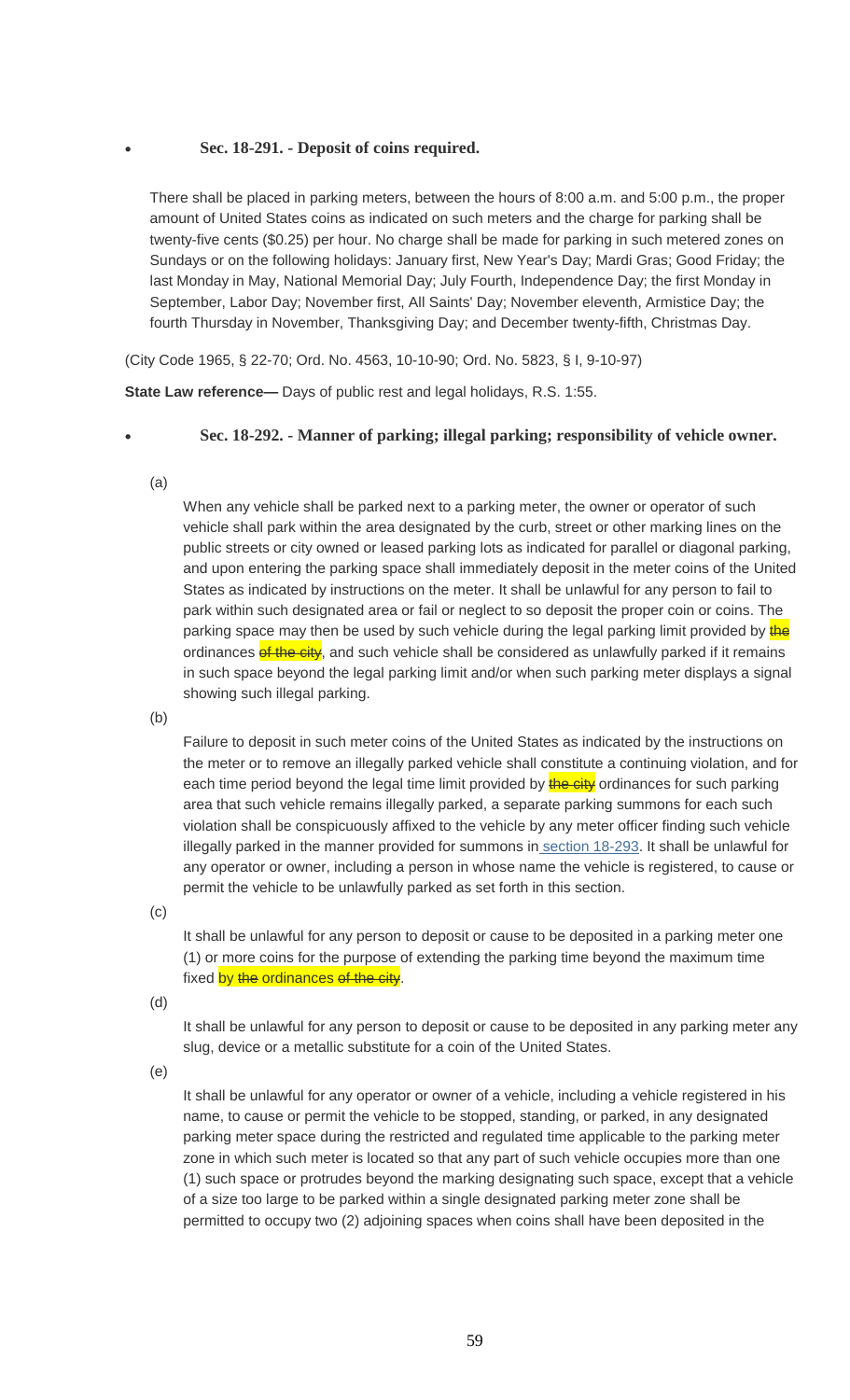- **Sec. 18-291. - Deposit of coins required.**

There shall be placed in parking meters, between the hours of 8:00 a.m. and 5:00 p.m., the proper amount of United States coins as indicated on such meters and the charge for parking shall be twenty-five cents ($0.25) per hour. No charge shall be made for parking in such metered zones on Sundays or on the following holidays: January first, New Year's Day; Mardi Gras; Good Friday; the last Monday in May, National Memorial Day; July Fourth, Independence Day; the first Monday in September, Labor Day; November first, All Saints' Day; November eleventh, Armistice Day; the fourth Thursday in November, Thanksgiving Day; and December twenty-fifth, Christmas Day.

(City Code 1965, § 22-70; Ord. No. 4563, 10-10-90; Ord. No. 5823, § I, 9-10-97)

**State Law reference—** Days of public rest and legal holidays, R.S. 1:55.

- **Sec. 18-292. - Manner of parking; illegal parking; responsibility of vehicle owner.**

(a)

When any vehicle shall be parked next to a parking meter, the owner or operator of such vehicle shall park within the area designated by the curb, street or other marking lines on the public streets or city owned or leased parking lots as indicated for parallel or diagonal parking, and upon entering the parking space shall immediately deposit in the meter coins of the United States as indicated by instructions on the meter. It shall be unlawful for any person to fail to park within such designated area or fail or neglect to so deposit the proper coin or coins. The parking space may then be used by such vehicle during the legal parking limit provided by ~~the~~ ordinances ~~of the city~~, and such vehicle shall be considered as unlawfully parked if it remains in such space beyond the legal parking limit and/or when such parking meter displays a signal showing such illegal parking.

(b)

Failure to deposit in such meter coins of the United States as indicated by the instructions on the meter or to remove an illegally parked vehicle shall constitute a continuing violation, and for each time period beyond the legal time limit provided by ~~the city~~ ordinances for such parking area that such vehicle remains illegally parked, a separate parking summons for each such violation shall be conspicuously affixed to the vehicle by any meter officer finding such vehicle illegally parked in the manner provided for summons in section 18-293. It shall be unlawful for any operator or owner, including a person in whose name the vehicle is registered, to cause or permit the vehicle to be unlawfully parked as set forth in this section.

(c)

It shall be unlawful for any person to deposit or cause to be deposited in a parking meter one (1) or more coins for the purpose of extending the parking time beyond the maximum time fixed by ~~the~~ ordinances ~~of the city~~.

(d)

It shall be unlawful for any person to deposit or cause to be deposited in any parking meter any slug, device or a metallic substitute for a coin of the United States.

(e)

It shall be unlawful for any operator or owner of a vehicle, including a vehicle registered in his name, to cause or permit the vehicle to be stopped, standing, or parked, in any designated parking meter space during the restricted and regulated time applicable to the parking meter zone in which such meter is located so that any part of such vehicle occupies more than one (1) such space or protrudes beyond the marking designating such space, except that a vehicle of a size too large to be parked within a single designated parking meter zone shall be permitted to occupy two (2) adjoining spaces when coins shall have been deposited in the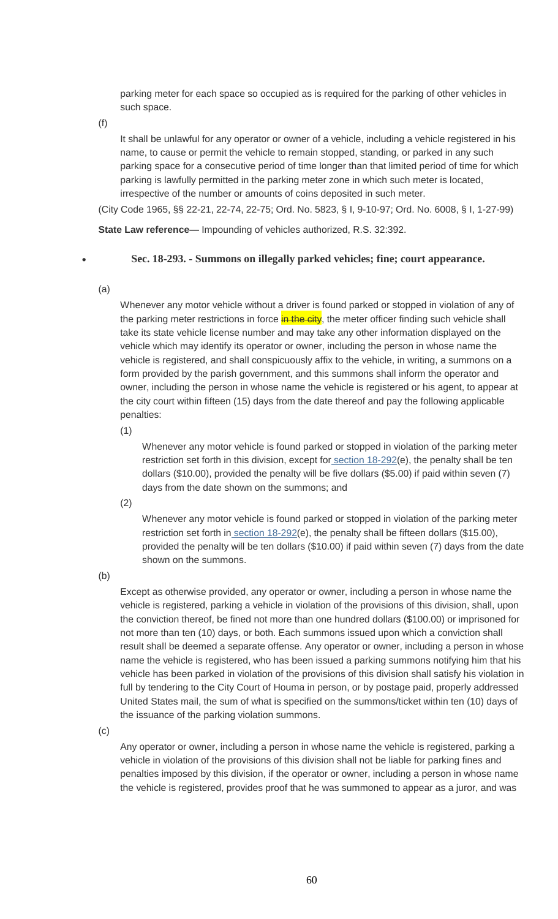parking meter for each space so occupied as is required for the parking of other vehicles in such space.

(f)

It shall be unlawful for any operator or owner of a vehicle, including a vehicle registered in his name, to cause or permit the vehicle to remain stopped, standing, or parked in any such parking space for a consecutive period of time longer than that limited period of time for which parking is lawfully permitted in the parking meter zone in which such meter is located, irrespective of the number or amounts of coins deposited in such meter.

(City Code 1965, §§ 22-21, 22-74, 22-75; Ord. No. 5823, § I, 9-10-97; Ord. No. 6008, § I, 1-27-99)

**State Law reference—** Impounding of vehicles authorized, R.S. 32:392.

### Sec. 18-293. - Summons on illegally parked vehicles; fine; court appearance.

(a)

Whenever any motor vehicle without a driver is found parked or stopped in violation of any of the parking meter restrictions in force ~~in the city~~, the meter officer finding such vehicle shall take its state vehicle license number and may take any other information displayed on the vehicle which may identify its operator or owner, including the person in whose name the vehicle is registered, and shall conspicuously affix to the vehicle, in writing, a summons on a form provided by the parish government, and this summons shall inform the operator and owner, including the person in whose name the vehicle is registered or his agent, to appear at the city court within fifteen (15) days from the date thereof and pay the following applicable penalties:

(1)

Whenever any motor vehicle is found parked or stopped in violation of the parking meter restriction set forth in this division, except for section 18-292(e), the penalty shall be ten dollars ($10.00), provided the penalty will be five dollars ($5.00) if paid within seven (7) days from the date shown on the summons; and

(2)

Whenever any motor vehicle is found parked or stopped in violation of the parking meter restriction set forth in section 18-292(e), the penalty shall be fifteen dollars ($15.00), provided the penalty will be ten dollars ($10.00) if paid within seven (7) days from the date shown on the summons.

(b)

Except as otherwise provided, any operator or owner, including a person in whose name the vehicle is registered, parking a vehicle in violation of the provisions of this division, shall, upon the conviction thereof, be fined not more than one hundred dollars ($100.00) or imprisoned for not more than ten (10) days, or both. Each summons issued upon which a conviction shall result shall be deemed a separate offense. Any operator or owner, including a person in whose name the vehicle is registered, who has been issued a parking summons notifying him that his vehicle has been parked in violation of the provisions of this division shall satisfy his violation in full by tendering to the City Court of Houma in person, or by postage paid, properly addressed United States mail, the sum of what is specified on the summons/ticket within ten (10) days of the issuance of the parking violation summons.

(c)

Any operator or owner, including a person in whose name the vehicle is registered, parking a vehicle in violation of the provisions of this division shall not be liable for parking fines and penalties imposed by this division, if the operator or owner, including a person in whose name the vehicle is registered, provides proof that he was summoned to appear as a juror, and was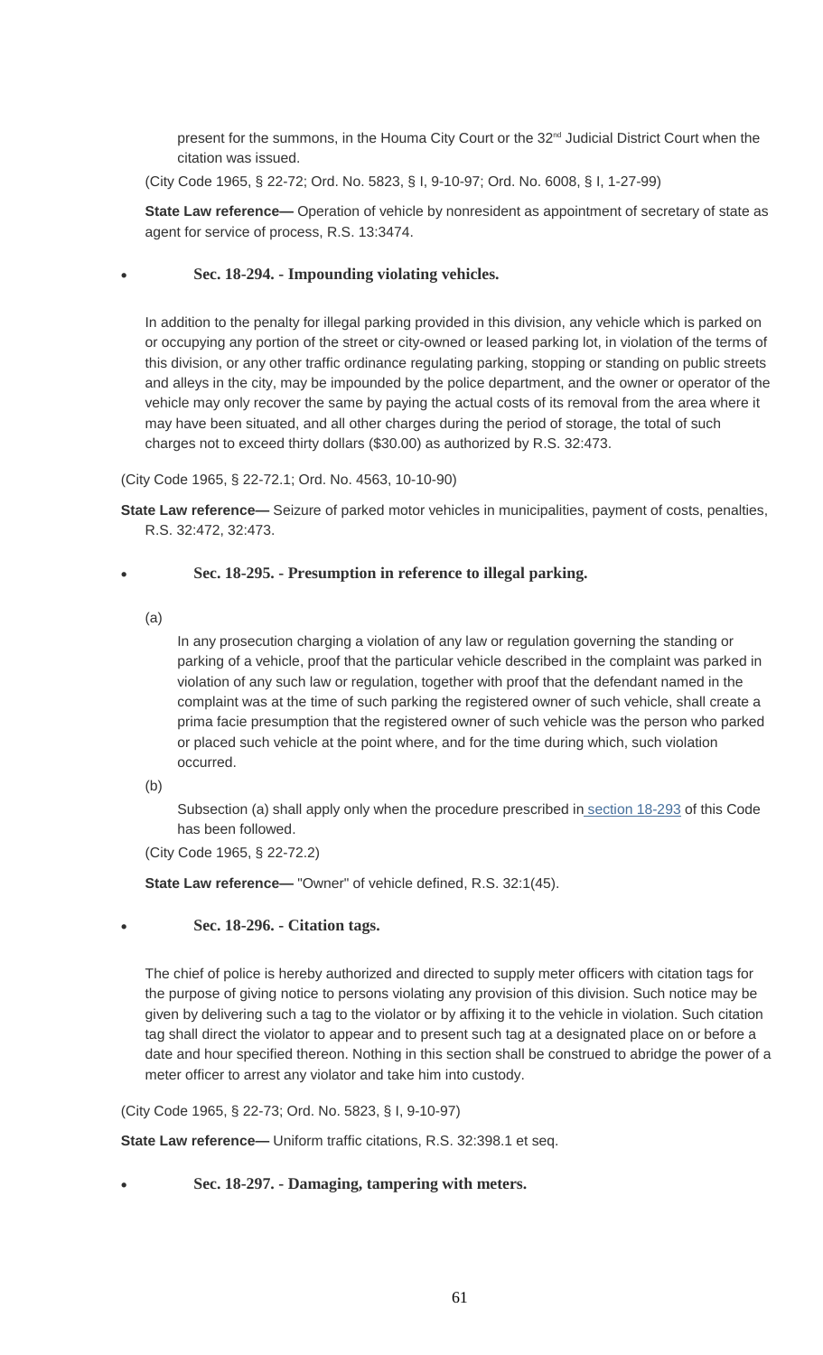present for the summons, in the Houma City Court or the 32nd Judicial District Court when the citation was issued.

(City Code 1965, § 22-72; Ord. No. 5823, § I, 9-10-97; Ord. No. 6008, § I, 1-27-99)

**State Law reference—** Operation of vehicle by nonresident as appointment of secretary of state as agent for service of process, R.S. 13:3474.

- **Sec. 18-294. - Impounding violating vehicles.**

In addition to the penalty for illegal parking provided in this division, any vehicle which is parked on or occupying any portion of the street or city-owned or leased parking lot, in violation of the terms of this division, or any other traffic ordinance regulating parking, stopping or standing on public streets and alleys in the city, may be impounded by the police department, and the owner or operator of the vehicle may only recover the same by paying the actual costs of its removal from the area where it may have been situated, and all other charges during the period of storage, the total of such charges not to exceed thirty dollars ($30.00) as authorized by R.S. 32:473.

(City Code 1965, § 22-72.1; Ord. No. 4563, 10-10-90)

**State Law reference—** Seizure of parked motor vehicles in municipalities, payment of costs, penalties, R.S. 32:472, 32:473.

- **Sec. 18-295. - Presumption in reference to illegal parking.**

(a)

In any prosecution charging a violation of any law or regulation governing the standing or parking of a vehicle, proof that the particular vehicle described in the complaint was parked in violation of any such law or regulation, together with proof that the defendant named in the complaint was at the time of such parking the registered owner of such vehicle, shall create a prima facie presumption that the registered owner of such vehicle was the person who parked or placed such vehicle at the point where, and for the time during which, such violation occurred.

(b)

Subsection (a) shall apply only when the procedure prescribed in section 18-293 of this Code has been followed.

(City Code 1965, § 22-72.2)

**State Law reference—** "Owner" of vehicle defined, R.S. 32:1(45).

- **Sec. 18-296. - Citation tags.**

The chief of police is hereby authorized and directed to supply meter officers with citation tags for the purpose of giving notice to persons violating any provision of this division. Such notice may be given by delivering such a tag to the violator or by affixing it to the vehicle in violation. Such citation tag shall direct the violator to appear and to present such tag at a designated place on or before a date and hour specified thereon. Nothing in this section shall be construed to abridge the power of a meter officer to arrest any violator and take him into custody.

(City Code 1965, § 22-73; Ord. No. 5823, § I, 9-10-97)

**State Law reference—** Uniform traffic citations, R.S. 32:398.1 et seq.

- **Sec. 18-297. - Damaging, tampering with meters.**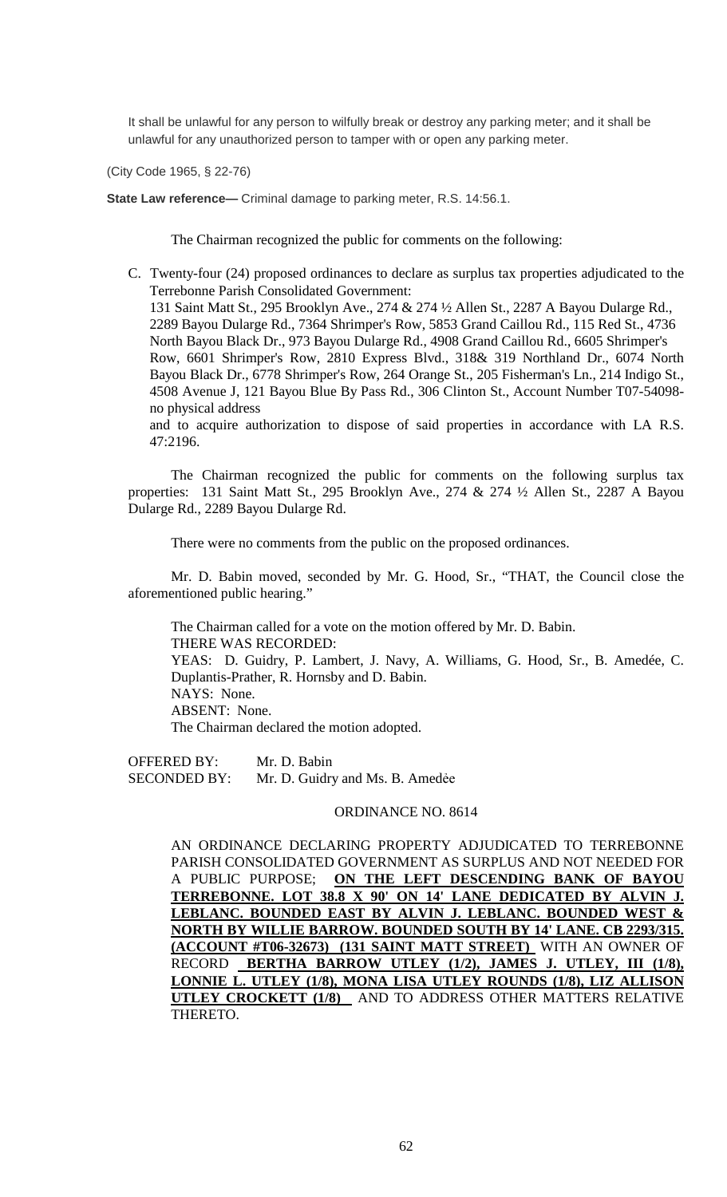It shall be unlawful for any person to wilfully break or destroy any parking meter; and it shall be unlawful for any unauthorized person to tamper with or open any parking meter.

(City Code 1965, § 22-76)

**State Law reference—** Criminal damage to parking meter, R.S. 14:56.1.

The Chairman recognized the public for comments on the following:

C. Twenty-four (24) proposed ordinances to declare as surplus tax properties adjudicated to the Terrebonne Parish Consolidated Government:
131 Saint Matt St., 295 Brooklyn Ave., 274 & 274 ½ Allen St., 2287 A Bayou Dularge Rd., 2289 Bayou Dularge Rd., 7364 Shrimper's Row, 5853 Grand Caillou Rd., 115 Red St., 4736 North Bayou Black Dr., 973 Bayou Dularge Rd., 4908 Grand Caillou Rd., 6605 Shrimper's Row, 6601 Shrimper's Row, 2810 Express Blvd., 318& 319 Northland Dr., 6074 North Bayou Black Dr., 6778 Shrimper's Row, 264 Orange St., 205 Fisherman's Ln., 214 Indigo St., 4508 Avenue J, 121 Bayou Blue By Pass Rd., 306 Clinton St., Account Number T07-54098-no physical address
and to acquire authorization to dispose of said properties in accordance with LA R.S. 47:2196.

The Chairman recognized the public for comments on the following surplus tax properties: 131 Saint Matt St., 295 Brooklyn Ave., 274 & 274 ½ Allen St., 2287 A Bayou Dularge Rd., 2289 Bayou Dularge Rd.

There were no comments from the public on the proposed ordinances.

Mr. D. Babin moved, seconded by Mr. G. Hood, Sr., "THAT, the Council close the aforementioned public hearing."

The Chairman called for a vote on the motion offered by Mr. D. Babin.
THERE WAS RECORDED:
YEAS: D. Guidry, P. Lambert, J. Navy, A. Williams, G. Hood, Sr., B. Amedée, C. Duplantis-Prather, R. Hornsby and D. Babin.
NAYS: None.
ABSENT: None.
The Chairman declared the motion adopted.

OFFERED BY: Mr. D. Babin
SECONDED BY: Mr. D. Guidry and Ms. B. Amedėe

ORDINANCE NO. 8614

AN ORDINANCE DECLARING PROPERTY ADJUDICATED TO TERREBONNE PARISH CONSOLIDATED GOVERNMENT AS SURPLUS AND NOT NEEDED FOR A PUBLIC PURPOSE; **ON THE LEFT DESCENDING BANK OF BAYOU TERREBONNE. LOT 38.8 X 90' ON 14' LANE DEDICATED BY ALVIN J. LEBLANC. BOUNDED EAST BY ALVIN J. LEBLANC. BOUNDED WEST & NORTH BY WILLIE BARROW. BOUNDED SOUTH BY 14' LANE. CB 2293/315. (ACCOUNT #T06-32673) (131 SAINT MATT STREET)** WITH AN OWNER OF RECORD **BERTHA BARROW UTLEY (1/2), JAMES J. UTLEY, III (1/8), LONNIE L. UTLEY (1/8), MONA LISA UTLEY ROUNDS (1/8), LIZ ALLISON UTLEY CROCKETT (1/8)** AND TO ADDRESS OTHER MATTERS RELATIVE THERETO.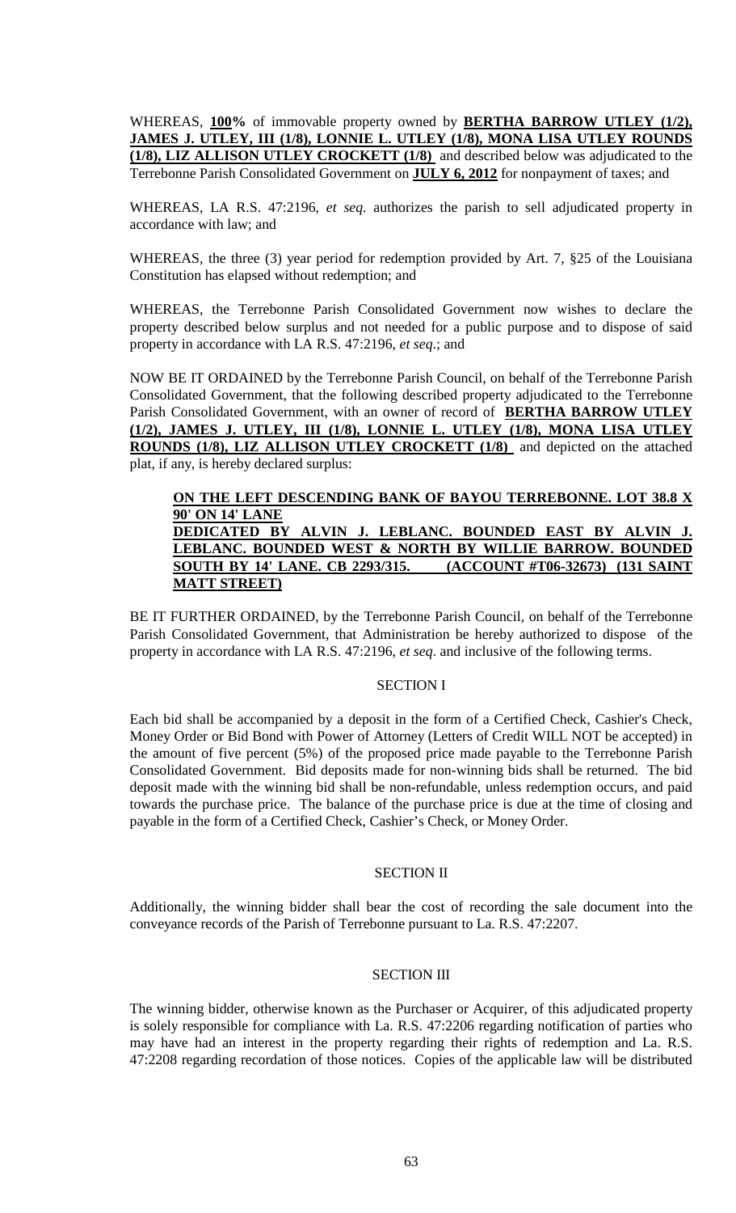WHEREAS, **100%** of immovable property owned by **BERTHA BARROW UTLEY (1/2), JAMES J. UTLEY, III (1/8), LONNIE L. UTLEY (1/8), MONA LISA UTLEY ROUNDS (1/8), LIZ ALLISON UTLEY CROCKETT (1/8)** and described below was adjudicated to the Terrebonne Parish Consolidated Government on **JULY 6, 2012** for nonpayment of taxes; and

WHEREAS, LA R.S. 47:2196, *et seq.* authorizes the parish to sell adjudicated property in accordance with law; and

WHEREAS, the three (3) year period for redemption provided by Art. 7, §25 of the Louisiana Constitution has elapsed without redemption; and

WHEREAS, the Terrebonne Parish Consolidated Government now wishes to declare the property described below surplus and not needed for a public purpose and to dispose of said property in accordance with LA R.S. 47:2196, *et seq*.; and

NOW BE IT ORDAINED by the Terrebonne Parish Council, on behalf of the Terrebonne Parish Consolidated Government, that the following described property adjudicated to the Terrebonne Parish Consolidated Government, with an owner of record of **BERTHA BARROW UTLEY (1/2), JAMES J. UTLEY, III (1/8), LONNIE L. UTLEY (1/8), MONA LISA UTLEY ROUNDS (1/8), LIZ ALLISON UTLEY CROCKETT (1/8)** and depicted on the attached plat, if any, is hereby declared surplus:

> **ON THE LEFT DESCENDING BANK OF BAYOU TERREBONNE. LOT 38.8 X 90' ON 14' LANE**
> **DEDICATED BY ALVIN J. LEBLANC. BOUNDED EAST BY ALVIN J. LEBLANC. BOUNDED WEST & NORTH BY WILLIE BARROW. BOUNDED SOUTH BY 14' LANE. CB 2293/315. (ACCOUNT #T06-32673) (131 SAINT MATT STREET)**

BE IT FURTHER ORDAINED, by the Terrebonne Parish Council, on behalf of the Terrebonne Parish Consolidated Government, that Administration be hereby authorized to dispose of the property in accordance with LA R.S. 47:2196, *et seq.* and inclusive of the following terms.

## SECTION I

Each bid shall be accompanied by a deposit in the form of a Certified Check, Cashier's Check, Money Order or Bid Bond with Power of Attorney (Letters of Credit WILL NOT be accepted) in the amount of five percent (5%) of the proposed price made payable to the Terrebonne Parish Consolidated Government. Bid deposits made for non-winning bids shall be returned. The bid deposit made with the winning bid shall be non-refundable, unless redemption occurs, and paid towards the purchase price. The balance of the purchase price is due at the time of closing and payable in the form of a Certified Check, Cashier's Check, or Money Order.

## SECTION II

Additionally, the winning bidder shall bear the cost of recording the sale document into the conveyance records of the Parish of Terrebonne pursuant to La. R.S. 47:2207.

## SECTION III

The winning bidder, otherwise known as the Purchaser or Acquirer, of this adjudicated property is solely responsible for compliance with La. R.S. 47:2206 regarding notification of parties who may have had an interest in the property regarding their rights of redemption and La. R.S. 47:2208 regarding recordation of those notices. Copies of the applicable law will be distributed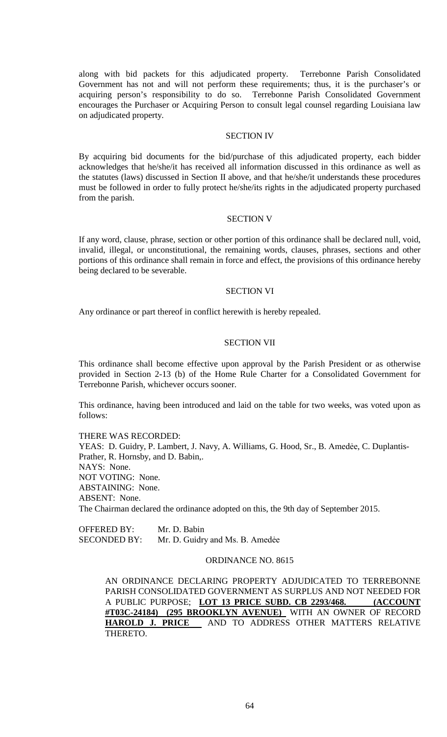along with bid packets for this adjudicated property. Terrebonne Parish Consolidated Government has not and will not perform these requirements; thus, it is the purchaser's or acquiring person's responsibility to do so. Terrebonne Parish Consolidated Government encourages the Purchaser or Acquiring Person to consult legal counsel regarding Louisiana law on adjudicated property.

SECTION IV

By acquiring bid documents for the bid/purchase of this adjudicated property, each bidder acknowledges that he/she/it has received all information discussed in this ordinance as well as the statutes (laws) discussed in Section II above, and that he/she/it understands these procedures must be followed in order to fully protect he/she/its rights in the adjudicated property purchased from the parish.

SECTION V

If any word, clause, phrase, section or other portion of this ordinance shall be declared null, void, invalid, illegal, or unconstitutional, the remaining words, clauses, phrases, sections and other portions of this ordinance shall remain in force and effect, the provisions of this ordinance hereby being declared to be severable.

SECTION VI

Any ordinance or part thereof in conflict herewith is hereby repealed.

SECTION VII

This ordinance shall become effective upon approval by the Parish President or as otherwise provided in Section 2-13 (b) of the Home Rule Charter for a Consolidated Government for Terrebonne Parish, whichever occurs sooner.

This ordinance, having been introduced and laid on the table for two weeks, was voted upon as follows:

THERE WAS RECORDED:
YEAS: D. Guidry, P. Lambert, J. Navy, A. Williams, G. Hood, Sr., B. Amedėe, C. Duplantis-Prather, R. Hornsby, and D. Babin,.
NAYS: None.
NOT VOTING: None.
ABSTAINING: None.
ABSENT: None.
The Chairman declared the ordinance adopted on this, the 9th day of September 2015.

OFFERED BY: Mr. D. Babin
SECONDED BY: Mr. D. Guidry and Ms. B. Amedėe

ORDINANCE NO. 8615

AN ORDINANCE DECLARING PROPERTY ADJUDICATED TO TERREBONNE PARISH CONSOLIDATED GOVERNMENT AS SURPLUS AND NOT NEEDED FOR A PUBLIC PURPOSE; **LOT 13 PRICE SUBD. CB 2293/468. (ACCOUNT #T03C-24184) (295 BROOKLYN AVENUE)** WITH AN OWNER OF RECORD **HAROLD J. PRICE** AND TO ADDRESS OTHER MATTERS RELATIVE THERETO.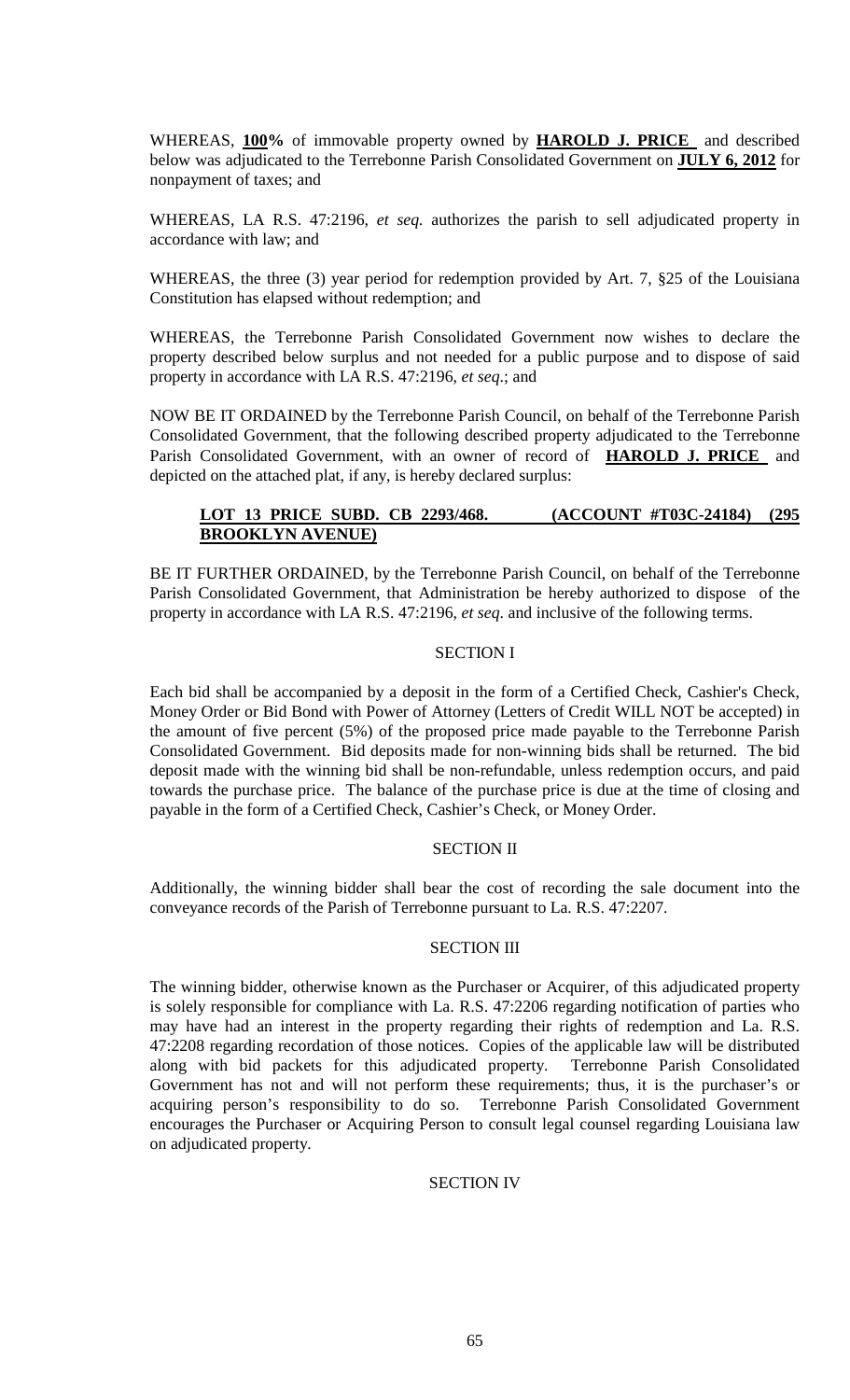WHEREAS, **100%** of immovable property owned by **HAROLD J. PRICE** and described below was adjudicated to the Terrebonne Parish Consolidated Government on **JULY 6, 2012** for nonpayment of taxes; and

WHEREAS, LA R.S. 47:2196, *et seq.* authorizes the parish to sell adjudicated property in accordance with law; and

WHEREAS, the three (3) year period for redemption provided by Art. 7, §25 of the Louisiana Constitution has elapsed without redemption; and

WHEREAS, the Terrebonne Parish Consolidated Government now wishes to declare the property described below surplus and not needed for a public purpose and to dispose of said property in accordance with LA R.S. 47:2196, *et seq*.; and

NOW BE IT ORDAINED by the Terrebonne Parish Council, on behalf of the Terrebonne Parish Consolidated Government, that the following described property adjudicated to the Terrebonne Parish Consolidated Government, with an owner of record of **HAROLD J. PRICE** and depicted on the attached plat, if any, is hereby declared surplus:

**LOT 13 PRICE SUBD. CB 2293/468. (ACCOUNT #T03C-24184) (295 BROOKLYN AVENUE)**

BE IT FURTHER ORDAINED, by the Terrebonne Parish Council, on behalf of the Terrebonne Parish Consolidated Government, that Administration be hereby authorized to dispose of the property in accordance with LA R.S. 47:2196, *et seq*. and inclusive of the following terms.

SECTION I

Each bid shall be accompanied by a deposit in the form of a Certified Check, Cashier's Check, Money Order or Bid Bond with Power of Attorney (Letters of Credit WILL NOT be accepted) in the amount of five percent (5%) of the proposed price made payable to the Terrebonne Parish Consolidated Government. Bid deposits made for non-winning bids shall be returned. The bid deposit made with the winning bid shall be non-refundable, unless redemption occurs, and paid towards the purchase price. The balance of the purchase price is due at the time of closing and payable in the form of a Certified Check, Cashier's Check, or Money Order.

SECTION II

Additionally, the winning bidder shall bear the cost of recording the sale document into the conveyance records of the Parish of Terrebonne pursuant to La. R.S. 47:2207.

SECTION III

The winning bidder, otherwise known as the Purchaser or Acquirer, of this adjudicated property is solely responsible for compliance with La. R.S. 47:2206 regarding notification of parties who may have had an interest in the property regarding their rights of redemption and La. R.S. 47:2208 regarding recordation of those notices. Copies of the applicable law will be distributed along with bid packets for this adjudicated property. Terrebonne Parish Consolidated Government has not and will not perform these requirements; thus, it is the purchaser's or acquiring person's responsibility to do so. Terrebonne Parish Consolidated Government encourages the Purchaser or Acquiring Person to consult legal counsel regarding Louisiana law on adjudicated property.

SECTION IV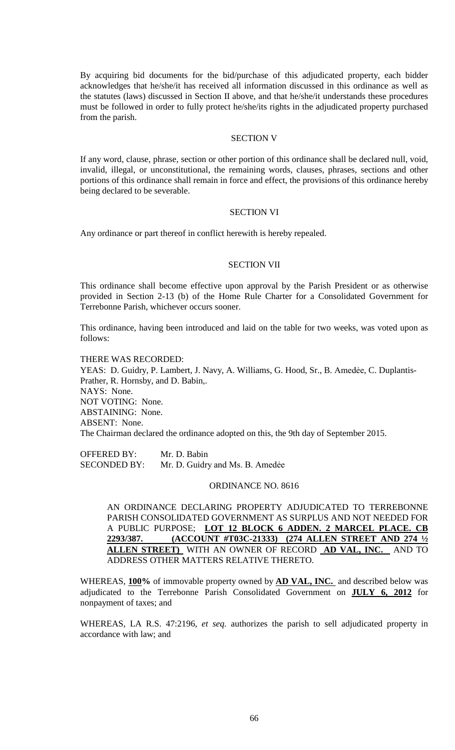By acquiring bid documents for the bid/purchase of this adjudicated property, each bidder acknowledges that he/she/it has received all information discussed in this ordinance as well as the statutes (laws) discussed in Section II above, and that he/she/it understands these procedures must be followed in order to fully protect he/she/its rights in the adjudicated property purchased from the parish.

SECTION V

If any word, clause, phrase, section or other portion of this ordinance shall be declared null, void, invalid, illegal, or unconstitutional, the remaining words, clauses, phrases, sections and other portions of this ordinance shall remain in force and effect, the provisions of this ordinance hereby being declared to be severable.

SECTION VI

Any ordinance or part thereof in conflict herewith is hereby repealed.

SECTION VII

This ordinance shall become effective upon approval by the Parish President or as otherwise provided in Section 2-13 (b) of the Home Rule Charter for a Consolidated Government for Terrebonne Parish, whichever occurs sooner.

This ordinance, having been introduced and laid on the table for two weeks, was voted upon as follows:

THERE WAS RECORDED:
YEAS: D. Guidry, P. Lambert, J. Navy, A. Williams, G. Hood, Sr., B. Amedée, C. Duplantis-Prather, R. Hornsby, and D. Babin,.
NAYS: None.
NOT VOTING: None.
ABSTAINING: None.
ABSENT: None.
The Chairman declared the ordinance adopted on this, the 9th day of September 2015.

OFFERED BY: Mr. D. Babin
SECONDED BY: Mr. D. Guidry and Ms. B. Amedée

ORDINANCE NO. 8616

AN ORDINANCE DECLARING PROPERTY ADJUDICATED TO TERREBONNE PARISH CONSOLIDATED GOVERNMENT AS SURPLUS AND NOT NEEDED FOR A PUBLIC PURPOSE; **LOT 12 BLOCK 6 ADDEN. 2 MARCEL PLACE. CB 2293/387. (ACCOUNT #T03C-21333) (274 ALLEN STREET AND 274 ½ ALLEN STREET)** WITH AN OWNER OF RECORD **AD VAL, INC.** AND TO ADDRESS OTHER MATTERS RELATIVE THERETO.

WHEREAS, **100%** of immovable property owned by **AD VAL, INC.** and described below was adjudicated to the Terrebonne Parish Consolidated Government on **JULY 6, 2012** for nonpayment of taxes; and

WHEREAS, LA R.S. 47:2196, *et seq.* authorizes the parish to sell adjudicated property in accordance with law; and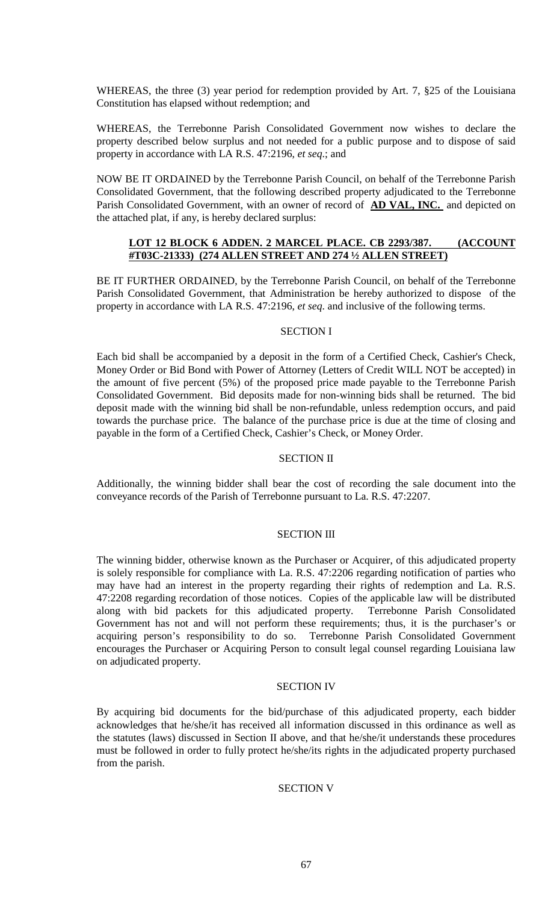WHEREAS, the three (3) year period for redemption provided by Art. 7, §25 of the Louisiana Constitution has elapsed without redemption; and

WHEREAS, the Terrebonne Parish Consolidated Government now wishes to declare the property described below surplus and not needed for a public purpose and to dispose of said property in accordance with LA R.S. 47:2196, *et seq*.; and

NOW BE IT ORDAINED by the Terrebonne Parish Council, on behalf of the Terrebonne Parish Consolidated Government, that the following described property adjudicated to the Terrebonne Parish Consolidated Government, with an owner of record of **AD VAL, INC.** and depicted on the attached plat, if any, is hereby declared surplus:

**LOT 12 BLOCK 6 ADDEN. 2 MARCEL PLACE. CB 2293/387. (ACCOUNT #T03C-21333) (274 ALLEN STREET AND 274 ½ ALLEN STREET)**

BE IT FURTHER ORDAINED, by the Terrebonne Parish Council, on behalf of the Terrebonne Parish Consolidated Government, that Administration be hereby authorized to dispose of the property in accordance with LA R.S. 47:2196, *et seq*. and inclusive of the following terms.

SECTION I

Each bid shall be accompanied by a deposit in the form of a Certified Check, Cashier's Check, Money Order or Bid Bond with Power of Attorney (Letters of Credit WILL NOT be accepted) in the amount of five percent (5%) of the proposed price made payable to the Terrebonne Parish Consolidated Government. Bid deposits made for non-winning bids shall be returned. The bid deposit made with the winning bid shall be non-refundable, unless redemption occurs, and paid towards the purchase price. The balance of the purchase price is due at the time of closing and payable in the form of a Certified Check, Cashier's Check, or Money Order.

SECTION II

Additionally, the winning bidder shall bear the cost of recording the sale document into the conveyance records of the Parish of Terrebonne pursuant to La. R.S. 47:2207.

SECTION III

The winning bidder, otherwise known as the Purchaser or Acquirer, of this adjudicated property is solely responsible for compliance with La. R.S. 47:2206 regarding notification of parties who may have had an interest in the property regarding their rights of redemption and La. R.S. 47:2208 regarding recordation of those notices. Copies of the applicable law will be distributed along with bid packets for this adjudicated property. Terrebonne Parish Consolidated Government has not and will not perform these requirements; thus, it is the purchaser's or acquiring person's responsibility to do so. Terrebonne Parish Consolidated Government encourages the Purchaser or Acquiring Person to consult legal counsel regarding Louisiana law on adjudicated property.

SECTION IV

By acquiring bid documents for the bid/purchase of this adjudicated property, each bidder acknowledges that he/she/it has received all information discussed in this ordinance as well as the statutes (laws) discussed in Section II above, and that he/she/it understands these procedures must be followed in order to fully protect he/she/its rights in the adjudicated property purchased from the parish.

SECTION V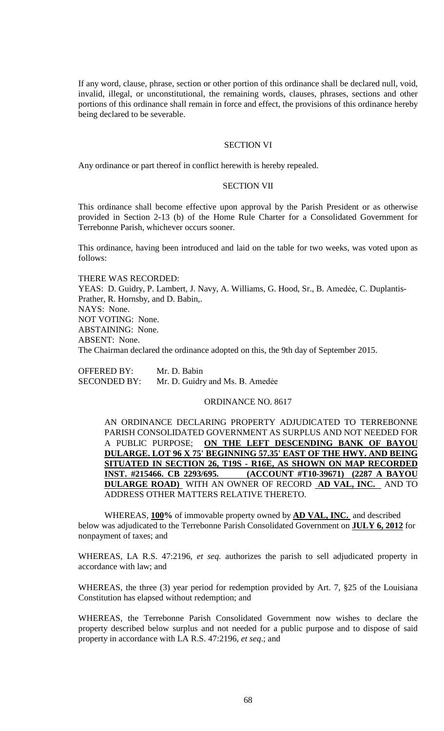If any word, clause, phrase, section or other portion of this ordinance shall be declared null, void, invalid, illegal, or unconstitutional, the remaining words, clauses, phrases, sections and other portions of this ordinance shall remain in force and effect, the provisions of this ordinance hereby being declared to be severable.

SECTION VI

Any ordinance or part thereof in conflict herewith is hereby repealed.

SECTION VII

This ordinance shall become effective upon approval by the Parish President or as otherwise provided in Section 2-13 (b) of the Home Rule Charter for a Consolidated Government for Terrebonne Parish, whichever occurs sooner.

This ordinance, having been introduced and laid on the table for two weeks, was voted upon as follows:

THERE WAS RECORDED:
YEAS: D. Guidry, P. Lambert, J. Navy, A. Williams, G. Hood, Sr., B. Amedėe, C. Duplantis-Prather, R. Hornsby, and D. Babin,.
NAYS: None.
NOT VOTING: None.
ABSTAINING: None.
ABSENT: None.
The Chairman declared the ordinance adopted on this, the 9th day of September 2015.

OFFERED BY: Mr. D. Babin
SECONDED BY: Mr. D. Guidry and Ms. B. Amedėe

ORDINANCE NO. 8617

AN ORDINANCE DECLARING PROPERTY ADJUDICATED TO TERREBONNE PARISH CONSOLIDATED GOVERNMENT AS SURPLUS AND NOT NEEDED FOR A PUBLIC PURPOSE; **ON THE LEFT DESCENDING BANK OF BAYOU DULARGE. LOT 96 X 75' BEGINNING 57.35' EAST OF THE HWY. AND BEING SITUATED IN SECTION 26, T19S - R16E, AS SHOWN ON MAP RECORDED INST. #215466. CB 2293/695. (ACCOUNT #T10-39671) (2287 A BAYOU DULARGE ROAD)** WITH AN OWNER OF RECORD **AD VAL, INC.** AND TO ADDRESS OTHER MATTERS RELATIVE THERETO.

WHEREAS, **100%** of immovable property owned by **AD VAL, INC.** and described below was adjudicated to the Terrebonne Parish Consolidated Government on **JULY 6, 2012** for nonpayment of taxes; and

WHEREAS, LA R.S. 47:2196, *et seq.* authorizes the parish to sell adjudicated property in accordance with law; and

WHEREAS, the three (3) year period for redemption provided by Art. 7, §25 of the Louisiana Constitution has elapsed without redemption; and

WHEREAS, the Terrebonne Parish Consolidated Government now wishes to declare the property described below surplus and not needed for a public purpose and to dispose of said property in accordance with LA R.S. 47:2196, *et seq*.; and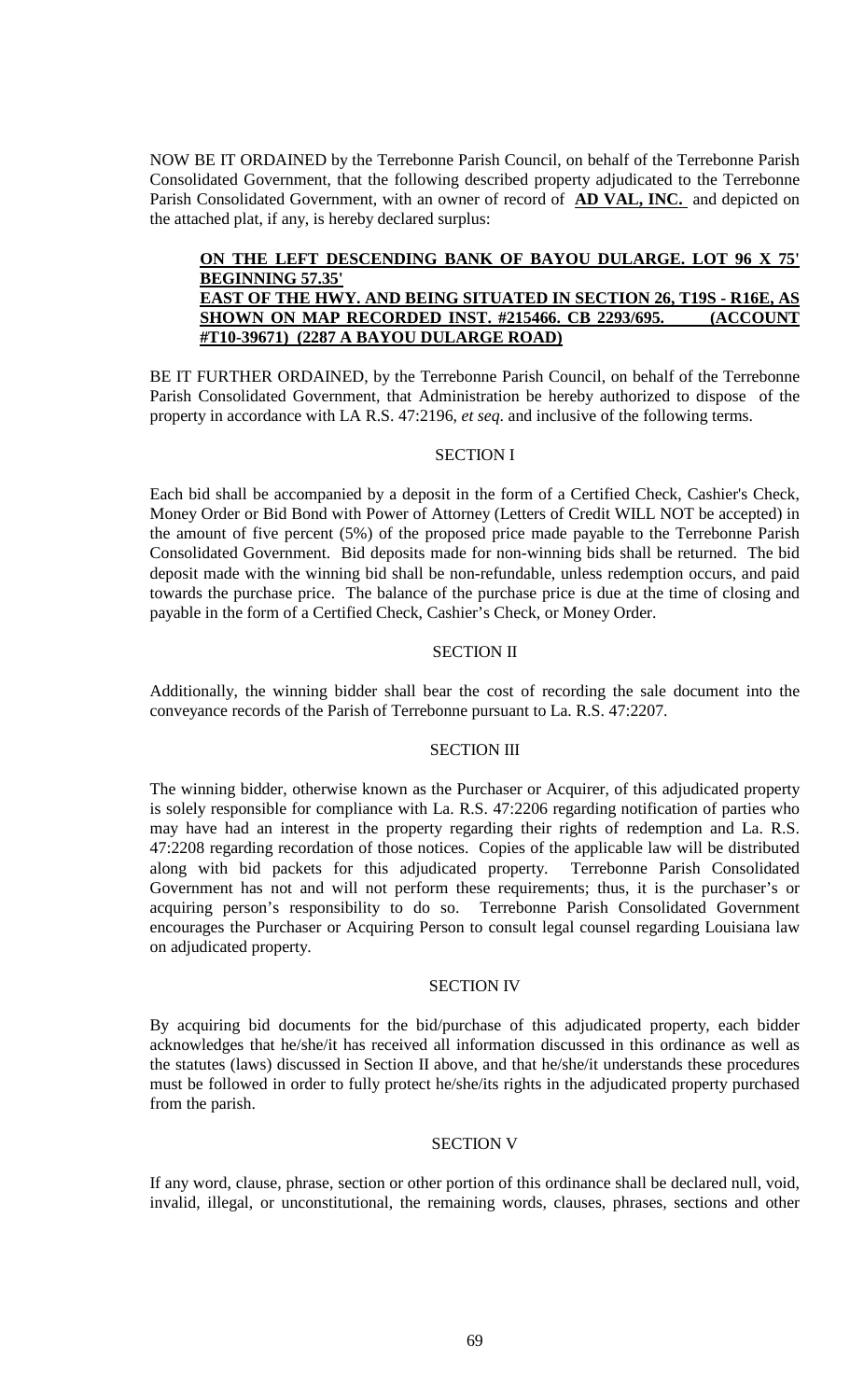NOW BE IT ORDAINED by the Terrebonne Parish Council, on behalf of the Terrebonne Parish Consolidated Government, that the following described property adjudicated to the Terrebonne Parish Consolidated Government, with an owner of record of **AD VAL, INC.** and depicted on the attached plat, if any, is hereby declared surplus:

**ON THE LEFT DESCENDING BANK OF BAYOU DULARGE. LOT 96 X 75' BEGINNING 57.35' EAST OF THE HWY. AND BEING SITUATED IN SECTION 26, T19S - R16E, AS SHOWN ON MAP RECORDED INST. #215466. CB 2293/695. (ACCOUNT #T10-39671) (2287 A BAYOU DULARGE ROAD)**

BE IT FURTHER ORDAINED, by the Terrebonne Parish Council, on behalf of the Terrebonne Parish Consolidated Government, that Administration be hereby authorized to dispose of the property in accordance with LA R.S. 47:2196, *et seq*. and inclusive of the following terms.

SECTION I

Each bid shall be accompanied by a deposit in the form of a Certified Check, Cashier's Check, Money Order or Bid Bond with Power of Attorney (Letters of Credit WILL NOT be accepted) in the amount of five percent (5%) of the proposed price made payable to the Terrebonne Parish Consolidated Government. Bid deposits made for non-winning bids shall be returned. The bid deposit made with the winning bid shall be non-refundable, unless redemption occurs, and paid towards the purchase price. The balance of the purchase price is due at the time of closing and payable in the form of a Certified Check, Cashier's Check, or Money Order.

SECTION II

Additionally, the winning bidder shall bear the cost of recording the sale document into the conveyance records of the Parish of Terrebonne pursuant to La. R.S. 47:2207.

SECTION III

The winning bidder, otherwise known as the Purchaser or Acquirer, of this adjudicated property is solely responsible for compliance with La. R.S. 47:2206 regarding notification of parties who may have had an interest in the property regarding their rights of redemption and La. R.S. 47:2208 regarding recordation of those notices. Copies of the applicable law will be distributed along with bid packets for this adjudicated property. Terrebonne Parish Consolidated Government has not and will not perform these requirements; thus, it is the purchaser's or acquiring person's responsibility to do so. Terrebonne Parish Consolidated Government encourages the Purchaser or Acquiring Person to consult legal counsel regarding Louisiana law on adjudicated property.

SECTION IV

By acquiring bid documents for the bid/purchase of this adjudicated property, each bidder acknowledges that he/she/it has received all information discussed in this ordinance as well as the statutes (laws) discussed in Section II above, and that he/she/it understands these procedures must be followed in order to fully protect he/she/its rights in the adjudicated property purchased from the parish.

SECTION V

If any word, clause, phrase, section or other portion of this ordinance shall be declared null, void, invalid, illegal, or unconstitutional, the remaining words, clauses, phrases, sections and other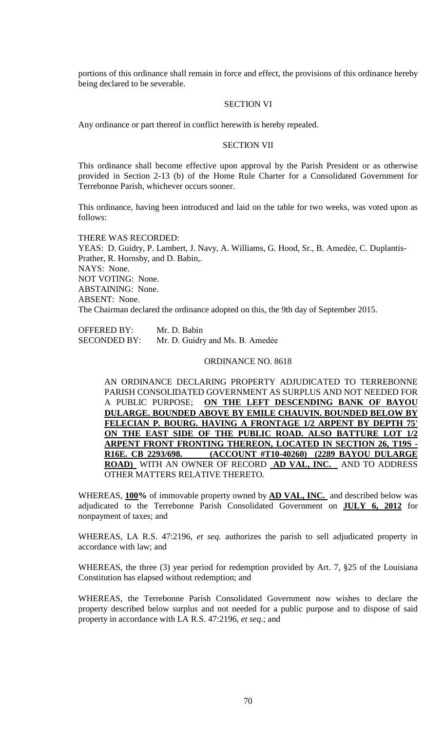portions of this ordinance shall remain in force and effect, the provisions of this ordinance hereby being declared to be severable.

SECTION VI

Any ordinance or part thereof in conflict herewith is hereby repealed.

SECTION VII

This ordinance shall become effective upon approval by the Parish President or as otherwise provided in Section 2-13 (b) of the Home Rule Charter for a Consolidated Government for Terrebonne Parish, whichever occurs sooner.

This ordinance, having been introduced and laid on the table for two weeks, was voted upon as follows:

THERE WAS RECORDED:
YEAS: D. Guidry, P. Lambert, J. Navy, A. Williams, G. Hood, Sr., B. Amedèe, C. Duplantis-Prather, R. Hornsby, and D. Babin,.
NAYS: None.
NOT VOTING: None.
ABSTAINING: None.
ABSENT: None.
The Chairman declared the ordinance adopted on this, the 9th day of September 2015.

OFFERED BY: Mr. D. Babin
SECONDED BY: Mr. D. Guidry and Ms. B. Amedèe

ORDINANCE NO. 8618

AN ORDINANCE DECLARING PROPERTY ADJUDICATED TO TERREBONNE PARISH CONSOLIDATED GOVERNMENT AS SURPLUS AND NOT NEEDED FOR A PUBLIC PURPOSE; **ON THE LEFT DESCENDING BANK OF BAYOU DULARGE. BOUNDED ABOVE BY EMILE CHAUVIN. BOUNDED BELOW BY FELECIAN P. BOURG. HAVING A FRONTAGE 1/2 ARPENT BY DEPTH 75' ON THE EAST SIDE OF THE PUBLIC ROAD. ALSO BATTURE LOT 1/2 ARPENT FRONT FRONTING THEREON, LOCATED IN SECTION 26, T19S - R16E. CB 2293/698. (ACCOUNT #T10-40260) (2289 BAYOU DULARGE ROAD)** WITH AN OWNER OF RECORD **AD VAL, INC.** AND TO ADDRESS OTHER MATTERS RELATIVE THERETO.

WHEREAS, **100%** of immovable property owned by **AD VAL, INC.** and described below was adjudicated to the Terrebonne Parish Consolidated Government on **JULY 6, 2012** for nonpayment of taxes; and

WHEREAS, LA R.S. 47:2196, *et seq.* authorizes the parish to sell adjudicated property in accordance with law; and

WHEREAS, the three (3) year period for redemption provided by Art. 7, §25 of the Louisiana Constitution has elapsed without redemption; and

WHEREAS, the Terrebonne Parish Consolidated Government now wishes to declare the property described below surplus and not needed for a public purpose and to dispose of said property in accordance with LA R.S. 47:2196, *et seq*.; and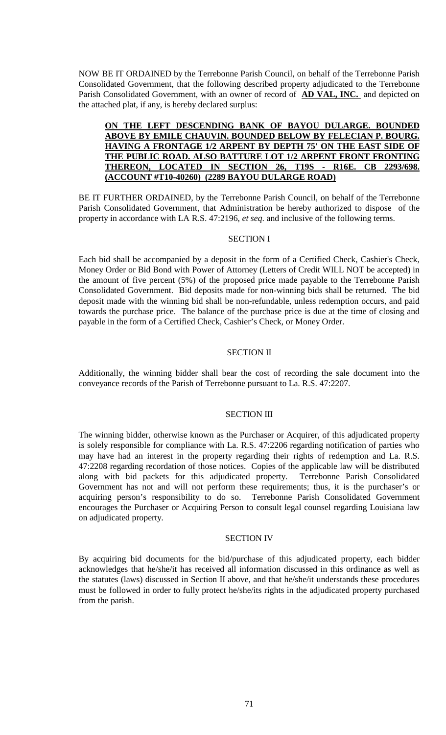NOW BE IT ORDAINED by the Terrebonne Parish Council, on behalf of the Terrebonne Parish Consolidated Government, that the following described property adjudicated to the Terrebonne Parish Consolidated Government, with an owner of record of **AD VAL, INC.** and depicted on the attached plat, if any, is hereby declared surplus:

> **ON THE LEFT DESCENDING BANK OF BAYOU DULARGE. BOUNDED ABOVE BY EMILE CHAUVIN. BOUNDED BELOW BY FELECIAN P. BOURG. HAVING A FRONTAGE 1/2 ARPENT BY DEPTH 75' ON THE EAST SIDE OF THE PUBLIC ROAD. ALSO BATTURE LOT 1/2 ARPENT FRONT FRONTING THEREON, LOCATED IN SECTION 26, T19S - R16E. CB 2293/698. (ACCOUNT #T10-40260) (2289 BAYOU DULARGE ROAD)**

BE IT FURTHER ORDAINED, by the Terrebonne Parish Council, on behalf of the Terrebonne Parish Consolidated Government, that Administration be hereby authorized to dispose of the property in accordance with LA R.S. 47:2196, *et seq*. and inclusive of the following terms.

## SECTION I

Each bid shall be accompanied by a deposit in the form of a Certified Check, Cashier's Check, Money Order or Bid Bond with Power of Attorney (Letters of Credit WILL NOT be accepted) in the amount of five percent (5%) of the proposed price made payable to the Terrebonne Parish Consolidated Government. Bid deposits made for non-winning bids shall be returned. The bid deposit made with the winning bid shall be non-refundable, unless redemption occurs, and paid towards the purchase price. The balance of the purchase price is due at the time of closing and payable in the form of a Certified Check, Cashier's Check, or Money Order.

## SECTION II

Additionally, the winning bidder shall bear the cost of recording the sale document into the conveyance records of the Parish of Terrebonne pursuant to La. R.S. 47:2207.

## SECTION III

The winning bidder, otherwise known as the Purchaser or Acquirer, of this adjudicated property is solely responsible for compliance with La. R.S. 47:2206 regarding notification of parties who may have had an interest in the property regarding their rights of redemption and La. R.S. 47:2208 regarding recordation of those notices. Copies of the applicable law will be distributed along with bid packets for this adjudicated property. Terrebonne Parish Consolidated Government has not and will not perform these requirements; thus, it is the purchaser's or acquiring person's responsibility to do so. Terrebonne Parish Consolidated Government encourages the Purchaser or Acquiring Person to consult legal counsel regarding Louisiana law on adjudicated property.

## SECTION IV

By acquiring bid documents for the bid/purchase of this adjudicated property, each bidder acknowledges that he/she/it has received all information discussed in this ordinance as well as the statutes (laws) discussed in Section II above, and that he/she/it understands these procedures must be followed in order to fully protect he/she/its rights in the adjudicated property purchased from the parish.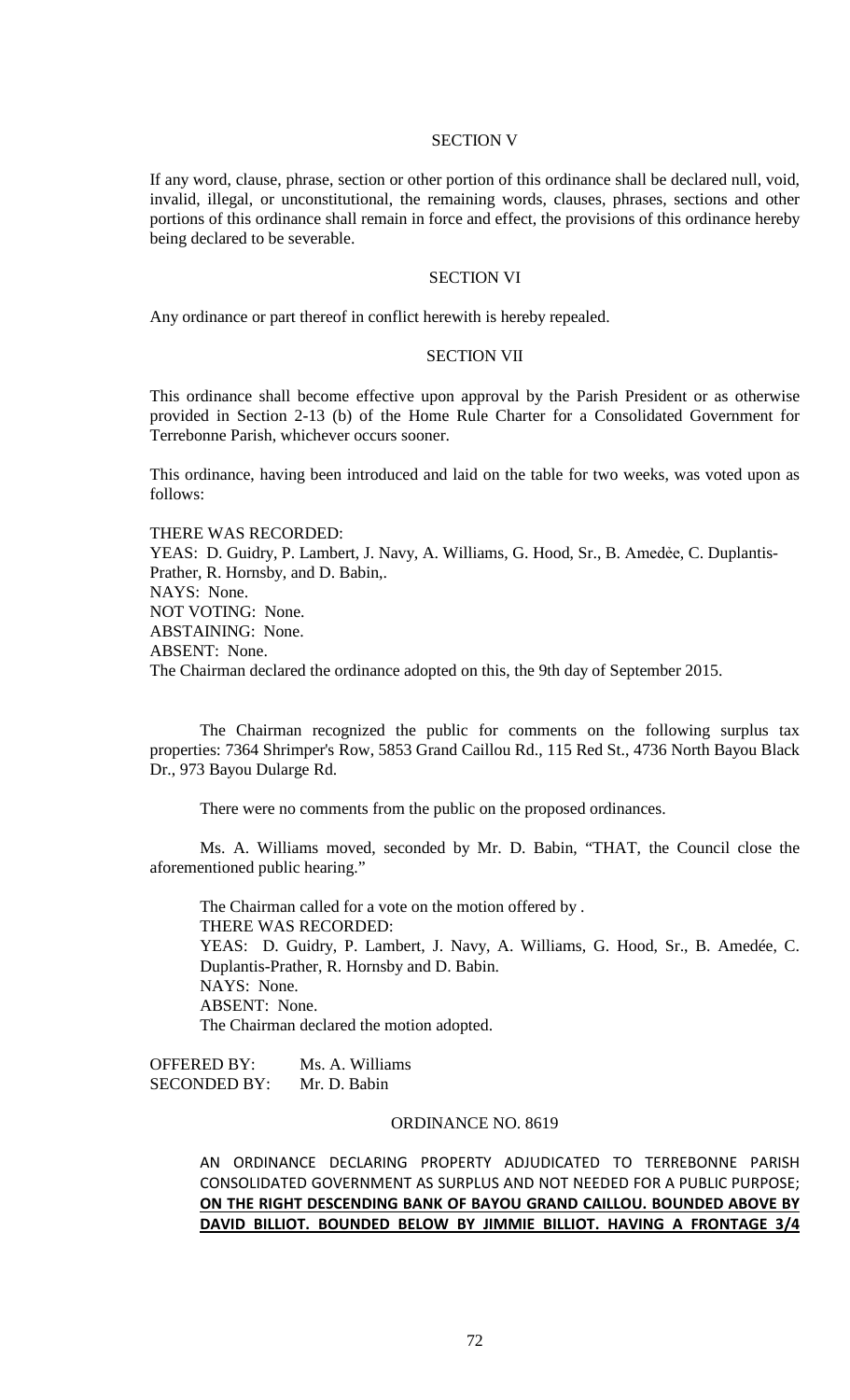SECTION V

If any word, clause, phrase, section or other portion of this ordinance shall be declared null, void, invalid, illegal, or unconstitutional, the remaining words, clauses, phrases, sections and other portions of this ordinance shall remain in force and effect, the provisions of this ordinance hereby being declared to be severable.

SECTION VI

Any ordinance or part thereof in conflict herewith is hereby repealed.

SECTION VII

This ordinance shall become effective upon approval by the Parish President or as otherwise provided in Section 2-13 (b) of the Home Rule Charter for a Consolidated Government for Terrebonne Parish, whichever occurs sooner.

This ordinance, having been introduced and laid on the table for two weeks, was voted upon as follows:

THERE WAS RECORDED:
YEAS: D. Guidry, P. Lambert, J. Navy, A. Williams, G. Hood, Sr., B. Amedėe, C. Duplantis-Prather, R. Hornsby, and D. Babin,.
NAYS: None.
NOT VOTING: None.
ABSTAINING: None.
ABSENT: None.
The Chairman declared the ordinance adopted on this, the 9th day of September 2015.

The Chairman recognized the public for comments on the following surplus tax properties: 7364 Shrimper's Row, 5853 Grand Caillou Rd., 115 Red St., 4736 North Bayou Black Dr., 973 Bayou Dularge Rd.

There were no comments from the public on the proposed ordinances.

Ms. A. Williams moved, seconded by Mr. D. Babin, "THAT, the Council close the aforementioned public hearing."

The Chairman called for a vote on the motion offered by .
THERE WAS RECORDED:
YEAS: D. Guidry, P. Lambert, J. Navy, A. Williams, G. Hood, Sr., B. Amedée, C. Duplantis-Prather, R. Hornsby and D. Babin.
NAYS: None.
ABSENT: None.
The Chairman declared the motion adopted.

OFFERED BY: Ms. A. Williams
SECONDED BY: Mr. D. Babin

ORDINANCE NO. 8619

AN ORDINANCE DECLARING PROPERTY ADJUDICATED TO TERREBONNE PARISH CONSOLIDATED GOVERNMENT AS SURPLUS AND NOT NEEDED FOR A PUBLIC PURPOSE; **ON THE RIGHT DESCENDING BANK OF BAYOU GRAND CAILLOU. BOUNDED ABOVE BY DAVID BILLIOT. BOUNDED BELOW BY JIMMIE BILLIOT. HAVING A FRONTAGE 3/4**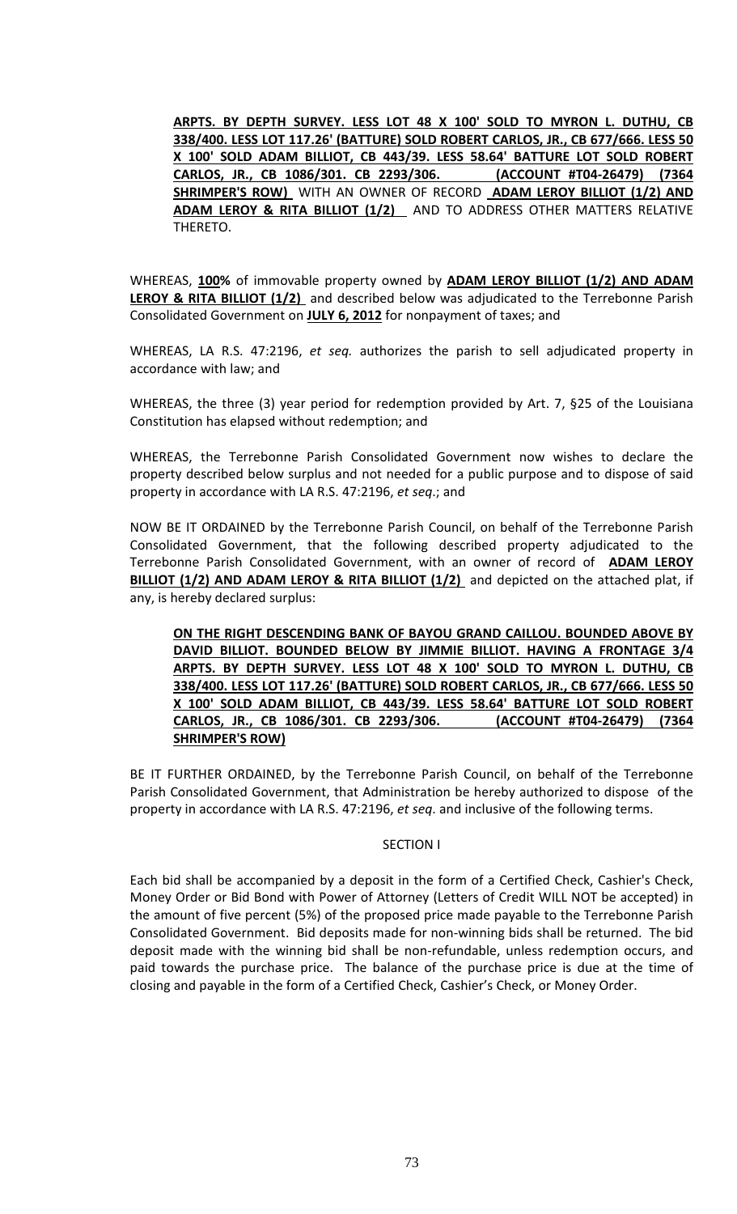**ARPTS. BY DEPTH SURVEY. LESS LOT 48 X 100' SOLD TO MYRON L. DUTHU, CB 338/400. LESS LOT 117.26' (BATTURE) SOLD ROBERT CARLOS, JR., CB 677/666. LESS 50 X 100' SOLD ADAM BILLIOT, CB 443/39. LESS 58.64' BATTURE LOT SOLD ROBERT CARLOS, JR., CB 1086/301. CB 2293/306. (ACCOUNT #T04-26479) (7364 SHRIMPER'S ROW)** WITH AN OWNER OF RECORD **ADAM LEROY BILLIOT (1/2) AND ADAM LEROY & RITA BILLIOT (1/2)** AND TO ADDRESS OTHER MATTERS RELATIVE THERETO.

WHEREAS, **100%** of immovable property owned by **ADAM LEROY BILLIOT (1/2) AND ADAM LEROY & RITA BILLIOT (1/2)** and described below was adjudicated to the Terrebonne Parish Consolidated Government on **JULY 6, 2012** for nonpayment of taxes; and

WHEREAS, LA R.S. 47:2196, *et seq.* authorizes the parish to sell adjudicated property in accordance with law; and

WHEREAS, the three (3) year period for redemption provided by Art. 7, §25 of the Louisiana Constitution has elapsed without redemption; and

WHEREAS, the Terrebonne Parish Consolidated Government now wishes to declare the property described below surplus and not needed for a public purpose and to dispose of said property in accordance with LA R.S. 47:2196, *et seq*.; and

NOW BE IT ORDAINED by the Terrebonne Parish Council, on behalf of the Terrebonne Parish Consolidated Government, that the following described property adjudicated to the Terrebonne Parish Consolidated Government, with an owner of record of **ADAM LEROY BILLIOT (1/2) AND ADAM LEROY & RITA BILLIOT (1/2)** and depicted on the attached plat, if any, is hereby declared surplus:

> **ON THE RIGHT DESCENDING BANK OF BAYOU GRAND CAILLOU. BOUNDED ABOVE BY DAVID BILLIOT. BOUNDED BELOW BY JIMMIE BILLIOT. HAVING A FRONTAGE 3/4 ARPTS. BY DEPTH SURVEY. LESS LOT 48 X 100' SOLD TO MYRON L. DUTHU, CB 338/400. LESS LOT 117.26' (BATTURE) SOLD ROBERT CARLOS, JR., CB 677/666. LESS 50 X 100' SOLD ADAM BILLIOT, CB 443/39. LESS 58.64' BATTURE LOT SOLD ROBERT CARLOS, JR., CB 1086/301. CB 2293/306. (ACCOUNT #T04-26479) (7364 SHRIMPER'S ROW)**

BE IT FURTHER ORDAINED, by the Terrebonne Parish Council, on behalf of the Terrebonne Parish Consolidated Government, that Administration be hereby authorized to dispose of the property in accordance with LA R.S. 47:2196, *et seq*. and inclusive of the following terms.

SECTION I

Each bid shall be accompanied by a deposit in the form of a Certified Check, Cashier's Check, Money Order or Bid Bond with Power of Attorney (Letters of Credit WILL NOT be accepted) in the amount of five percent (5%) of the proposed price made payable to the Terrebonne Parish Consolidated Government. Bid deposits made for non-winning bids shall be returned. The bid deposit made with the winning bid shall be non-refundable, unless redemption occurs, and paid towards the purchase price. The balance of the purchase price is due at the time of closing and payable in the form of a Certified Check, Cashier's Check, or Money Order.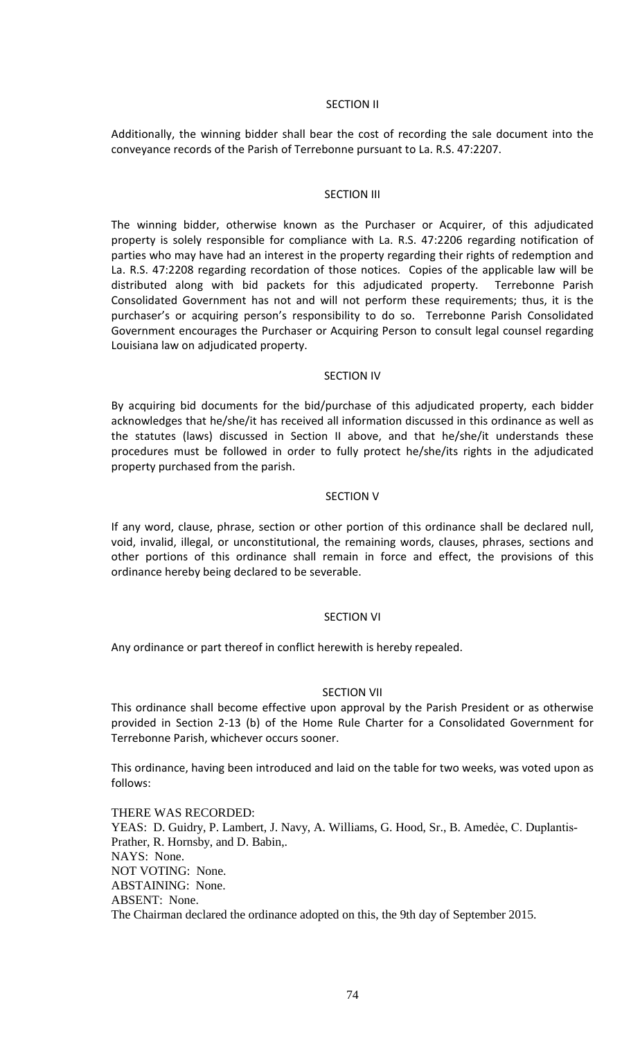SECTION II

Additionally, the winning bidder shall bear the cost of recording the sale document into the conveyance records of the Parish of Terrebonne pursuant to La. R.S. 47:2207.

SECTION III

The winning bidder, otherwise known as the Purchaser or Acquirer, of this adjudicated property is solely responsible for compliance with La. R.S. 47:2206 regarding notification of parties who may have had an interest in the property regarding their rights of redemption and La. R.S. 47:2208 regarding recordation of those notices. Copies of the applicable law will be distributed along with bid packets for this adjudicated property. Terrebonne Parish Consolidated Government has not and will not perform these requirements; thus, it is the purchaser's or acquiring person's responsibility to do so. Terrebonne Parish Consolidated Government encourages the Purchaser or Acquiring Person to consult legal counsel regarding Louisiana law on adjudicated property.

SECTION IV

By acquiring bid documents for the bid/purchase of this adjudicated property, each bidder acknowledges that he/she/it has received all information discussed in this ordinance as well as the statutes (laws) discussed in Section II above, and that he/she/it understands these procedures must be followed in order to fully protect he/she/its rights in the adjudicated property purchased from the parish.

SECTION V

If any word, clause, phrase, section or other portion of this ordinance shall be declared null, void, invalid, illegal, or unconstitutional, the remaining words, clauses, phrases, sections and other portions of this ordinance shall remain in force and effect, the provisions of this ordinance hereby being declared to be severable.

SECTION VI

Any ordinance or part thereof in conflict herewith is hereby repealed.

SECTION VII

This ordinance shall become effective upon approval by the Parish President or as otherwise provided in Section 2-13 (b) of the Home Rule Charter for a Consolidated Government for Terrebonne Parish, whichever occurs sooner.

This ordinance, having been introduced and laid on the table for two weeks, was voted upon as follows:

THERE WAS RECORDED:
YEAS: D. Guidry, P. Lambert, J. Navy, A. Williams, G. Hood, Sr., B. Amedėe, C. Duplantis-Prather, R. Hornsby, and D. Babin,.
NAYS: None.
NOT VOTING: None.
ABSTAINING: None.
ABSENT: None.
The Chairman declared the ordinance adopted on this, the 9th day of September 2015.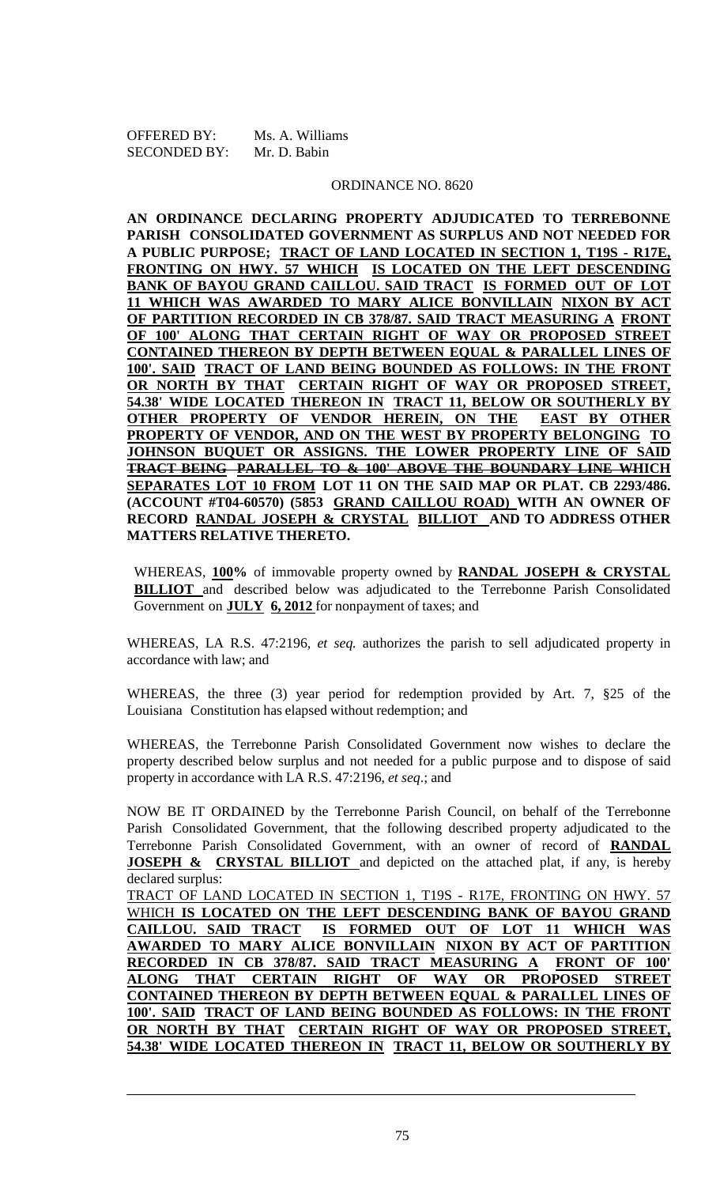OFFERED BY: Ms. A. Williams
SECONDED BY: Mr. D. Babin

ORDINANCE NO. 8620

**AN ORDINANCE DECLARING PROPERTY ADJUDICATED TO TERREBONNE PARISH CONSOLIDATED GOVERNMENT AS SURPLUS AND NOT NEEDED FOR A PUBLIC PURPOSE; TRACT OF LAND LOCATED IN SECTION 1, T19S - R17E, FRONTING ON HWY. 57 WHICH IS LOCATED ON THE LEFT DESCENDING BANK OF BAYOU GRAND CAILLOU. SAID TRACT IS FORMED OUT OF LOT 11 WHICH WAS AWARDED TO MARY ALICE BONVILLAIN NIXON BY ACT OF PARTITION RECORDED IN CB 378/87. SAID TRACT MEASURING A FRONT OF 100' ALONG THAT CERTAIN RIGHT OF WAY OR PROPOSED STREET CONTAINED THEREON BY DEPTH BETWEEN EQUAL & PARALLEL LINES OF 100'. SAID TRACT OF LAND BEING BOUNDED AS FOLLOWS: IN THE FRONT OR NORTH BY THAT CERTAIN RIGHT OF WAY OR PROPOSED STREET, 54.38' WIDE LOCATED THEREON IN TRACT 11, BELOW OR SOUTHERLY BY OTHER PROPERTY OF VENDOR HEREIN, ON THE EAST BY OTHER PROPERTY OF VENDOR, AND ON THE WEST BY PROPERTY BELONGING TO JOHNSON BUQUET OR ASSIGNS. THE LOWER PROPERTY LINE OF SAID TRACT BEING PARALLEL TO & 100' ABOVE THE BOUNDARY LINE WHICH SEPARATES LOT 10 FROM LOT 11 ON THE SAID MAP OR PLAT. CB 2293/486. (ACCOUNT #T04-60570) (5853 GRAND CAILLOU ROAD) WITH AN OWNER OF RECORD RANDAL JOSEPH & CRYSTAL BILLIOT AND TO ADDRESS OTHER MATTERS RELATIVE THERETO.**

WHEREAS, **100%** of immovable property owned by **RANDAL JOSEPH & CRYSTAL BILLIOT** and described below was adjudicated to the Terrebonne Parish Consolidated Government on **JULY 6, 2012** for nonpayment of taxes; and

WHEREAS, LA R.S. 47:2196, *et seq.* authorizes the parish to sell adjudicated property in accordance with law; and

WHEREAS, the three (3) year period for redemption provided by Art. 7, §25 of the Louisiana Constitution has elapsed without redemption; and

WHEREAS, the Terrebonne Parish Consolidated Government now wishes to declare the property described below surplus and not needed for a public purpose and to dispose of said property in accordance with LA R.S. 47:2196, *et seq*.; and

NOW BE IT ORDAINED by the Terrebonne Parish Council, on behalf of the Terrebonne Parish Consolidated Government, that the following described property adjudicated to the Terrebonne Parish Consolidated Government, with an owner of record of **RANDAL JOSEPH & CRYSTAL BILLIOT** and depicted on the attached plat, if any, is hereby declared surplus:

TRACT OF LAND LOCATED IN SECTION 1, T19S - R17E, FRONTING ON HWY. 57 WHICH **IS LOCATED ON THE LEFT DESCENDING BANK OF BAYOU GRAND CAILLOU. SAID TRACT IS FORMED OUT OF LOT 11 WHICH WAS AWARDED TO MARY ALICE BONVILLAIN NIXON BY ACT OF PARTITION RECORDED IN CB 378/87. SAID TRACT MEASURING A FRONT OF 100' ALONG THAT CERTAIN RIGHT OF WAY OR PROPOSED STREET CONTAINED THEREON BY DEPTH BETWEEN EQUAL & PARALLEL LINES OF 100'. SAID TRACT OF LAND BEING BOUNDED AS FOLLOWS: IN THE FRONT OR NORTH BY THAT CERTAIN RIGHT OF WAY OR PROPOSED STREET, 54.38' WIDE LOCATED THEREON IN TRACT 11, BELOW OR SOUTHERLY BY**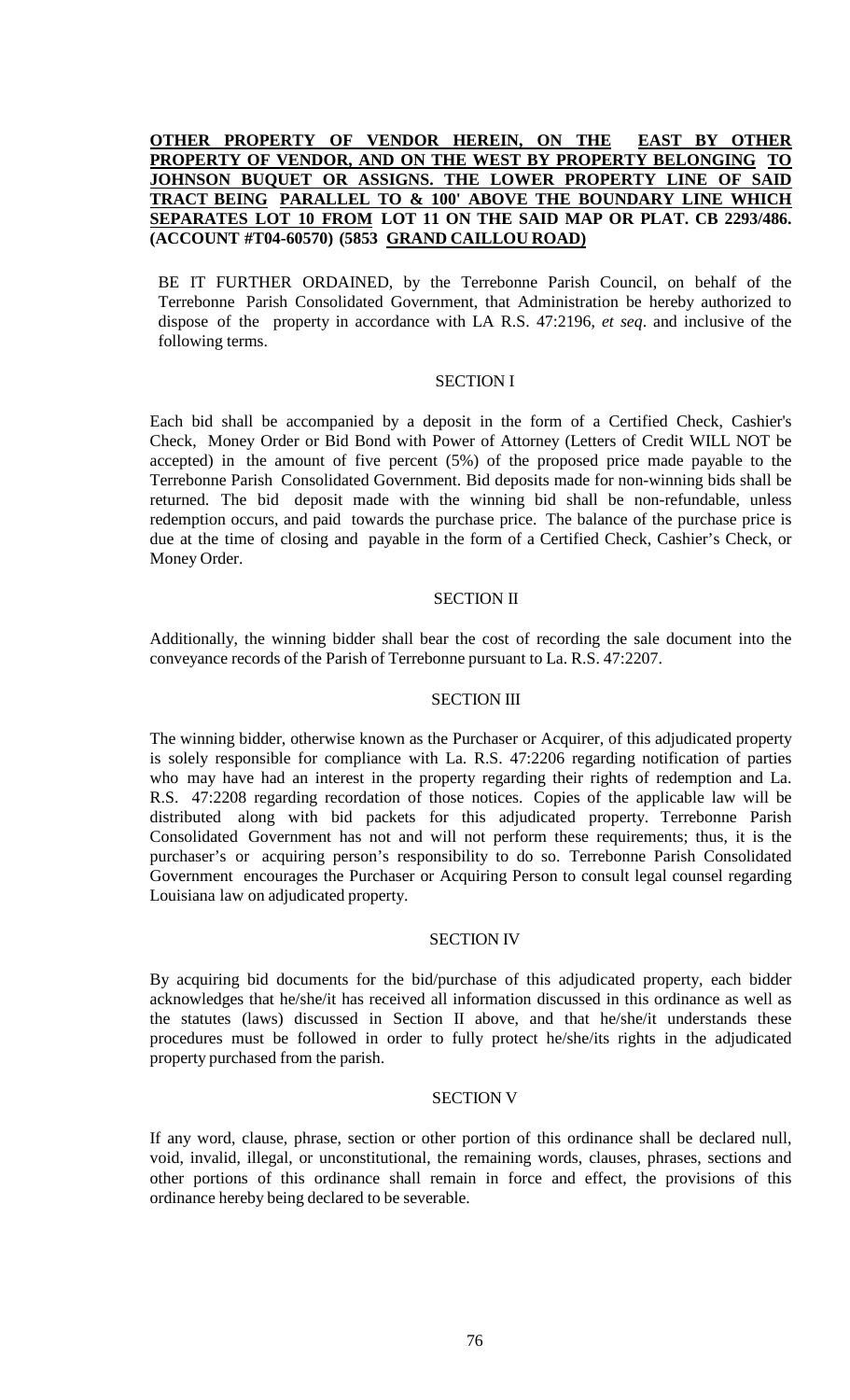**OTHER PROPERTY OF VENDOR HEREIN, ON THE EAST BY OTHER PROPERTY OF VENDOR, AND ON THE WEST BY PROPERTY BELONGING TO JOHNSON BUQUET OR ASSIGNS. THE LOWER PROPERTY LINE OF SAID TRACT BEING PARALLEL TO & 100' ABOVE THE BOUNDARY LINE WHICH SEPARATES LOT 10 FROM LOT 11 ON THE SAID MAP OR PLAT. CB 2293/486. (ACCOUNT #T04-60570) (5853 GRAND CAILLOU ROAD)**

BE IT FURTHER ORDAINED, by the Terrebonne Parish Council, on behalf of the Terrebonne Parish Consolidated Government, that Administration be hereby authorized to dispose of the property in accordance with LA R.S. 47:2196, *et seq*. and inclusive of the following terms.

SECTION I

Each bid shall be accompanied by a deposit in the form of a Certified Check, Cashier's Check, Money Order or Bid Bond with Power of Attorney (Letters of Credit WILL NOT be accepted) in the amount of five percent (5%) of the proposed price made payable to the Terrebonne Parish Consolidated Government. Bid deposits made for non-winning bids shall be returned. The bid deposit made with the winning bid shall be non-refundable, unless redemption occurs, and paid towards the purchase price. The balance of the purchase price is due at the time of closing and payable in the form of a Certified Check, Cashier's Check, or Money Order.

SECTION II

Additionally, the winning bidder shall bear the cost of recording the sale document into the conveyance records of the Parish of Terrebonne pursuant to La. R.S. 47:2207.

SECTION III

The winning bidder, otherwise known as the Purchaser or Acquirer, of this adjudicated property is solely responsible for compliance with La. R.S. 47:2206 regarding notification of parties who may have had an interest in the property regarding their rights of redemption and La. R.S. 47:2208 regarding recordation of those notices. Copies of the applicable law will be distributed along with bid packets for this adjudicated property. Terrebonne Parish Consolidated Government has not and will not perform these requirements; thus, it is the purchaser's or acquiring person's responsibility to do so. Terrebonne Parish Consolidated Government encourages the Purchaser or Acquiring Person to consult legal counsel regarding Louisiana law on adjudicated property.

SECTION IV

By acquiring bid documents for the bid/purchase of this adjudicated property, each bidder acknowledges that he/she/it has received all information discussed in this ordinance as well as the statutes (laws) discussed in Section II above, and that he/she/it understands these procedures must be followed in order to fully protect he/she/its rights in the adjudicated property purchased from the parish.

SECTION V

If any word, clause, phrase, section or other portion of this ordinance shall be declared null, void, invalid, illegal, or unconstitutional, the remaining words, clauses, phrases, sections and other portions of this ordinance shall remain in force and effect, the provisions of this ordinance hereby being declared to be severable.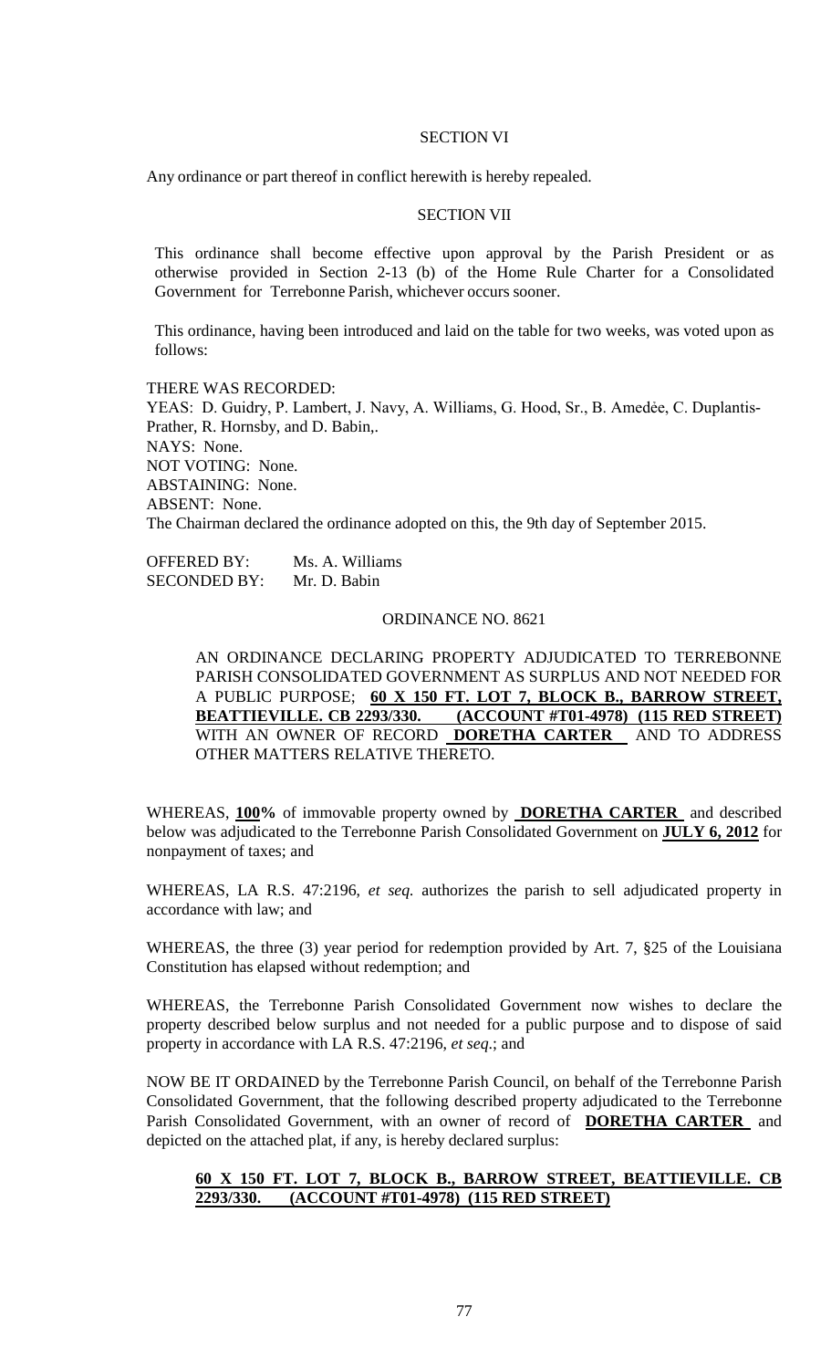SECTION VI

Any ordinance or part thereof in conflict herewith is hereby repealed.

SECTION VII

This ordinance shall become effective upon approval by the Parish President or as otherwise provided in Section 2-13 (b) of the Home Rule Charter for a Consolidated Government for Terrebonne Parish, whichever occurs sooner.

This ordinance, having been introduced and laid on the table for two weeks, was voted upon as follows:

THERE WAS RECORDED:
YEAS: D. Guidry, P. Lambert, J. Navy, A. Williams, G. Hood, Sr., B. Amedėe, C. Duplantis-Prather, R. Hornsby, and D. Babin,.
NAYS: None.
NOT VOTING: None.
ABSTAINING: None.
ABSENT: None.
The Chairman declared the ordinance adopted on this, the 9th day of September 2015.

OFFERED BY: Ms. A. Williams
SECONDED BY: Mr. D. Babin

ORDINANCE NO. 8621

AN ORDINANCE DECLARING PROPERTY ADJUDICATED TO TERREBONNE PARISH CONSOLIDATED GOVERNMENT AS SURPLUS AND NOT NEEDED FOR A PUBLIC PURPOSE; **60 X 150 FT. LOT 7, BLOCK B., BARROW STREET, BEATTIEVILLE. CB 2293/330. (ACCOUNT #T01-4978) (115 RED STREET)** WITH AN OWNER OF RECORD **DORETHA CARTER** AND TO ADDRESS OTHER MATTERS RELATIVE THERETO.

WHEREAS, **100%** of immovable property owned by **DORETHA CARTER** and described below was adjudicated to the Terrebonne Parish Consolidated Government on **JULY 6, 2012** for nonpayment of taxes; and

WHEREAS, LA R.S. 47:2196, *et seq.* authorizes the parish to sell adjudicated property in accordance with law; and

WHEREAS, the three (3) year period for redemption provided by Art. 7, §25 of the Louisiana Constitution has elapsed without redemption; and

WHEREAS, the Terrebonne Parish Consolidated Government now wishes to declare the property described below surplus and not needed for a public purpose and to dispose of said property in accordance with LA R.S. 47:2196, *et seq*.; and

NOW BE IT ORDAINED by the Terrebonne Parish Council, on behalf of the Terrebonne Parish Consolidated Government, that the following described property adjudicated to the Terrebonne Parish Consolidated Government, with an owner of record of **DORETHA CARTER** and depicted on the attached plat, if any, is hereby declared surplus:

**60 X 150 FT. LOT 7, BLOCK B., BARROW STREET, BEATTIEVILLE. CB 2293/330. (ACCOUNT #T01-4978) (115 RED STREET)**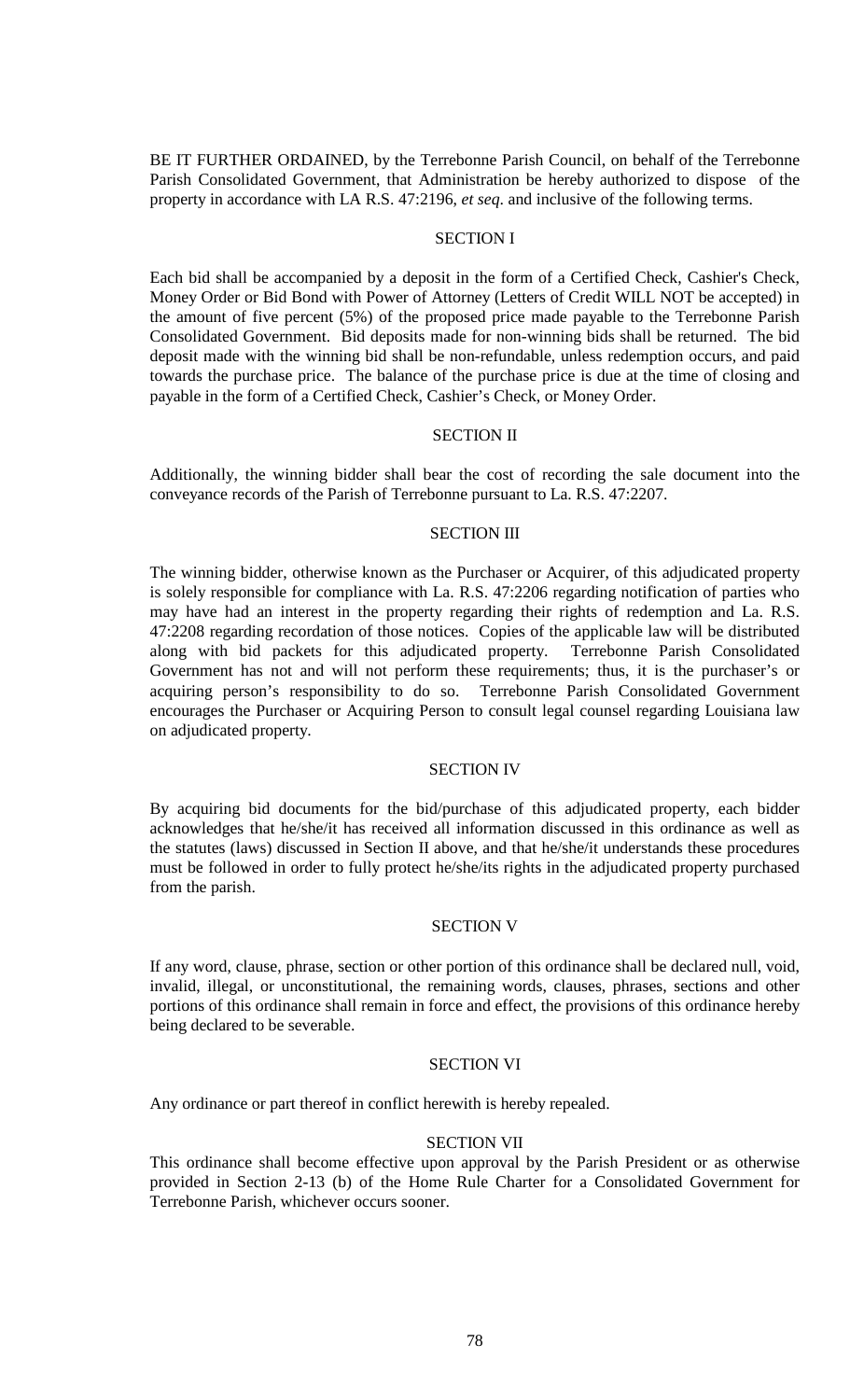BE IT FURTHER ORDAINED, by the Terrebonne Parish Council, on behalf of the Terrebonne Parish Consolidated Government, that Administration be hereby authorized to dispose of the property in accordance with LA R.S. 47:2196, *et seq*. and inclusive of the following terms.

SECTION I

Each bid shall be accompanied by a deposit in the form of a Certified Check, Cashier's Check, Money Order or Bid Bond with Power of Attorney (Letters of Credit WILL NOT be accepted) in the amount of five percent (5%) of the proposed price made payable to the Terrebonne Parish Consolidated Government. Bid deposits made for non-winning bids shall be returned. The bid deposit made with the winning bid shall be non-refundable, unless redemption occurs, and paid towards the purchase price. The balance of the purchase price is due at the time of closing and payable in the form of a Certified Check, Cashier's Check, or Money Order.

SECTION II

Additionally, the winning bidder shall bear the cost of recording the sale document into the conveyance records of the Parish of Terrebonne pursuant to La. R.S. 47:2207.

SECTION III

The winning bidder, otherwise known as the Purchaser or Acquirer, of this adjudicated property is solely responsible for compliance with La. R.S. 47:2206 regarding notification of parties who may have had an interest in the property regarding their rights of redemption and La. R.S. 47:2208 regarding recordation of those notices. Copies of the applicable law will be distributed along with bid packets for this adjudicated property. Terrebonne Parish Consolidated Government has not and will not perform these requirements; thus, it is the purchaser's or acquiring person's responsibility to do so. Terrebonne Parish Consolidated Government encourages the Purchaser or Acquiring Person to consult legal counsel regarding Louisiana law on adjudicated property.

SECTION IV

By acquiring bid documents for the bid/purchase of this adjudicated property, each bidder acknowledges that he/she/it has received all information discussed in this ordinance as well as the statutes (laws) discussed in Section II above, and that he/she/it understands these procedures must be followed in order to fully protect he/she/its rights in the adjudicated property purchased from the parish.

SECTION V

If any word, clause, phrase, section or other portion of this ordinance shall be declared null, void, invalid, illegal, or unconstitutional, the remaining words, clauses, phrases, sections and other portions of this ordinance shall remain in force and effect, the provisions of this ordinance hereby being declared to be severable.

SECTION VI

Any ordinance or part thereof in conflict herewith is hereby repealed.

SECTION VII

This ordinance shall become effective upon approval by the Parish President or as otherwise provided in Section 2-13 (b) of the Home Rule Charter for a Consolidated Government for Terrebonne Parish, whichever occurs sooner.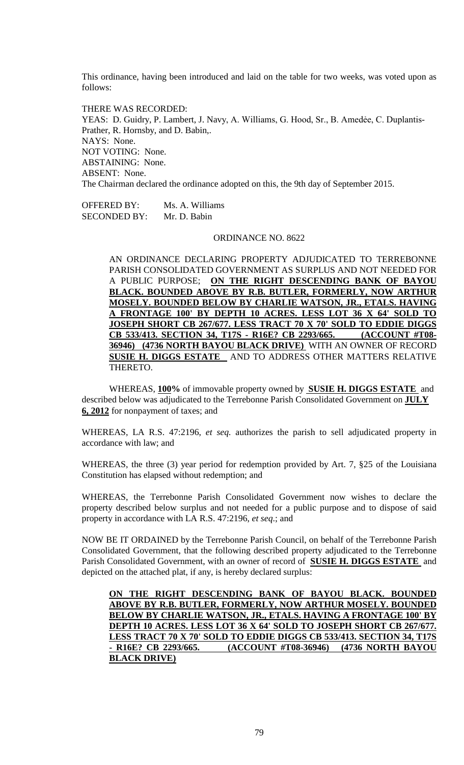This ordinance, having been introduced and laid on the table for two weeks, was voted upon as follows:

THERE WAS RECORDED:
YEAS: D. Guidry, P. Lambert, J. Navy, A. Williams, G. Hood, Sr., B. Amedẻe, C. Duplantis-Prather, R. Hornsby, and D. Babin,.
NAYS: None.
NOT VOTING: None.
ABSTAINING: None.
ABSENT: None.
The Chairman declared the ordinance adopted on this, the 9th day of September 2015.

OFFERED BY: Ms. A. Williams
SECONDED BY: Mr. D. Babin

ORDINANCE NO. 8622

AN ORDINANCE DECLARING PROPERTY ADJUDICATED TO TERREBONNE PARISH CONSOLIDATED GOVERNMENT AS SURPLUS AND NOT NEEDED FOR A PUBLIC PURPOSE; **ON THE RIGHT DESCENDING BANK OF BAYOU BLACK. BOUNDED ABOVE BY R.B. BUTLER, FORMERLY, NOW ARTHUR MOSELY. BOUNDED BELOW BY CHARLIE WATSON, JR., ETALS. HAVING A FRONTAGE 100' BY DEPTH 10 ACRES. LESS LOT 36 X 64' SOLD TO JOSEPH SHORT CB 267/677. LESS TRACT 70 X 70' SOLD TO EDDIE DIGGS CB 533/413. SECTION 34, T17S - R16E? CB 2293/665. (ACCOUNT #T08-36946) (4736 NORTH BAYOU BLACK DRIVE)** WITH AN OWNER OF RECORD **SUSIE H. DIGGS ESTATE** AND TO ADDRESS OTHER MATTERS RELATIVE THERETO.

WHEREAS, **100%** of immovable property owned by **SUSIE H. DIGGS ESTATE** and described below was adjudicated to the Terrebonne Parish Consolidated Government on **JULY 6, 2012** for nonpayment of taxes; and

WHEREAS, LA R.S. 47:2196, *et seq.* authorizes the parish to sell adjudicated property in accordance with law; and

WHEREAS, the three (3) year period for redemption provided by Art. 7, §25 of the Louisiana Constitution has elapsed without redemption; and

WHEREAS, the Terrebonne Parish Consolidated Government now wishes to declare the property described below surplus and not needed for a public purpose and to dispose of said property in accordance with LA R.S. 47:2196, *et seq*.; and

NOW BE IT ORDAINED by the Terrebonne Parish Council, on behalf of the Terrebonne Parish Consolidated Government, that the following described property adjudicated to the Terrebonne Parish Consolidated Government, with an owner of record of **SUSIE H. DIGGS ESTATE** and depicted on the attached plat, if any, is hereby declared surplus:

**ON THE RIGHT DESCENDING BANK OF BAYOU BLACK. BOUNDED ABOVE BY R.B. BUTLER, FORMERLY, NOW ARTHUR MOSELY. BOUNDED BELOW BY CHARLIE WATSON, JR., ETALS. HAVING A FRONTAGE 100' BY DEPTH 10 ACRES. LESS LOT 36 X 64' SOLD TO JOSEPH SHORT CB 267/677. LESS TRACT 70 X 70' SOLD TO EDDIE DIGGS CB 533/413. SECTION 34, T17S - R16E? CB 2293/665. (ACCOUNT #T08-36946) (4736 NORTH BAYOU BLACK DRIVE)**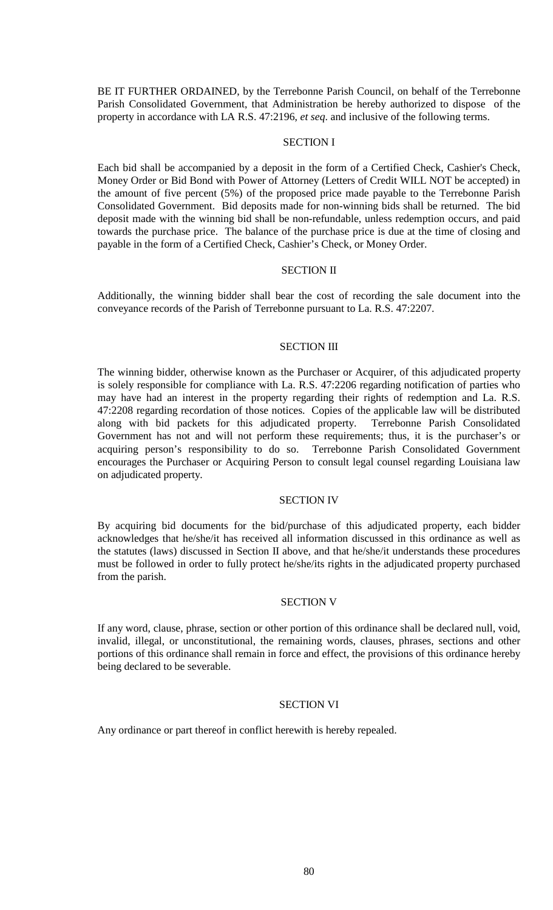BE IT FURTHER ORDAINED, by the Terrebonne Parish Council, on behalf of the Terrebonne Parish Consolidated Government, that Administration be hereby authorized to dispose of the property in accordance with LA R.S. 47:2196, *et seq*. and inclusive of the following terms.

## SECTION I

Each bid shall be accompanied by a deposit in the form of a Certified Check, Cashier's Check, Money Order or Bid Bond with Power of Attorney (Letters of Credit WILL NOT be accepted) in the amount of five percent (5%) of the proposed price made payable to the Terrebonne Parish Consolidated Government. Bid deposits made for non-winning bids shall be returned. The bid deposit made with the winning bid shall be non-refundable, unless redemption occurs, and paid towards the purchase price. The balance of the purchase price is due at the time of closing and payable in the form of a Certified Check, Cashier's Check, or Money Order.

## SECTION II

Additionally, the winning bidder shall bear the cost of recording the sale document into the conveyance records of the Parish of Terrebonne pursuant to La. R.S. 47:2207.

## SECTION III

The winning bidder, otherwise known as the Purchaser or Acquirer, of this adjudicated property is solely responsible for compliance with La. R.S. 47:2206 regarding notification of parties who may have had an interest in the property regarding their rights of redemption and La. R.S. 47:2208 regarding recordation of those notices. Copies of the applicable law will be distributed along with bid packets for this adjudicated property. Terrebonne Parish Consolidated Government has not and will not perform these requirements; thus, it is the purchaser's or acquiring person's responsibility to do so. Terrebonne Parish Consolidated Government encourages the Purchaser or Acquiring Person to consult legal counsel regarding Louisiana law on adjudicated property.

## SECTION IV

By acquiring bid documents for the bid/purchase of this adjudicated property, each bidder acknowledges that he/she/it has received all information discussed in this ordinance as well as the statutes (laws) discussed in Section II above, and that he/she/it understands these procedures must be followed in order to fully protect he/she/its rights in the adjudicated property purchased from the parish.

## SECTION V

If any word, clause, phrase, section or other portion of this ordinance shall be declared null, void, invalid, illegal, or unconstitutional, the remaining words, clauses, phrases, sections and other portions of this ordinance shall remain in force and effect, the provisions of this ordinance hereby being declared to be severable.

## SECTION VI

Any ordinance or part thereof in conflict herewith is hereby repealed.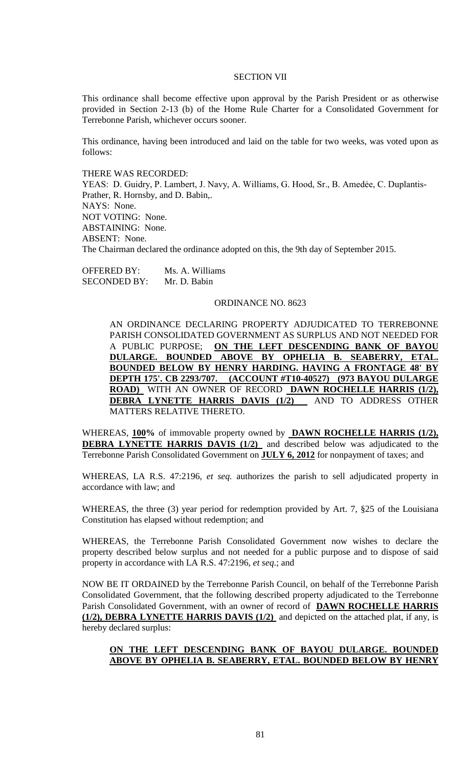SECTION VII

This ordinance shall become effective upon approval by the Parish President or as otherwise provided in Section 2-13 (b) of the Home Rule Charter for a Consolidated Government for Terrebonne Parish, whichever occurs sooner.

This ordinance, having been introduced and laid on the table for two weeks, was voted upon as follows:

THERE WAS RECORDED:
YEAS: D. Guidry, P. Lambert, J. Navy, A. Williams, G. Hood, Sr., B. Amedėe, C. Duplantis-Prather, R. Hornsby, and D. Babin,.
NAYS: None.
NOT VOTING: None.
ABSTAINING: None.
ABSENT: None.
The Chairman declared the ordinance adopted on this, the 9th day of September 2015.

OFFERED BY: Ms. A. Williams
SECONDED BY: Mr. D. Babin

ORDINANCE NO. 8623

AN ORDINANCE DECLARING PROPERTY ADJUDICATED TO TERREBONNE PARISH CONSOLIDATED GOVERNMENT AS SURPLUS AND NOT NEEDED FOR A PUBLIC PURPOSE; **ON THE LEFT DESCENDING BANK OF BAYOU DULARGE. BOUNDED ABOVE BY OPHELIA B. SEABERRY, ETAL. BOUNDED BELOW BY HENRY HARDING. HAVING A FRONTAGE 48' BY DEPTH 175'. CB 2293/707. (ACCOUNT #T10-40527) (973 BAYOU DULARGE ROAD)** WITH AN OWNER OF RECORD **DAWN ROCHELLE HARRIS (1/2), DEBRA LYNETTE HARRIS DAVIS (1/2)** AND TO ADDRESS OTHER MATTERS RELATIVE THERETO.

WHEREAS, **100%** of immovable property owned by **DAWN ROCHELLE HARRIS (1/2), DEBRA LYNETTE HARRIS DAVIS (1/2)** and described below was adjudicated to the Terrebonne Parish Consolidated Government on **JULY 6, 2012** for nonpayment of taxes; and

WHEREAS, LA R.S. 47:2196, *et seq.* authorizes the parish to sell adjudicated property in accordance with law; and

WHEREAS, the three (3) year period for redemption provided by Art. 7, §25 of the Louisiana Constitution has elapsed without redemption; and

WHEREAS, the Terrebonne Parish Consolidated Government now wishes to declare the property described below surplus and not needed for a public purpose and to dispose of said property in accordance with LA R.S. 47:2196, *et seq*.; and

NOW BE IT ORDAINED by the Terrebonne Parish Council, on behalf of the Terrebonne Parish Consolidated Government, that the following described property adjudicated to the Terrebonne Parish Consolidated Government, with an owner of record of **DAWN ROCHELLE HARRIS (1/2), DEBRA LYNETTE HARRIS DAVIS (1/2)** and depicted on the attached plat, if any, is hereby declared surplus:

**ON THE LEFT DESCENDING BANK OF BAYOU DULARGE. BOUNDED ABOVE BY OPHELIA B. SEABERRY, ETAL. BOUNDED BELOW BY HENRY**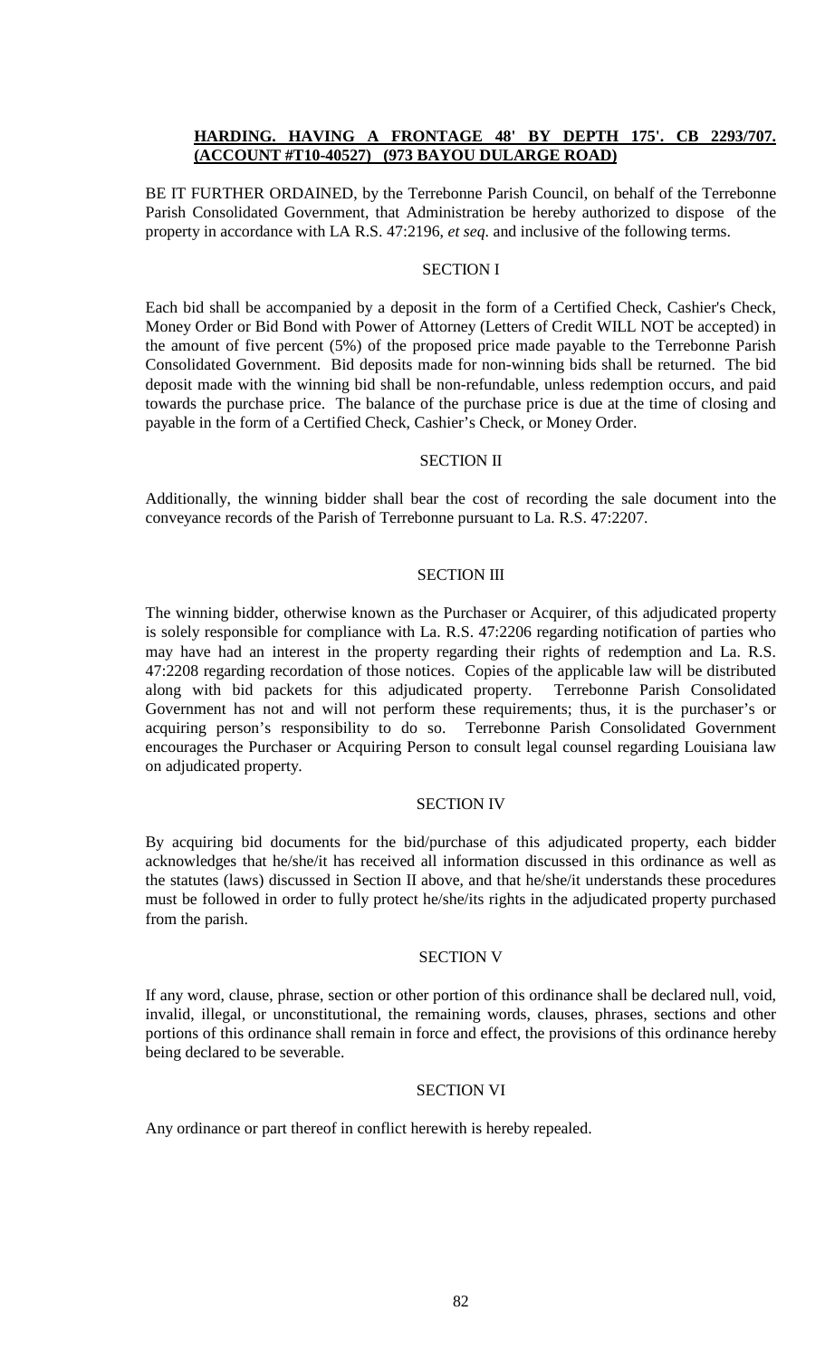**HARDING. HAVING A FRONTAGE 48' BY DEPTH 175'. CB 2293/707. (ACCOUNT #T10-40527) (973 BAYOU DULARGE ROAD)**

BE IT FURTHER ORDAINED, by the Terrebonne Parish Council, on behalf of the Terrebonne Parish Consolidated Government, that Administration be hereby authorized to dispose of the property in accordance with LA R.S. 47:2196, *et seq*. and inclusive of the following terms.

SECTION I

Each bid shall be accompanied by a deposit in the form of a Certified Check, Cashier's Check, Money Order or Bid Bond with Power of Attorney (Letters of Credit WILL NOT be accepted) in the amount of five percent (5%) of the proposed price made payable to the Terrebonne Parish Consolidated Government. Bid deposits made for non-winning bids shall be returned. The bid deposit made with the winning bid shall be non-refundable, unless redemption occurs, and paid towards the purchase price. The balance of the purchase price is due at the time of closing and payable in the form of a Certified Check, Cashier's Check, or Money Order.

SECTION II

Additionally, the winning bidder shall bear the cost of recording the sale document into the conveyance records of the Parish of Terrebonne pursuant to La. R.S. 47:2207.

SECTION III

The winning bidder, otherwise known as the Purchaser or Acquirer, of this adjudicated property is solely responsible for compliance with La. R.S. 47:2206 regarding notification of parties who may have had an interest in the property regarding their rights of redemption and La. R.S. 47:2208 regarding recordation of those notices. Copies of the applicable law will be distributed along with bid packets for this adjudicated property. Terrebonne Parish Consolidated Government has not and will not perform these requirements; thus, it is the purchaser's or acquiring person's responsibility to do so. Terrebonne Parish Consolidated Government encourages the Purchaser or Acquiring Person to consult legal counsel regarding Louisiana law on adjudicated property.

SECTION IV

By acquiring bid documents for the bid/purchase of this adjudicated property, each bidder acknowledges that he/she/it has received all information discussed in this ordinance as well as the statutes (laws) discussed in Section II above, and that he/she/it understands these procedures must be followed in order to fully protect he/she/its rights in the adjudicated property purchased from the parish.

SECTION V

If any word, clause, phrase, section or other portion of this ordinance shall be declared null, void, invalid, illegal, or unconstitutional, the remaining words, clauses, phrases, sections and other portions of this ordinance shall remain in force and effect, the provisions of this ordinance hereby being declared to be severable.

SECTION VI

Any ordinance or part thereof in conflict herewith is hereby repealed.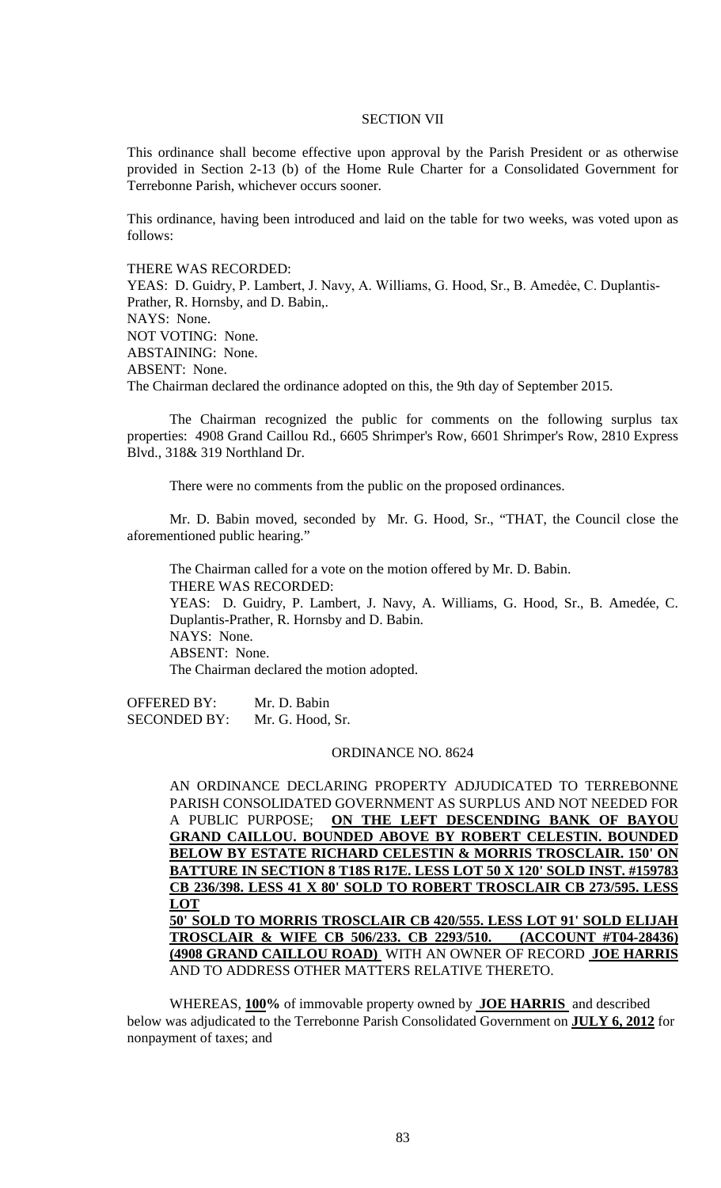SECTION VII

This ordinance shall become effective upon approval by the Parish President or as otherwise provided in Section 2-13 (b) of the Home Rule Charter for a Consolidated Government for Terrebonne Parish, whichever occurs sooner.

This ordinance, having been introduced and laid on the table for two weeks, was voted upon as follows:

THERE WAS RECORDED:
YEAS: D. Guidry, P. Lambert, J. Navy, A. Williams, G. Hood, Sr., B. Amedėe, C. Duplantis-Prather, R. Hornsby, and D. Babin,.
NAYS: None.
NOT VOTING: None.
ABSTAINING: None.
ABSENT: None.
The Chairman declared the ordinance adopted on this, the 9th day of September 2015.

The Chairman recognized the public for comments on the following surplus tax properties: 4908 Grand Caillou Rd., 6605 Shrimper's Row, 6601 Shrimper's Row, 2810 Express Blvd., 318& 319 Northland Dr.

There were no comments from the public on the proposed ordinances.

Mr. D. Babin moved, seconded by Mr. G. Hood, Sr., "THAT, the Council close the aforementioned public hearing."

The Chairman called for a vote on the motion offered by Mr. D. Babin.
THERE WAS RECORDED:
YEAS: D. Guidry, P. Lambert, J. Navy, A. Williams, G. Hood, Sr., B. Amedée, C. Duplantis-Prather, R. Hornsby and D. Babin.
NAYS: None.
ABSENT: None.
The Chairman declared the motion adopted.

OFFERED BY: Mr. D. Babin
SECONDED BY: Mr. G. Hood, Sr.

ORDINANCE NO. 8624

AN ORDINANCE DECLARING PROPERTY ADJUDICATED TO TERREBONNE PARISH CONSOLIDATED GOVERNMENT AS SURPLUS AND NOT NEEDED FOR A PUBLIC PURPOSE; **ON THE LEFT DESCENDING BANK OF BAYOU GRAND CAILLOU. BOUNDED ABOVE BY ROBERT CELESTIN. BOUNDED BELOW BY ESTATE RICHARD CELESTIN & MORRIS TROSCLAIR. 150' ON BATTURE IN SECTION 8 T18S R17E. LESS LOT 50 X 120' SOLD INST. #159783 CB 236/398. LESS 41 X 80' SOLD TO ROBERT TROSCLAIR CB 273/595. LESS LOT 50' SOLD TO MORRIS TROSCLAIR CB 420/555. LESS LOT 91' SOLD ELIJAH TROSCLAIR & WIFE CB 506/233. CB 2293/510. (ACCOUNT #T04-28436) (4908 GRAND CAILLOU ROAD)** WITH AN OWNER OF RECORD **JOE HARRIS** AND TO ADDRESS OTHER MATTERS RELATIVE THERETO.

WHEREAS, **100%** of immovable property owned by **JOE HARRIS** and described below was adjudicated to the Terrebonne Parish Consolidated Government on **JULY 6, 2012** for nonpayment of taxes; and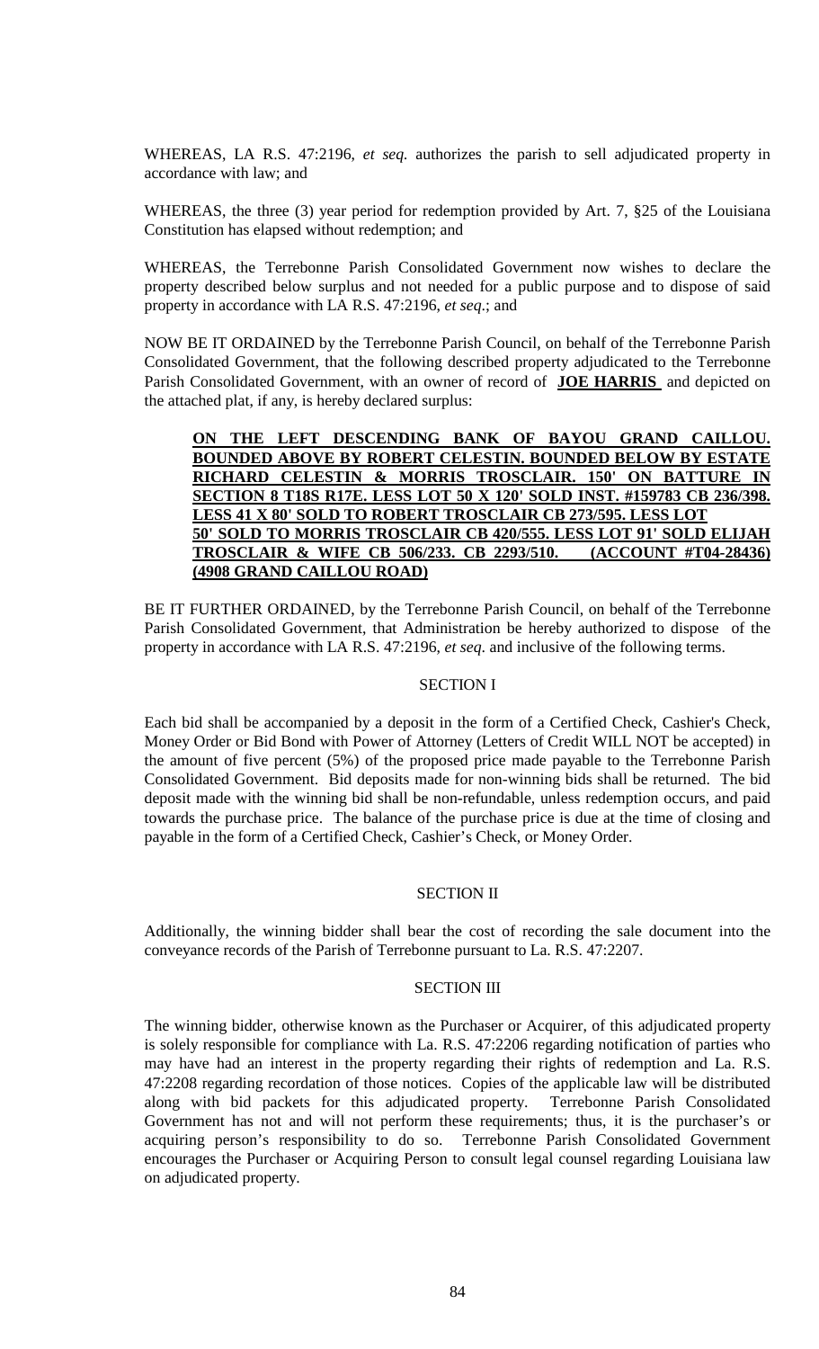WHEREAS, LA R.S. 47:2196, *et seq.* authorizes the parish to sell adjudicated property in accordance with law; and

WHEREAS, the three (3) year period for redemption provided by Art. 7, §25 of the Louisiana Constitution has elapsed without redemption; and

WHEREAS, the Terrebonne Parish Consolidated Government now wishes to declare the property described below surplus and not needed for a public purpose and to dispose of said property in accordance with LA R.S. 47:2196, *et seq*.; and

NOW BE IT ORDAINED by the Terrebonne Parish Council, on behalf of the Terrebonne Parish Consolidated Government, that the following described property adjudicated to the Terrebonne Parish Consolidated Government, with an owner of record of **JOE HARRIS** and depicted on the attached plat, if any, is hereby declared surplus:

> **ON THE LEFT DESCENDING BANK OF BAYOU GRAND CAILLOU. BOUNDED ABOVE BY ROBERT CELESTIN. BOUNDED BELOW BY ESTATE RICHARD CELESTIN & MORRIS TROSCLAIR. 150' ON BATTURE IN SECTION 8 T18S R17E. LESS LOT 50 X 120' SOLD INST. #159783 CB 236/398. LESS 41 X 80' SOLD TO ROBERT TROSCLAIR CB 273/595. LESS LOT 50' SOLD TO MORRIS TROSCLAIR CB 420/555. LESS LOT 91' SOLD ELIJAH TROSCLAIR & WIFE CB 506/233. CB 2293/510. (ACCOUNT #T04-28436) (4908 GRAND CAILLOU ROAD)**

BE IT FURTHER ORDAINED, by the Terrebonne Parish Council, on behalf of the Terrebonne Parish Consolidated Government, that Administration be hereby authorized to dispose of the property in accordance with LA R.S. 47:2196, *et seq*. and inclusive of the following terms.

## SECTION I

Each bid shall be accompanied by a deposit in the form of a Certified Check, Cashier's Check, Money Order or Bid Bond with Power of Attorney (Letters of Credit WILL NOT be accepted) in the amount of five percent (5%) of the proposed price made payable to the Terrebonne Parish Consolidated Government. Bid deposits made for non-winning bids shall be returned. The bid deposit made with the winning bid shall be non-refundable, unless redemption occurs, and paid towards the purchase price. The balance of the purchase price is due at the time of closing and payable in the form of a Certified Check, Cashier's Check, or Money Order.

## SECTION II

Additionally, the winning bidder shall bear the cost of recording the sale document into the conveyance records of the Parish of Terrebonne pursuant to La. R.S. 47:2207.

## SECTION III

The winning bidder, otherwise known as the Purchaser or Acquirer, of this adjudicated property is solely responsible for compliance with La. R.S. 47:2206 regarding notification of parties who may have had an interest in the property regarding their rights of redemption and La. R.S. 47:2208 regarding recordation of those notices. Copies of the applicable law will be distributed along with bid packets for this adjudicated property. Terrebonne Parish Consolidated Government has not and will not perform these requirements; thus, it is the purchaser's or acquiring person's responsibility to do so. Terrebonne Parish Consolidated Government encourages the Purchaser or Acquiring Person to consult legal counsel regarding Louisiana law on adjudicated property.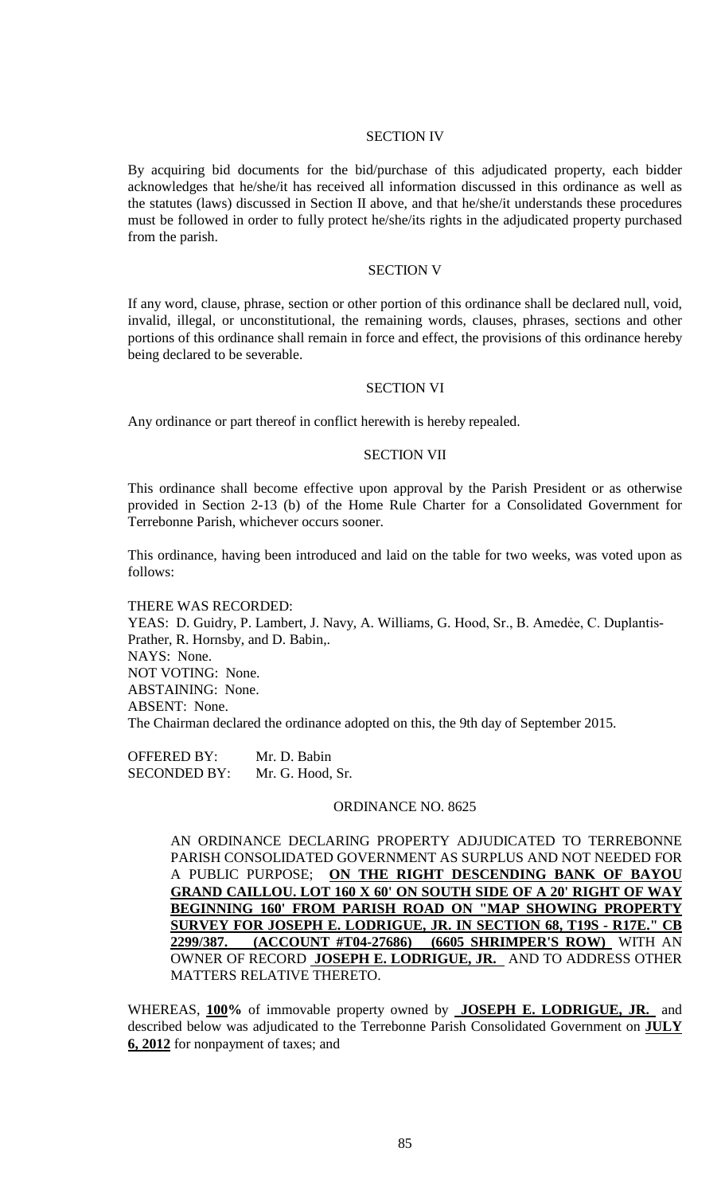SECTION IV

By acquiring bid documents for the bid/purchase of this adjudicated property, each bidder acknowledges that he/she/it has received all information discussed in this ordinance as well as the statutes (laws) discussed in Section II above, and that he/she/it understands these procedures must be followed in order to fully protect he/she/its rights in the adjudicated property purchased from the parish.

SECTION V

If any word, clause, phrase, section or other portion of this ordinance shall be declared null, void, invalid, illegal, or unconstitutional, the remaining words, clauses, phrases, sections and other portions of this ordinance shall remain in force and effect, the provisions of this ordinance hereby being declared to be severable.

SECTION VI

Any ordinance or part thereof in conflict herewith is hereby repealed.

SECTION VII

This ordinance shall become effective upon approval by the Parish President or as otherwise provided in Section 2-13 (b) of the Home Rule Charter for a Consolidated Government for Terrebonne Parish, whichever occurs sooner.

This ordinance, having been introduced and laid on the table for two weeks, was voted upon as follows:

THERE WAS RECORDED:
YEAS: D. Guidry, P. Lambert, J. Navy, A. Williams, G. Hood, Sr., B. Amedẻe, C. Duplantis-Prather, R. Hornsby, and D. Babin,.
NAYS: None.
NOT VOTING: None.
ABSTAINING: None.
ABSENT: None.
The Chairman declared the ordinance adopted on this, the 9th day of September 2015.

OFFERED BY: Mr. D. Babin
SECONDED BY: Mr. G. Hood, Sr.

ORDINANCE NO. 8625

AN ORDINANCE DECLARING PROPERTY ADJUDICATED TO TERREBONNE PARISH CONSOLIDATED GOVERNMENT AS SURPLUS AND NOT NEEDED FOR A PUBLIC PURPOSE; **ON THE RIGHT DESCENDING BANK OF BAYOU GRAND CAILLOU. LOT 160 X 60' ON SOUTH SIDE OF A 20' RIGHT OF WAY BEGINNING 160' FROM PARISH ROAD ON "MAP SHOWING PROPERTY SURVEY FOR JOSEPH E. LODRIGUE, JR. IN SECTION 68, T19S - R17E." CB 2299/387. (ACCOUNT #T04-27686) (6605 SHRIMPER'S ROW)** WITH AN OWNER OF RECORD **JOSEPH E. LODRIGUE, JR.** AND TO ADDRESS OTHER MATTERS RELATIVE THERETO.

WHEREAS, **100%** of immovable property owned by **JOSEPH E. LODRIGUE, JR.** and described below was adjudicated to the Terrebonne Parish Consolidated Government on **JULY 6, 2012** for nonpayment of taxes; and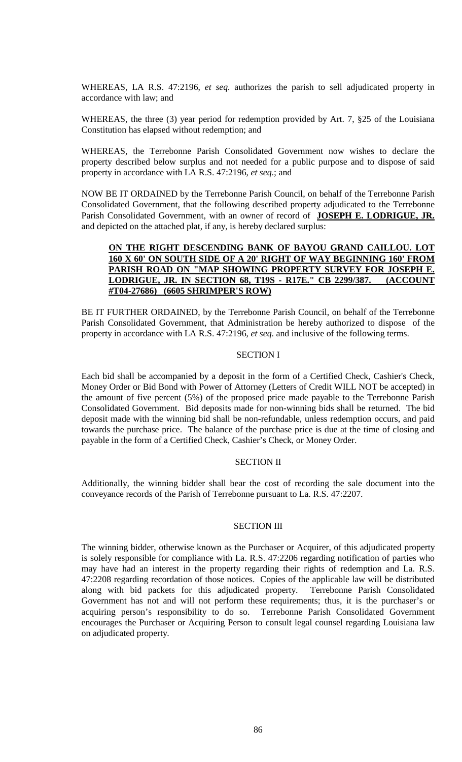WHEREAS, LA R.S. 47:2196, *et seq.* authorizes the parish to sell adjudicated property in accordance with law; and

WHEREAS, the three (3) year period for redemption provided by Art. 7, §25 of the Louisiana Constitution has elapsed without redemption; and

WHEREAS, the Terrebonne Parish Consolidated Government now wishes to declare the property described below surplus and not needed for a public purpose and to dispose of said property in accordance with LA R.S. 47:2196, *et seq*.; and

NOW BE IT ORDAINED by the Terrebonne Parish Council, on behalf of the Terrebonne Parish Consolidated Government, that the following described property adjudicated to the Terrebonne Parish Consolidated Government, with an owner of record of **JOSEPH E. LODRIGUE, JR.** and depicted on the attached plat, if any, is hereby declared surplus:

> **ON THE RIGHT DESCENDING BANK OF BAYOU GRAND CAILLOU. LOT 160 X 60' ON SOUTH SIDE OF A 20' RIGHT OF WAY BEGINNING 160' FROM PARISH ROAD ON "MAP SHOWING PROPERTY SURVEY FOR JOSEPH E. LODRIGUE, JR. IN SECTION 68, T19S - R17E." CB 2299/387. (ACCOUNT #T04-27686) (6605 SHRIMPER'S ROW)**

BE IT FURTHER ORDAINED, by the Terrebonne Parish Council, on behalf of the Terrebonne Parish Consolidated Government, that Administration be hereby authorized to dispose of the property in accordance with LA R.S. 47:2196, *et seq*. and inclusive of the following terms.

SECTION I

Each bid shall be accompanied by a deposit in the form of a Certified Check, Cashier's Check, Money Order or Bid Bond with Power of Attorney (Letters of Credit WILL NOT be accepted) in the amount of five percent (5%) of the proposed price made payable to the Terrebonne Parish Consolidated Government. Bid deposits made for non-winning bids shall be returned. The bid deposit made with the winning bid shall be non-refundable, unless redemption occurs, and paid towards the purchase price. The balance of the purchase price is due at the time of closing and payable in the form of a Certified Check, Cashier's Check, or Money Order.

SECTION II

Additionally, the winning bidder shall bear the cost of recording the sale document into the conveyance records of the Parish of Terrebonne pursuant to La. R.S. 47:2207.

SECTION III

The winning bidder, otherwise known as the Purchaser or Acquirer, of this adjudicated property is solely responsible for compliance with La. R.S. 47:2206 regarding notification of parties who may have had an interest in the property regarding their rights of redemption and La. R.S. 47:2208 regarding recordation of those notices. Copies of the applicable law will be distributed along with bid packets for this adjudicated property. Terrebonne Parish Consolidated Government has not and will not perform these requirements; thus, it is the purchaser's or acquiring person's responsibility to do so. Terrebonne Parish Consolidated Government encourages the Purchaser or Acquiring Person to consult legal counsel regarding Louisiana law on adjudicated property.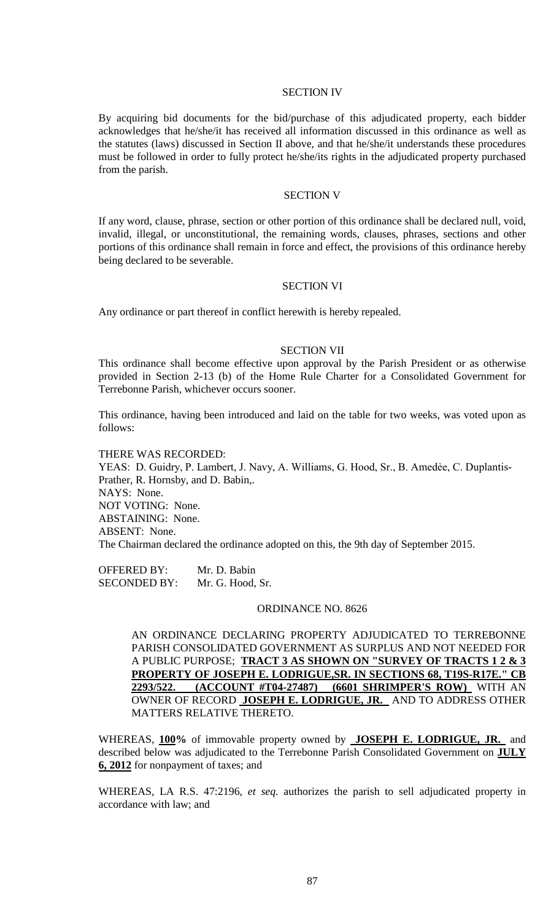## SECTION IV

By acquiring bid documents for the bid/purchase of this adjudicated property, each bidder acknowledges that he/she/it has received all information discussed in this ordinance as well as the statutes (laws) discussed in Section II above, and that he/she/it understands these procedures must be followed in order to fully protect he/she/its rights in the adjudicated property purchased from the parish.

## SECTION V

If any word, clause, phrase, section or other portion of this ordinance shall be declared null, void, invalid, illegal, or unconstitutional, the remaining words, clauses, phrases, sections and other portions of this ordinance shall remain in force and effect, the provisions of this ordinance hereby being declared to be severable.

## SECTION VI

Any ordinance or part thereof in conflict herewith is hereby repealed.

## SECTION VII

This ordinance shall become effective upon approval by the Parish President or as otherwise provided in Section 2-13 (b) of the Home Rule Charter for a Consolidated Government for Terrebonne Parish, whichever occurs sooner.

This ordinance, having been introduced and laid on the table for two weeks, was voted upon as follows:

THERE WAS RECORDED:
YEAS: D. Guidry, P. Lambert, J. Navy, A. Williams, G. Hood, Sr., B. Amedèe, C. Duplantis-Prather, R. Hornsby, and D. Babin,.
NAYS: None.
NOT VOTING: None.
ABSTAINING: None.
ABSENT: None.
The Chairman declared the ordinance adopted on this, the 9th day of September 2015.

OFFERED BY: Mr. D. Babin
SECONDED BY: Mr. G. Hood, Sr.

## ORDINANCE NO. 8626

AN ORDINANCE DECLARING PROPERTY ADJUDICATED TO TERREBONNE PARISH CONSOLIDATED GOVERNMENT AS SURPLUS AND NOT NEEDED FOR A PUBLIC PURPOSE; **TRACT 3 AS SHOWN ON "SURVEY OF TRACTS 1 2 & 3 PROPERTY OF JOSEPH E. LODRIGUE,SR. IN SECTIONS 68, T19S-R17E." CB 2293/522. (ACCOUNT #T04-27487) (6601 SHRIMPER'S ROW)** WITH AN OWNER OF RECORD **JOSEPH E. LODRIGUE, JR.** AND TO ADDRESS OTHER MATTERS RELATIVE THERETO.

WHEREAS, **100%** of immovable property owned by **JOSEPH E. LODRIGUE, JR.** and described below was adjudicated to the Terrebonne Parish Consolidated Government on **JULY 6, 2012** for nonpayment of taxes; and

WHEREAS, LA R.S. 47:2196, *et seq.* authorizes the parish to sell adjudicated property in accordance with law; and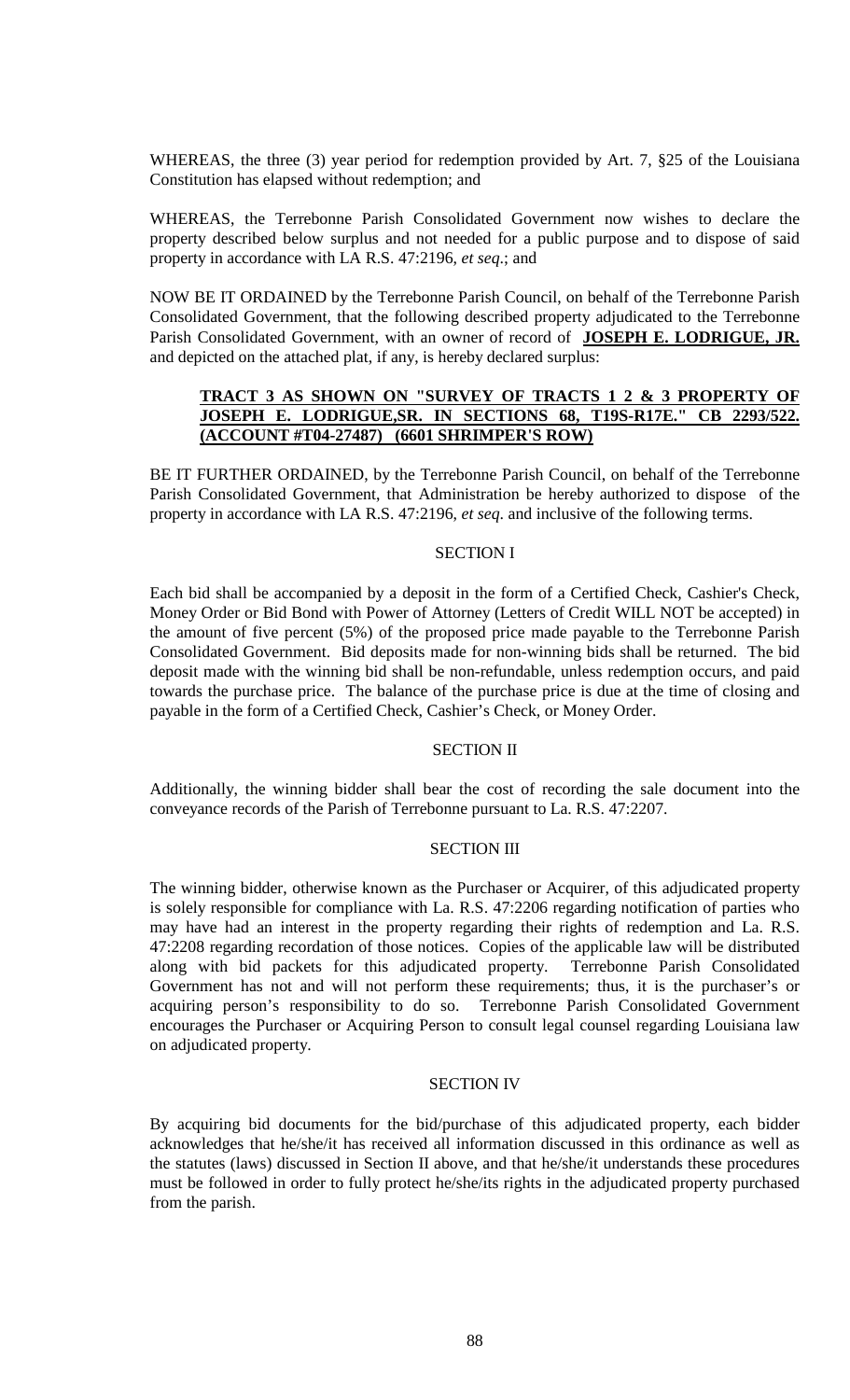WHEREAS, the three (3) year period for redemption provided by Art. 7, §25 of the Louisiana Constitution has elapsed without redemption; and

WHEREAS, the Terrebonne Parish Consolidated Government now wishes to declare the property described below surplus and not needed for a public purpose and to dispose of said property in accordance with LA R.S. 47:2196, *et seq*.; and

NOW BE IT ORDAINED by the Terrebonne Parish Council, on behalf of the Terrebonne Parish Consolidated Government, that the following described property adjudicated to the Terrebonne Parish Consolidated Government, with an owner of record of **JOSEPH E. LODRIGUE, JR.** and depicted on the attached plat, if any, is hereby declared surplus:

**TRACT 3 AS SHOWN ON "SURVEY OF TRACTS 1 2 & 3 PROPERTY OF JOSEPH E. LODRIGUE,SR. IN SECTIONS 68, T19S-R17E." CB 2293/522. (ACCOUNT #T04-27487) (6601 SHRIMPER'S ROW)**

BE IT FURTHER ORDAINED, by the Terrebonne Parish Council, on behalf of the Terrebonne Parish Consolidated Government, that Administration be hereby authorized to dispose of the property in accordance with LA R.S. 47:2196, *et seq*. and inclusive of the following terms.

SECTION I

Each bid shall be accompanied by a deposit in the form of a Certified Check, Cashier's Check, Money Order or Bid Bond with Power of Attorney (Letters of Credit WILL NOT be accepted) in the amount of five percent (5%) of the proposed price made payable to the Terrebonne Parish Consolidated Government. Bid deposits made for non-winning bids shall be returned. The bid deposit made with the winning bid shall be non-refundable, unless redemption occurs, and paid towards the purchase price. The balance of the purchase price is due at the time of closing and payable in the form of a Certified Check, Cashier's Check, or Money Order.

SECTION II

Additionally, the winning bidder shall bear the cost of recording the sale document into the conveyance records of the Parish of Terrebonne pursuant to La. R.S. 47:2207.

SECTION III

The winning bidder, otherwise known as the Purchaser or Acquirer, of this adjudicated property is solely responsible for compliance with La. R.S. 47:2206 regarding notification of parties who may have had an interest in the property regarding their rights of redemption and La. R.S. 47:2208 regarding recordation of those notices. Copies of the applicable law will be distributed along with bid packets for this adjudicated property. Terrebonne Parish Consolidated Government has not and will not perform these requirements; thus, it is the purchaser's or acquiring person's responsibility to do so. Terrebonne Parish Consolidated Government encourages the Purchaser or Acquiring Person to consult legal counsel regarding Louisiana law on adjudicated property.

SECTION IV

By acquiring bid documents for the bid/purchase of this adjudicated property, each bidder acknowledges that he/she/it has received all information discussed in this ordinance as well as the statutes (laws) discussed in Section II above, and that he/she/it understands these procedures must be followed in order to fully protect he/she/its rights in the adjudicated property purchased from the parish.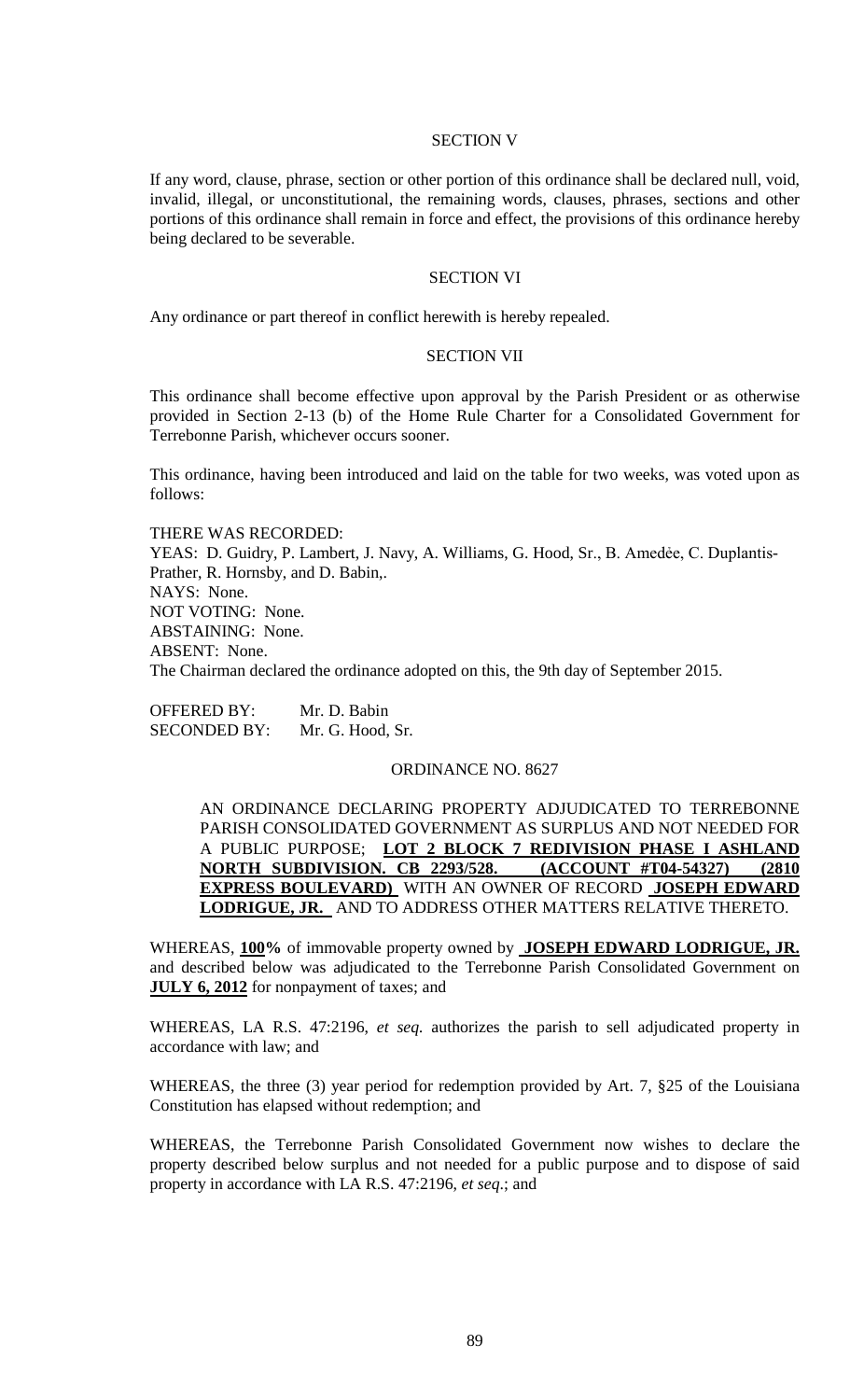SECTION V

If any word, clause, phrase, section or other portion of this ordinance shall be declared null, void, invalid, illegal, or unconstitutional, the remaining words, clauses, phrases, sections and other portions of this ordinance shall remain in force and effect, the provisions of this ordinance hereby being declared to be severable.

SECTION VI

Any ordinance or part thereof in conflict herewith is hereby repealed.

SECTION VII

This ordinance shall become effective upon approval by the Parish President or as otherwise provided in Section 2-13 (b) of the Home Rule Charter for a Consolidated Government for Terrebonne Parish, whichever occurs sooner.

This ordinance, having been introduced and laid on the table for two weeks, was voted upon as follows:

THERE WAS RECORDED:
YEAS: D. Guidry, P. Lambert, J. Navy, A. Williams, G. Hood, Sr., B. Amedėe, C. Duplantis-Prather, R. Hornsby, and D. Babin,.
NAYS: None.
NOT VOTING: None.
ABSTAINING: None.
ABSENT: None.
The Chairman declared the ordinance adopted on this, the 9th day of September 2015.

OFFERED BY: Mr. D. Babin
SECONDED BY: Mr. G. Hood, Sr.

ORDINANCE NO. 8627

AN ORDINANCE DECLARING PROPERTY ADJUDICATED TO TERREBONNE PARISH CONSOLIDATED GOVERNMENT AS SURPLUS AND NOT NEEDED FOR A PUBLIC PURPOSE; **LOT 2 BLOCK 7 REDIVISION PHASE I ASHLAND NORTH SUBDIVISION. CB 2293/528. (ACCOUNT #T04-54327) (2810 EXPRESS BOULEVARD)** WITH AN OWNER OF RECORD **JOSEPH EDWARD LODRIGUE, JR.** AND TO ADDRESS OTHER MATTERS RELATIVE THERETO.

WHEREAS, **100%** of immovable property owned by **JOSEPH EDWARD LODRIGUE, JR.** and described below was adjudicated to the Terrebonne Parish Consolidated Government on **JULY 6, 2012** for nonpayment of taxes; and

WHEREAS, LA R.S. 47:2196, *et seq.* authorizes the parish to sell adjudicated property in accordance with law; and

WHEREAS, the three (3) year period for redemption provided by Art. 7, §25 of the Louisiana Constitution has elapsed without redemption; and

WHEREAS, the Terrebonne Parish Consolidated Government now wishes to declare the property described below surplus and not needed for a public purpose and to dispose of said property in accordance with LA R.S. 47:2196, *et seq*.; and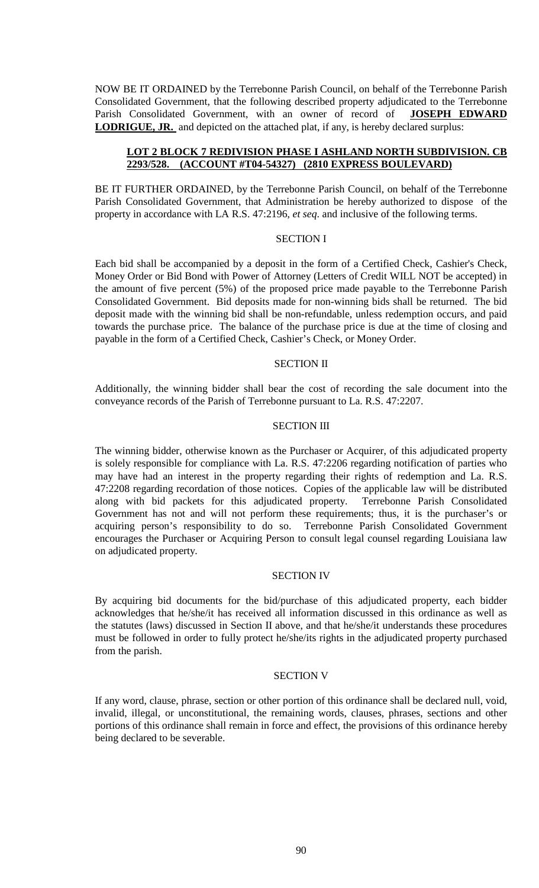NOW BE IT ORDAINED by the Terrebonne Parish Council, on behalf of the Terrebonne Parish Consolidated Government, that the following described property adjudicated to the Terrebonne Parish Consolidated Government, with an owner of record of **JOSEPH EDWARD LODRIGUE, JR.** and depicted on the attached plat, if any, is hereby declared surplus:

**LOT 2 BLOCK 7 REDIVISION PHASE I ASHLAND NORTH SUBDIVISION. CB 2293/528. (ACCOUNT #T04-54327) (2810 EXPRESS BOULEVARD)**

BE IT FURTHER ORDAINED, by the Terrebonne Parish Council, on behalf of the Terrebonne Parish Consolidated Government, that Administration be hereby authorized to dispose of the property in accordance with LA R.S. 47:2196, *et seq.* and inclusive of the following terms.

SECTION I

Each bid shall be accompanied by a deposit in the form of a Certified Check, Cashier's Check, Money Order or Bid Bond with Power of Attorney (Letters of Credit WILL NOT be accepted) in the amount of five percent (5%) of the proposed price made payable to the Terrebonne Parish Consolidated Government. Bid deposits made for non-winning bids shall be returned. The bid deposit made with the winning bid shall be non-refundable, unless redemption occurs, and paid towards the purchase price. The balance of the purchase price is due at the time of closing and payable in the form of a Certified Check, Cashier's Check, or Money Order.

SECTION II

Additionally, the winning bidder shall bear the cost of recording the sale document into the conveyance records of the Parish of Terrebonne pursuant to La. R.S. 47:2207.

SECTION III

The winning bidder, otherwise known as the Purchaser or Acquirer, of this adjudicated property is solely responsible for compliance with La. R.S. 47:2206 regarding notification of parties who may have had an interest in the property regarding their rights of redemption and La. R.S. 47:2208 regarding recordation of those notices. Copies of the applicable law will be distributed along with bid packets for this adjudicated property. Terrebonne Parish Consolidated Government has not and will not perform these requirements; thus, it is the purchaser's or acquiring person's responsibility to do so. Terrebonne Parish Consolidated Government encourages the Purchaser or Acquiring Person to consult legal counsel regarding Louisiana law on adjudicated property.

SECTION IV

By acquiring bid documents for the bid/purchase of this adjudicated property, each bidder acknowledges that he/she/it has received all information discussed in this ordinance as well as the statutes (laws) discussed in Section II above, and that he/she/it understands these procedures must be followed in order to fully protect he/she/its rights in the adjudicated property purchased from the parish.

SECTION V

If any word, clause, phrase, section or other portion of this ordinance shall be declared null, void, invalid, illegal, or unconstitutional, the remaining words, clauses, phrases, sections and other portions of this ordinance shall remain in force and effect, the provisions of this ordinance hereby being declared to be severable.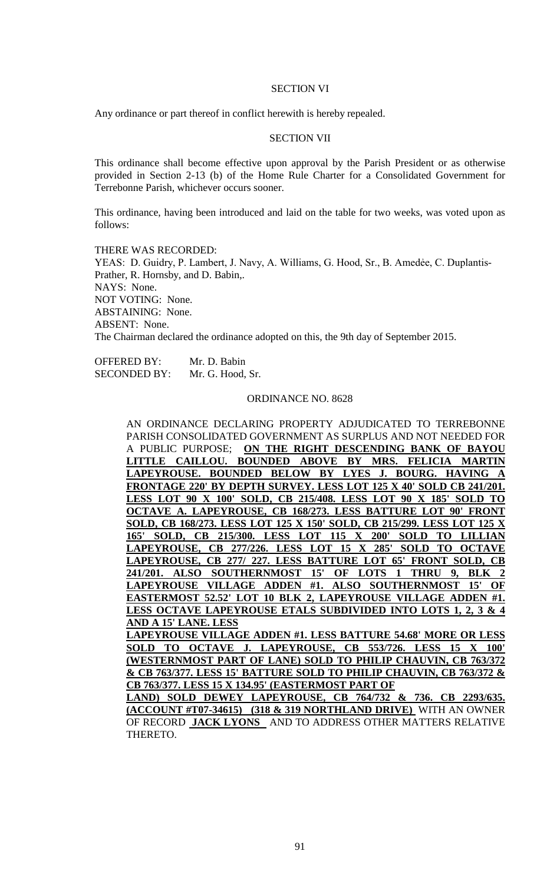SECTION VI

Any ordinance or part thereof in conflict herewith is hereby repealed.

SECTION VII

This ordinance shall become effective upon approval by the Parish President or as otherwise provided in Section 2-13 (b) of the Home Rule Charter for a Consolidated Government for Terrebonne Parish, whichever occurs sooner.

This ordinance, having been introduced and laid on the table for two weeks, was voted upon as follows:

THERE WAS RECORDED:
YEAS: D. Guidry, P. Lambert, J. Navy, A. Williams, G. Hood, Sr., B. Amedėe, C. Duplantis-Prather, R. Hornsby, and D. Babin,.
NAYS: None.
NOT VOTING: None.
ABSTAINING: None.
ABSENT: None.
The Chairman declared the ordinance adopted on this, the 9th day of September 2015.

OFFERED BY: Mr. D. Babin
SECONDED BY: Mr. G. Hood, Sr.

ORDINANCE NO. 8628

AN ORDINANCE DECLARING PROPERTY ADJUDICATED TO TERREBONNE PARISH CONSOLIDATED GOVERNMENT AS SURPLUS AND NOT NEEDED FOR A PUBLIC PURPOSE; **ON THE RIGHT DESCENDING BANK OF BAYOU LITTLE CAILLOU. BOUNDED ABOVE BY MRS. FELICIA MARTIN LAPEYROUSE. BOUNDED BELOW BY LYES J. BOURG. HAVING A FRONTAGE 220' BY DEPTH SURVEY. LESS LOT 125 X 40' SOLD CB 241/201. LESS LOT 90 X 100' SOLD, CB 215/408. LESS LOT 90 X 185' SOLD TO OCTAVE A. LAPEYROUSE, CB 168/273. LESS BATTURE LOT 90' FRONT SOLD, CB 168/273. LESS LOT 125 X 150' SOLD, CB 215/299. LESS LOT 125 X 165' SOLD, CB 215/300. LESS LOT 115 X 200' SOLD TO LILLIAN LAPEYROUSE, CB 277/226. LESS LOT 15 X 285' SOLD TO OCTAVE LAPEYROUSE, CB 277/ 227. LESS BATTURE LOT 65' FRONT SOLD, CB 241/201. ALSO SOUTHERNMOST 15' OF LOTS 1 THRU 9, BLK 2 LAPEYROUSE VILLAGE ADDEN #1. ALSO SOUTHERNMOST 15' OF EASTERMOST 52.52' LOT 10 BLK 2, LAPEYROUSE VILLAGE ADDEN #1. LESS OCTAVE LAPEYROUSE ETALS SUBDIVIDED INTO LOTS 1, 2, 3 & 4 AND A 15' LANE. LESS LAPEYROUSE VILLAGE ADDEN #1. LESS BATTURE 54.68' MORE OR LESS SOLD TO OCTAVE J. LAPEYROUSE, CB 553/726. LESS 15 X 100' (WESTERNMOST PART OF LANE) SOLD TO PHILIP CHAUVIN, CB 763/372 & CB 763/377. LESS 15' BATTURE SOLD TO PHILIP CHAUVIN, CB 763/372 & CB 763/377. LESS 15 X 134.95' (EASTERMOST PART OF LAND) SOLD DEWEY LAPEYROUSE, CB 764/732 & 736. CB 2293/635. (ACCOUNT #T07-34615) (318 & 319 NORTHLAND DRIVE)** WITH AN OWNER OF RECORD **JACK LYONS** AND TO ADDRESS OTHER MATTERS RELATIVE THERETO.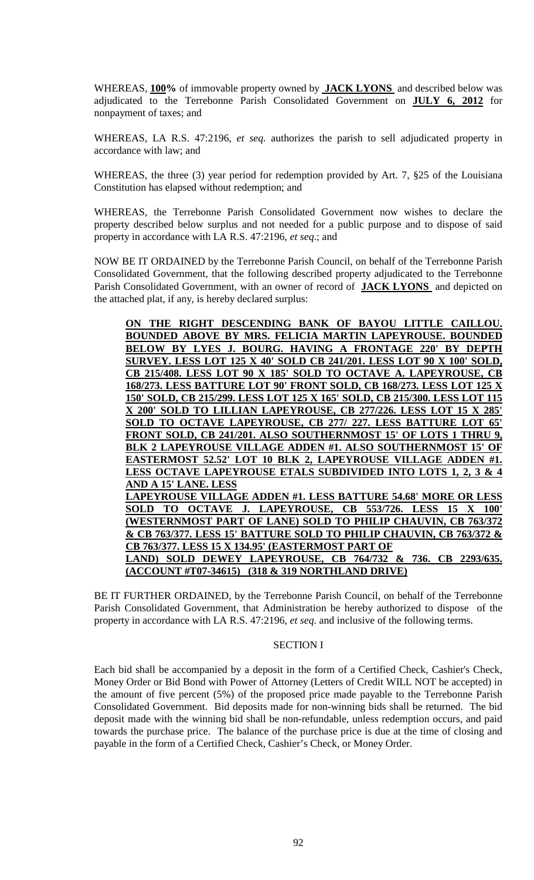WHEREAS, **100%** of immovable property owned by **JACK LYONS** and described below was adjudicated to the Terrebonne Parish Consolidated Government on **JULY 6, 2012** for nonpayment of taxes; and

WHEREAS, LA R.S. 47:2196, *et seq.* authorizes the parish to sell adjudicated property in accordance with law; and

WHEREAS, the three (3) year period for redemption provided by Art. 7, §25 of the Louisiana Constitution has elapsed without redemption; and

WHEREAS, the Terrebonne Parish Consolidated Government now wishes to declare the property described below surplus and not needed for a public purpose and to dispose of said property in accordance with LA R.S. 47:2196, *et seq*.; and

NOW BE IT ORDAINED by the Terrebonne Parish Council, on behalf of the Terrebonne Parish Consolidated Government, that the following described property adjudicated to the Terrebonne Parish Consolidated Government, with an owner of record of **JACK LYONS** and depicted on the attached plat, if any, is hereby declared surplus:

> **ON THE RIGHT DESCENDING BANK OF BAYOU LITTLE CAILLOU. BOUNDED ABOVE BY MRS. FELICIA MARTIN LAPEYROUSE. BOUNDED BELOW BY LYES J. BOURG. HAVING A FRONTAGE 220' BY DEPTH SURVEY. LESS LOT 125 X 40' SOLD CB 241/201. LESS LOT 90 X 100' SOLD, CB 215/408. LESS LOT 90 X 185' SOLD TO OCTAVE A. LAPEYROUSE, CB 168/273. LESS BATTURE LOT 90' FRONT SOLD, CB 168/273. LESS LOT 125 X 150' SOLD, CB 215/299. LESS LOT 125 X 165' SOLD, CB 215/300. LESS LOT 115 X 200' SOLD TO LILLIAN LAPEYROUSE, CB 277/226. LESS LOT 15 X 285' SOLD TO OCTAVE LAPEYROUSE, CB 277/ 227. LESS BATTURE LOT 65' FRONT SOLD, CB 241/201. ALSO SOUTHERNMOST 15' OF LOTS 1 THRU 9, BLK 2 LAPEYROUSE VILLAGE ADDEN #1. ALSO SOUTHERNMOST 15' OF EASTERMOST 52.52' LOT 10 BLK 2, LAPEYROUSE VILLAGE ADDEN #1. LESS OCTAVE LAPEYROUSE ETALS SUBDIVIDED INTO LOTS 1, 2, 3 & 4 AND A 15' LANE. LESS LAPEYROUSE VILLAGE ADDEN #1. LESS BATTURE 54.68' MORE OR LESS SOLD TO OCTAVE J. LAPEYROUSE, CB 553/726. LESS 15 X 100' (WESTERNMOST PART OF LANE) SOLD TO PHILIP CHAUVIN, CB 763/372 & CB 763/377. LESS 15' BATTURE SOLD TO PHILIP CHAUVIN, CB 763/372 & CB 763/377. LESS 15 X 134.95' (EASTERMOST PART OF LAND) SOLD DEWEY LAPEYROUSE, CB 764/732 & 736. CB 2293/635. (ACCOUNT #T07-34615) (318 & 319 NORTHLAND DRIVE)**

BE IT FURTHER ORDAINED, by the Terrebonne Parish Council, on behalf of the Terrebonne Parish Consolidated Government, that Administration be hereby authorized to dispose of the property in accordance with LA R.S. 47:2196, *et seq.* and inclusive of the following terms.

## SECTION I

Each bid shall be accompanied by a deposit in the form of a Certified Check, Cashier's Check, Money Order or Bid Bond with Power of Attorney (Letters of Credit WILL NOT be accepted) in the amount of five percent (5%) of the proposed price made payable to the Terrebonne Parish Consolidated Government. Bid deposits made for non-winning bids shall be returned. The bid deposit made with the winning bid shall be non-refundable, unless redemption occurs, and paid towards the purchase price. The balance of the purchase price is due at the time of closing and payable in the form of a Certified Check, Cashier's Check, or Money Order.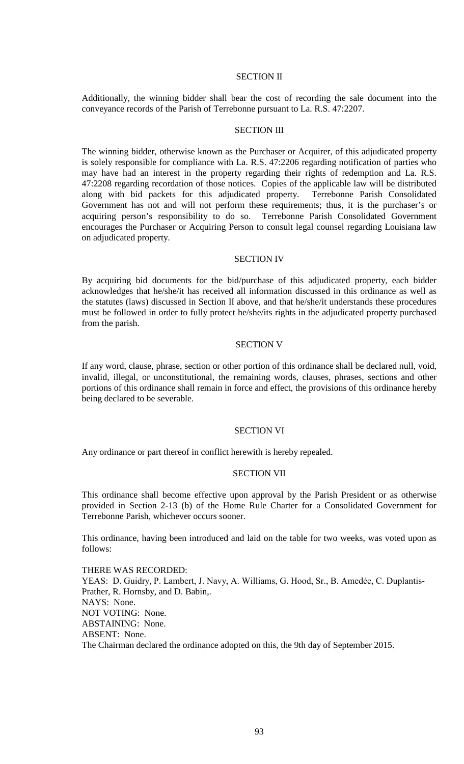SECTION II

Additionally, the winning bidder shall bear the cost of recording the sale document into the conveyance records of the Parish of Terrebonne pursuant to La. R.S. 47:2207.

SECTION III

The winning bidder, otherwise known as the Purchaser or Acquirer, of this adjudicated property is solely responsible for compliance with La. R.S. 47:2206 regarding notification of parties who may have had an interest in the property regarding their rights of redemption and La. R.S. 47:2208 regarding recordation of those notices. Copies of the applicable law will be distributed along with bid packets for this adjudicated property. Terrebonne Parish Consolidated Government has not and will not perform these requirements; thus, it is the purchaser's or acquiring person's responsibility to do so. Terrebonne Parish Consolidated Government encourages the Purchaser or Acquiring Person to consult legal counsel regarding Louisiana law on adjudicated property.

SECTION IV

By acquiring bid documents for the bid/purchase of this adjudicated property, each bidder acknowledges that he/she/it has received all information discussed in this ordinance as well as the statutes (laws) discussed in Section II above, and that he/she/it understands these procedures must be followed in order to fully protect he/she/its rights in the adjudicated property purchased from the parish.

SECTION V

If any word, clause, phrase, section or other portion of this ordinance shall be declared null, void, invalid, illegal, or unconstitutional, the remaining words, clauses, phrases, sections and other portions of this ordinance shall remain in force and effect, the provisions of this ordinance hereby being declared to be severable.

SECTION VI

Any ordinance or part thereof in conflict herewith is hereby repealed.

SECTION VII

This ordinance shall become effective upon approval by the Parish President or as otherwise provided in Section 2-13 (b) of the Home Rule Charter for a Consolidated Government for Terrebonne Parish, whichever occurs sooner.

This ordinance, having been introduced and laid on the table for two weeks, was voted upon as follows:

THERE WAS RECORDED:
YEAS: D. Guidry, P. Lambert, J. Navy, A. Williams, G. Hood, Sr., B. Amedėe, C. Duplantis-Prather, R. Hornsby, and D. Babin,.
NAYS: None.
NOT VOTING: None.
ABSTAINING: None.
ABSENT: None.
The Chairman declared the ordinance adopted on this, the 9th day of September 2015.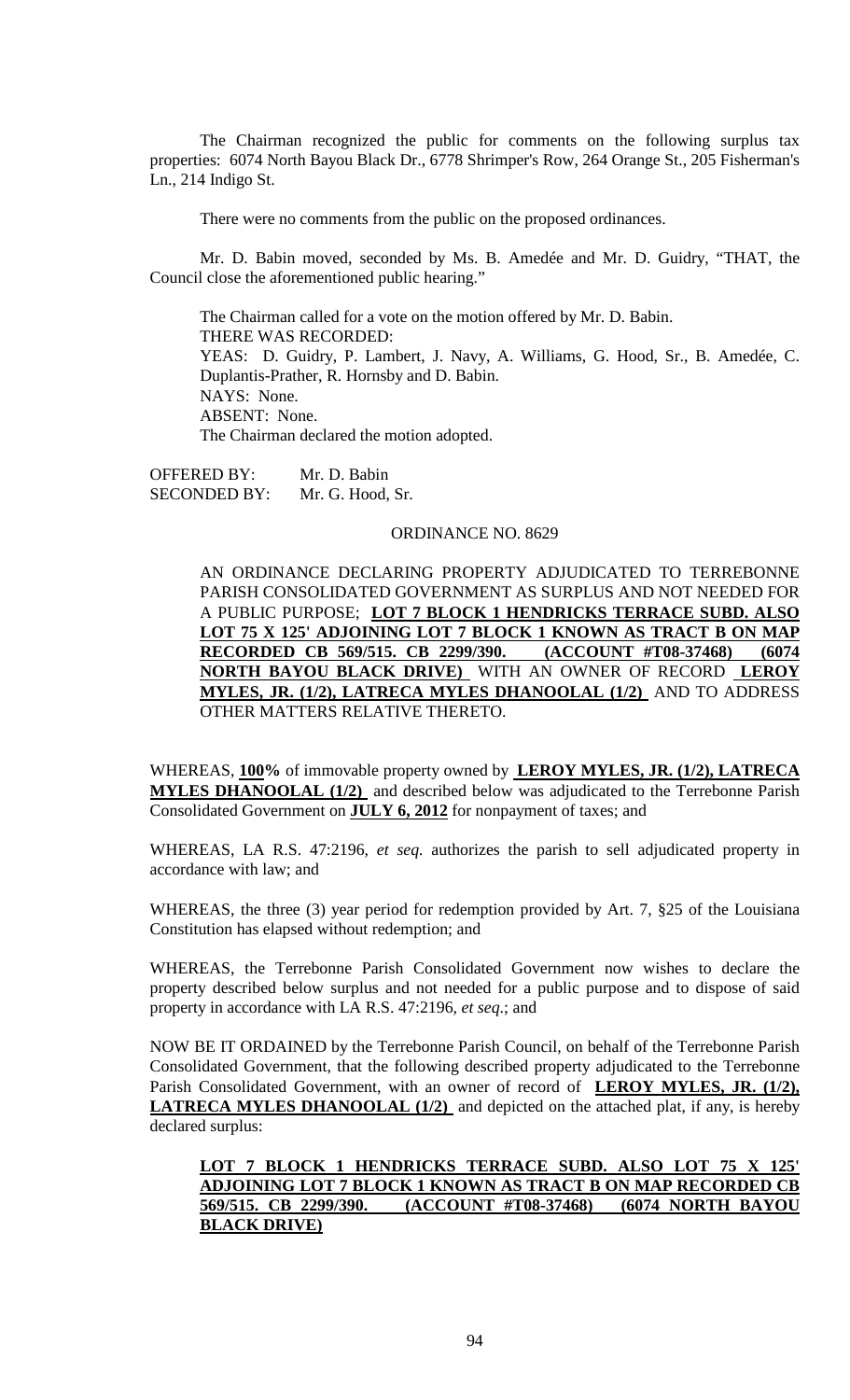The Chairman recognized the public for comments on the following surplus tax properties: 6074 North Bayou Black Dr., 6778 Shrimper's Row, 264 Orange St., 205 Fisherman's Ln., 214 Indigo St.

There were no comments from the public on the proposed ordinances.

Mr. D. Babin moved, seconded by Ms. B. Amedée and Mr. D. Guidry, "THAT, the Council close the aforementioned public hearing."

The Chairman called for a vote on the motion offered by Mr. D. Babin.
THERE WAS RECORDED:
YEAS: D. Guidry, P. Lambert, J. Navy, A. Williams, G. Hood, Sr., B. Amedée, C. Duplantis-Prather, R. Hornsby and D. Babin.
NAYS: None.
ABSENT: None.
The Chairman declared the motion adopted.

OFFERED BY: Mr. D. Babin
SECONDED BY: Mr. G. Hood, Sr.

ORDINANCE NO. 8629

AN ORDINANCE DECLARING PROPERTY ADJUDICATED TO TERREBONNE PARISH CONSOLIDATED GOVERNMENT AS SURPLUS AND NOT NEEDED FOR A PUBLIC PURPOSE; **LOT 7 BLOCK 1 HENDRICKS TERRACE SUBD. ALSO LOT 75 X 125' ADJOINING LOT 7 BLOCK 1 KNOWN AS TRACT B ON MAP RECORDED CB 569/515. CB 2299/390. (ACCOUNT #T08-37468) (6074 NORTH BAYOU BLACK DRIVE)** WITH AN OWNER OF RECORD **LEROY MYLES, JR. (1/2), LATRECA MYLES DHANOOLAL (1/2)** AND TO ADDRESS OTHER MATTERS RELATIVE THERETO.

WHEREAS, **100%** of immovable property owned by **LEROY MYLES, JR. (1/2), LATRECA MYLES DHANOOLAL (1/2)** and described below was adjudicated to the Terrebonne Parish Consolidated Government on **JULY 6, 2012** for nonpayment of taxes; and

WHEREAS, LA R.S. 47:2196, *et seq.* authorizes the parish to sell adjudicated property in accordance with law; and

WHEREAS, the three (3) year period for redemption provided by Art. 7, §25 of the Louisiana Constitution has elapsed without redemption; and

WHEREAS, the Terrebonne Parish Consolidated Government now wishes to declare the property described below surplus and not needed for a public purpose and to dispose of said property in accordance with LA R.S. 47:2196, *et seq*.; and

NOW BE IT ORDAINED by the Terrebonne Parish Council, on behalf of the Terrebonne Parish Consolidated Government, that the following described property adjudicated to the Terrebonne Parish Consolidated Government, with an owner of record of **LEROY MYLES, JR. (1/2), LATRECA MYLES DHANOOLAL (1/2)** and depicted on the attached plat, if any, is hereby declared surplus:

**LOT 7 BLOCK 1 HENDRICKS TERRACE SUBD. ALSO LOT 75 X 125' ADJOINING LOT 7 BLOCK 1 KNOWN AS TRACT B ON MAP RECORDED CB 569/515. CB 2299/390. (ACCOUNT #T08-37468) (6074 NORTH BAYOU BLACK DRIVE)**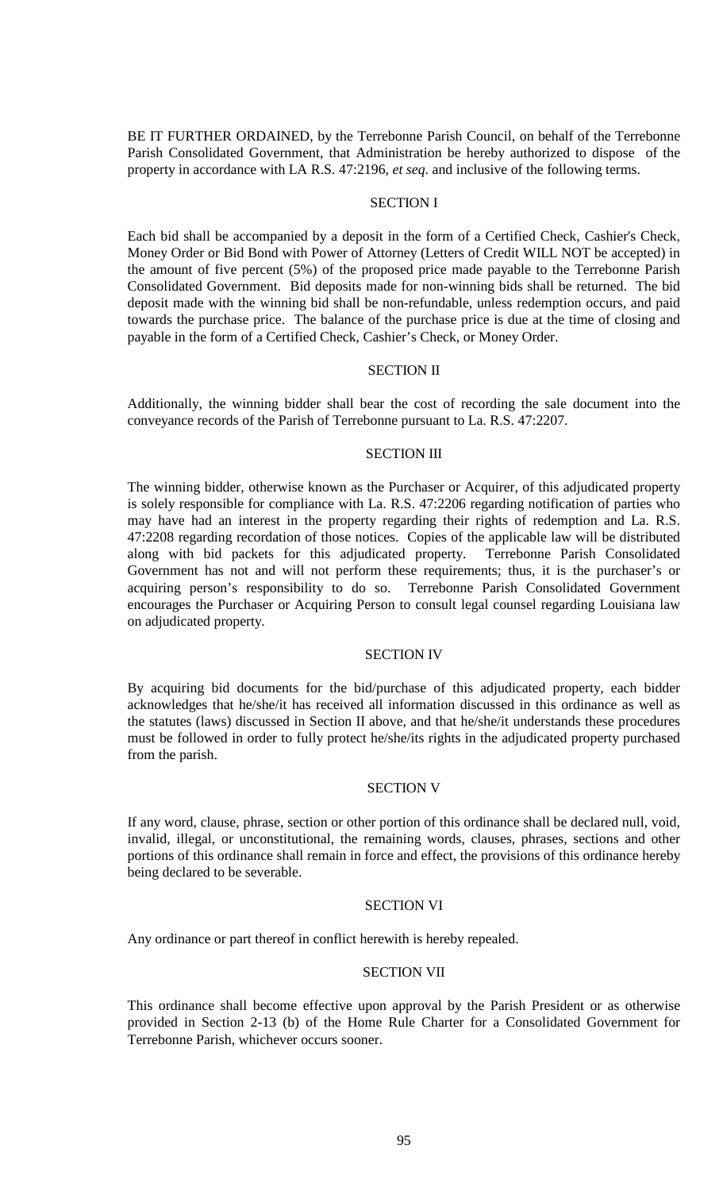BE IT FURTHER ORDAINED, by the Terrebonne Parish Council, on behalf of the Terrebonne Parish Consolidated Government, that Administration be hereby authorized to dispose of the property in accordance with LA R.S. 47:2196, *et seq*. and inclusive of the following terms.

SECTION I

Each bid shall be accompanied by a deposit in the form of a Certified Check, Cashier's Check, Money Order or Bid Bond with Power of Attorney (Letters of Credit WILL NOT be accepted) in the amount of five percent (5%) of the proposed price made payable to the Terrebonne Parish Consolidated Government. Bid deposits made for non-winning bids shall be returned. The bid deposit made with the winning bid shall be non-refundable, unless redemption occurs, and paid towards the purchase price. The balance of the purchase price is due at the time of closing and payable in the form of a Certified Check, Cashier's Check, or Money Order.

SECTION II

Additionally, the winning bidder shall bear the cost of recording the sale document into the conveyance records of the Parish of Terrebonne pursuant to La. R.S. 47:2207.

SECTION III

The winning bidder, otherwise known as the Purchaser or Acquirer, of this adjudicated property is solely responsible for compliance with La. R.S. 47:2206 regarding notification of parties who may have had an interest in the property regarding their rights of redemption and La. R.S. 47:2208 regarding recordation of those notices. Copies of the applicable law will be distributed along with bid packets for this adjudicated property. Terrebonne Parish Consolidated Government has not and will not perform these requirements; thus, it is the purchaser's or acquiring person's responsibility to do so. Terrebonne Parish Consolidated Government encourages the Purchaser or Acquiring Person to consult legal counsel regarding Louisiana law on adjudicated property.

SECTION IV

By acquiring bid documents for the bid/purchase of this adjudicated property, each bidder acknowledges that he/she/it has received all information discussed in this ordinance as well as the statutes (laws) discussed in Section II above, and that he/she/it understands these procedures must be followed in order to fully protect he/she/its rights in the adjudicated property purchased from the parish.

SECTION V

If any word, clause, phrase, section or other portion of this ordinance shall be declared null, void, invalid, illegal, or unconstitutional, the remaining words, clauses, phrases, sections and other portions of this ordinance shall remain in force and effect, the provisions of this ordinance hereby being declared to be severable.

SECTION VI

Any ordinance or part thereof in conflict herewith is hereby repealed.

SECTION VII

This ordinance shall become effective upon approval by the Parish President or as otherwise provided in Section 2-13 (b) of the Home Rule Charter for a Consolidated Government for Terrebonne Parish, whichever occurs sooner.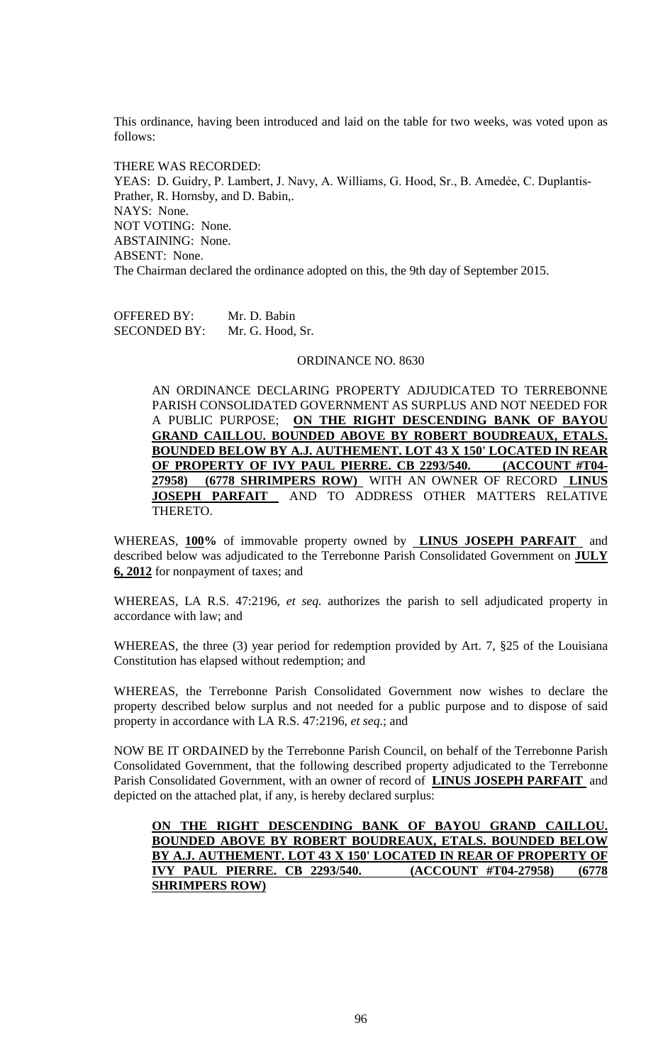This ordinance, having been introduced and laid on the table for two weeks, was voted upon as follows:

THERE WAS RECORDED:
YEAS: D. Guidry, P. Lambert, J. Navy, A. Williams, G. Hood, Sr., B. Amedée, C. Duplantis-Prather, R. Hornsby, and D. Babin,.
NAYS: None.
NOT VOTING: None.
ABSTAINING: None.
ABSENT: None.
The Chairman declared the ordinance adopted on this, the 9th day of September 2015.

OFFERED BY: Mr. D. Babin
SECONDED BY: Mr. G. Hood, Sr.

ORDINANCE NO. 8630

AN ORDINANCE DECLARING PROPERTY ADJUDICATED TO TERREBONNE PARISH CONSOLIDATED GOVERNMENT AS SURPLUS AND NOT NEEDED FOR A PUBLIC PURPOSE; **ON THE RIGHT DESCENDING BANK OF BAYOU GRAND CAILLOU. BOUNDED ABOVE BY ROBERT BOUDREAUX, ETALS. BOUNDED BELOW BY A.J. AUTHEMENT. LOT 43 X 150' LOCATED IN REAR OF PROPERTY OF IVY PAUL PIERRE. CB 2293/540. (ACCOUNT #T04-27958) (6778 SHRIMPERS ROW)** WITH AN OWNER OF RECORD **LINUS JOSEPH PARFAIT** AND TO ADDRESS OTHER MATTERS RELATIVE THERETO.

WHEREAS, **100%** of immovable property owned by **LINUS JOSEPH PARFAIT** and described below was adjudicated to the Terrebonne Parish Consolidated Government on **JULY 6, 2012** for nonpayment of taxes; and

WHEREAS, LA R.S. 47:2196, *et seq.* authorizes the parish to sell adjudicated property in accordance with law; and

WHEREAS, the three (3) year period for redemption provided by Art. 7, §25 of the Louisiana Constitution has elapsed without redemption; and

WHEREAS, the Terrebonne Parish Consolidated Government now wishes to declare the property described below surplus and not needed for a public purpose and to dispose of said property in accordance with LA R.S. 47:2196, *et seq*.; and

NOW BE IT ORDAINED by the Terrebonne Parish Council, on behalf of the Terrebonne Parish Consolidated Government, that the following described property adjudicated to the Terrebonne Parish Consolidated Government, with an owner of record of **LINUS JOSEPH PARFAIT** and depicted on the attached plat, if any, is hereby declared surplus:

**ON THE RIGHT DESCENDING BANK OF BAYOU GRAND CAILLOU. BOUNDED ABOVE BY ROBERT BOUDREAUX, ETALS. BOUNDED BELOW BY A.J. AUTHEMENT. LOT 43 X 150' LOCATED IN REAR OF PROPERTY OF IVY PAUL PIERRE. CB 2293/540. (ACCOUNT #T04-27958) (6778 SHRIMPERS ROW)**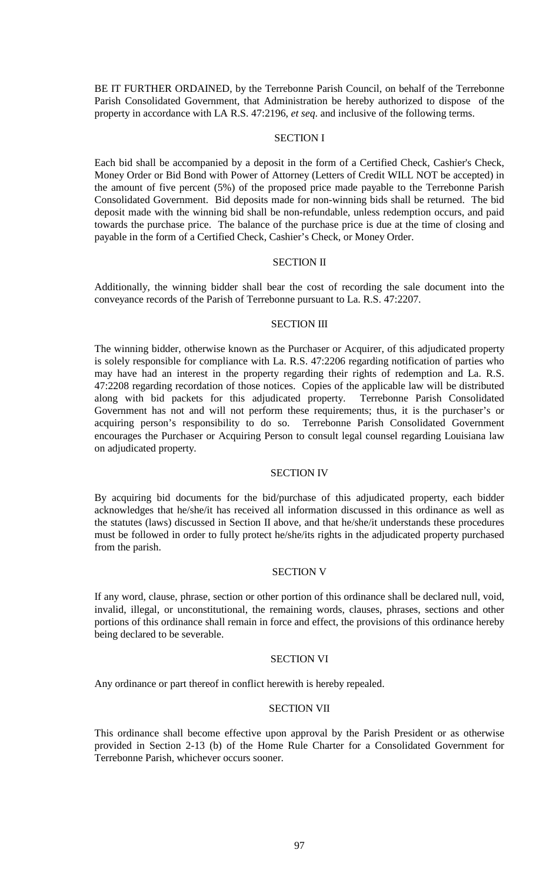BE IT FURTHER ORDAINED, by the Terrebonne Parish Council, on behalf of the Terrebonne Parish Consolidated Government, that Administration be hereby authorized to dispose of the property in accordance with LA R.S. 47:2196, *et seq*. and inclusive of the following terms.

SECTION I

Each bid shall be accompanied by a deposit in the form of a Certified Check, Cashier's Check, Money Order or Bid Bond with Power of Attorney (Letters of Credit WILL NOT be accepted) in the amount of five percent (5%) of the proposed price made payable to the Terrebonne Parish Consolidated Government. Bid deposits made for non-winning bids shall be returned. The bid deposit made with the winning bid shall be non-refundable, unless redemption occurs, and paid towards the purchase price. The balance of the purchase price is due at the time of closing and payable in the form of a Certified Check, Cashier's Check, or Money Order.

SECTION II

Additionally, the winning bidder shall bear the cost of recording the sale document into the conveyance records of the Parish of Terrebonne pursuant to La. R.S. 47:2207.

SECTION III

The winning bidder, otherwise known as the Purchaser or Acquirer, of this adjudicated property is solely responsible for compliance with La. R.S. 47:2206 regarding notification of parties who may have had an interest in the property regarding their rights of redemption and La. R.S. 47:2208 regarding recordation of those notices. Copies of the applicable law will be distributed along with bid packets for this adjudicated property. Terrebonne Parish Consolidated Government has not and will not perform these requirements; thus, it is the purchaser's or acquiring person's responsibility to do so. Terrebonne Parish Consolidated Government encourages the Purchaser or Acquiring Person to consult legal counsel regarding Louisiana law on adjudicated property.

SECTION IV

By acquiring bid documents for the bid/purchase of this adjudicated property, each bidder acknowledges that he/she/it has received all information discussed in this ordinance as well as the statutes (laws) discussed in Section II above, and that he/she/it understands these procedures must be followed in order to fully protect he/she/its rights in the adjudicated property purchased from the parish.

SECTION V

If any word, clause, phrase, section or other portion of this ordinance shall be declared null, void, invalid, illegal, or unconstitutional, the remaining words, clauses, phrases, sections and other portions of this ordinance shall remain in force and effect, the provisions of this ordinance hereby being declared to be severable.

SECTION VI

Any ordinance or part thereof in conflict herewith is hereby repealed.

SECTION VII

This ordinance shall become effective upon approval by the Parish President or as otherwise provided in Section 2-13 (b) of the Home Rule Charter for a Consolidated Government for Terrebonne Parish, whichever occurs sooner.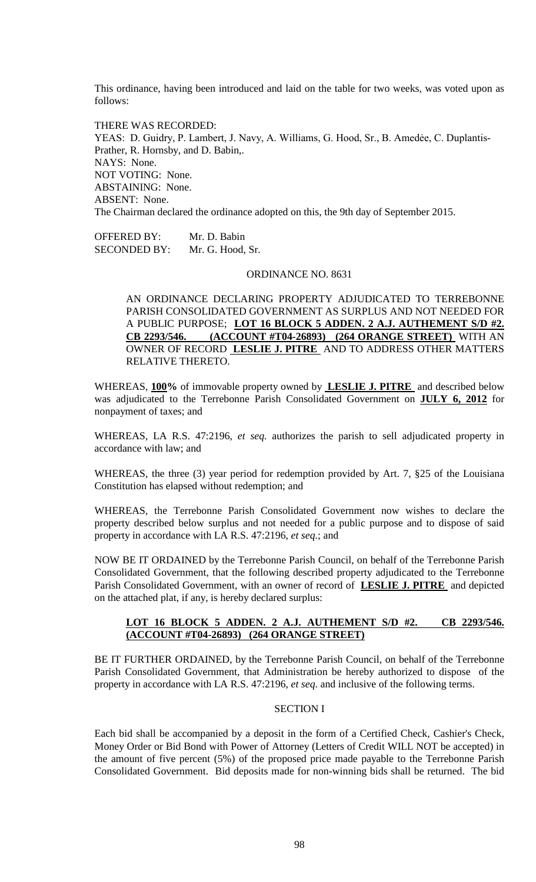This ordinance, having been introduced and laid on the table for two weeks, was voted upon as follows:

THERE WAS RECORDED:
YEAS: D. Guidry, P. Lambert, J. Navy, A. Williams, G. Hood, Sr., B. Amedѐe, C. Duplantis-Prather, R. Hornsby, and D. Babin,.
NAYS: None.
NOT VOTING: None.
ABSTAINING: None.
ABSENT: None.
The Chairman declared the ordinance adopted on this, the 9th day of September 2015.

OFFERED BY: Mr. D. Babin
SECONDED BY: Mr. G. Hood, Sr.

ORDINANCE NO. 8631

AN ORDINANCE DECLARING PROPERTY ADJUDICATED TO TERREBONNE PARISH CONSOLIDATED GOVERNMENT AS SURPLUS AND NOT NEEDED FOR A PUBLIC PURPOSE; **LOT 16 BLOCK 5 ADDEN. 2 A.J. AUTHEMENT S/D #2. CB 2293/546. (ACCOUNT #T04-26893) (264 ORANGE STREET)** WITH AN OWNER OF RECORD **LESLIE J. PITRE** AND TO ADDRESS OTHER MATTERS RELATIVE THERETO.

WHEREAS, **100%** of immovable property owned by **LESLIE J. PITRE** and described below was adjudicated to the Terrebonne Parish Consolidated Government on **JULY 6, 2012** for nonpayment of taxes; and

WHEREAS, LA R.S. 47:2196, *et seq.* authorizes the parish to sell adjudicated property in accordance with law; and

WHEREAS, the three (3) year period for redemption provided by Art. 7, §25 of the Louisiana Constitution has elapsed without redemption; and

WHEREAS, the Terrebonne Parish Consolidated Government now wishes to declare the property described below surplus and not needed for a public purpose and to dispose of said property in accordance with LA R.S. 47:2196, *et seq*.; and

NOW BE IT ORDAINED by the Terrebonne Parish Council, on behalf of the Terrebonne Parish Consolidated Government, that the following described property adjudicated to the Terrebonne Parish Consolidated Government, with an owner of record of **LESLIE J. PITRE** and depicted on the attached plat, if any, is hereby declared surplus:

**LOT 16 BLOCK 5 ADDEN. 2 A.J. AUTHEMENT S/D #2. CB 2293/546. (ACCOUNT #T04-26893) (264 ORANGE STREET)**

BE IT FURTHER ORDAINED, by the Terrebonne Parish Council, on behalf of the Terrebonne Parish Consolidated Government, that Administration be hereby authorized to dispose of the property in accordance with LA R.S. 47:2196, *et seq.* and inclusive of the following terms.

SECTION I

Each bid shall be accompanied by a deposit in the form of a Certified Check, Cashier's Check, Money Order or Bid Bond with Power of Attorney (Letters of Credit WILL NOT be accepted) in the amount of five percent (5%) of the proposed price made payable to the Terrebonne Parish Consolidated Government. Bid deposits made for non-winning bids shall be returned. The bid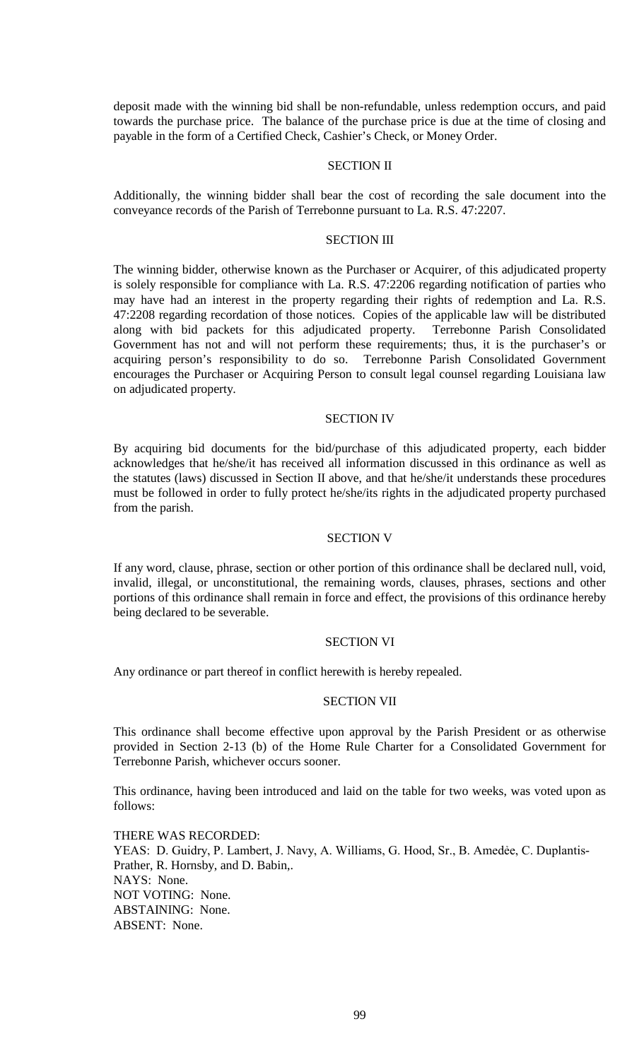deposit made with the winning bid shall be non-refundable, unless redemption occurs, and paid towards the purchase price. The balance of the purchase price is due at the time of closing and payable in the form of a Certified Check, Cashier's Check, or Money Order.

SECTION II

Additionally, the winning bidder shall bear the cost of recording the sale document into the conveyance records of the Parish of Terrebonne pursuant to La. R.S. 47:2207.

SECTION III

The winning bidder, otherwise known as the Purchaser or Acquirer, of this adjudicated property is solely responsible for compliance with La. R.S. 47:2206 regarding notification of parties who may have had an interest in the property regarding their rights of redemption and La. R.S. 47:2208 regarding recordation of those notices. Copies of the applicable law will be distributed along with bid packets for this adjudicated property. Terrebonne Parish Consolidated Government has not and will not perform these requirements; thus, it is the purchaser's or acquiring person's responsibility to do so. Terrebonne Parish Consolidated Government encourages the Purchaser or Acquiring Person to consult legal counsel regarding Louisiana law on adjudicated property.

SECTION IV

By acquiring bid documents for the bid/purchase of this adjudicated property, each bidder acknowledges that he/she/it has received all information discussed in this ordinance as well as the statutes (laws) discussed in Section II above, and that he/she/it understands these procedures must be followed in order to fully protect he/she/its rights in the adjudicated property purchased from the parish.

SECTION V

If any word, clause, phrase, section or other portion of this ordinance shall be declared null, void, invalid, illegal, or unconstitutional, the remaining words, clauses, phrases, sections and other portions of this ordinance shall remain in force and effect, the provisions of this ordinance hereby being declared to be severable.

SECTION VI

Any ordinance or part thereof in conflict herewith is hereby repealed.

SECTION VII

This ordinance shall become effective upon approval by the Parish President or as otherwise provided in Section 2-13 (b) of the Home Rule Charter for a Consolidated Government for Terrebonne Parish, whichever occurs sooner.

This ordinance, having been introduced and laid on the table for two weeks, was voted upon as follows:

THERE WAS RECORDED:
YEAS: D. Guidry, P. Lambert, J. Navy, A. Williams, G. Hood, Sr., B. Amedėe, C. Duplantis-Prather, R. Hornsby, and D. Babin,.
NAYS: None.
NOT VOTING: None.
ABSTAINING: None.
ABSENT: None.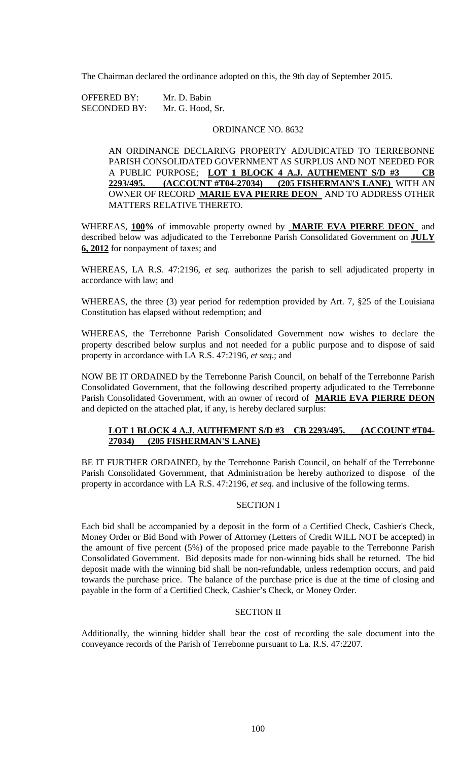The Chairman declared the ordinance adopted on this, the 9th day of September 2015.

OFFERED BY: Mr. D. Babin
SECONDED BY: Mr. G. Hood, Sr.

ORDINANCE NO. 8632

AN ORDINANCE DECLARING PROPERTY ADJUDICATED TO TERREBONNE PARISH CONSOLIDATED GOVERNMENT AS SURPLUS AND NOT NEEDED FOR A PUBLIC PURPOSE; **LOT 1 BLOCK 4 A.J. AUTHEMENT S/D #3 CB 2293/495. (ACCOUNT #T04-27034) (205 FISHERMAN'S LANE)** WITH AN OWNER OF RECORD **MARIE EVA PIERRE DEON** AND TO ADDRESS OTHER MATTERS RELATIVE THERETO.

WHEREAS, **100%** of immovable property owned by **MARIE EVA PIERRE DEON** and described below was adjudicated to the Terrebonne Parish Consolidated Government on **JULY 6, 2012** for nonpayment of taxes; and

WHEREAS, LA R.S. 47:2196, *et seq.* authorizes the parish to sell adjudicated property in accordance with law; and

WHEREAS, the three (3) year period for redemption provided by Art. 7, §25 of the Louisiana Constitution has elapsed without redemption; and

WHEREAS, the Terrebonne Parish Consolidated Government now wishes to declare the property described below surplus and not needed for a public purpose and to dispose of said property in accordance with LA R.S. 47:2196, *et seq*.; and

NOW BE IT ORDAINED by the Terrebonne Parish Council, on behalf of the Terrebonne Parish Consolidated Government, that the following described property adjudicated to the Terrebonne Parish Consolidated Government, with an owner of record of **MARIE EVA PIERRE DEON** and depicted on the attached plat, if any, is hereby declared surplus:

**LOT 1 BLOCK 4 A.J. AUTHEMENT S/D #3 CB 2293/495. (ACCOUNT #T04-27034) (205 FISHERMAN'S LANE)**

BE IT FURTHER ORDAINED, by the Terrebonne Parish Council, on behalf of the Terrebonne Parish Consolidated Government, that Administration be hereby authorized to dispose of the property in accordance with LA R.S. 47:2196, *et seq.* and inclusive of the following terms.

SECTION I

Each bid shall be accompanied by a deposit in the form of a Certified Check, Cashier's Check, Money Order or Bid Bond with Power of Attorney (Letters of Credit WILL NOT be accepted) in the amount of five percent (5%) of the proposed price made payable to the Terrebonne Parish Consolidated Government. Bid deposits made for non-winning bids shall be returned. The bid deposit made with the winning bid shall be non-refundable, unless redemption occurs, and paid towards the purchase price. The balance of the purchase price is due at the time of closing and payable in the form of a Certified Check, Cashier's Check, or Money Order.

SECTION II

Additionally, the winning bidder shall bear the cost of recording the sale document into the conveyance records of the Parish of Terrebonne pursuant to La. R.S. 47:2207.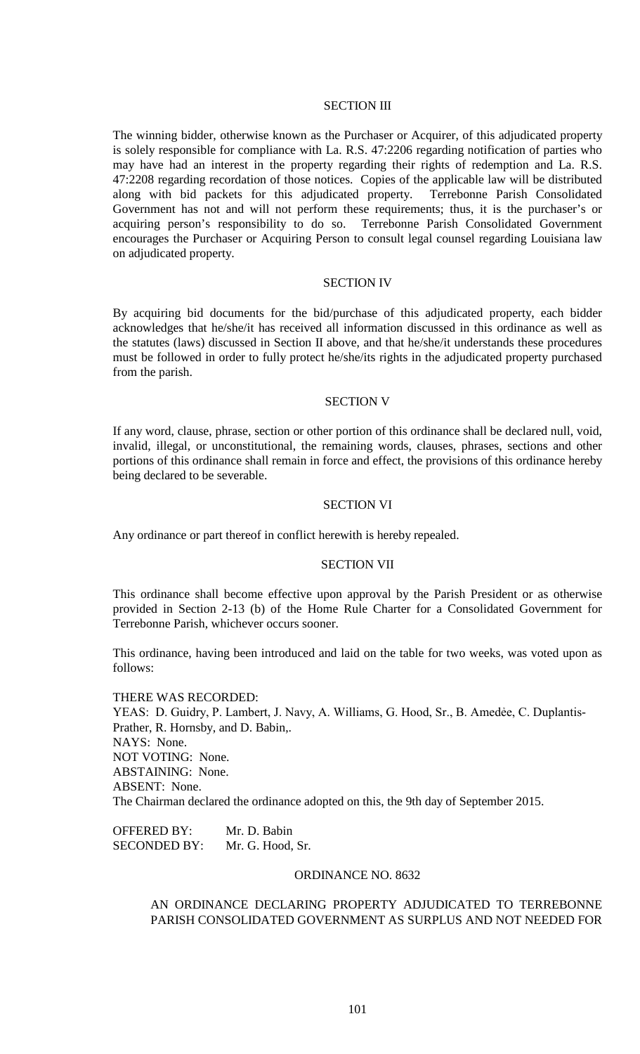### SECTION III

The winning bidder, otherwise known as the Purchaser or Acquirer, of this adjudicated property is solely responsible for compliance with La. R.S. 47:2206 regarding notification of parties who may have had an interest in the property regarding their rights of redemption and La. R.S. 47:2208 regarding recordation of those notices. Copies of the applicable law will be distributed along with bid packets for this adjudicated property. Terrebonne Parish Consolidated Government has not and will not perform these requirements; thus, it is the purchaser's or acquiring person's responsibility to do so. Terrebonne Parish Consolidated Government encourages the Purchaser or Acquiring Person to consult legal counsel regarding Louisiana law on adjudicated property.

### SECTION IV

By acquiring bid documents for the bid/purchase of this adjudicated property, each bidder acknowledges that he/she/it has received all information discussed in this ordinance as well as the statutes (laws) discussed in Section II above, and that he/she/it understands these procedures must be followed in order to fully protect he/she/its rights in the adjudicated property purchased from the parish.

### SECTION V

If any word, clause, phrase, section or other portion of this ordinance shall be declared null, void, invalid, illegal, or unconstitutional, the remaining words, clauses, phrases, sections and other portions of this ordinance shall remain in force and effect, the provisions of this ordinance hereby being declared to be severable.

### SECTION VI

Any ordinance or part thereof in conflict herewith is hereby repealed.

### SECTION VII

This ordinance shall become effective upon approval by the Parish President or as otherwise provided in Section 2-13 (b) of the Home Rule Charter for a Consolidated Government for Terrebonne Parish, whichever occurs sooner.

This ordinance, having been introduced and laid on the table for two weeks, was voted upon as follows:

THERE WAS RECORDED:
YEAS: D. Guidry, P. Lambert, J. Navy, A. Williams, G. Hood, Sr., B. Amedėe, C. Duplantis-Prather, R. Hornsby, and D. Babin,.
NAYS: None.
NOT VOTING: None.
ABSTAINING: None.
ABSENT: None.
The Chairman declared the ordinance adopted on this, the 9th day of September 2015.

OFFERED BY: Mr. D. Babin
SECONDED BY: Mr. G. Hood, Sr.

### ORDINANCE NO. 8632

AN ORDINANCE DECLARING PROPERTY ADJUDICATED TO TERREBONNE PARISH CONSOLIDATED GOVERNMENT AS SURPLUS AND NOT NEEDED FOR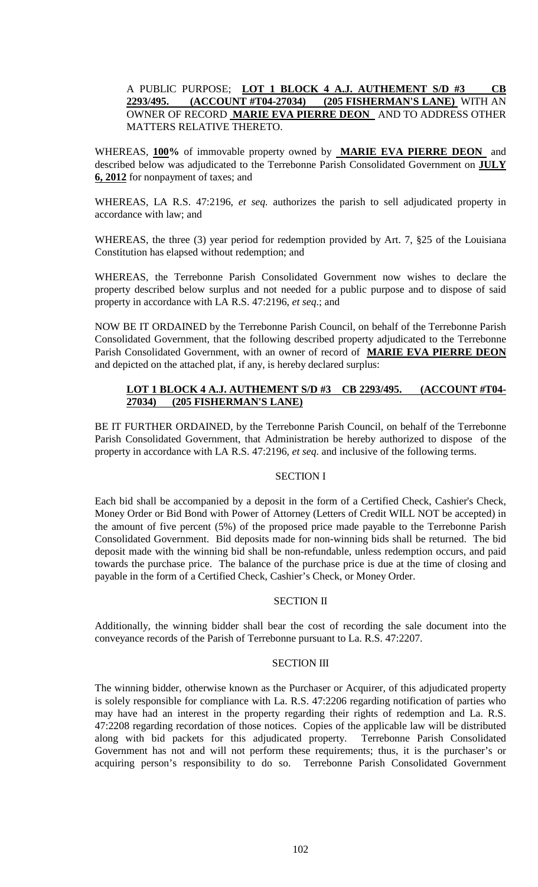A PUBLIC PURPOSE; **LOT 1 BLOCK 4 A.J. AUTHEMENT S/D #3 CB 2293/495. (ACCOUNT #T04-27034) (205 FISHERMAN'S LANE)** WITH AN OWNER OF RECORD **MARIE EVA PIERRE DEON** AND TO ADDRESS OTHER MATTERS RELATIVE THERETO.

WHEREAS, **100%** of immovable property owned by **MARIE EVA PIERRE DEON** and described below was adjudicated to the Terrebonne Parish Consolidated Government on **JULY 6, 2012** for nonpayment of taxes; and

WHEREAS, LA R.S. 47:2196, *et seq.* authorizes the parish to sell adjudicated property in accordance with law; and

WHEREAS, the three (3) year period for redemption provided by Art. 7, §25 of the Louisiana Constitution has elapsed without redemption; and

WHEREAS, the Terrebonne Parish Consolidated Government now wishes to declare the property described below surplus and not needed for a public purpose and to dispose of said property in accordance with LA R.S. 47:2196, *et seq*.; and

NOW BE IT ORDAINED by the Terrebonne Parish Council, on behalf of the Terrebonne Parish Consolidated Government, that the following described property adjudicated to the Terrebonne Parish Consolidated Government, with an owner of record of **MARIE EVA PIERRE DEON** and depicted on the attached plat, if any, is hereby declared surplus:

**LOT 1 BLOCK 4 A.J. AUTHEMENT S/D #3 CB 2293/495. (ACCOUNT #T04-27034) (205 FISHERMAN'S LANE)**

BE IT FURTHER ORDAINED, by the Terrebonne Parish Council, on behalf of the Terrebonne Parish Consolidated Government, that Administration be hereby authorized to dispose of the property in accordance with LA R.S. 47:2196, *et seq.* and inclusive of the following terms.

## SECTION I

Each bid shall be accompanied by a deposit in the form of a Certified Check, Cashier's Check, Money Order or Bid Bond with Power of Attorney (Letters of Credit WILL NOT be accepted) in the amount of five percent (5%) of the proposed price made payable to the Terrebonne Parish Consolidated Government. Bid deposits made for non-winning bids shall be returned. The bid deposit made with the winning bid shall be non-refundable, unless redemption occurs, and paid towards the purchase price. The balance of the purchase price is due at the time of closing and payable in the form of a Certified Check, Cashier's Check, or Money Order.

## SECTION II

Additionally, the winning bidder shall bear the cost of recording the sale document into the conveyance records of the Parish of Terrebonne pursuant to La. R.S. 47:2207.

## SECTION III

The winning bidder, otherwise known as the Purchaser or Acquirer, of this adjudicated property is solely responsible for compliance with La. R.S. 47:2206 regarding notification of parties who may have had an interest in the property regarding their rights of redemption and La. R.S. 47:2208 regarding recordation of those notices. Copies of the applicable law will be distributed along with bid packets for this adjudicated property. Terrebonne Parish Consolidated Government has not and will not perform these requirements; thus, it is the purchaser's or acquiring person's responsibility to do so. Terrebonne Parish Consolidated Government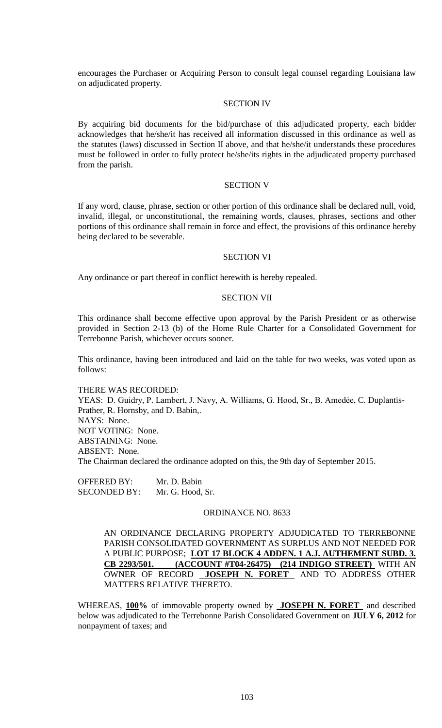encourages the Purchaser or Acquiring Person to consult legal counsel regarding Louisiana law on adjudicated property.

SECTION IV

By acquiring bid documents for the bid/purchase of this adjudicated property, each bidder acknowledges that he/she/it has received all information discussed in this ordinance as well as the statutes (laws) discussed in Section II above, and that he/she/it understands these procedures must be followed in order to fully protect he/she/its rights in the adjudicated property purchased from the parish.

SECTION V

If any word, clause, phrase, section or other portion of this ordinance shall be declared null, void, invalid, illegal, or unconstitutional, the remaining words, clauses, phrases, sections and other portions of this ordinance shall remain in force and effect, the provisions of this ordinance hereby being declared to be severable.

SECTION VI

Any ordinance or part thereof in conflict herewith is hereby repealed.

SECTION VII

This ordinance shall become effective upon approval by the Parish President or as otherwise provided in Section 2-13 (b) of the Home Rule Charter for a Consolidated Government for Terrebonne Parish, whichever occurs sooner.

This ordinance, having been introduced and laid on the table for two weeks, was voted upon as follows:

THERE WAS RECORDED:
YEAS: D. Guidry, P. Lambert, J. Navy, A. Williams, G. Hood, Sr., B. Amedėe, C. Duplantis-Prather, R. Hornsby, and D. Babin,.
NAYS: None.
NOT VOTING: None.
ABSTAINING: None.
ABSENT: None.
The Chairman declared the ordinance adopted on this, the 9th day of September 2015.

OFFERED BY: Mr. D. Babin
SECONDED BY: Mr. G. Hood, Sr.

ORDINANCE NO. 8633

AN ORDINANCE DECLARING PROPERTY ADJUDICATED TO TERREBONNE PARISH CONSOLIDATED GOVERNMENT AS SURPLUS AND NOT NEEDED FOR A PUBLIC PURPOSE; **LOT 17 BLOCK 4 ADDEN. 1 A.J. AUTHEMENT SUBD. 3. CB 2293/501. (ACCOUNT #T04-26475) (214 INDIGO STREET)** WITH AN OWNER OF RECORD **JOSEPH N. FORET** AND TO ADDRESS OTHER MATTERS RELATIVE THERETO.

WHEREAS, **100%** of immovable property owned by **JOSEPH N. FORET** and described below was adjudicated to the Terrebonne Parish Consolidated Government on **JULY 6, 2012** for nonpayment of taxes; and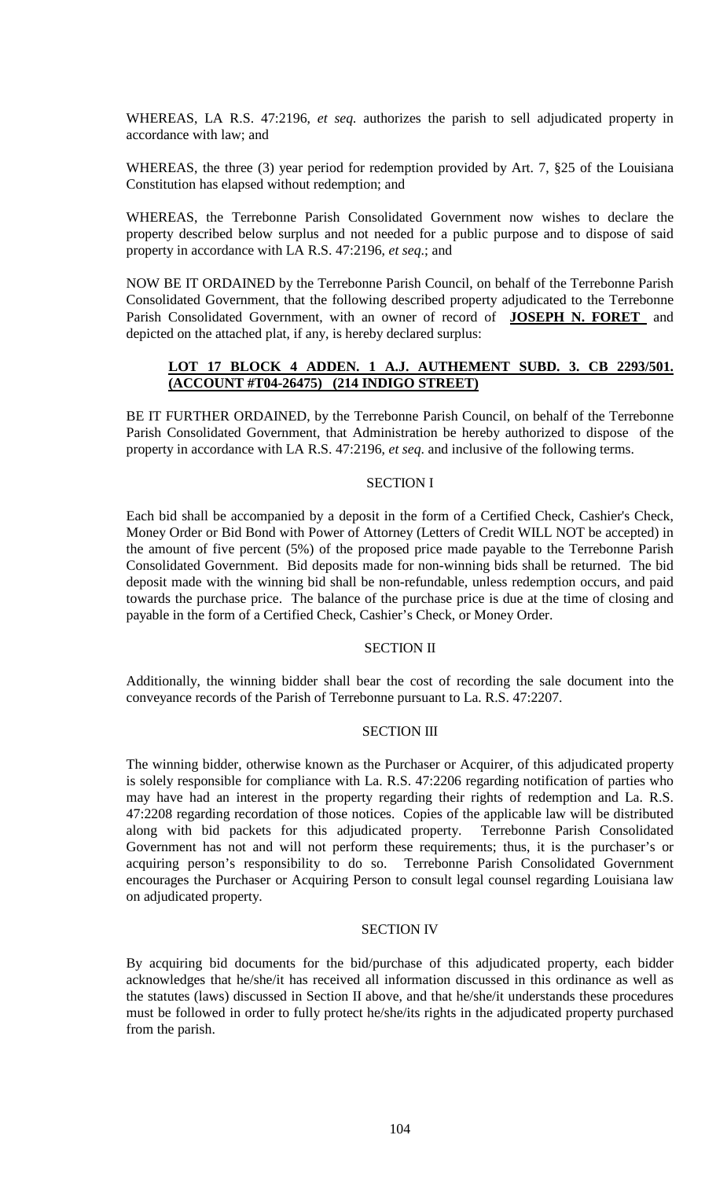WHEREAS, LA R.S. 47:2196, *et seq.* authorizes the parish to sell adjudicated property in accordance with law; and

WHEREAS, the three (3) year period for redemption provided by Art. 7, §25 of the Louisiana Constitution has elapsed without redemption; and

WHEREAS, the Terrebonne Parish Consolidated Government now wishes to declare the property described below surplus and not needed for a public purpose and to dispose of said property in accordance with LA R.S. 47:2196, *et seq*.; and

NOW BE IT ORDAINED by the Terrebonne Parish Council, on behalf of the Terrebonne Parish Consolidated Government, that the following described property adjudicated to the Terrebonne Parish Consolidated Government, with an owner of record of **JOSEPH N. FORET** and depicted on the attached plat, if any, is hereby declared surplus:

**LOT 17 BLOCK 4 ADDEN. 1 A.J. AUTHEMENT SUBD. 3. CB 2293/501. (ACCOUNT #T04-26475) (214 INDIGO STREET)**

BE IT FURTHER ORDAINED, by the Terrebonne Parish Council, on behalf of the Terrebonne Parish Consolidated Government, that Administration be hereby authorized to dispose of the property in accordance with LA R.S. 47:2196, *et seq*. and inclusive of the following terms.

SECTION I

Each bid shall be accompanied by a deposit in the form of a Certified Check, Cashier's Check, Money Order or Bid Bond with Power of Attorney (Letters of Credit WILL NOT be accepted) in the amount of five percent (5%) of the proposed price made payable to the Terrebonne Parish Consolidated Government. Bid deposits made for non-winning bids shall be returned. The bid deposit made with the winning bid shall be non-refundable, unless redemption occurs, and paid towards the purchase price. The balance of the purchase price is due at the time of closing and payable in the form of a Certified Check, Cashier's Check, or Money Order.

SECTION II

Additionally, the winning bidder shall bear the cost of recording the sale document into the conveyance records of the Parish of Terrebonne pursuant to La. R.S. 47:2207.

SECTION III

The winning bidder, otherwise known as the Purchaser or Acquirer, of this adjudicated property is solely responsible for compliance with La. R.S. 47:2206 regarding notification of parties who may have had an interest in the property regarding their rights of redemption and La. R.S. 47:2208 regarding recordation of those notices. Copies of the applicable law will be distributed along with bid packets for this adjudicated property. Terrebonne Parish Consolidated Government has not and will not perform these requirements; thus, it is the purchaser's or acquiring person's responsibility to do so. Terrebonne Parish Consolidated Government encourages the Purchaser or Acquiring Person to consult legal counsel regarding Louisiana law on adjudicated property.

SECTION IV

By acquiring bid documents for the bid/purchase of this adjudicated property, each bidder acknowledges that he/she/it has received all information discussed in this ordinance as well as the statutes (laws) discussed in Section II above, and that he/she/it understands these procedures must be followed in order to fully protect he/she/its rights in the adjudicated property purchased from the parish.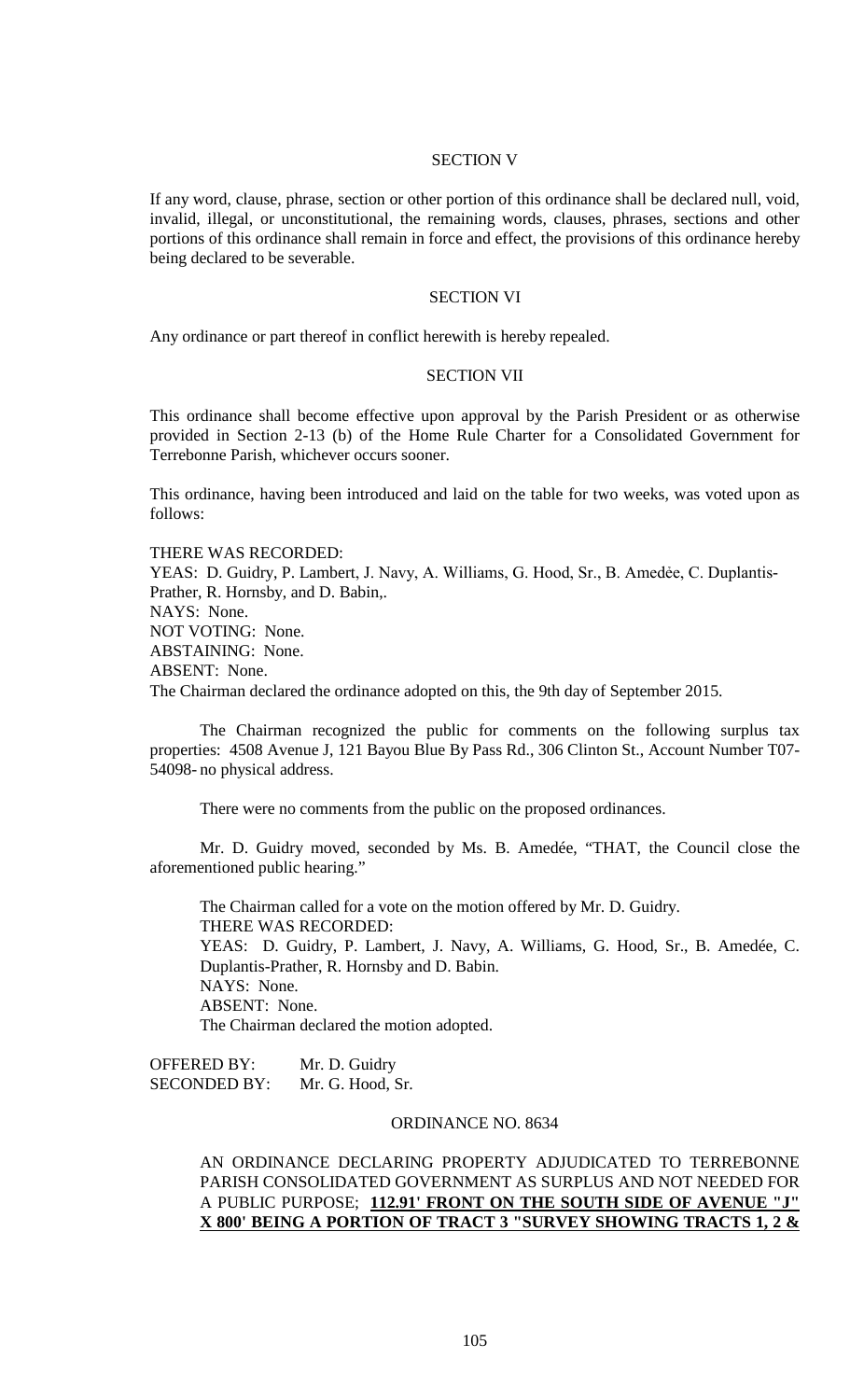SECTION V

If any word, clause, phrase, section or other portion of this ordinance shall be declared null, void, invalid, illegal, or unconstitutional, the remaining words, clauses, phrases, sections and other portions of this ordinance shall remain in force and effect, the provisions of this ordinance hereby being declared to be severable.

SECTION VI

Any ordinance or part thereof in conflict herewith is hereby repealed.

SECTION VII

This ordinance shall become effective upon approval by the Parish President or as otherwise provided in Section 2-13 (b) of the Home Rule Charter for a Consolidated Government for Terrebonne Parish, whichever occurs sooner.

This ordinance, having been introduced and laid on the table for two weeks, was voted upon as follows:

THERE WAS RECORDED:
YEAS: D. Guidry, P. Lambert, J. Navy, A. Williams, G. Hood, Sr., B. Amedẻe, C. Duplantis-Prather, R. Hornsby, and D. Babin,.
NAYS: None.
NOT VOTING: None.
ABSTAINING: None.
ABSENT: None.
The Chairman declared the ordinance adopted on this, the 9th day of September 2015.

The Chairman recognized the public for comments on the following surplus tax properties: 4508 Avenue J, 121 Bayou Blue By Pass Rd., 306 Clinton St., Account Number T07-54098- no physical address.

There were no comments from the public on the proposed ordinances.

Mr. D. Guidry moved, seconded by Ms. B. Amedée, "THAT, the Council close the aforementioned public hearing."

The Chairman called for a vote on the motion offered by Mr. D. Guidry.
THERE WAS RECORDED:
YEAS: D. Guidry, P. Lambert, J. Navy, A. Williams, G. Hood, Sr., B. Amedée, C. Duplantis-Prather, R. Hornsby and D. Babin.
NAYS: None.
ABSENT: None.
The Chairman declared the motion adopted.

OFFERED BY: Mr. D. Guidry
SECONDED BY: Mr. G. Hood, Sr.

ORDINANCE NO. 8634

AN ORDINANCE DECLARING PROPERTY ADJUDICATED TO TERREBONNE PARISH CONSOLIDATED GOVERNMENT AS SURPLUS AND NOT NEEDED FOR A PUBLIC PURPOSE; **112.91' FRONT ON THE SOUTH SIDE OF AVENUE "J" X 800' BEING A PORTION OF TRACT 3 "SURVEY SHOWING TRACTS 1, 2 &**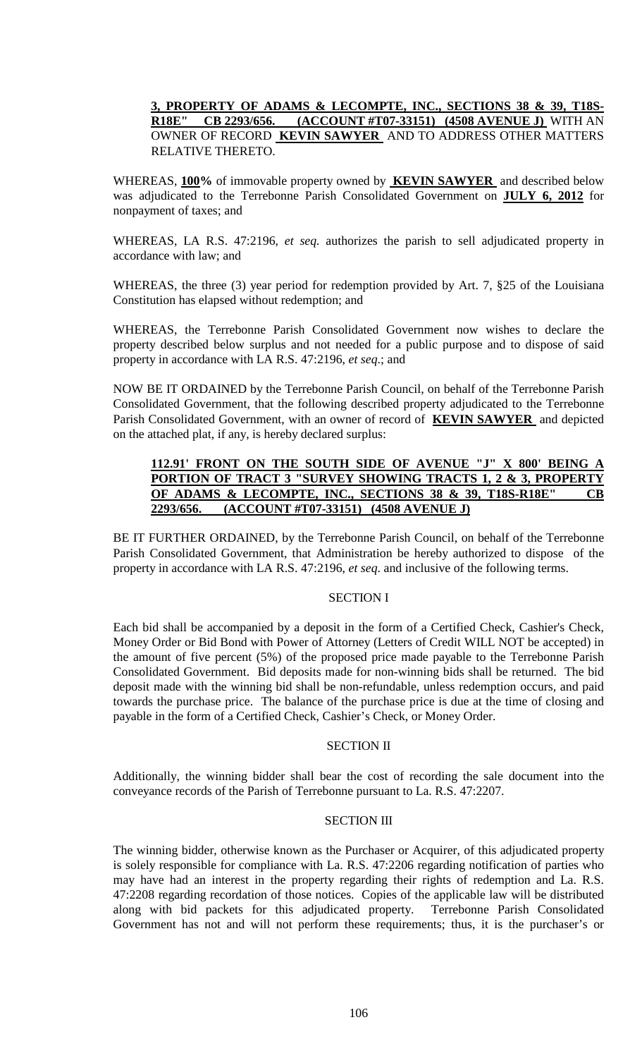**3, PROPERTY OF ADAMS & LECOMPTE, INC., SECTIONS 38 & 39, T18S-R18E" CB 2293/656. (ACCOUNT #T07-33151) (4508 AVENUE J)** WITH AN OWNER OF RECORD **KEVIN SAWYER** AND TO ADDRESS OTHER MATTERS RELATIVE THERETO.

WHEREAS, **100%** of immovable property owned by **KEVIN SAWYER** and described below was adjudicated to the Terrebonne Parish Consolidated Government on **JULY 6, 2012** for nonpayment of taxes; and

WHEREAS, LA R.S. 47:2196, *et seq.* authorizes the parish to sell adjudicated property in accordance with law; and

WHEREAS, the three (3) year period for redemption provided by Art. 7, §25 of the Louisiana Constitution has elapsed without redemption; and

WHEREAS, the Terrebonne Parish Consolidated Government now wishes to declare the property described below surplus and not needed for a public purpose and to dispose of said property in accordance with LA R.S. 47:2196, *et seq.*; and

NOW BE IT ORDAINED by the Terrebonne Parish Council, on behalf of the Terrebonne Parish Consolidated Government, that the following described property adjudicated to the Terrebonne Parish Consolidated Government, with an owner of record of **KEVIN SAWYER** and depicted on the attached plat, if any, is hereby declared surplus:

**112.91' FRONT ON THE SOUTH SIDE OF AVENUE "J" X 800' BEING A PORTION OF TRACT 3 "SURVEY SHOWING TRACTS 1, 2 & 3, PROPERTY OF ADAMS & LECOMPTE, INC., SECTIONS 38 & 39, T18S-R18E" CB 2293/656. (ACCOUNT #T07-33151) (4508 AVENUE J)**

BE IT FURTHER ORDAINED, by the Terrebonne Parish Council, on behalf of the Terrebonne Parish Consolidated Government, that Administration be hereby authorized to dispose of the property in accordance with LA R.S. 47:2196, *et seq.* and inclusive of the following terms.

SECTION I

Each bid shall be accompanied by a deposit in the form of a Certified Check, Cashier's Check, Money Order or Bid Bond with Power of Attorney (Letters of Credit WILL NOT be accepted) in the amount of five percent (5%) of the proposed price made payable to the Terrebonne Parish Consolidated Government. Bid deposits made for non-winning bids shall be returned. The bid deposit made with the winning bid shall be non-refundable, unless redemption occurs, and paid towards the purchase price. The balance of the purchase price is due at the time of closing and payable in the form of a Certified Check, Cashier's Check, or Money Order.

SECTION II

Additionally, the winning bidder shall bear the cost of recording the sale document into the conveyance records of the Parish of Terrebonne pursuant to La. R.S. 47:2207.

SECTION III

The winning bidder, otherwise known as the Purchaser or Acquirer, of this adjudicated property is solely responsible for compliance with La. R.S. 47:2206 regarding notification of parties who may have had an interest in the property regarding their rights of redemption and La. R.S. 47:2208 regarding recordation of those notices. Copies of the applicable law will be distributed along with bid packets for this adjudicated property. Terrebonne Parish Consolidated Government has not and will not perform these requirements; thus, it is the purchaser's or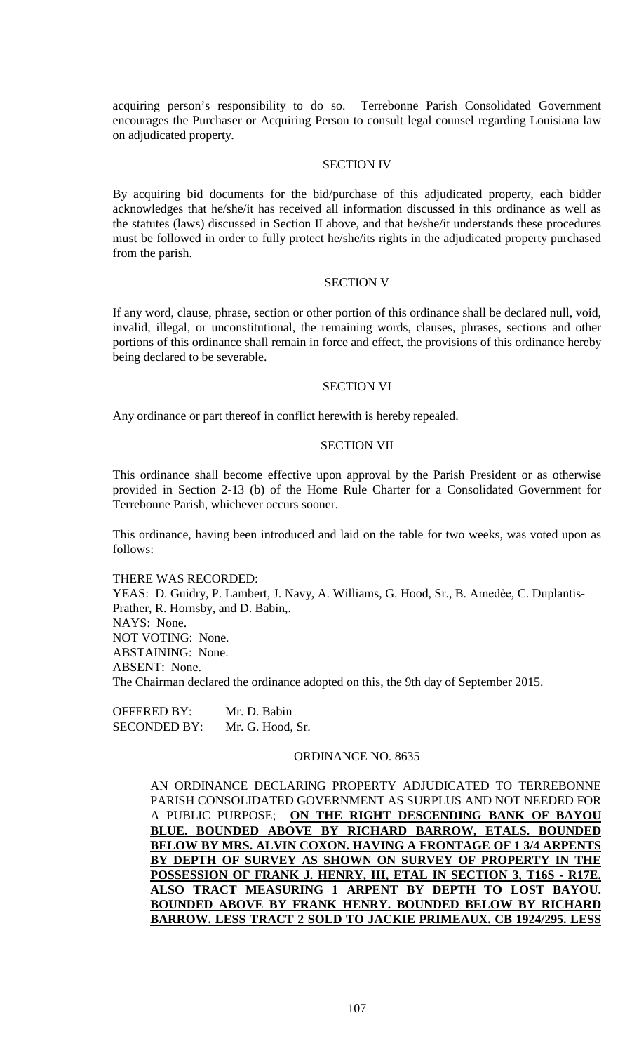acquiring person's responsibility to do so. Terrebonne Parish Consolidated Government encourages the Purchaser or Acquiring Person to consult legal counsel regarding Louisiana law on adjudicated property.

SECTION IV

By acquiring bid documents for the bid/purchase of this adjudicated property, each bidder acknowledges that he/she/it has received all information discussed in this ordinance as well as the statutes (laws) discussed in Section II above, and that he/she/it understands these procedures must be followed in order to fully protect he/she/its rights in the adjudicated property purchased from the parish.

SECTION V

If any word, clause, phrase, section or other portion of this ordinance shall be declared null, void, invalid, illegal, or unconstitutional, the remaining words, clauses, phrases, sections and other portions of this ordinance shall remain in force and effect, the provisions of this ordinance hereby being declared to be severable.

SECTION VI

Any ordinance or part thereof in conflict herewith is hereby repealed.

SECTION VII

This ordinance shall become effective upon approval by the Parish President or as otherwise provided in Section 2-13 (b) of the Home Rule Charter for a Consolidated Government for Terrebonne Parish, whichever occurs sooner.

This ordinance, having been introduced and laid on the table for two weeks, was voted upon as follows:

THERE WAS RECORDED:
YEAS: D. Guidry, P. Lambert, J. Navy, A. Williams, G. Hood, Sr., B. Amedѐe, C. Duplantis-Prather, R. Hornsby, and D. Babin,.
NAYS: None.
NOT VOTING: None.
ABSTAINING: None.
ABSENT: None.
The Chairman declared the ordinance adopted on this, the 9th day of September 2015.

OFFERED BY: Mr. D. Babin
SECONDED BY: Mr. G. Hood, Sr.

ORDINANCE NO. 8635

AN ORDINANCE DECLARING PROPERTY ADJUDICATED TO TERREBONNE PARISH CONSOLIDATED GOVERNMENT AS SURPLUS AND NOT NEEDED FOR A PUBLIC PURPOSE; **ON THE RIGHT DESCENDING BANK OF BAYOU BLUE. BOUNDED ABOVE BY RICHARD BARROW, ETALS. BOUNDED BELOW BY MRS. ALVIN COXON. HAVING A FRONTAGE OF 1 3/4 ARPENTS BY DEPTH OF SURVEY AS SHOWN ON SURVEY OF PROPERTY IN THE POSSESSION OF FRANK J. HENRY, III, ETAL IN SECTION 3, T16S - R17E. ALSO TRACT MEASURING 1 ARPENT BY DEPTH TO LOST BAYOU. BOUNDED ABOVE BY FRANK HENRY. BOUNDED BELOW BY RICHARD BARROW. LESS TRACT 2 SOLD TO JACKIE PRIMEAUX. CB 1924/295. LESS**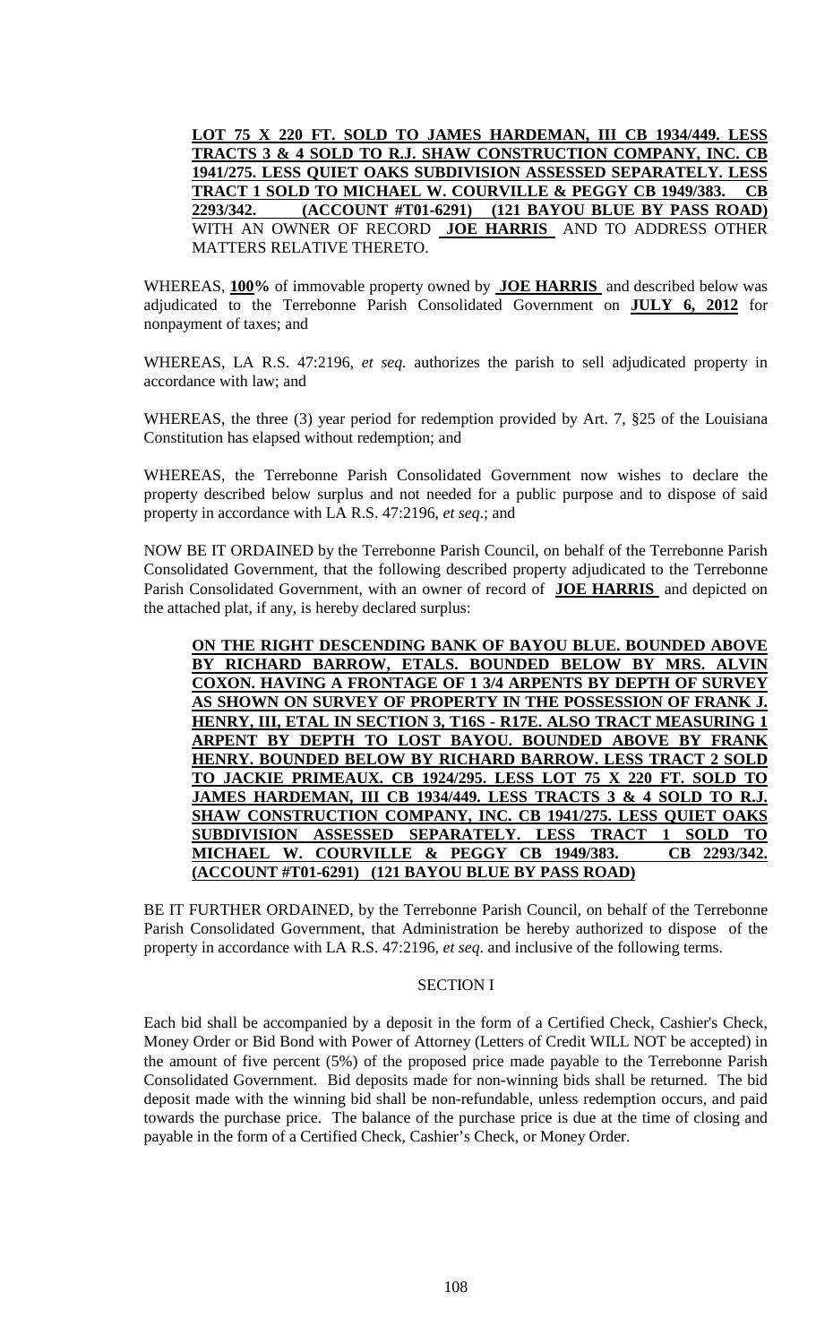**LOT 75 X 220 FT. SOLD TO JAMES HARDEMAN, III CB 1934/449. LESS TRACTS 3 & 4 SOLD TO R.J. SHAW CONSTRUCTION COMPANY, INC. CB 1941/275. LESS QUIET OAKS SUBDIVISION ASSESSED SEPARATELY. LESS TRACT 1 SOLD TO MICHAEL W. COURVILLE & PEGGY CB 1949/383. CB 2293/342. (ACCOUNT #T01-6291) (121 BAYOU BLUE BY PASS ROAD)** WITH AN OWNER OF RECORD **JOE HARRIS** AND TO ADDRESS OTHER MATTERS RELATIVE THERETO.

WHEREAS, **100%** of immovable property owned by **JOE HARRIS** and described below was adjudicated to the Terrebonne Parish Consolidated Government on **JULY 6, 2012** for nonpayment of taxes; and

WHEREAS, LA R.S. 47:2196, *et seq.* authorizes the parish to sell adjudicated property in accordance with law; and

WHEREAS, the three (3) year period for redemption provided by Art. 7, §25 of the Louisiana Constitution has elapsed without redemption; and

WHEREAS, the Terrebonne Parish Consolidated Government now wishes to declare the property described below surplus and not needed for a public purpose and to dispose of said property in accordance with LA R.S. 47:2196, *et seq*.; and

NOW BE IT ORDAINED by the Terrebonne Parish Council, on behalf of the Terrebonne Parish Consolidated Government, that the following described property adjudicated to the Terrebonne Parish Consolidated Government, with an owner of record of **JOE HARRIS** and depicted on the attached plat, if any, is hereby declared surplus:

> **ON THE RIGHT DESCENDING BANK OF BAYOU BLUE. BOUNDED ABOVE BY RICHARD BARROW, ETALS. BOUNDED BELOW BY MRS. ALVIN COXON. HAVING A FRONTAGE OF 1 3/4 ARPENTS BY DEPTH OF SURVEY AS SHOWN ON SURVEY OF PROPERTY IN THE POSSESSION OF FRANK J. HENRY, III, ETAL IN SECTION 3, T16S - R17E. ALSO TRACT MEASURING 1 ARPENT BY DEPTH TO LOST BAYOU. BOUNDED ABOVE BY FRANK HENRY. BOUNDED BELOW BY RICHARD BARROW. LESS TRACT 2 SOLD TO JACKIE PRIMEAUX. CB 1924/295. LESS LOT 75 X 220 FT. SOLD TO JAMES HARDEMAN, III CB 1934/449. LESS TRACTS 3 & 4 SOLD TO R.J. SHAW CONSTRUCTION COMPANY, INC. CB 1941/275. LESS QUIET OAKS SUBDIVISION ASSESSED SEPARATELY. LESS TRACT 1 SOLD TO MICHAEL W. COURVILLE & PEGGY CB 1949/383. CB 2293/342. (ACCOUNT #T01-6291) (121 BAYOU BLUE BY PASS ROAD)**

BE IT FURTHER ORDAINED, by the Terrebonne Parish Council, on behalf of the Terrebonne Parish Consolidated Government, that Administration be hereby authorized to dispose of the property in accordance with LA R.S. 47:2196, *et seq.* and inclusive of the following terms.

SECTION I

Each bid shall be accompanied by a deposit in the form of a Certified Check, Cashier's Check, Money Order or Bid Bond with Power of Attorney (Letters of Credit WILL NOT be accepted) in the amount of five percent (5%) of the proposed price made payable to the Terrebonne Parish Consolidated Government. Bid deposits made for non-winning bids shall be returned. The bid deposit made with the winning bid shall be non-refundable, unless redemption occurs, and paid towards the purchase price. The balance of the purchase price is due at the time of closing and payable in the form of a Certified Check, Cashier's Check, or Money Order.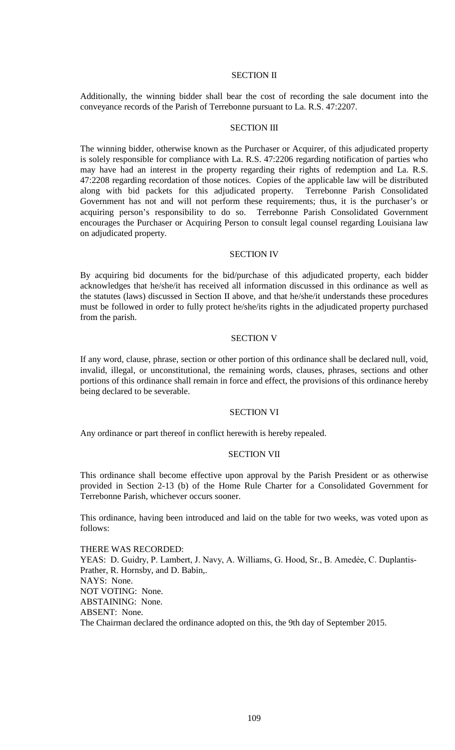SECTION II

Additionally, the winning bidder shall bear the cost of recording the sale document into the conveyance records of the Parish of Terrebonne pursuant to La. R.S. 47:2207.

SECTION III

The winning bidder, otherwise known as the Purchaser or Acquirer, of this adjudicated property is solely responsible for compliance with La. R.S. 47:2206 regarding notification of parties who may have had an interest in the property regarding their rights of redemption and La. R.S. 47:2208 regarding recordation of those notices. Copies of the applicable law will be distributed along with bid packets for this adjudicated property. Terrebonne Parish Consolidated Government has not and will not perform these requirements; thus, it is the purchaser's or acquiring person's responsibility to do so. Terrebonne Parish Consolidated Government encourages the Purchaser or Acquiring Person to consult legal counsel regarding Louisiana law on adjudicated property.

SECTION IV

By acquiring bid documents for the bid/purchase of this adjudicated property, each bidder acknowledges that he/she/it has received all information discussed in this ordinance as well as the statutes (laws) discussed in Section II above, and that he/she/it understands these procedures must be followed in order to fully protect he/she/its rights in the adjudicated property purchased from the parish.

SECTION V

If any word, clause, phrase, section or other portion of this ordinance shall be declared null, void, invalid, illegal, or unconstitutional, the remaining words, clauses, phrases, sections and other portions of this ordinance shall remain in force and effect, the provisions of this ordinance hereby being declared to be severable.

SECTION VI

Any ordinance or part thereof in conflict herewith is hereby repealed.

SECTION VII

This ordinance shall become effective upon approval by the Parish President or as otherwise provided in Section 2-13 (b) of the Home Rule Charter for a Consolidated Government for Terrebonne Parish, whichever occurs sooner.

This ordinance, having been introduced and laid on the table for two weeks, was voted upon as follows:

THERE WAS RECORDED:
YEAS: D. Guidry, P. Lambert, J. Navy, A. Williams, G. Hood, Sr., B. Amedẻe, C. Duplantis-Prather, R. Hornsby, and D. Babin,.
NAYS: None.
NOT VOTING: None.
ABSTAINING: None.
ABSENT: None.
The Chairman declared the ordinance adopted on this, the 9th day of September 2015.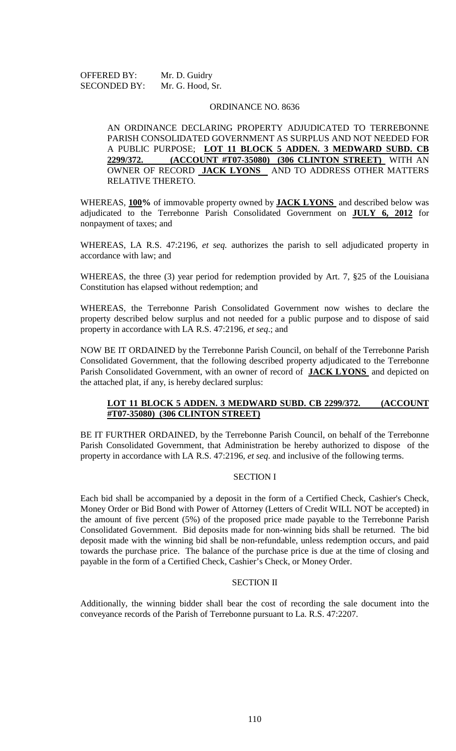OFFERED BY: Mr. D. Guidry
SECONDED BY: Mr. G. Hood, Sr.

ORDINANCE NO. 8636

AN ORDINANCE DECLARING PROPERTY ADJUDICATED TO TERREBONNE PARISH CONSOLIDATED GOVERNMENT AS SURPLUS AND NOT NEEDED FOR A PUBLIC PURPOSE; **LOT 11 BLOCK 5 ADDEN. 3 MEDWARD SUBD. CB 2299/372. (ACCOUNT #T07-35080) (306 CLINTON STREET)** WITH AN OWNER OF RECORD **JACK LYONS** AND TO ADDRESS OTHER MATTERS RELATIVE THERETO.

WHEREAS, **100%** of immovable property owned by **JACK LYONS** and described below was adjudicated to the Terrebonne Parish Consolidated Government on **JULY 6, 2012** for nonpayment of taxes; and

WHEREAS, LA R.S. 47:2196, *et seq.* authorizes the parish to sell adjudicated property in accordance with law; and

WHEREAS, the three (3) year period for redemption provided by Art. 7, §25 of the Louisiana Constitution has elapsed without redemption; and

WHEREAS, the Terrebonne Parish Consolidated Government now wishes to declare the property described below surplus and not needed for a public purpose and to dispose of said property in accordance with LA R.S. 47:2196, *et seq*.; and

NOW BE IT ORDAINED by the Terrebonne Parish Council, on behalf of the Terrebonne Parish Consolidated Government, that the following described property adjudicated to the Terrebonne Parish Consolidated Government, with an owner of record of **JACK LYONS** and depicted on the attached plat, if any, is hereby declared surplus:

**LOT 11 BLOCK 5 ADDEN. 3 MEDWARD SUBD. CB 2299/372. (ACCOUNT #T07-35080) (306 CLINTON STREET)**

BE IT FURTHER ORDAINED, by the Terrebonne Parish Council, on behalf of the Terrebonne Parish Consolidated Government, that Administration be hereby authorized to dispose of the property in accordance with LA R.S. 47:2196, *et seq*. and inclusive of the following terms.

SECTION I

Each bid shall be accompanied by a deposit in the form of a Certified Check, Cashier's Check, Money Order or Bid Bond with Power of Attorney (Letters of Credit WILL NOT be accepted) in the amount of five percent (5%) of the proposed price made payable to the Terrebonne Parish Consolidated Government. Bid deposits made for non-winning bids shall be returned. The bid deposit made with the winning bid shall be non-refundable, unless redemption occurs, and paid towards the purchase price. The balance of the purchase price is due at the time of closing and payable in the form of a Certified Check, Cashier's Check, or Money Order.

SECTION II

Additionally, the winning bidder shall bear the cost of recording the sale document into the conveyance records of the Parish of Terrebonne pursuant to La. R.S. 47:2207.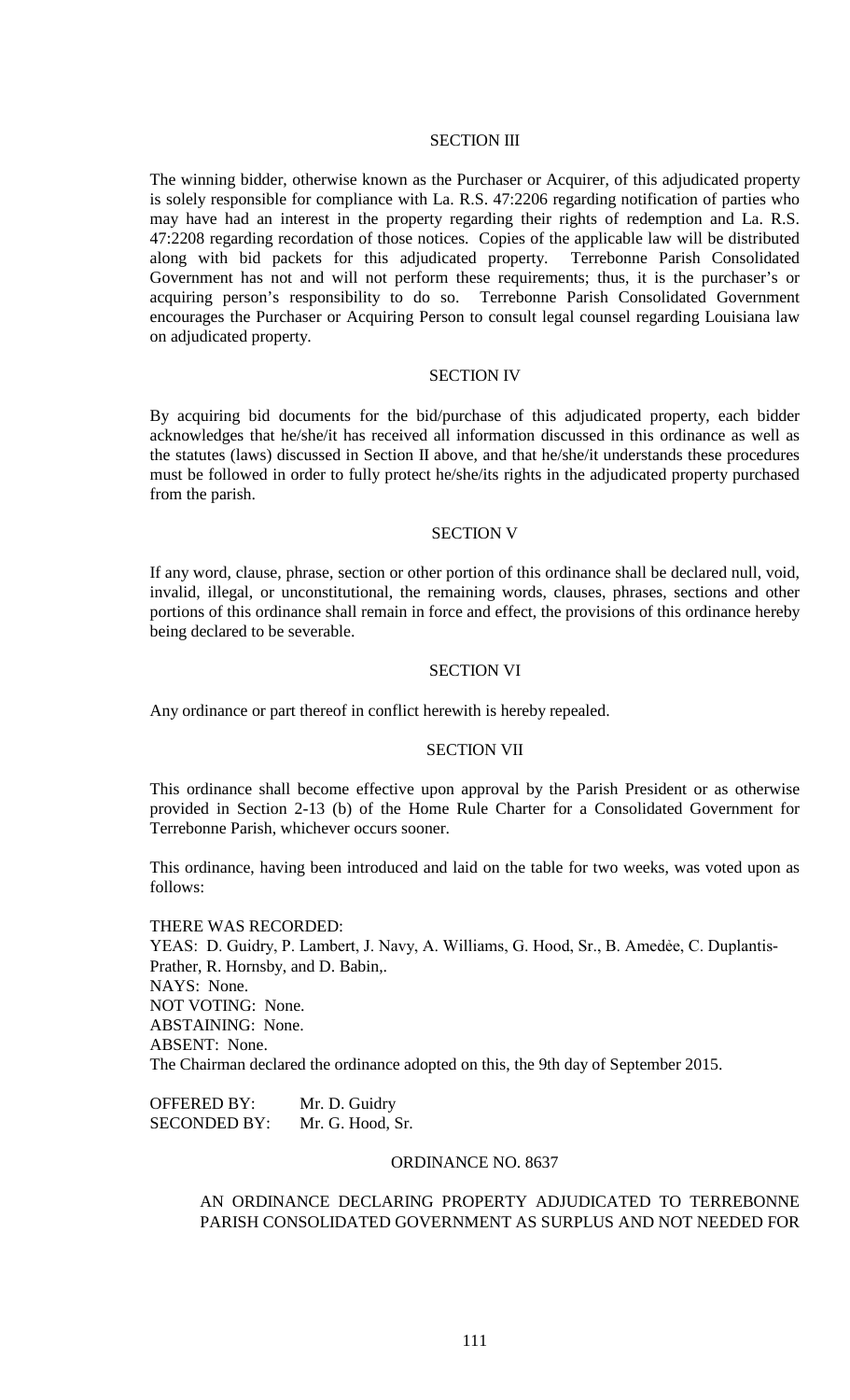SECTION III

The winning bidder, otherwise known as the Purchaser or Acquirer, of this adjudicated property is solely responsible for compliance with La. R.S. 47:2206 regarding notification of parties who may have had an interest in the property regarding their rights of redemption and La. R.S. 47:2208 regarding recordation of those notices. Copies of the applicable law will be distributed along with bid packets for this adjudicated property. Terrebonne Parish Consolidated Government has not and will not perform these requirements; thus, it is the purchaser's or acquiring person's responsibility to do so. Terrebonne Parish Consolidated Government encourages the Purchaser or Acquiring Person to consult legal counsel regarding Louisiana law on adjudicated property.

SECTION IV

By acquiring bid documents for the bid/purchase of this adjudicated property, each bidder acknowledges that he/she/it has received all information discussed in this ordinance as well as the statutes (laws) discussed in Section II above, and that he/she/it understands these procedures must be followed in order to fully protect he/she/its rights in the adjudicated property purchased from the parish.

SECTION V

If any word, clause, phrase, section or other portion of this ordinance shall be declared null, void, invalid, illegal, or unconstitutional, the remaining words, clauses, phrases, sections and other portions of this ordinance shall remain in force and effect, the provisions of this ordinance hereby being declared to be severable.

SECTION VI

Any ordinance or part thereof in conflict herewith is hereby repealed.

SECTION VII

This ordinance shall become effective upon approval by the Parish President or as otherwise provided in Section 2-13 (b) of the Home Rule Charter for a Consolidated Government for Terrebonne Parish, whichever occurs sooner.

This ordinance, having been introduced and laid on the table for two weeks, was voted upon as follows:

THERE WAS RECORDED:
YEAS: D. Guidry, P. Lambert, J. Navy, A. Williams, G. Hood, Sr., B. Amedėe, C. Duplantis-Prather, R. Hornsby, and D. Babin,.
NAYS: None.
NOT VOTING: None.
ABSTAINING: None.
ABSENT: None.
The Chairman declared the ordinance adopted on this, the 9th day of September 2015.

OFFERED BY: Mr. D. Guidry
SECONDED BY: Mr. G. Hood, Sr.

ORDINANCE NO. 8637

AN ORDINANCE DECLARING PROPERTY ADJUDICATED TO TERREBONNE PARISH CONSOLIDATED GOVERNMENT AS SURPLUS AND NOT NEEDED FOR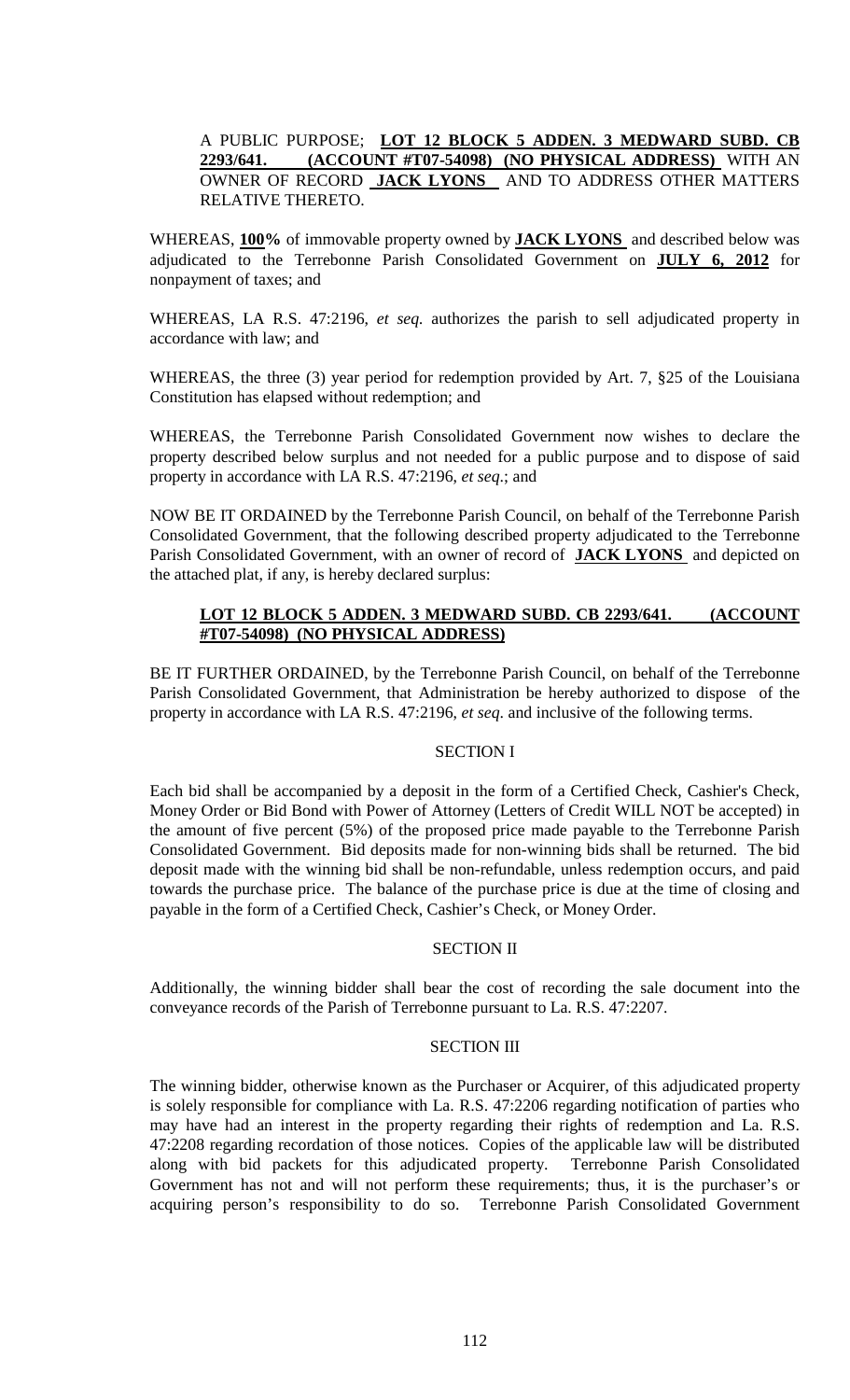A PUBLIC PURPOSE; **LOT 12 BLOCK 5 ADDEN. 3 MEDWARD SUBD. CB 2293/641. (ACCOUNT #T07-54098) (NO PHYSICAL ADDRESS)** WITH AN OWNER OF RECORD **JACK LYONS** AND TO ADDRESS OTHER MATTERS RELATIVE THERETO.

WHEREAS, **100%** of immovable property owned by **JACK LYONS** and described below was adjudicated to the Terrebonne Parish Consolidated Government on **JULY 6, 2012** for nonpayment of taxes; and

WHEREAS, LA R.S. 47:2196, *et seq.* authorizes the parish to sell adjudicated property in accordance with law; and

WHEREAS, the three (3) year period for redemption provided by Art. 7, §25 of the Louisiana Constitution has elapsed without redemption; and

WHEREAS, the Terrebonne Parish Consolidated Government now wishes to declare the property described below surplus and not needed for a public purpose and to dispose of said property in accordance with LA R.S. 47:2196, *et seq*.; and

NOW BE IT ORDAINED by the Terrebonne Parish Council, on behalf of the Terrebonne Parish Consolidated Government, that the following described property adjudicated to the Terrebonne Parish Consolidated Government, with an owner of record of **JACK LYONS** and depicted on the attached plat, if any, is hereby declared surplus:

**LOT 12 BLOCK 5 ADDEN. 3 MEDWARD SUBD. CB 2293/641. (ACCOUNT #T07-54098) (NO PHYSICAL ADDRESS)**

BE IT FURTHER ORDAINED, by the Terrebonne Parish Council, on behalf of the Terrebonne Parish Consolidated Government, that Administration be hereby authorized to dispose of the property in accordance with LA R.S. 47:2196, *et seq.* and inclusive of the following terms.

SECTION I

Each bid shall be accompanied by a deposit in the form of a Certified Check, Cashier's Check, Money Order or Bid Bond with Power of Attorney (Letters of Credit WILL NOT be accepted) in the amount of five percent (5%) of the proposed price made payable to the Terrebonne Parish Consolidated Government. Bid deposits made for non-winning bids shall be returned. The bid deposit made with the winning bid shall be non-refundable, unless redemption occurs, and paid towards the purchase price. The balance of the purchase price is due at the time of closing and payable in the form of a Certified Check, Cashier's Check, or Money Order.

SECTION II

Additionally, the winning bidder shall bear the cost of recording the sale document into the conveyance records of the Parish of Terrebonne pursuant to La. R.S. 47:2207.

SECTION III

The winning bidder, otherwise known as the Purchaser or Acquirer, of this adjudicated property is solely responsible for compliance with La. R.S. 47:2206 regarding notification of parties who may have had an interest in the property regarding their rights of redemption and La. R.S. 47:2208 regarding recordation of those notices. Copies of the applicable law will be distributed along with bid packets for this adjudicated property. Terrebonne Parish Consolidated Government has not and will not perform these requirements; thus, it is the purchaser's or acquiring person's responsibility to do so. Terrebonne Parish Consolidated Government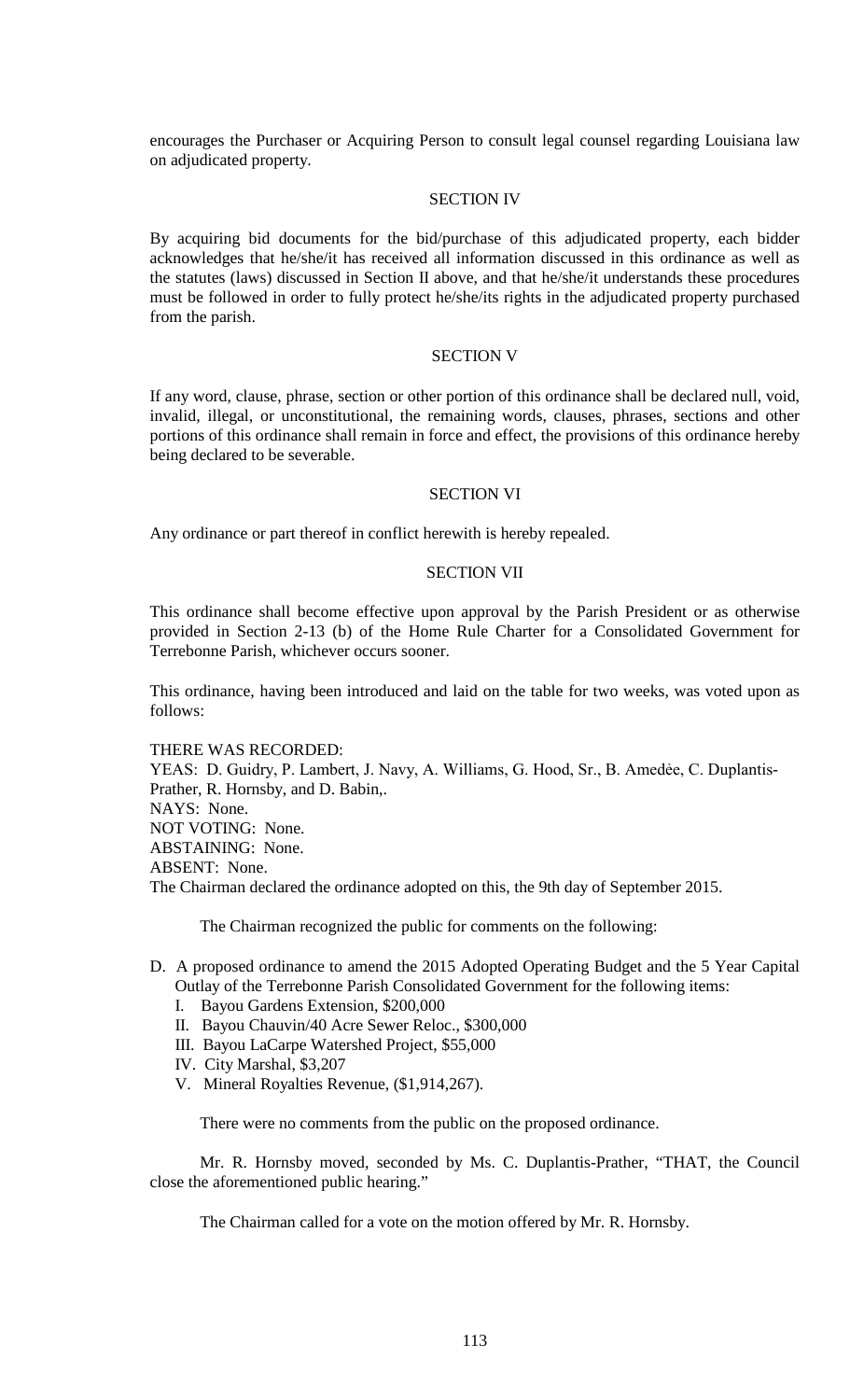encourages the Purchaser or Acquiring Person to consult legal counsel regarding Louisiana law on adjudicated property.

SECTION IV

By acquiring bid documents for the bid/purchase of this adjudicated property, each bidder acknowledges that he/she/it has received all information discussed in this ordinance as well as the statutes (laws) discussed in Section II above, and that he/she/it understands these procedures must be followed in order to fully protect he/she/its rights in the adjudicated property purchased from the parish.

SECTION V

If any word, clause, phrase, section or other portion of this ordinance shall be declared null, void, invalid, illegal, or unconstitutional, the remaining words, clauses, phrases, sections and other portions of this ordinance shall remain in force and effect, the provisions of this ordinance hereby being declared to be severable.

SECTION VI

Any ordinance or part thereof in conflict herewith is hereby repealed.

SECTION VII

This ordinance shall become effective upon approval by the Parish President or as otherwise provided in Section 2-13 (b) of the Home Rule Charter for a Consolidated Government for Terrebonne Parish, whichever occurs sooner.

This ordinance, having been introduced and laid on the table for two weeks, was voted upon as follows:

THERE WAS RECORDED:
YEAS: D. Guidry, P. Lambert, J. Navy, A. Williams, G. Hood, Sr., B. Amedẻe, C. Duplantis-Prather, R. Hornsby, and D. Babin,.
NAYS: None.
NOT VOTING: None.
ABSTAINING: None.
ABSENT: None.
The Chairman declared the ordinance adopted on this, the 9th day of September 2015.

The Chairman recognized the public for comments on the following:

D. A proposed ordinance to amend the 2015 Adopted Operating Budget and the 5 Year Capital Outlay of the Terrebonne Parish Consolidated Government for the following items:
   I. Bayou Gardens Extension, $200,000
   II. Bayou Chauvin/40 Acre Sewer Reloc., $300,000
   III. Bayou LaCarpe Watershed Project, $55,000
   IV. City Marshal, $3,207
   V. Mineral Royalties Revenue, ($1,914,267).

There were no comments from the public on the proposed ordinance.

Mr. R. Hornsby moved, seconded by Ms. C. Duplantis-Prather, "THAT, the Council close the aforementioned public hearing."

The Chairman called for a vote on the motion offered by Mr. R. Hornsby.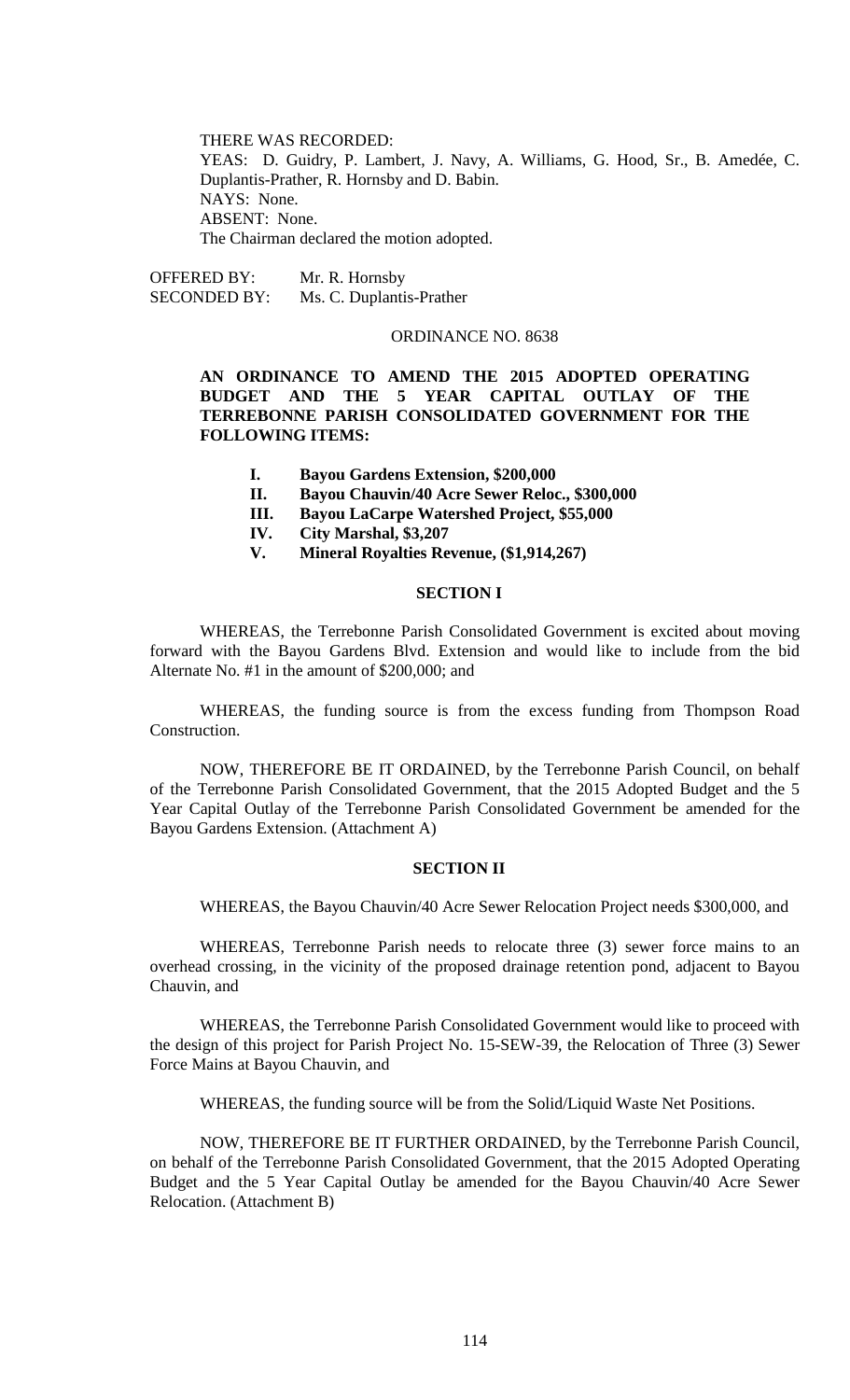THERE WAS RECORDED:

YEAS: D. Guidry, P. Lambert, J. Navy, A. Williams, G. Hood, Sr., B. Amedée, C. Duplantis-Prather, R. Hornsby and D. Babin.

NAYS: None.

ABSENT: None.

The Chairman declared the motion adopted.

OFFERED BY: Mr. R. Hornsby

SECONDED BY: Ms. C. Duplantis-Prather

ORDINANCE NO. 8638

**AN ORDINANCE TO AMEND THE 2015 ADOPTED OPERATING BUDGET AND THE 5 YEAR CAPITAL OUTLAY OF THE TERREBONNE PARISH CONSOLIDATED GOVERNMENT FOR THE FOLLOWING ITEMS:**

- **I. Bayou Gardens Extension, $200,000**
- **II. Bayou Chauvin/40 Acre Sewer Reloc., $300,000**
- **III. Bayou LaCarpe Watershed Project, $55,000**
- **IV. City Marshal, $3,207**
- **V. Mineral Royalties Revenue, ($1,914,267)**

**SECTION I**

WHEREAS, the Terrebonne Parish Consolidated Government is excited about moving forward with the Bayou Gardens Blvd. Extension and would like to include from the bid Alternate No. #1 in the amount of $200,000; and

WHEREAS, the funding source is from the excess funding from Thompson Road Construction.

NOW, THEREFORE BE IT ORDAINED, by the Terrebonne Parish Council, on behalf of the Terrebonne Parish Consolidated Government, that the 2015 Adopted Budget and the 5 Year Capital Outlay of the Terrebonne Parish Consolidated Government be amended for the Bayou Gardens Extension. (Attachment A)

**SECTION II**

WHEREAS, the Bayou Chauvin/40 Acre Sewer Relocation Project needs $300,000, and

WHEREAS, Terrebonne Parish needs to relocate three (3) sewer force mains to an overhead crossing, in the vicinity of the proposed drainage retention pond, adjacent to Bayou Chauvin, and

WHEREAS, the Terrebonne Parish Consolidated Government would like to proceed with the design of this project for Parish Project No. 15-SEW-39, the Relocation of Three (3) Sewer Force Mains at Bayou Chauvin, and

WHEREAS, the funding source will be from the Solid/Liquid Waste Net Positions.

NOW, THEREFORE BE IT FURTHER ORDAINED, by the Terrebonne Parish Council, on behalf of the Terrebonne Parish Consolidated Government, that the 2015 Adopted Operating Budget and the 5 Year Capital Outlay be amended for the Bayou Chauvin/40 Acre Sewer Relocation. (Attachment B)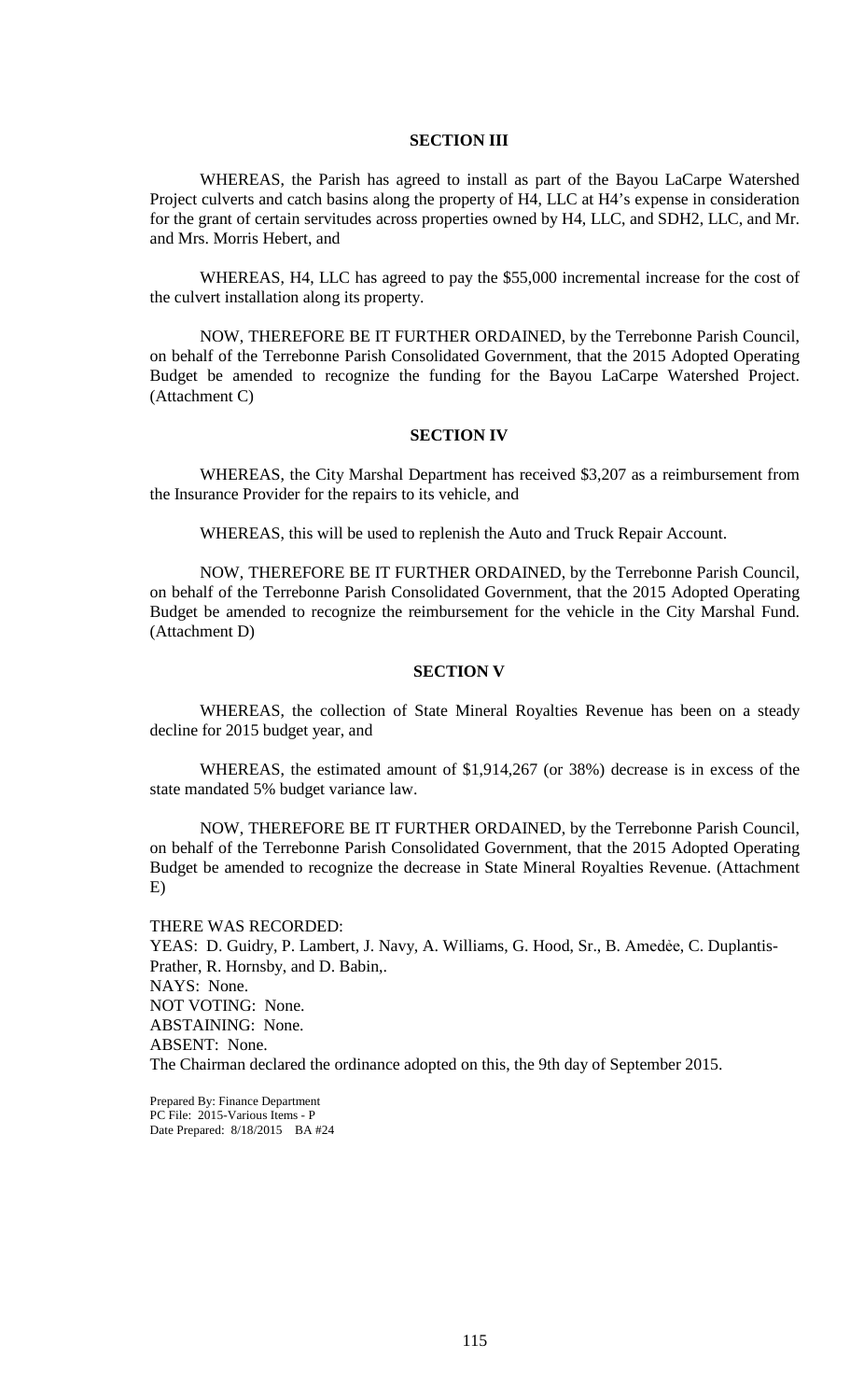**SECTION III**

WHEREAS, the Parish has agreed to install as part of the Bayou LaCarpe Watershed Project culverts and catch basins along the property of H4, LLC at H4's expense in consideration for the grant of certain servitudes across properties owned by H4, LLC, and SDH2, LLC, and Mr. and Mrs. Morris Hebert, and

WHEREAS, H4, LLC has agreed to pay the $55,000 incremental increase for the cost of the culvert installation along its property.

NOW, THEREFORE BE IT FURTHER ORDAINED, by the Terrebonne Parish Council, on behalf of the Terrebonne Parish Consolidated Government, that the 2015 Adopted Operating Budget be amended to recognize the funding for the Bayou LaCarpe Watershed Project. (Attachment C)

**SECTION IV**

WHEREAS, the City Marshal Department has received $3,207 as a reimbursement from the Insurance Provider for the repairs to its vehicle, and

WHEREAS, this will be used to replenish the Auto and Truck Repair Account.

NOW, THEREFORE BE IT FURTHER ORDAINED, by the Terrebonne Parish Council, on behalf of the Terrebonne Parish Consolidated Government, that the 2015 Adopted Operating Budget be amended to recognize the reimbursement for the vehicle in the City Marshal Fund. (Attachment D)

**SECTION V**

WHEREAS, the collection of State Mineral Royalties Revenue has been on a steady decline for 2015 budget year, and

WHEREAS, the estimated amount of $1,914,267 (or 38%) decrease is in excess of the state mandated 5% budget variance law.

NOW, THEREFORE BE IT FURTHER ORDAINED, by the Terrebonne Parish Council, on behalf of the Terrebonne Parish Consolidated Government, that the 2015 Adopted Operating Budget be amended to recognize the decrease in State Mineral Royalties Revenue. (Attachment E)

THERE WAS RECORDED:
YEAS: D. Guidry, P. Lambert, J. Navy, A. Williams, G. Hood, Sr., B. Amedėe, C. Duplantis-Prather, R. Hornsby, and D. Babin,.
NAYS: None.
NOT VOTING: None.
ABSTAINING: None.
ABSENT: None.
The Chairman declared the ordinance adopted on this, the 9th day of September 2015.

Prepared By: Finance Department
PC File: 2015-Various Items - P
Date Prepared: 8/18/2015 BA #24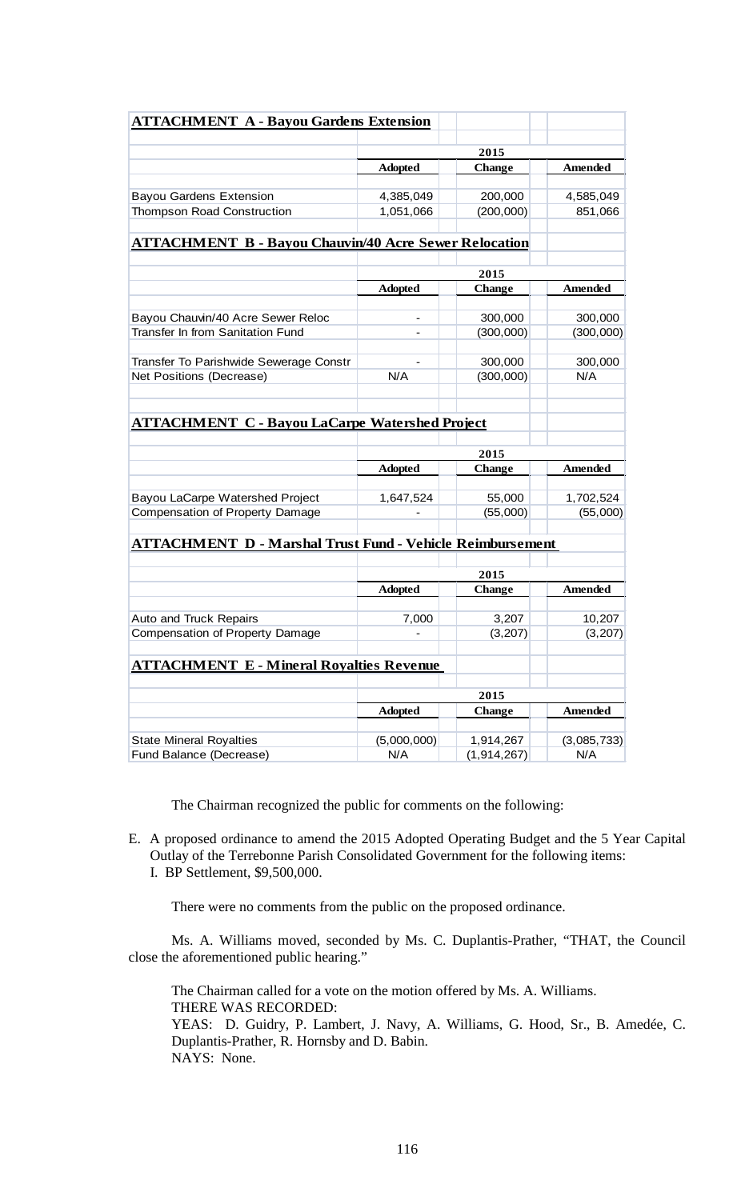**ATTACHMENT A - Bayou Gardens Extension**

| | 2015 | | |
|---|---|---|---|
| | **Adopted** | **Change** | **Amended** |
| Bayou Gardens Extension | 4,385,049 | 200,000 | 4,585,049 |
| Thompson Road Construction | 1,051,066 | (200,000) | 851,066 |

**ATTACHMENT B - Bayou Chauvin/40 Acre Sewer Relocation**

| | 2015 | | |
|---|---|---|---|
| | **Adopted** | **Change** | **Amended** |
| Bayou Chauvin/40 Acre Sewer Reloc | - | 300,000 | 300,000 |
| Transfer In from Sanitation Fund | - | (300,000) | (300,000) |
| Transfer To Parishwide Sewerage Constr | - | 300,000 | 300,000 |
| Net Positions (Decrease) | N/A | (300,000) | N/A |

**ATTACHMENT C - Bayou LaCarpe Watershed Project**

| | 2015 | | |
|---|---|---|---|
| | **Adopted** | **Change** | **Amended** |
| Bayou LaCarpe Watershed Project | 1,647,524 | 55,000 | 1,702,524 |
| Compensation of Property Damage | - | (55,000) | (55,000) |

**ATTACHMENT D - Marshal Trust Fund - Vehicle Reimbursement**

| | 2015 | | |
|---|---|---|---|
| | **Adopted** | **Change** | **Amended** |
| Auto and Truck Repairs | 7,000 | 3,207 | 10,207 |
| Compensation of Property Damage | - | (3,207) | (3,207) |

**ATTACHMENT E - Mineral Royalties Revenue**

| | 2015 | | |
|---|---|---|---|
| | **Adopted** | **Change** | **Amended** |
| State Mineral Royalties | (5,000,000) | 1,914,267 | (3,085,733) |
| Fund Balance (Decrease) | N/A | (1,914,267) | N/A |

The Chairman recognized the public for comments on the following:

E. A proposed ordinance to amend the 2015 Adopted Operating Budget and the 5 Year Capital Outlay of the Terrebonne Parish Consolidated Government for the following items:
   I. BP Settlement, $9,500,000.

There were no comments from the public on the proposed ordinance.

Ms. A. Williams moved, seconded by Ms. C. Duplantis-Prather, "THAT, the Council close the aforementioned public hearing."

The Chairman called for a vote on the motion offered by Ms. A. Williams.
THERE WAS RECORDED:
YEAS: D. Guidry, P. Lambert, J. Navy, A. Williams, G. Hood, Sr., B. Amedée, C. Duplantis-Prather, R. Hornsby and D. Babin.
NAYS: None.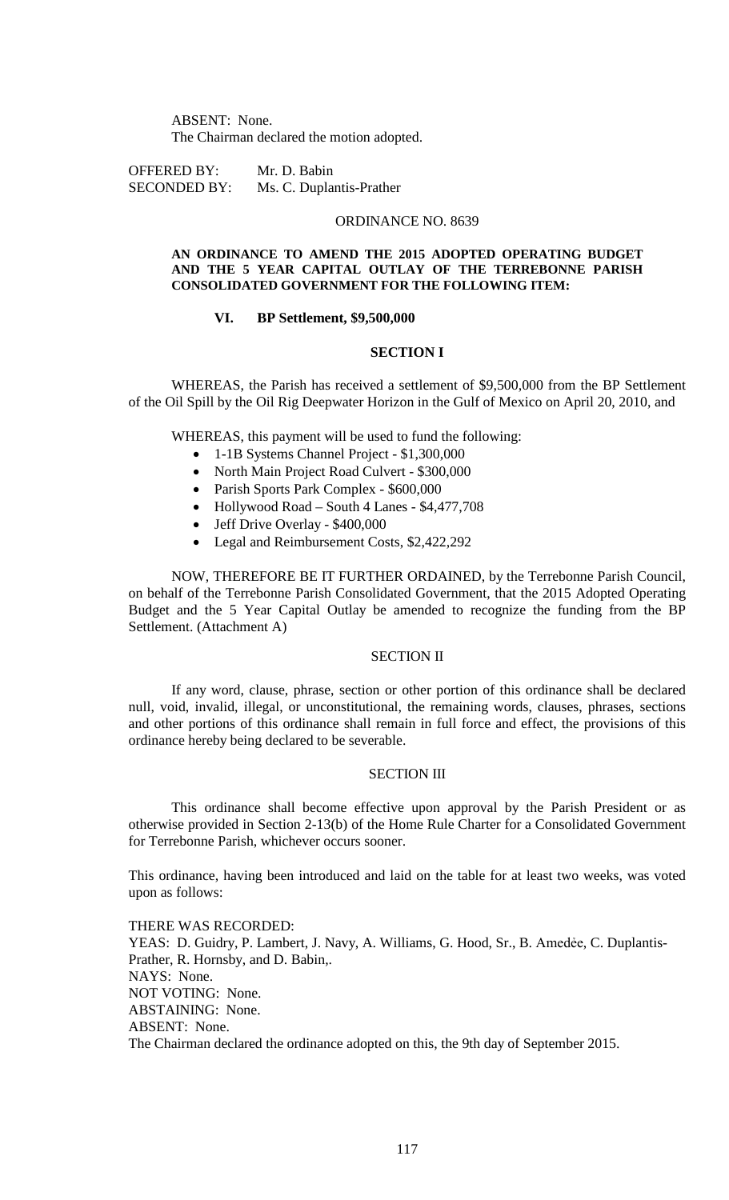ABSENT: None.
The Chairman declared the motion adopted.

OFFERED BY: Mr. D. Babin
SECONDED BY: Ms. C. Duplantis-Prather

ORDINANCE NO. 8639

**AN ORDINANCE TO AMEND THE 2015 ADOPTED OPERATING BUDGET AND THE 5 YEAR CAPITAL OUTLAY OF THE TERREBONNE PARISH CONSOLIDATED GOVERNMENT FOR THE FOLLOWING ITEM:**

**VI. BP Settlement, $9,500,000**

**SECTION I**

WHEREAS, the Parish has received a settlement of $9,500,000 from the BP Settlement of the Oil Spill by the Oil Rig Deepwater Horizon in the Gulf of Mexico on April 20, 2010, and

WHEREAS, this payment will be used to fund the following:

- 1-1B Systems Channel Project - $1,300,000
- North Main Project Road Culvert - $300,000
- Parish Sports Park Complex - $600,000
- Hollywood Road – South 4 Lanes - $4,477,708
- Jeff Drive Overlay - $400,000
- Legal and Reimbursement Costs, $2,422,292

NOW, THEREFORE BE IT FURTHER ORDAINED, by the Terrebonne Parish Council, on behalf of the Terrebonne Parish Consolidated Government, that the 2015 Adopted Operating Budget and the 5 Year Capital Outlay be amended to recognize the funding from the BP Settlement. (Attachment A)

SECTION II

If any word, clause, phrase, section or other portion of this ordinance shall be declared null, void, invalid, illegal, or unconstitutional, the remaining words, clauses, phrases, sections and other portions of this ordinance shall remain in full force and effect, the provisions of this ordinance hereby being declared to be severable.

SECTION III

This ordinance shall become effective upon approval by the Parish President or as otherwise provided in Section 2-13(b) of the Home Rule Charter for a Consolidated Government for Terrebonne Parish, whichever occurs sooner.

This ordinance, having been introduced and laid on the table for at least two weeks, was voted upon as follows:

THERE WAS RECORDED:
YEAS: D. Guidry, P. Lambert, J. Navy, A. Williams, G. Hood, Sr., B. Amedẻe, C. Duplantis-Prather, R. Hornsby, and D. Babin,.
NAYS: None.
NOT VOTING: None.
ABSTAINING: None.
ABSENT: None.
The Chairman declared the ordinance adopted on this, the 9th day of September 2015.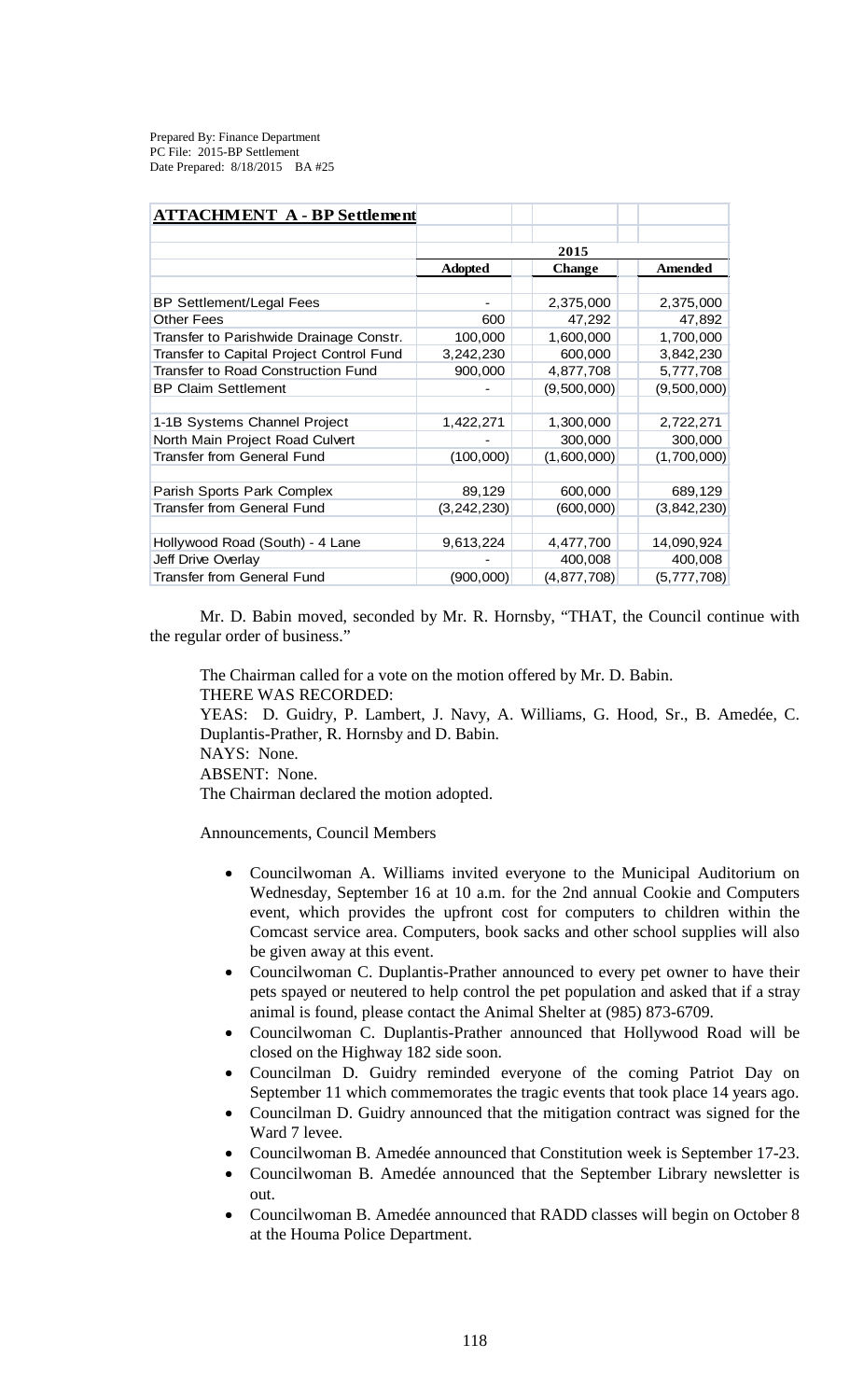Prepared By: Finance Department
PC File: 2015-BP Settlement
Date Prepared: 8/18/2015 BA #25

| **ATTACHMENT A - BP Settlement** | | | |
|---|---|---|---|
| | | **2015** | |
| | **Adopted** | **Change** | **Amended** |
| BP Settlement/Legal Fees | - | 2,375,000 | 2,375,000 |
| Other Fees | 600 | 47,292 | 47,892 |
| Transfer to Parishwide Drainage Constr. | 100,000 | 1,600,000 | 1,700,000 |
| Transfer to Capital Project Control Fund | 3,242,230 | 600,000 | 3,842,230 |
| Transfer to Road Construction Fund | 900,000 | 4,877,708 | 5,777,708 |
| BP Claim Settlement | - | (9,500,000) | (9,500,000) |
| | | | |
| 1-1B Systems Channel Project | 1,422,271 | 1,300,000 | 2,722,271 |
| North Main Project Road Culvert | - | 300,000 | 300,000 |
| Transfer from General Fund | (100,000) | (1,600,000) | (1,700,000) |
| | | | |
| Parish Sports Park Complex | 89,129 | 600,000 | 689,129 |
| Transfer from General Fund | (3,242,230) | (600,000) | (3,842,230) |
| | | | |
| Hollywood Road (South) - 4 Lane | 9,613,224 | 4,477,700 | 14,090,924 |
| Jeff Drive Overlay | - | 400,008 | 400,008 |
| Transfer from General Fund | (900,000) | (4,877,708) | (5,777,708) |

Mr. D. Babin moved, seconded by Mr. R. Hornsby, "THAT, the Council continue with the regular order of business."

The Chairman called for a vote on the motion offered by Mr. D. Babin.
THERE WAS RECORDED:
YEAS: D. Guidry, P. Lambert, J. Navy, A. Williams, G. Hood, Sr., B. Amedée, C. Duplantis-Prather, R. Hornsby and D. Babin.
NAYS: None.
ABSENT: None.
The Chairman declared the motion adopted.

Announcements, Council Members

- Councilwoman A. Williams invited everyone to the Municipal Auditorium on Wednesday, September 16 at 10 a.m. for the 2nd annual Cookie and Computers event, which provides the upfront cost for computers to children within the Comcast service area. Computers, book sacks and other school supplies will also be given away at this event.
- Councilwoman C. Duplantis-Prather announced to every pet owner to have their pets spayed or neutered to help control the pet population and asked that if a stray animal is found, please contact the Animal Shelter at (985) 873-6709.
- Councilwoman C. Duplantis-Prather announced that Hollywood Road will be closed on the Highway 182 side soon.
- Councilman D. Guidry reminded everyone of the coming Patriot Day on September 11 which commemorates the tragic events that took place 14 years ago.
- Councilman D. Guidry announced that the mitigation contract was signed for the Ward 7 levee.
- Councilwoman B. Amedée announced that Constitution week is September 17-23.
- Councilwoman B. Amedée announced that the September Library newsletter is out.
- Councilwoman B. Amedée announced that RADD classes will begin on October 8 at the Houma Police Department.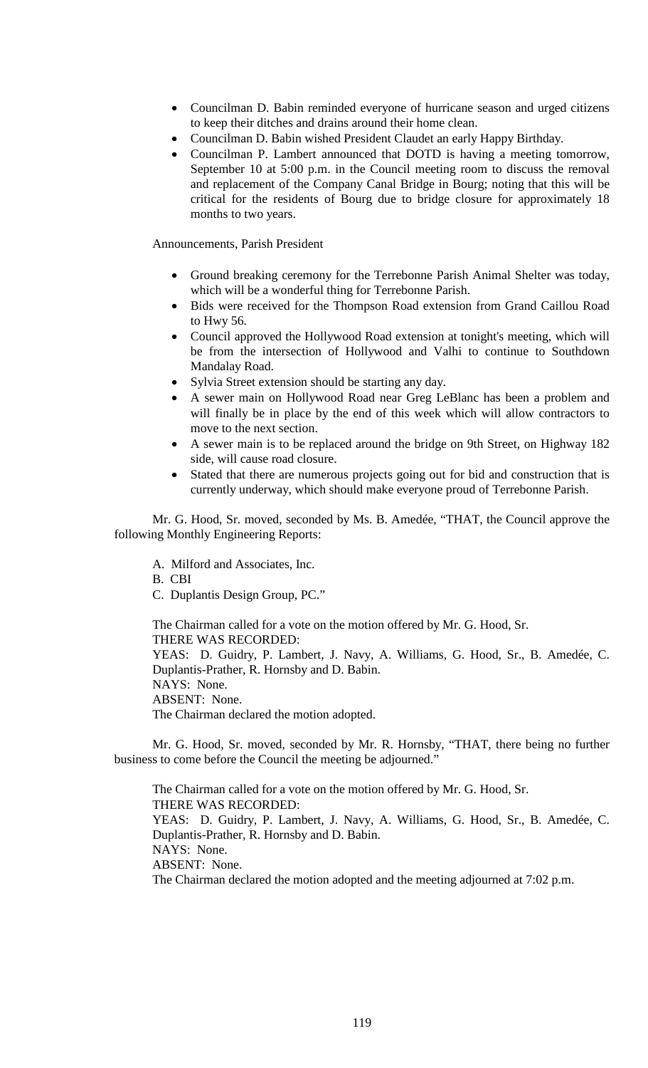- Councilman D. Babin reminded everyone of hurricane season and urged citizens to keep their ditches and drains around their home clean.
- Councilman D. Babin wished President Claudet an early Happy Birthday.
- Councilman P. Lambert announced that DOTD is having a meeting tomorrow, September 10 at 5:00 p.m. in the Council meeting room to discuss the removal and replacement of the Company Canal Bridge in Bourg; noting that this will be critical for the residents of Bourg due to bridge closure for approximately 18 months to two years.

Announcements, Parish President

- Ground breaking ceremony for the Terrebonne Parish Animal Shelter was today, which will be a wonderful thing for Terrebonne Parish.
- Bids were received for the Thompson Road extension from Grand Caillou Road to Hwy 56.
- Council approved the Hollywood Road extension at tonight's meeting, which will be from the intersection of Hollywood and Valhi to continue to Southdown Mandalay Road.
- Sylvia Street extension should be starting any day.
- A sewer main on Hollywood Road near Greg LeBlanc has been a problem and will finally be in place by the end of this week which will allow contractors to move to the next section.
- A sewer main is to be replaced around the bridge on 9th Street, on Highway 182 side, will cause road closure.
- Stated that there are numerous projects going out for bid and construction that is currently underway, which should make everyone proud of Terrebonne Parish.

Mr. G. Hood, Sr. moved, seconded by Ms. B. Amedée, "THAT, the Council approve the following Monthly Engineering Reports:

A. Milford and Associates, Inc.
B. CBI
C. Duplantis Design Group, PC."

The Chairman called for a vote on the motion offered by Mr. G. Hood, Sr.
THERE WAS RECORDED:
YEAS: D. Guidry, P. Lambert, J. Navy, A. Williams, G. Hood, Sr., B. Amedée, C. Duplantis-Prather, R. Hornsby and D. Babin.
NAYS: None.
ABSENT: None.
The Chairman declared the motion adopted.

Mr. G. Hood, Sr. moved, seconded by Mr. R. Hornsby, "THAT, there being no further business to come before the Council the meeting be adjourned."

The Chairman called for a vote on the motion offered by Mr. G. Hood, Sr.
THERE WAS RECORDED:
YEAS: D. Guidry, P. Lambert, J. Navy, A. Williams, G. Hood, Sr., B. Amedée, C. Duplantis-Prather, R. Hornsby and D. Babin.
NAYS: None.
ABSENT: None.
The Chairman declared the motion adopted and the meeting adjourned at 7:02 p.m.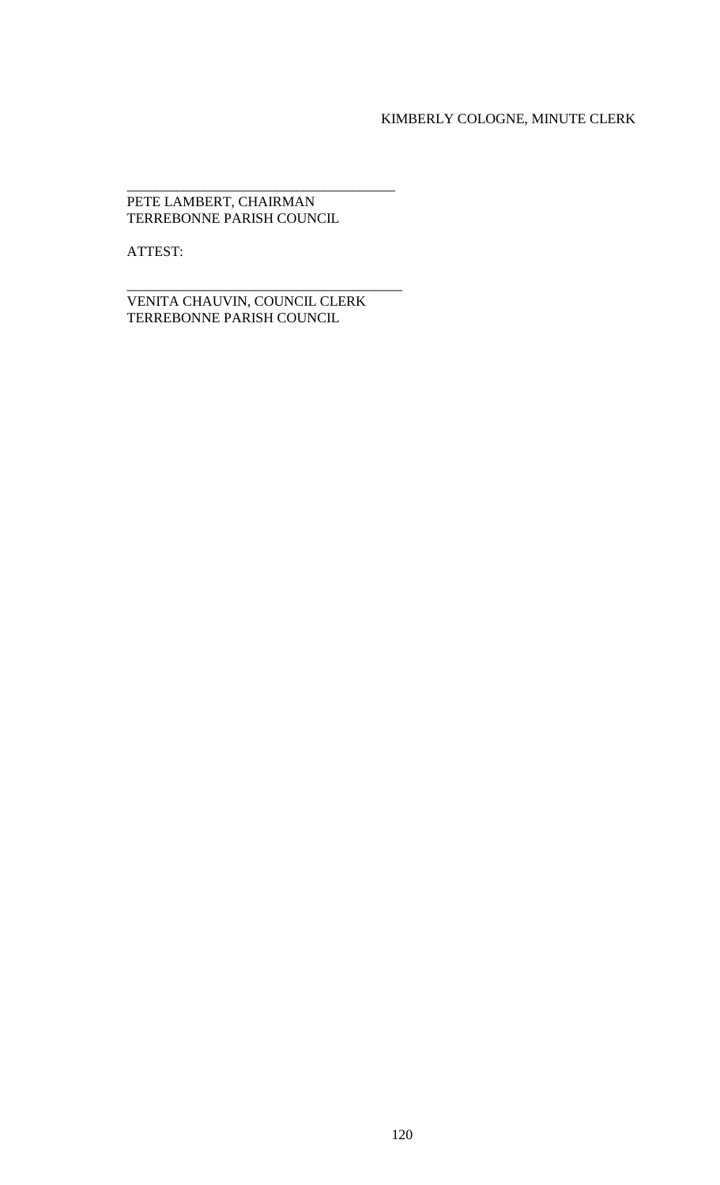KIMBERLY COLOGNE, MINUTE CLERK

______________________________________

PETE LAMBERT, CHAIRMAN
TERREBONNE PARISH COUNCIL

ATTEST:

_______________________________________

VENITA CHAUVIN, COUNCIL CLERK
TERREBONNE PARISH COUNCIL